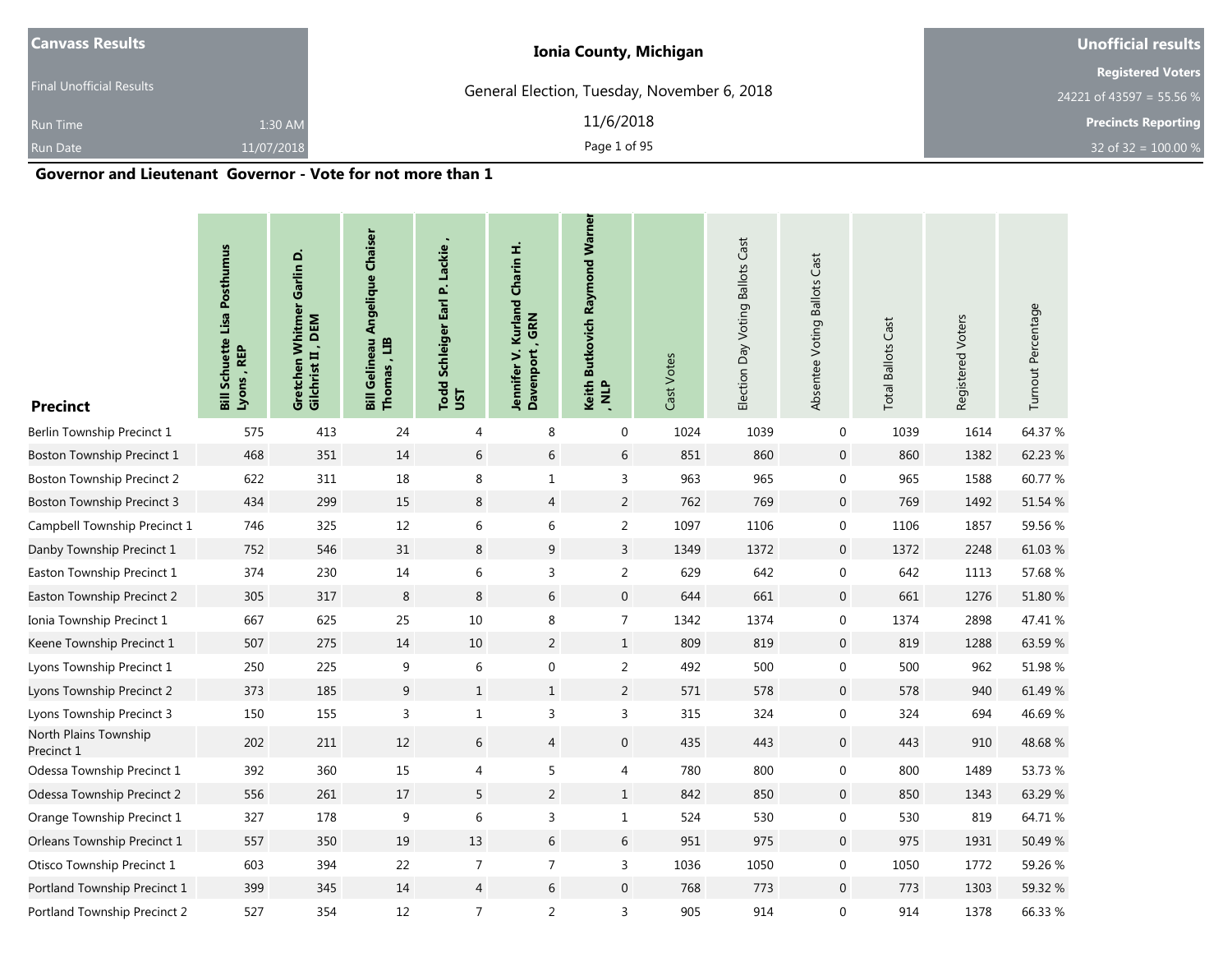| Canvass Results | Ionia County, Michigan | Unofficial results |
|---|---|---|
| Final Unofficial Results | General Election, Tuesday, November 6, 2018 | Registered Voters |
| Run Time 1:30 AM | 11/6/2018 | 24221 of 43597 = 55.56 % |
| Run Date 11/07/2018 | | Precincts Reporting |
| | | 32 of 32 = 100.00 % |

## Governor and Lieutenant Governor - Vote for not more than 1

| Precinct | Bill Schuette Lisa Posthumus Lyons , REP | Gretchen Whitmer Garlin D. Gilchrist II , DEM | Bill Gelineau Angelique Chaiser Thomas , LIB | Todd Schleiger Earl P. Lackie , UST | Jennifer V. Kurland Charin H. Davenport , GRN | Keith Butkovich Raymond Warner , NLP | Cast Votes | Election Day Voting Ballots Cast | Absentee Voting Ballots Cast | Total Ballots Cast | Registered Voters | Turnout Percentage |
|---|---|---|---|---|---|---|---|---|---|---|---|---|
| Berlin Township Precinct 1 | 575 | 413 | 24 | 4 | 8 | 0 | 1024 | 1039 | 0 | 1039 | 1614 | 64.37 % |
| Boston Township Precinct 1 | 468 | 351 | 14 | 6 | 6 | 6 | 851 | 860 | 0 | 860 | 1382 | 62.23 % |
| Boston Township Precinct 2 | 622 | 311 | 18 | 8 | 1 | 3 | 963 | 965 | 0 | 965 | 1588 | 60.77 % |
| Boston Township Precinct 3 | 434 | 299 | 15 | 8 | 4 | 2 | 762 | 769 | 0 | 769 | 1492 | 51.54 % |
| Campbell Township Precinct 1 | 746 | 325 | 12 | 6 | 6 | 2 | 1097 | 1106 | 0 | 1106 | 1857 | 59.56 % |
| Danby Township Precinct 1 | 752 | 546 | 31 | 8 | 9 | 3 | 1349 | 1372 | 0 | 1372 | 2248 | 61.03 % |
| Easton Township Precinct 1 | 374 | 230 | 14 | 6 | 3 | 2 | 629 | 642 | 0 | 642 | 1113 | 57.68 % |
| Easton Township Precinct 2 | 305 | 317 | 8 | 8 | 6 | 0 | 644 | 661 | 0 | 661 | 1276 | 51.80 % |
| Ionia Township Precinct 1 | 667 | 625 | 25 | 10 | 8 | 7 | 1342 | 1374 | 0 | 1374 | 2898 | 47.41 % |
| Keene Township Precinct 1 | 507 | 275 | 14 | 10 | 2 | 1 | 809 | 819 | 0 | 819 | 1288 | 63.59 % |
| Lyons Township Precinct 1 | 250 | 225 | 9 | 6 | 0 | 2 | 492 | 500 | 0 | 500 | 962 | 51.98 % |
| Lyons Township Precinct 2 | 373 | 185 | 9 | 1 | 1 | 2 | 571 | 578 | 0 | 578 | 940 | 61.49 % |
| Lyons Township Precinct 3 | 150 | 155 | 3 | 1 | 3 | 3 | 315 | 324 | 0 | 324 | 694 | 46.69 % |
| North Plains Township Precinct 1 | 202 | 211 | 12 | 6 | 4 | 0 | 435 | 443 | 0 | 443 | 910 | 48.68 % |
| Odessa Township Precinct 1 | 392 | 360 | 15 | 4 | 5 | 4 | 780 | 800 | 0 | 800 | 1489 | 53.73 % |
| Odessa Township Precinct 2 | 556 | 261 | 17 | 5 | 2 | 1 | 842 | 850 | 0 | 850 | 1343 | 63.29 % |
| Orange Township Precinct 1 | 327 | 178 | 9 | 6 | 3 | 1 | 524 | 530 | 0 | 530 | 819 | 64.71 % |
| Orleans Township Precinct 1 | 557 | 350 | 19 | 13 | 6 | 6 | 951 | 975 | 0 | 975 | 1931 | 50.49 % |
| Otisco Township Precinct 1 | 603 | 394 | 22 | 7 | 7 | 3 | 1036 | 1050 | 0 | 1050 | 1772 | 59.26 % |
| Portland Township Precinct 1 | 399 | 345 | 14 | 4 | 6 | 0 | 768 | 773 | 0 | 773 | 1303 | 59.32 % |
| Portland Township Precinct 2 | 527 | 354 | 12 | 7 | 2 | 3 | 905 | 914 | 0 | 914 | 1378 | 66.33 % |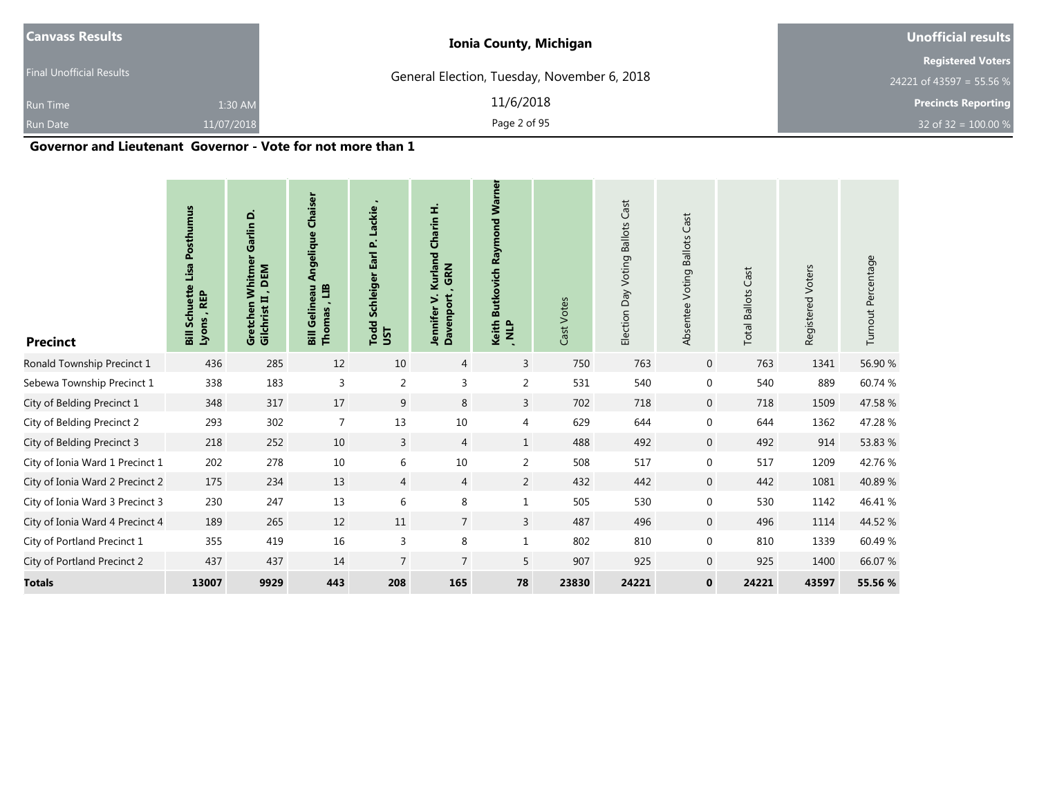| Canvass Results | Ionia County, Michigan | Unofficial results |
|---|---|---|
| Final Unofficial Results | General Election, Tuesday, November 6, 2018 | Registered Voters 24221 of 43597 = 55.56 % |
| Run Time 1:30 AM | 11/6/2018 | Precincts Reporting |
| Run Date 11/07/2018 | | 32 of 32 = 100.00 % |

## Governor and Lieutenant Governor - Vote for not more than 1

| Precinct | Bill Schuette Lisa Posthumus Lyons , REP | Gretchen Whitmer Garlin D. Gilchrist II , DEM | Bill Gelineau Angelique Chaiser Thomas , LIB | Todd Schleiger Earl P. Lackie , UST | Jennifer V. Kurland Charin H. Davenport , GRN | Keith Butkovich Raymond Warner , NLP | Cast Votes | Election Day Voting Ballots Cast | Absentee Voting Ballots Cast | Total Ballots Cast | Registered Voters | Turnout Percentage |
|---|---|---|---|---|---|---|---|---|---|---|---|---|
| Ronald Township Precinct 1 | 436 | 285 | 12 | 10 | 4 | 3 | 750 | 763 | 0 | 763 | 1341 | 56.90 % |
| Sebewa Township Precinct 1 | 338 | 183 | 3 | 2 | 3 | 2 | 531 | 540 | 0 | 540 | 889 | 60.74 % |
| City of Belding Precinct 1 | 348 | 317 | 17 | 9 | 8 | 3 | 702 | 718 | 0 | 718 | 1509 | 47.58 % |
| City of Belding Precinct 2 | 293 | 302 | 7 | 13 | 10 | 4 | 629 | 644 | 0 | 644 | 1362 | 47.28 % |
| City of Belding Precinct 3 | 218 | 252 | 10 | 3 | 4 | 1 | 488 | 492 | 0 | 492 | 914 | 53.83 % |
| City of Ionia Ward 1 Precinct 1 | 202 | 278 | 10 | 6 | 10 | 2 | 508 | 517 | 0 | 517 | 1209 | 42.76 % |
| City of Ionia Ward 2 Precinct 2 | 175 | 234 | 13 | 4 | 4 | 2 | 432 | 442 | 0 | 442 | 1081 | 40.89 % |
| City of Ionia Ward 3 Precinct 3 | 230 | 247 | 13 | 6 | 8 | 1 | 505 | 530 | 0 | 530 | 1142 | 46.41 % |
| City of Ionia Ward 4 Precinct 4 | 189 | 265 | 12 | 11 | 7 | 3 | 487 | 496 | 0 | 496 | 1114 | 44.52 % |
| City of Portland Precinct 1 | 355 | 419 | 16 | 3 | 8 | 1 | 802 | 810 | 0 | 810 | 1339 | 60.49 % |
| City of Portland Precinct 2 | 437 | 437 | 14 | 7 | 7 | 5 | 907 | 925 | 0 | 925 | 1400 | 66.07 % |
| **Totals** | **13007** | **9929** | **443** | **208** | **165** | **78** | **23830** | **24221** | **0** | **24221** | **43597** | **55.56 %** |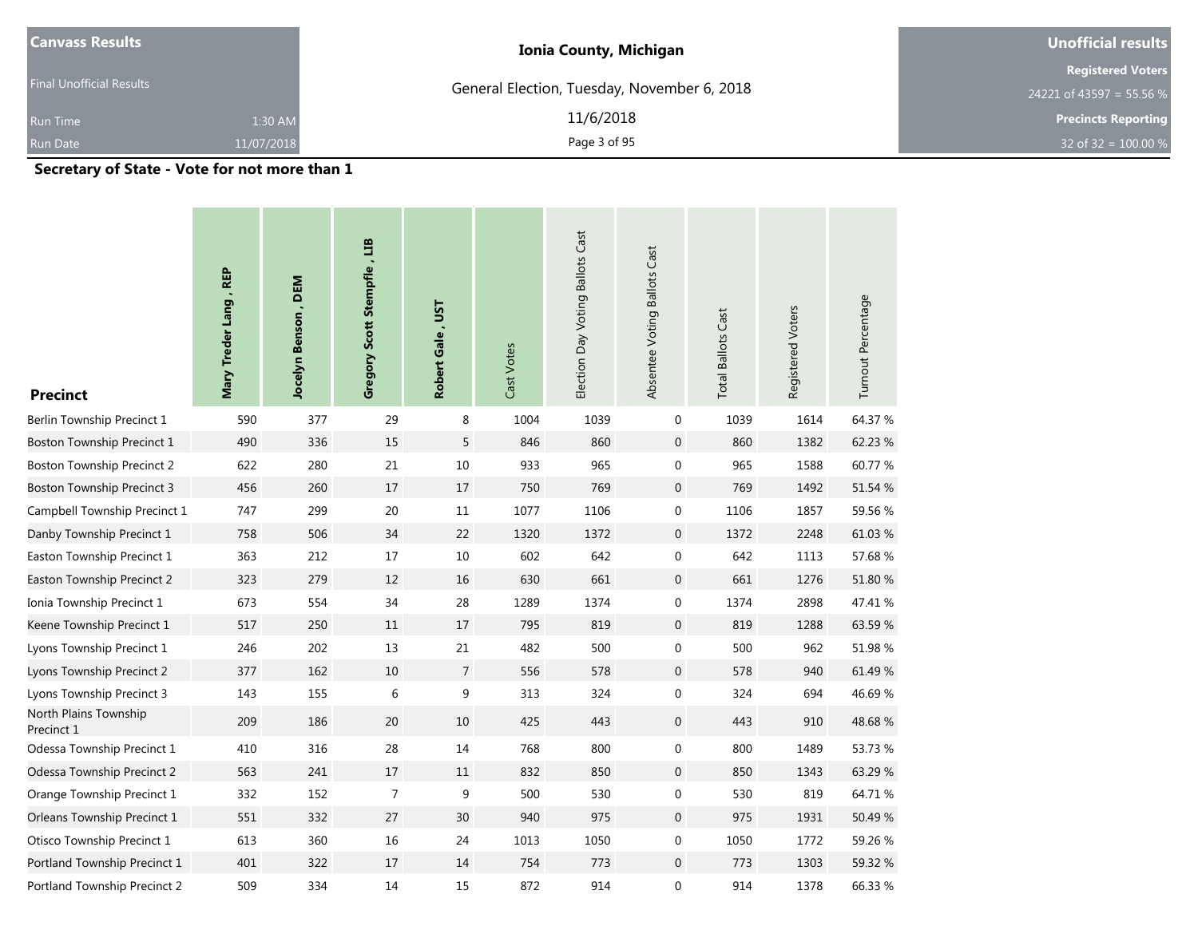**Canvass Results**

Final Unofficial Results

Run Time 1:30 AM

Run Date 11/07/2018

**Ionia County, Michigan**

General Election, Tuesday, November 6, 2018

11/6/2018

**Unofficial results**

**Registered Voters**

24221 of 43597 = 55.56 %

**Precincts Reporting**

32 of 32 = 100.00 %

## Secretary of State - Vote for not more than 1

| Precinct | Mary Treder Lang , REP | Jocelyn Benson , DEM | Gregory Scott Stempfle , LIB | Robert Gale , UST | Cast Votes | Election Day Voting Ballots Cast | Absentee Voting Ballots Cast | Total Ballots Cast | Registered Voters | Turnout Percentage |
|---|---|---|---|---|---|---|---|---|---|---|
| Berlin Township Precinct 1 | 590 | 377 | 29 | 8 | 1004 | 1039 | 0 | 1039 | 1614 | 64.37 % |
| Boston Township Precinct 1 | 490 | 336 | 15 | 5 | 846 | 860 | 0 | 860 | 1382 | 62.23 % |
| Boston Township Precinct 2 | 622 | 280 | 21 | 10 | 933 | 965 | 0 | 965 | 1588 | 60.77 % |
| Boston Township Precinct 3 | 456 | 260 | 17 | 17 | 750 | 769 | 0 | 769 | 1492 | 51.54 % |
| Campbell Township Precinct 1 | 747 | 299 | 20 | 11 | 1077 | 1106 | 0 | 1106 | 1857 | 59.56 % |
| Danby Township Precinct 1 | 758 | 506 | 34 | 22 | 1320 | 1372 | 0 | 1372 | 2248 | 61.03 % |
| Easton Township Precinct 1 | 363 | 212 | 17 | 10 | 602 | 642 | 0 | 642 | 1113 | 57.68 % |
| Easton Township Precinct 2 | 323 | 279 | 12 | 16 | 630 | 661 | 0 | 661 | 1276 | 51.80 % |
| Ionia Township Precinct 1 | 673 | 554 | 34 | 28 | 1289 | 1374 | 0 | 1374 | 2898 | 47.41 % |
| Keene Township Precinct 1 | 517 | 250 | 11 | 17 | 795 | 819 | 0 | 819 | 1288 | 63.59 % |
| Lyons Township Precinct 1 | 246 | 202 | 13 | 21 | 482 | 500 | 0 | 500 | 962 | 51.98 % |
| Lyons Township Precinct 2 | 377 | 162 | 10 | 7 | 556 | 578 | 0 | 578 | 940 | 61.49 % |
| Lyons Township Precinct 3 | 143 | 155 | 6 | 9 | 313 | 324 | 0 | 324 | 694 | 46.69 % |
| North Plains Township Precinct 1 | 209 | 186 | 20 | 10 | 425 | 443 | 0 | 443 | 910 | 48.68 % |
| Odessa Township Precinct 1 | 410 | 316 | 28 | 14 | 768 | 800 | 0 | 800 | 1489 | 53.73 % |
| Odessa Township Precinct 2 | 563 | 241 | 17 | 11 | 832 | 850 | 0 | 850 | 1343 | 63.29 % |
| Orange Township Precinct 1 | 332 | 152 | 7 | 9 | 500 | 530 | 0 | 530 | 819 | 64.71 % |
| Orleans Township Precinct 1 | 551 | 332 | 27 | 30 | 940 | 975 | 0 | 975 | 1931 | 50.49 % |
| Otisco Township Precinct 1 | 613 | 360 | 16 | 24 | 1013 | 1050 | 0 | 1050 | 1772 | 59.26 % |
| Portland Township Precinct 1 | 401 | 322 | 17 | 14 | 754 | 773 | 0 | 773 | 1303 | 59.32 % |
| Portland Township Precinct 2 | 509 | 334 | 14 | 15 | 872 | 914 | 0 | 914 | 1378 | 66.33 % |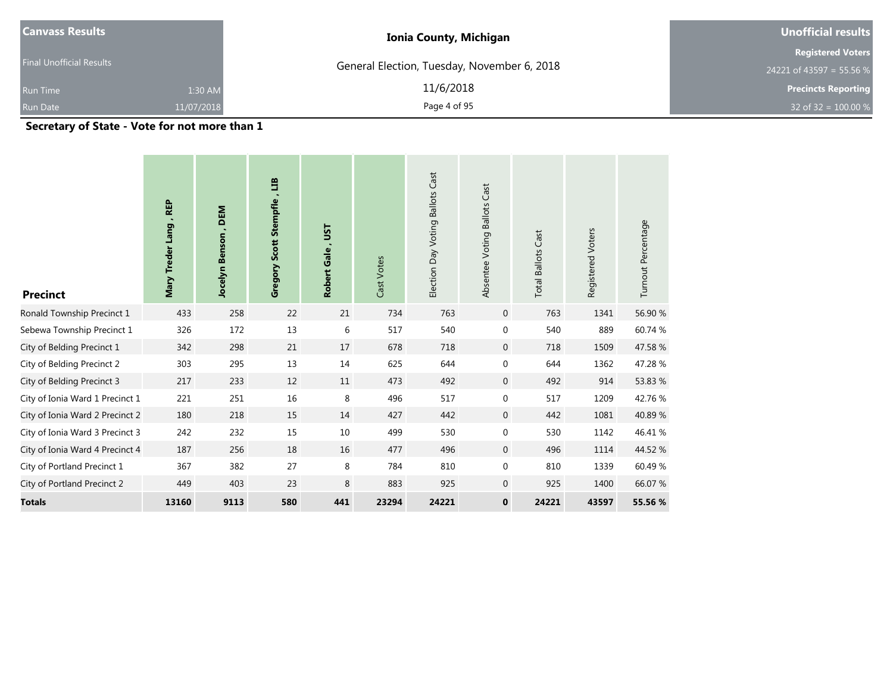| Canvass Results | | Ionia County, Michigan | Unofficial results |
| --- | --- | --- | --- |
| Final Unofficial Results | | General Election, Tuesday, November 6, 2018 | Registered Voters |
| | | | 24221 of 43597 = 55.56 % |
| Run Time | 1:30 AM | 11/6/2018 | Precincts Reporting |
| Run Date | 11/07/2018 | | 32 of 32 = 100.00 % |

## Secretary of State - Vote for not more than 1

| Precinct | Mary Treder Lang , REP | Jocelyn Benson , DEM | Gregory Scott Stempfle , LIB | Robert Gale , UST | Cast Votes | Election Day Voting Ballots Cast | Absentee Voting Ballots Cast | Total Ballots Cast | Registered Voters | Turnout Percentage |
| --- | --- | --- | --- | --- | --- | --- | --- | --- | --- | --- |
| Ronald Township Precinct 1 | 433 | 258 | 22 | 21 | 734 | 763 | 0 | 763 | 1341 | 56.90 % |
| Sebewa Township Precinct 1 | 326 | 172 | 13 | 6 | 517 | 540 | 0 | 540 | 889 | 60.74 % |
| City of Belding Precinct 1 | 342 | 298 | 21 | 17 | 678 | 718 | 0 | 718 | 1509 | 47.58 % |
| City of Belding Precinct 2 | 303 | 295 | 13 | 14 | 625 | 644 | 0 | 644 | 1362 | 47.28 % |
| City of Belding Precinct 3 | 217 | 233 | 12 | 11 | 473 | 492 | 0 | 492 | 914 | 53.83 % |
| City of Ionia Ward 1 Precinct 1 | 221 | 251 | 16 | 8 | 496 | 517 | 0 | 517 | 1209 | 42.76 % |
| City of Ionia Ward 2 Precinct 2 | 180 | 218 | 15 | 14 | 427 | 442 | 0 | 442 | 1081 | 40.89 % |
| City of Ionia Ward 3 Precinct 3 | 242 | 232 | 15 | 10 | 499 | 530 | 0 | 530 | 1142 | 46.41 % |
| City of Ionia Ward 4 Precinct 4 | 187 | 256 | 18 | 16 | 477 | 496 | 0 | 496 | 1114 | 44.52 % |
| City of Portland Precinct 1 | 367 | 382 | 27 | 8 | 784 | 810 | 0 | 810 | 1339 | 60.49 % |
| City of Portland Precinct 2 | 449 | 403 | 23 | 8 | 883 | 925 | 0 | 925 | 1400 | 66.07 % |
| **Totals** | **13160** | **9113** | **580** | **441** | **23294** | **24221** | **0** | **24221** | **43597** | **55.56 %** |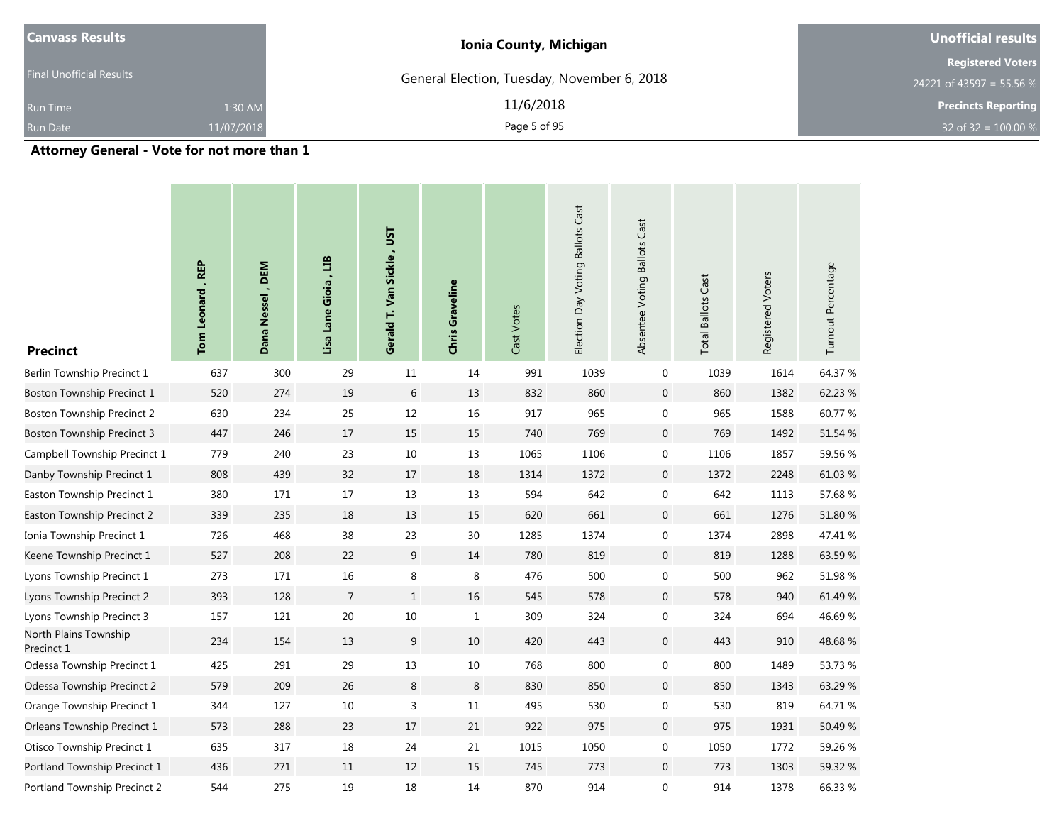| Canvass Results | | Iowa County, Michigan | Unofficial results |
|---|---|---|---|

Wait.

Correcting: header block.

**Canvass Results**

Final Unofficial Results

Run Time 1:30 AM

Run Date 11/07/2018

**Ionia County, Michigan**

General Election, Tuesday, November 6, 2018

11/6/2018

**Unofficial results**

**Registered Voters**

24221 of 43597 = 55.56 %

**Precincts Reporting**

32 of 32 = 100.00 %

## Attorney General - Vote for not more than 1

| Precinct | Tom Leonard , REP | Dana Nessel , DEM | Lisa Lane Gioia , LIB | Gerald T. Van Sickle , UST | Chris Graveline | Cast Votes | Election Day Voting Ballots Cast | Absentee Voting Ballots Cast | Total Ballots Cast | Registered Voters | Turnout Percentage |
|---|---|---|---|---|---|---|---|---|---|---|---|
| Berlin Township Precinct 1 | 637 | 300 | 29 | 11 | 14 | 991 | 1039 | 0 | 1039 | 1614 | 64.37 % |
| Boston Township Precinct 1 | 520 | 274 | 19 | 6 | 13 | 832 | 860 | 0 | 860 | 1382 | 62.23 % |
| Boston Township Precinct 2 | 630 | 234 | 25 | 12 | 16 | 917 | 965 | 0 | 965 | 1588 | 60.77 % |
| Boston Township Precinct 3 | 447 | 246 | 17 | 15 | 15 | 740 | 769 | 0 | 769 | 1492 | 51.54 % |
| Campbell Township Precinct 1 | 779 | 240 | 23 | 10 | 13 | 1065 | 1106 | 0 | 1106 | 1857 | 59.56 % |
| Danby Township Precinct 1 | 808 | 439 | 32 | 17 | 18 | 1314 | 1372 | 0 | 1372 | 2248 | 61.03 % |
| Easton Township Precinct 1 | 380 | 171 | 17 | 13 | 13 | 594 | 642 | 0 | 642 | 1113 | 57.68 % |
| Easton Township Precinct 2 | 339 | 235 | 18 | 13 | 15 | 620 | 661 | 0 | 661 | 1276 | 51.80 % |
| Ionia Township Precinct 1 | 726 | 468 | 38 | 23 | 30 | 1285 | 1374 | 0 | 1374 | 2898 | 47.41 % |
| Keene Township Precinct 1 | 527 | 208 | 22 | 9 | 14 | 780 | 819 | 0 | 819 | 1288 | 63.59 % |
| Lyons Township Precinct 1 | 273 | 171 | 16 | 8 | 8 | 476 | 500 | 0 | 500 | 962 | 51.98 % |
| Lyons Township Precinct 2 | 393 | 128 | 7 | 1 | 16 | 545 | 578 | 0 | 578 | 940 | 61.49 % |
| Lyons Township Precinct 3 | 157 | 121 | 20 | 10 | 1 | 309 | 324 | 0 | 324 | 694 | 46.69 % |
| North Plains Township Precinct 1 | 234 | 154 | 13 | 9 | 10 | 420 | 443 | 0 | 443 | 910 | 48.68 % |
| Odessa Township Precinct 1 | 425 | 291 | 29 | 13 | 10 | 768 | 800 | 0 | 800 | 1489 | 53.73 % |
| Odessa Township Precinct 2 | 579 | 209 | 26 | 8 | 8 | 830 | 850 | 0 | 850 | 1343 | 63.29 % |
| Orange Township Precinct 1 | 344 | 127 | 10 | 3 | 11 | 495 | 530 | 0 | 530 | 819 | 64.71 % |
| Orleans Township Precinct 1 | 573 | 288 | 23 | 17 | 21 | 922 | 975 | 0 | 975 | 1931 | 50.49 % |
| Otisco Township Precinct 1 | 635 | 317 | 18 | 24 | 21 | 1015 | 1050 | 0 | 1050 | 1772 | 59.26 % |
| Portland Township Precinct 1 | 436 | 271 | 11 | 12 | 15 | 745 | 773 | 0 | 773 | 1303 | 59.32 % |
| Portland Township Precinct 2 | 544 | 275 | 19 | 18 | 14 | 870 | 914 | 0 | 914 | 1378 | 66.33 % |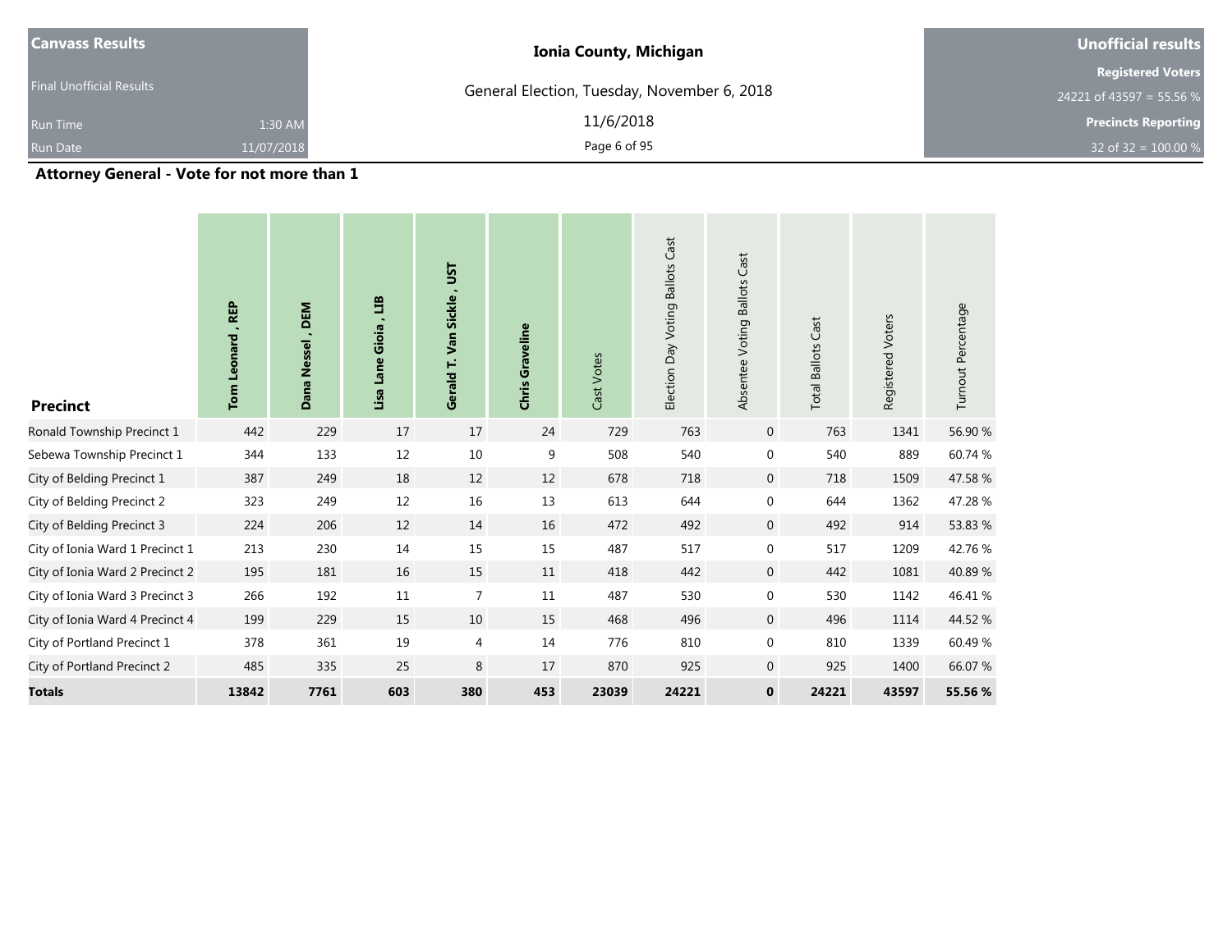| Canvass Results | | Ionia County, Michigan | Unofficial results |
|---|---|---|---|
| Final Unofficial Results | | General Election, Tuesday, November 6, 2018 | Registered Voters |
| | | | 24221 of 43597 = 55.56 % |
| Run Time | 1:30 AM | 11/6/2018 | Precincts Reporting |
| Run Date | 11/07/2018 | | 32 of 32 = 100.00 % |

## Attorney General - Vote for not more than 1

| Precinct | Tom Leonard , REP | Dana Nessel , DEM | Lisa Lane Gioia , LIB | Gerald T. Van Sickle , UST | Chris Graveline | Cast Votes | Election Day Voting Ballots Cast | Absentee Voting Ballots Cast | Total Ballots Cast | Registered Voters | Turnout Percentage |
|---|---|---|---|---|---|---|---|---|---|---|---|
| Ronald Township Precinct 1 | 442 | 229 | 17 | 17 | 24 | 729 | 763 | 0 | 763 | 1341 | 56.90 % |
| Sebewa Township Precinct 1 | 344 | 133 | 12 | 10 | 9 | 508 | 540 | 0 | 540 | 889 | 60.74 % |
| City of Belding Precinct 1 | 387 | 249 | 18 | 12 | 12 | 678 | 718 | 0 | 718 | 1509 | 47.58 % |
| City of Belding Precinct 2 | 323 | 249 | 12 | 16 | 13 | 613 | 644 | 0 | 644 | 1362 | 47.28 % |
| City of Belding Precinct 3 | 224 | 206 | 12 | 14 | 16 | 472 | 492 | 0 | 492 | 914 | 53.83 % |
| City of Ionia Ward 1 Precinct 1 | 213 | 230 | 14 | 15 | 15 | 487 | 517 | 0 | 517 | 1209 | 42.76 % |
| City of Ionia Ward 2 Precinct 2 | 195 | 181 | 16 | 15 | 11 | 418 | 442 | 0 | 442 | 1081 | 40.89 % |
| City of Ionia Ward 3 Precinct 3 | 266 | 192 | 11 | 7 | 11 | 487 | 530 | 0 | 530 | 1142 | 46.41 % |
| City of Ionia Ward 4 Precinct 4 | 199 | 229 | 15 | 10 | 15 | 468 | 496 | 0 | 496 | 1114 | 44.52 % |
| City of Portland Precinct 1 | 378 | 361 | 19 | 4 | 14 | 776 | 810 | 0 | 810 | 1339 | 60.49 % |
| City of Portland Precinct 2 | 485 | 335 | 25 | 8 | 17 | 870 | 925 | 0 | 925 | 1400 | 66.07 % |
| **Totals** | **13842** | **7761** | **603** | **380** | **453** | **23039** | **24221** | **0** | **24221** | **43597** | **55.56 %** |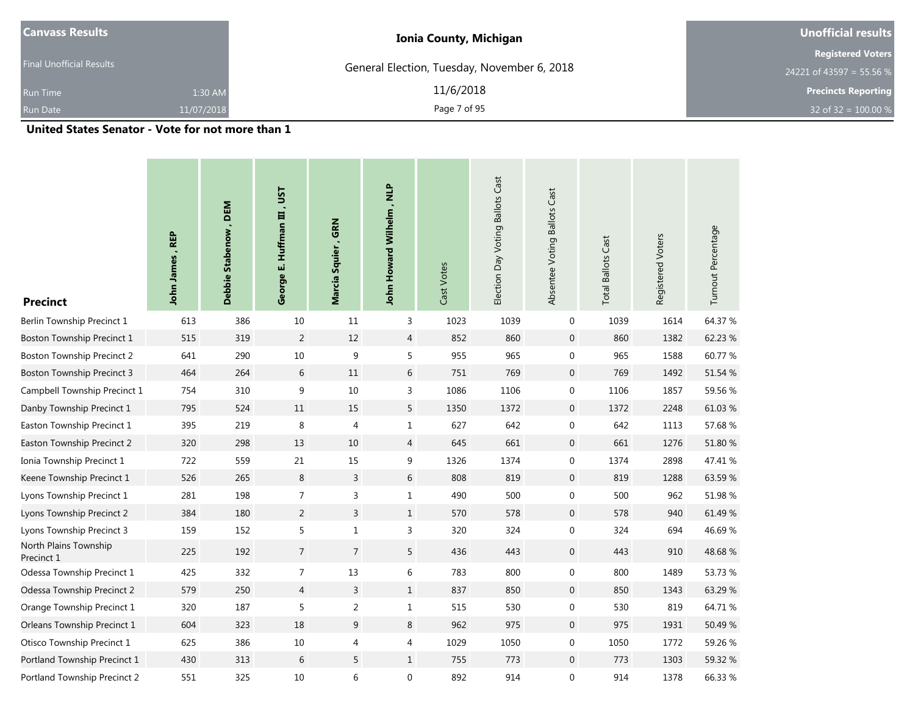| Canvass Results | Ionia County, Michigan | Unofficial results |
|---|---|---|
| Final Unofficial Results | General Election, Tuesday, November 6, 2018 | Registered Voters |
| Run Time 1:30 AM | 11/6/2018 | 24221 of 43597 = 55.56 % |
| Run Date 11/07/2018 | | Precincts Reporting |
| | | 32 of 32 = 100.00 % |

## United States Senator - Vote for not more than 1

| Precinct | John James , REP | Debbie Stabenow , DEM | George E. Huffman III , UST | Marcia Squier , GRN | John Howard Wilhelm , NLP | Cast Votes | Election Day Voting Ballots Cast | Absentee Voting Ballots Cast | Total Ballots Cast | Registered Voters | Turnout Percentage |
|---|---|---|---|---|---|---|---|---|---|---|---|
| Berlin Township Precinct 1 | 613 | 386 | 10 | 11 | 3 | 1023 | 1039 | 0 | 1039 | 1614 | 64.37 % |
| Boston Township Precinct 1 | 515 | 319 | 2 | 12 | 4 | 852 | 860 | 0 | 860 | 1382 | 62.23 % |
| Boston Township Precinct 2 | 641 | 290 | 10 | 9 | 5 | 955 | 965 | 0 | 965 | 1588 | 60.77 % |
| Boston Township Precinct 3 | 464 | 264 | 6 | 11 | 6 | 751 | 769 | 0 | 769 | 1492 | 51.54 % |
| Campbell Township Precinct 1 | 754 | 310 | 9 | 10 | 3 | 1086 | 1106 | 0 | 1106 | 1857 | 59.56 % |
| Danby Township Precinct 1 | 795 | 524 | 11 | 15 | 5 | 1350 | 1372 | 0 | 1372 | 2248 | 61.03 % |
| Easton Township Precinct 1 | 395 | 219 | 8 | 4 | 1 | 627 | 642 | 0 | 642 | 1113 | 57.68 % |
| Easton Township Precinct 2 | 320 | 298 | 13 | 10 | 4 | 645 | 661 | 0 | 661 | 1276 | 51.80 % |
| Ionia Township Precinct 1 | 722 | 559 | 21 | 15 | 9 | 1326 | 1374 | 0 | 1374 | 2898 | 47.41 % |
| Keene Township Precinct 1 | 526 | 265 | 8 | 3 | 6 | 808 | 819 | 0 | 819 | 1288 | 63.59 % |
| Lyons Township Precinct 1 | 281 | 198 | 7 | 3 | 1 | 490 | 500 | 0 | 500 | 962 | 51.98 % |
| Lyons Township Precinct 2 | 384 | 180 | 2 | 3 | 1 | 570 | 578 | 0 | 578 | 940 | 61.49 % |
| Lyons Township Precinct 3 | 159 | 152 | 5 | 1 | 3 | 320 | 324 | 0 | 324 | 694 | 46.69 % |
| North Plains Township Precinct 1 | 225 | 192 | 7 | 7 | 5 | 436 | 443 | 0 | 443 | 910 | 48.68 % |
| Odessa Township Precinct 1 | 425 | 332 | 7 | 13 | 6 | 783 | 800 | 0 | 800 | 1489 | 53.73 % |
| Odessa Township Precinct 2 | 579 | 250 | 4 | 3 | 1 | 837 | 850 | 0 | 850 | 1343 | 63.29 % |
| Orange Township Precinct 1 | 320 | 187 | 5 | 2 | 1 | 515 | 530 | 0 | 530 | 819 | 64.71 % |
| Orleans Township Precinct 1 | 604 | 323 | 18 | 9 | 8 | 962 | 975 | 0 | 975 | 1931 | 50.49 % |
| Otisco Township Precinct 1 | 625 | 386 | 10 | 4 | 4 | 1029 | 1050 | 0 | 1050 | 1772 | 59.26 % |
| Portland Township Precinct 1 | 430 | 313 | 6 | 5 | 1 | 755 | 773 | 0 | 773 | 1303 | 59.32 % |
| Portland Township Precinct 2 | 551 | 325 | 10 | 6 | 0 | 892 | 914 | 0 | 914 | 1378 | 66.33 % |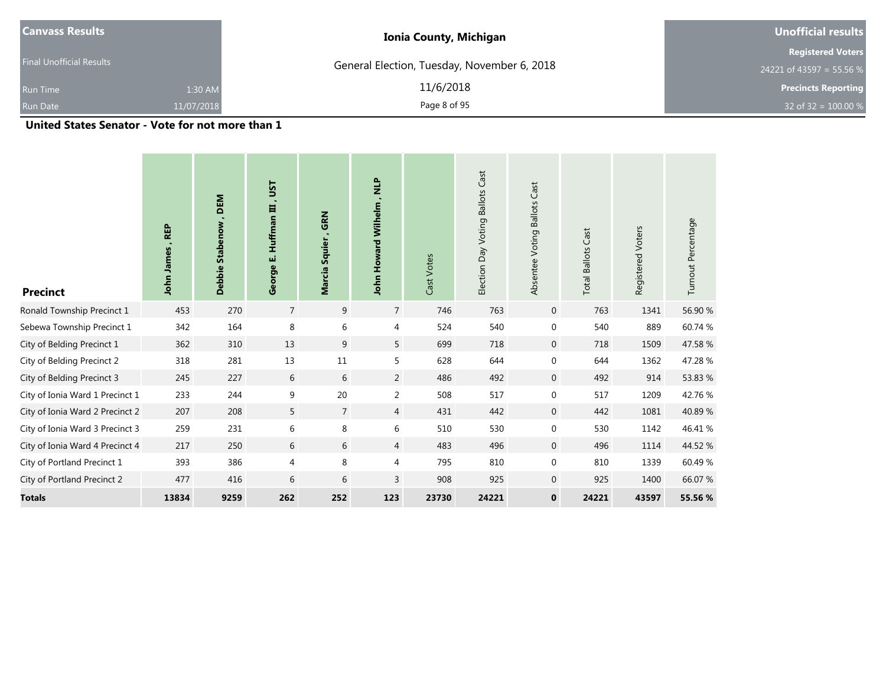| Canvass Results | Ionia County, Michigan | Unofficial results |
|---|---|---|
| Final Unofficial Results | General Election, Tuesday, November 6, 2018 | Registered Voters |
| Run Time 1:30 AM | 11/6/2018 | 24221 of 43597 = 55.56 % |
| Run Date 11/07/2018 | | Precincts Reporting |
| | | 32 of 32 = 100.00 % |

## United States Senator - Vote for not more than 1

| Precinct | John James , REP | Debbie Stabenow , DEM | George E. Huffman III , UST | Marcia Squier , GRN | John Howard Wilhelm , NLP | Cast Votes | Election Day Voting Ballots Cast | Absentee Voting Ballots Cast | Total Ballots Cast | Registered Voters | Turnout Percentage |
|---|---|---|---|---|---|---|---|---|---|---|---|
| Ronald Township Precinct 1 | 453 | 270 | 7 | 9 | 7 | 746 | 763 | 0 | 763 | 1341 | 56.90 % |
| Sebewa Township Precinct 1 | 342 | 164 | 8 | 6 | 4 | 524 | 540 | 0 | 540 | 889 | 60.74 % |
| City of Belding Precinct 1 | 362 | 310 | 13 | 9 | 5 | 699 | 718 | 0 | 718 | 1509 | 47.58 % |
| City of Belding Precinct 2 | 318 | 281 | 13 | 11 | 5 | 628 | 644 | 0 | 644 | 1362 | 47.28 % |
| City of Belding Precinct 3 | 245 | 227 | 6 | 6 | 2 | 486 | 492 | 0 | 492 | 914 | 53.83 % |
| City of Ionia Ward 1 Precinct 1 | 233 | 244 | 9 | 20 | 2 | 508 | 517 | 0 | 517 | 1209 | 42.76 % |
| City of Ionia Ward 2 Precinct 2 | 207 | 208 | 5 | 7 | 4 | 431 | 442 | 0 | 442 | 1081 | 40.89 % |
| City of Ionia Ward 3 Precinct 3 | 259 | 231 | 6 | 8 | 6 | 510 | 530 | 0 | 530 | 1142 | 46.41 % |
| City of Ionia Ward 4 Precinct 4 | 217 | 250 | 6 | 6 | 4 | 483 | 496 | 0 | 496 | 1114 | 44.52 % |
| City of Portland Precinct 1 | 393 | 386 | 4 | 8 | 4 | 795 | 810 | 0 | 810 | 1339 | 60.49 % |
| City of Portland Precinct 2 | 477 | 416 | 6 | 6 | 3 | 908 | 925 | 0 | 925 | 1400 | 66.07 % |
| **Totals** | **13834** | **9259** | **262** | **252** | **123** | **23730** | **24221** | **0** | **24221** | **43597** | **55.56 %** |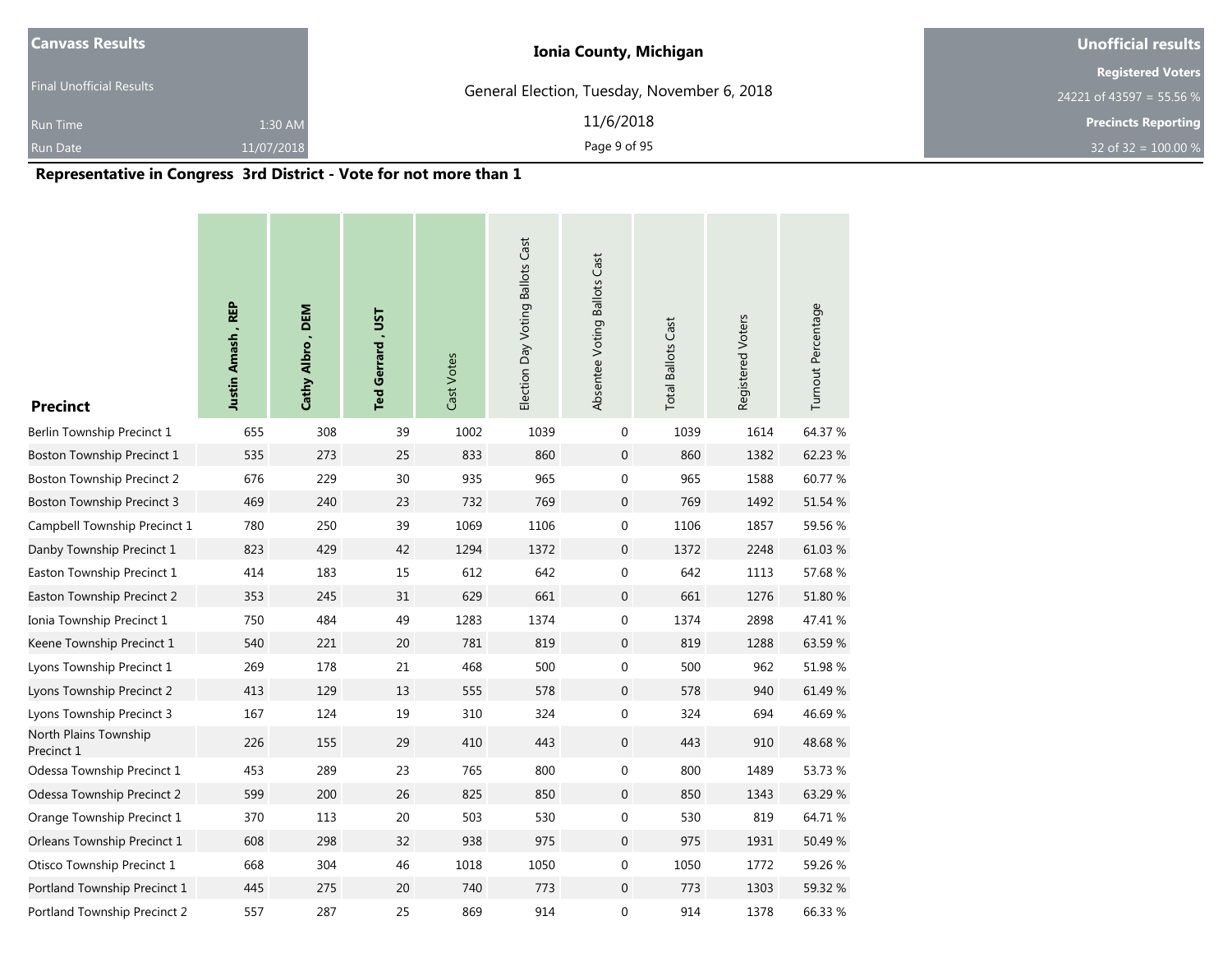| Canvass Results | | Ionia County, Michigan | Unofficial results |
|---|---|---|---|
| Final Unofficial Results | | General Election, Tuesday, November 6, 2018 | Registered Voters |
| | | | 24221 of 43597 = 55.56 % |
| Run Time | 1:30 AM | 11/6/2018 | Precincts Reporting |
| Run Date | 11/07/2018 | | 32 of 32 = 100.00 % |

## Representative in Congress 3rd District - Vote for not more than 1

| Precinct | Justin Amash , REP | Cathy Albro , DEM | Ted Gerrard , UST | Cast Votes | Election Day Voting Ballots Cast | Absentee Voting Ballots Cast | Total Ballots Cast | Registered Voters | Turnout Percentage |
|---|---|---|---|---|---|---|---|---|---|
| Berlin Township Precinct 1 | 655 | 308 | 39 | 1002 | 1039 | 0 | 1039 | 1614 | 64.37 % |
| Boston Township Precinct 1 | 535 | 273 | 25 | 833 | 860 | 0 | 860 | 1382 | 62.23 % |
| Boston Township Precinct 2 | 676 | 229 | 30 | 935 | 965 | 0 | 965 | 1588 | 60.77 % |
| Boston Township Precinct 3 | 469 | 240 | 23 | 732 | 769 | 0 | 769 | 1492 | 51.54 % |
| Campbell Township Precinct 1 | 780 | 250 | 39 | 1069 | 1106 | 0 | 1106 | 1857 | 59.56 % |
| Danby Township Precinct 1 | 823 | 429 | 42 | 1294 | 1372 | 0 | 1372 | 2248 | 61.03 % |
| Easton Township Precinct 1 | 414 | 183 | 15 | 612 | 642 | 0 | 642 | 1113 | 57.68 % |
| Easton Township Precinct 2 | 353 | 245 | 31 | 629 | 661 | 0 | 661 | 1276 | 51.80 % |
| Ionia Township Precinct 1 | 750 | 484 | 49 | 1283 | 1374 | 0 | 1374 | 2898 | 47.41 % |
| Keene Township Precinct 1 | 540 | 221 | 20 | 781 | 819 | 0 | 819 | 1288 | 63.59 % |
| Lyons Township Precinct 1 | 269 | 178 | 21 | 468 | 500 | 0 | 500 | 962 | 51.98 % |
| Lyons Township Precinct 2 | 413 | 129 | 13 | 555 | 578 | 0 | 578 | 940 | 61.49 % |
| Lyons Township Precinct 3 | 167 | 124 | 19 | 310 | 324 | 0 | 324 | 694 | 46.69 % |
| North Plains Township Precinct 1 | 226 | 155 | 29 | 410 | 443 | 0 | 443 | 910 | 48.68 % |
| Odessa Township Precinct 1 | 453 | 289 | 23 | 765 | 800 | 0 | 800 | 1489 | 53.73 % |
| Odessa Township Precinct 2 | 599 | 200 | 26 | 825 | 850 | 0 | 850 | 1343 | 63.29 % |
| Orange Township Precinct 1 | 370 | 113 | 20 | 503 | 530 | 0 | 530 | 819 | 64.71 % |
| Orleans Township Precinct 1 | 608 | 298 | 32 | 938 | 975 | 0 | 975 | 1931 | 50.49 % |
| Otisco Township Precinct 1 | 668 | 304 | 46 | 1018 | 1050 | 0 | 1050 | 1772 | 59.26 % |
| Portland Township Precinct 1 | 445 | 275 | 20 | 740 | 773 | 0 | 773 | 1303 | 59.32 % |
| Portland Township Precinct 2 | 557 | 287 | 25 | 869 | 914 | 0 | 914 | 1378 | 66.33 % |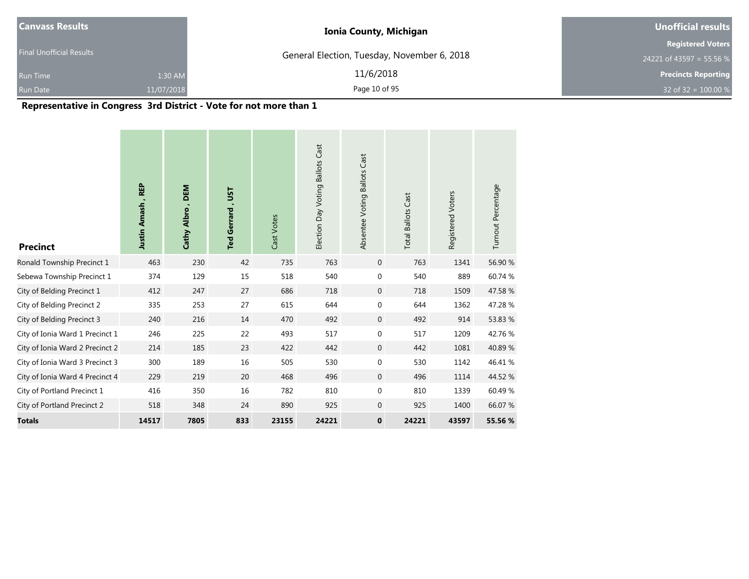| Canvass Results | | Ionia County, Michigan | Unofficial results |
|---|---|---|---|
| Final Unofficial Results | | General Election, Tuesday, November 6, 2018 | Registered Voters |
| | | | 24221 of 43597 = 55.56 % |
| Run Time | 1:30 AM | 11/6/2018 | Precincts Reporting |
| Run Date | 11/07/2018 | | 32 of 32 = 100.00 % |

## Representative in Congress 3rd District - Vote for not more than 1

| Precinct | Justin Amash , REP | Cathy Albro , DEM | Ted Gerrard , UST | Cast Votes | Election Day Voting Ballots Cast | Absentee Voting Ballots Cast | Total Ballots Cast | Registered Voters | Turnout Percentage |
|---|---|---|---|---|---|---|---|---|---|
| Ronald Township Precinct 1 | 463 | 230 | 42 | 735 | 763 | 0 | 763 | 1341 | 56.90 % |
| Sebewa Township Precinct 1 | 374 | 129 | 15 | 518 | 540 | 0 | 540 | 889 | 60.74 % |
| City of Belding Precinct 1 | 412 | 247 | 27 | 686 | 718 | 0 | 718 | 1509 | 47.58 % |
| City of Belding Precinct 2 | 335 | 253 | 27 | 615 | 644 | 0 | 644 | 1362 | 47.28 % |
| City of Belding Precinct 3 | 240 | 216 | 14 | 470 | 492 | 0 | 492 | 914 | 53.83 % |
| City of Ionia Ward 1 Precinct 1 | 246 | 225 | 22 | 493 | 517 | 0 | 517 | 1209 | 42.76 % |
| City of Ionia Ward 2 Precinct 2 | 214 | 185 | 23 | 422 | 442 | 0 | 442 | 1081 | 40.89 % |
| City of Ionia Ward 3 Precinct 3 | 300 | 189 | 16 | 505 | 530 | 0 | 530 | 1142 | 46.41 % |
| City of Ionia Ward 4 Precinct 4 | 229 | 219 | 20 | 468 | 496 | 0 | 496 | 1114 | 44.52 % |
| City of Portland Precinct 1 | 416 | 350 | 16 | 782 | 810 | 0 | 810 | 1339 | 60.49 % |
| City of Portland Precinct 2 | 518 | 348 | 24 | 890 | 925 | 0 | 925 | 1400 | 66.07 % |
| **Totals** | **14517** | **7805** | **833** | **23155** | **24221** | **0** | **24221** | **43597** | **55.56 %** |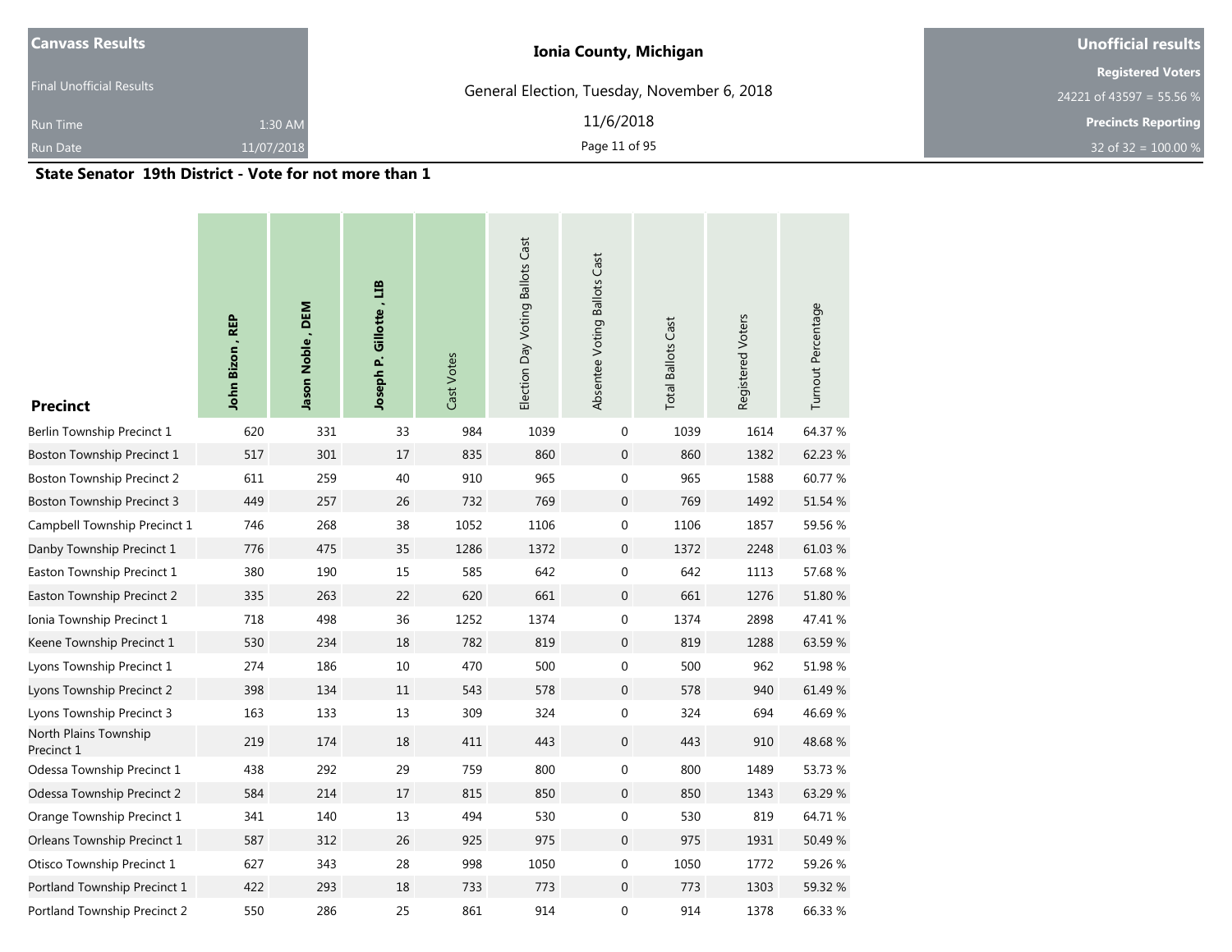| Canvass Results | |
|---|---|
| Final Unofficial Results | |
| Run Time | 1:30 AM |
| Run Date | 11/07/2018 |

**Ionia County, Michigan**

General Election, Tuesday, November 6, 2018

11/6/2018

| Unofficial results |
|---|
| Registered Voters |
| 24221 of 43597 = 55.56 % |
| Precincts Reporting |
| 32 of 32 = 100.00 % |

### State Senator 19th District - Vote for not more than 1

| Precinct | John Bizon , REP | Jason Noble , DEM | Joseph P. Gillotte , LIB | Cast Votes | Election Day Voting Ballots Cast | Absentee Voting Ballots Cast | Total Ballots Cast | Registered Voters | Turnout Percentage |
|---|---|---|---|---|---|---|---|---|---|
| Berlin Township Precinct 1 | 620 | 331 | 33 | 984 | 1039 | 0 | 1039 | 1614 | 64.37 % |
| Boston Township Precinct 1 | 517 | 301 | 17 | 835 | 860 | 0 | 860 | 1382 | 62.23 % |
| Boston Township Precinct 2 | 611 | 259 | 40 | 910 | 965 | 0 | 965 | 1588 | 60.77 % |
| Boston Township Precinct 3 | 449 | 257 | 26 | 732 | 769 | 0 | 769 | 1492 | 51.54 % |
| Campbell Township Precinct 1 | 746 | 268 | 38 | 1052 | 1106 | 0 | 1106 | 1857 | 59.56 % |
| Danby Township Precinct 1 | 776 | 475 | 35 | 1286 | 1372 | 0 | 1372 | 2248 | 61.03 % |
| Easton Township Precinct 1 | 380 | 190 | 15 | 585 | 642 | 0 | 642 | 1113 | 57.68 % |
| Easton Township Precinct 2 | 335 | 263 | 22 | 620 | 661 | 0 | 661 | 1276 | 51.80 % |
| Ionia Township Precinct 1 | 718 | 498 | 36 | 1252 | 1374 | 0 | 1374 | 2898 | 47.41 % |
| Keene Township Precinct 1 | 530 | 234 | 18 | 782 | 819 | 0 | 819 | 1288 | 63.59 % |
| Lyons Township Precinct 1 | 274 | 186 | 10 | 470 | 500 | 0 | 500 | 962 | 51.98 % |
| Lyons Township Precinct 2 | 398 | 134 | 11 | 543 | 578 | 0 | 578 | 940 | 61.49 % |
| Lyons Township Precinct 3 | 163 | 133 | 13 | 309 | 324 | 0 | 324 | 694 | 46.69 % |
| North Plains Township Precinct 1 | 219 | 174 | 18 | 411 | 443 | 0 | 443 | 910 | 48.68 % |
| Odessa Township Precinct 1 | 438 | 292 | 29 | 759 | 800 | 0 | 800 | 1489 | 53.73 % |
| Odessa Township Precinct 2 | 584 | 214 | 17 | 815 | 850 | 0 | 850 | 1343 | 63.29 % |
| Orange Township Precinct 1 | 341 | 140 | 13 | 494 | 530 | 0 | 530 | 819 | 64.71 % |
| Orleans Township Precinct 1 | 587 | 312 | 26 | 925 | 975 | 0 | 975 | 1931 | 50.49 % |
| Otisco Township Precinct 1 | 627 | 343 | 28 | 998 | 1050 | 0 | 1050 | 1772 | 59.26 % |
| Portland Township Precinct 1 | 422 | 293 | 18 | 733 | 773 | 0 | 773 | 1303 | 59.32 % |
| Portland Township Precinct 2 | 550 | 286 | 25 | 861 | 914 | 0 | 914 | 1378 | 66.33 % |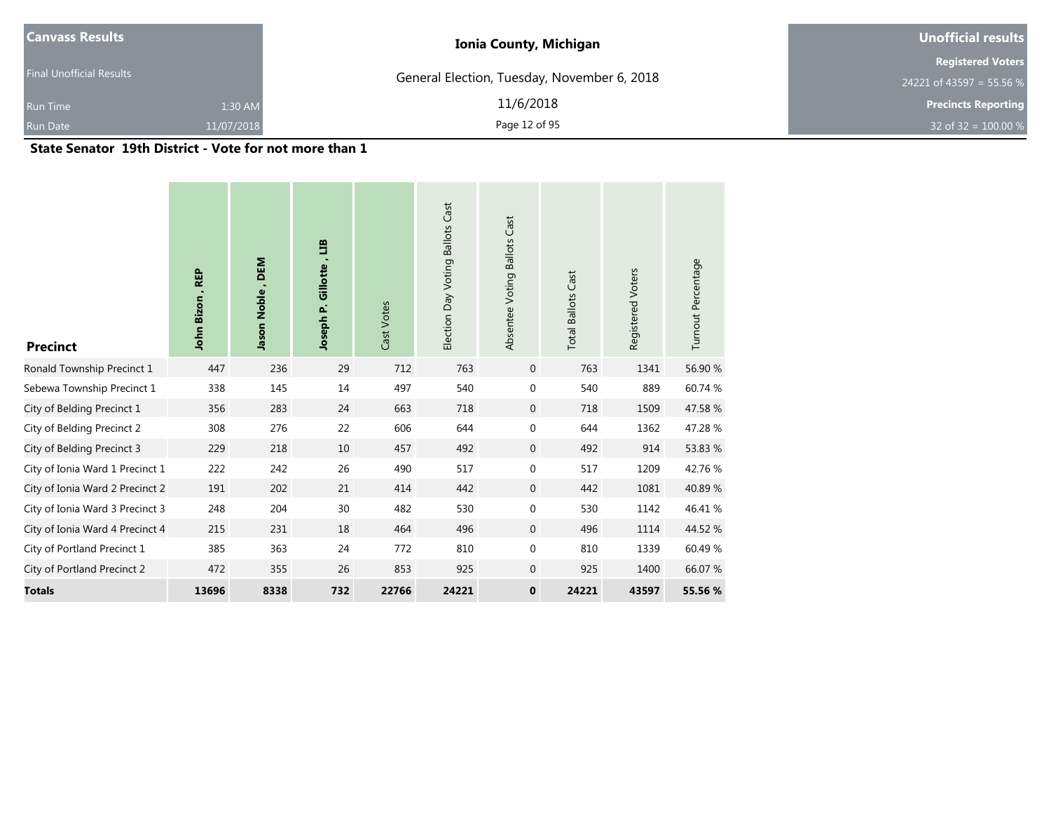| Canvass Results | | Ionia County, Michigan | Unofficial results |
|---|---|---|---|
| Final Unofficial Results | | General Election, Tuesday, November 6, 2018 | Registered Voters |
| | | | 24221 of 43597 = 55.56 % |
| Run Time | 1:30 AM | 11/6/2018 | Precincts Reporting |
| Run Date | 11/07/2018 | | 32 of 32 = 100.00 % |

### State Senator 19th District - Vote for not more than 1

| Precinct | John Bizon , REP | Jason Noble , DEM | Joseph P. Gillotte , LIB | Cast Votes | Election Day Voting Ballots Cast | Absentee Voting Ballots Cast | Total Ballots Cast | Registered Voters | Turnout Percentage |
|---|---|---|---|---|---|---|---|---|---|
| Ronald Township Precinct 1 | 447 | 236 | 29 | 712 | 763 | 0 | 763 | 1341 | 56.90 % |
| Sebewa Township Precinct 1 | 338 | 145 | 14 | 497 | 540 | 0 | 540 | 889 | 60.74 % |
| City of Belding Precinct 1 | 356 | 283 | 24 | 663 | 718 | 0 | 718 | 1509 | 47.58 % |
| City of Belding Precinct 2 | 308 | 276 | 22 | 606 | 644 | 0 | 644 | 1362 | 47.28 % |
| City of Belding Precinct 3 | 229 | 218 | 10 | 457 | 492 | 0 | 492 | 914 | 53.83 % |
| City of Ionia Ward 1 Precinct 1 | 222 | 242 | 26 | 490 | 517 | 0 | 517 | 1209 | 42.76 % |
| City of Ionia Ward 2 Precinct 2 | 191 | 202 | 21 | 414 | 442 | 0 | 442 | 1081 | 40.89 % |
| City of Ionia Ward 3 Precinct 3 | 248 | 204 | 30 | 482 | 530 | 0 | 530 | 1142 | 46.41 % |
| City of Ionia Ward 4 Precinct 4 | 215 | 231 | 18 | 464 | 496 | 0 | 496 | 1114 | 44.52 % |
| City of Portland Precinct 1 | 385 | 363 | 24 | 772 | 810 | 0 | 810 | 1339 | 60.49 % |
| City of Portland Precinct 2 | 472 | 355 | 26 | 853 | 925 | 0 | 925 | 1400 | 66.07 % |
| **Totals** | **13696** | **8338** | **732** | **22766** | **24221** | **0** | **24221** | **43597** | **55.56 %** |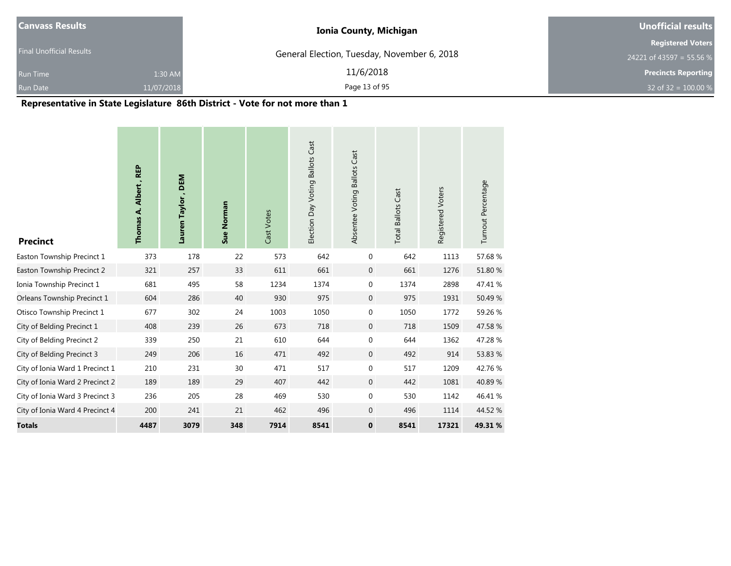| Canvass Results | | Ionia County, Michigan | Unofficial results |
|---|---|---|---|
| Final Unofficial Results | | General Election, Tuesday, November 6, 2018 | Registered Voters |
| | | | 24221 of 43597 = 55.56 % |
| Run Time | 1:30 AM | 11/6/2018 | Precincts Reporting |
| Run Date | 11/07/2018 | | 32 of 32 = 100.00 % |

## Representative in State Legislature 86th District - Vote for not more than 1

| Precinct | Thomas A. Albert , REP | Lauren Taylor , DEM | Sue Norman | Cast Votes | Election Day Voting Ballots Cast | Absentee Voting Ballots Cast | Total Ballots Cast | Registered Voters | Turnout Percentage |
|---|---|---|---|---|---|---|---|---|---|
| Easton Township Precinct 1 | 373 | 178 | 22 | 573 | 642 | 0 | 642 | 1113 | 57.68 % |
| Easton Township Precinct 2 | 321 | 257 | 33 | 611 | 661 | 0 | 661 | 1276 | 51.80 % |
| Ionia Township Precinct 1 | 681 | 495 | 58 | 1234 | 1374 | 0 | 1374 | 2898 | 47.41 % |
| Orleans Township Precinct 1 | 604 | 286 | 40 | 930 | 975 | 0 | 975 | 1931 | 50.49 % |
| Otisco Township Precinct 1 | 677 | 302 | 24 | 1003 | 1050 | 0 | 1050 | 1772 | 59.26 % |
| City of Belding Precinct 1 | 408 | 239 | 26 | 673 | 718 | 0 | 718 | 1509 | 47.58 % |
| City of Belding Precinct 2 | 339 | 250 | 21 | 610 | 644 | 0 | 644 | 1362 | 47.28 % |
| City of Belding Precinct 3 | 249 | 206 | 16 | 471 | 492 | 0 | 492 | 914 | 53.83 % |
| City of Ionia Ward 1 Precinct 1 | 210 | 231 | 30 | 471 | 517 | 0 | 517 | 1209 | 42.76 % |
| City of Ionia Ward 2 Precinct 2 | 189 | 189 | 29 | 407 | 442 | 0 | 442 | 1081 | 40.89 % |
| City of Ionia Ward 3 Precinct 3 | 236 | 205 | 28 | 469 | 530 | 0 | 530 | 1142 | 46.41 % |
| City of Ionia Ward 4 Precinct 4 | 200 | 241 | 21 | 462 | 496 | 0 | 496 | 1114 | 44.52 % |
| **Totals** | **4487** | **3079** | **348** | **7914** | **8541** | **0** | **8541** | **17321** | **49.31 %** |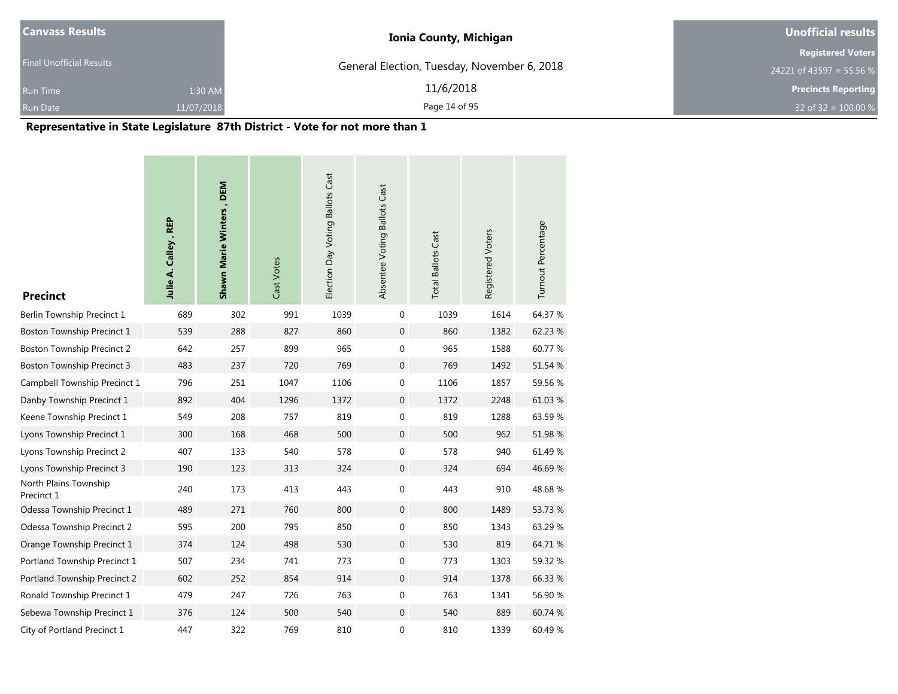| Canvass Results | | Ionia County, Michigan | Unofficial results |
|---|---|---|---|
| Final Unofficial Results | | General Election, Tuesday, November 6, 2018 | Registered Voters |
| | | | 24221 of 43597 = 55.56 % |
| Run Time | 1:30 AM | 11/6/2018 | Precincts Reporting |
| Run Date | 11/07/2018 | | 32 of 32 = 100.00 % |

## Representative in State Legislature 87th District - Vote for not more than 1

| Precinct | Julie A. Calley , REP | Shawn Marie Winters , DEM | Cast Votes | Election Day Voting Ballots Cast | Absentee Voting Ballots Cast | Total Ballots Cast | Registered Voters | Turnout Percentage |
|---|---|---|---|---|---|---|---|---|
| Berlin Township Precinct 1 | 689 | 302 | 991 | 1039 | 0 | 1039 | 1614 | 64.37 % |
| Boston Township Precinct 1 | 539 | 288 | 827 | 860 | 0 | 860 | 1382 | 62.23 % |
| Boston Township Precinct 2 | 642 | 257 | 899 | 965 | 0 | 965 | 1588 | 60.77 % |
| Boston Township Precinct 3 | 483 | 237 | 720 | 769 | 0 | 769 | 1492 | 51.54 % |
| Campbell Township Precinct 1 | 796 | 251 | 1047 | 1106 | 0 | 1106 | 1857 | 59.56 % |
| Danby Township Precinct 1 | 892 | 404 | 1296 | 1372 | 0 | 1372 | 2248 | 61.03 % |
| Keene Township Precinct 1 | 549 | 208 | 757 | 819 | 0 | 819 | 1288 | 63.59 % |
| Lyons Township Precinct 1 | 300 | 168 | 468 | 500 | 0 | 500 | 962 | 51.98 % |
| Lyons Township Precinct 2 | 407 | 133 | 540 | 578 | 0 | 578 | 940 | 61.49 % |
| Lyons Township Precinct 3 | 190 | 123 | 313 | 324 | 0 | 324 | 694 | 46.69 % |
| North Plains Township Precinct 1 | 240 | 173 | 413 | 443 | 0 | 443 | 910 | 48.68 % |
| Odessa Township Precinct 1 | 489 | 271 | 760 | 800 | 0 | 800 | 1489 | 53.73 % |
| Odessa Township Precinct 2 | 595 | 200 | 795 | 850 | 0 | 850 | 1343 | 63.29 % |
| Orange Township Precinct 1 | 374 | 124 | 498 | 530 | 0 | 530 | 819 | 64.71 % |
| Portland Township Precinct 1 | 507 | 234 | 741 | 773 | 0 | 773 | 1303 | 59.32 % |
| Portland Township Precinct 2 | 602 | 252 | 854 | 914 | 0 | 914 | 1378 | 66.33 % |
| Ronald Township Precinct 1 | 479 | 247 | 726 | 763 | 0 | 763 | 1341 | 56.90 % |
| Sebewa Township Precinct 1 | 376 | 124 | 500 | 540 | 0 | 540 | 889 | 60.74 % |
| City of Portland Precinct 1 | 447 | 322 | 769 | 810 | 0 | 810 | 1339 | 60.49 % |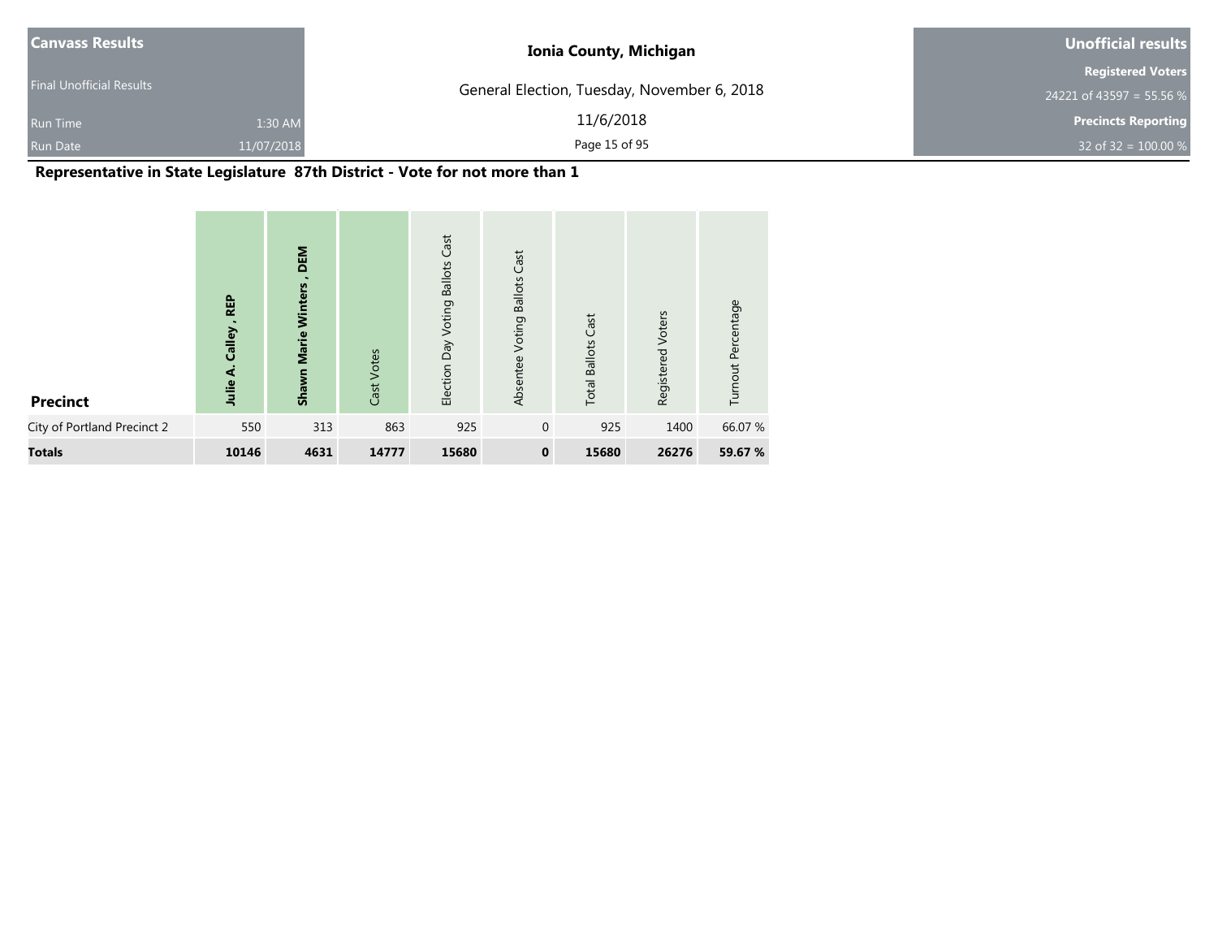**Canvass Results**

Final Unofficial Results

Run Time 1:30 AM

Run Date 11/07/2018

**Ionia County, Michigan**

General Election, Tuesday, November 6, 2018

11/6/2018

**Unofficial results**

**Registered Voters**

24221 of 43597 = 55.56 %

**Precincts Reporting**

32 of 32 = 100.00 %

## Representative in State Legislature 87th District - Vote for not more than 1

| Precinct | Julie A. Calley , REP | Shawn Marie Winters , DEM | Cast Votes | Election Day Voting Ballots Cast | Absentee Voting Ballots Cast | Total Ballots Cast | Registered Voters | Turnout Percentage |
|---|---|---|---|---|---|---|---|---|
| City of Portland Precinct 2 | 550 | 313 | 863 | 925 | 0 | 925 | 1400 | 66.07 % |
| **Totals** | **10146** | **4631** | **14777** | **15680** | **0** | **15680** | **26276** | **59.67 %** |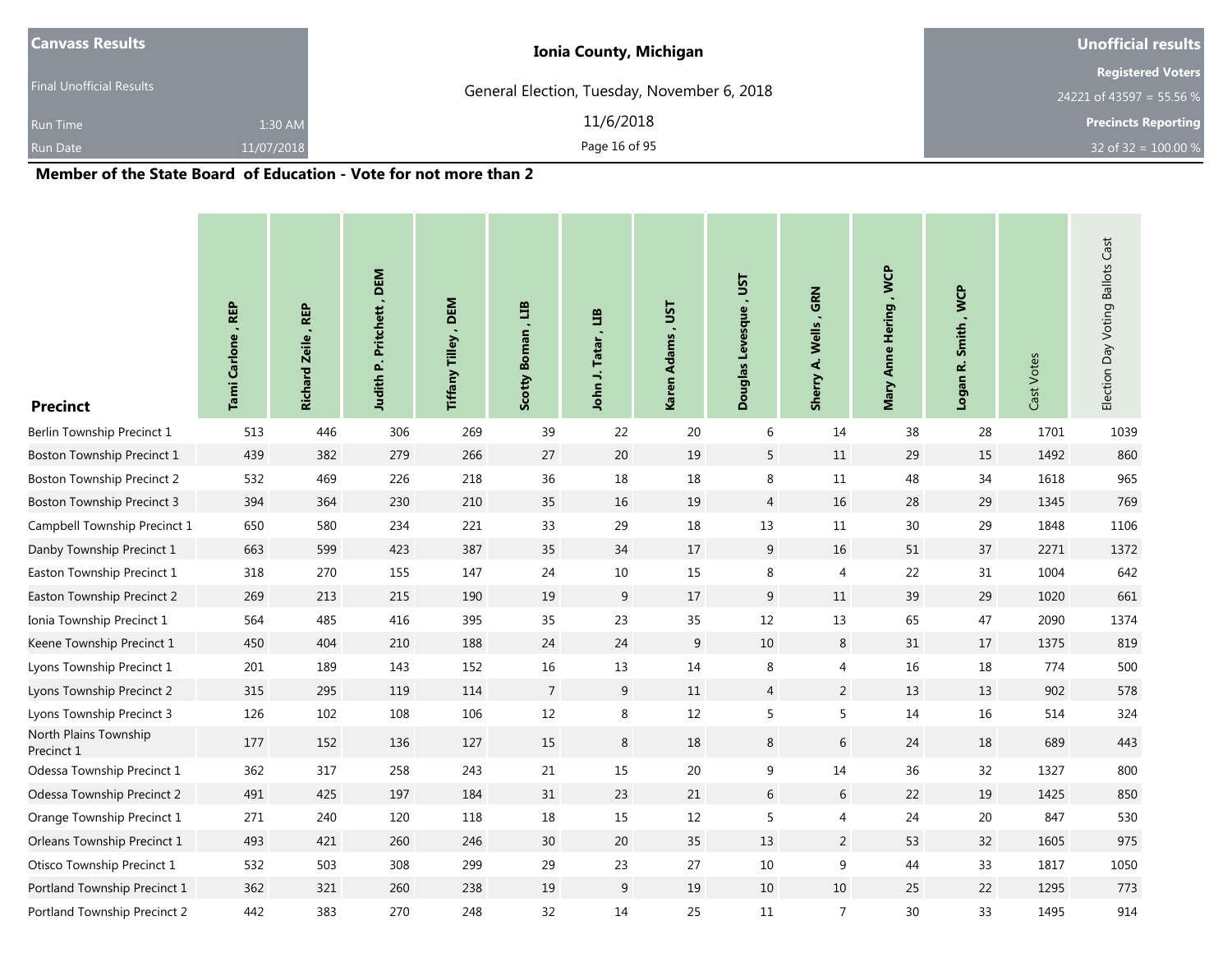| Canvass Results | | Ionia County, Michigan | Unofficial results |
|---|---|---|---|
| Final Unofficial Results | | General Election, Tuesday, November 6, 2018 | Registered Voters |
| | | | 24221 of 43597 = 55.56 % |
| Run Time | 1:30 AM | 11/6/2018 | Precincts Reporting |
| Run Date | 11/07/2018 | | 32 of 32 = 100.00 % |

## Member of the State Board of Education - Vote for not more than 2

| Precinct | Tami Carlone , REP | Richard Zeile , REP | Judith P. Pritchett , DEM | Tiffany Tilley , DEM | Scotty Boman , LIB | John J. Tatar , LIB | Karen Adams , UST | Douglas Levesque , UST | Sherry A. Wells , GRN | Mary Anne Hering , WCP | Logan R. Smith , WCP | Cast Votes | Election Day Voting Ballots Cast |
|---|---|---|---|---|---|---|---|---|---|---|---|---|---|
| Berlin Township Precinct 1 | 513 | 446 | 306 | 269 | 39 | 22 | 20 | 6 | 14 | 38 | 28 | 1701 | 1039 |
| Boston Township Precinct 1 | 439 | 382 | 279 | 266 | 27 | 20 | 19 | 5 | 11 | 29 | 15 | 1492 | 860 |
| Boston Township Precinct 2 | 532 | 469 | 226 | 218 | 36 | 18 | 18 | 8 | 11 | 48 | 34 | 1618 | 965 |
| Boston Township Precinct 3 | 394 | 364 | 230 | 210 | 35 | 16 | 19 | 4 | 16 | 28 | 29 | 1345 | 769 |
| Campbell Township Precinct 1 | 650 | 580 | 234 | 221 | 33 | 29 | 18 | 13 | 11 | 30 | 29 | 1848 | 1106 |
| Danby Township Precinct 1 | 663 | 599 | 423 | 387 | 35 | 34 | 17 | 9 | 16 | 51 | 37 | 2271 | 1372 |
| Easton Township Precinct 1 | 318 | 270 | 155 | 147 | 24 | 10 | 15 | 8 | 4 | 22 | 31 | 1004 | 642 |
| Easton Township Precinct 2 | 269 | 213 | 215 | 190 | 19 | 9 | 17 | 9 | 11 | 39 | 29 | 1020 | 661 |
| Ionia Township Precinct 1 | 564 | 485 | 416 | 395 | 35 | 23 | 35 | 12 | 13 | 65 | 47 | 2090 | 1374 |
| Keene Township Precinct 1 | 450 | 404 | 210 | 188 | 24 | 24 | 9 | 10 | 8 | 31 | 17 | 1375 | 819 |
| Lyons Township Precinct 1 | 201 | 189 | 143 | 152 | 16 | 13 | 14 | 8 | 4 | 16 | 18 | 774 | 500 |
| Lyons Township Precinct 2 | 315 | 295 | 119 | 114 | 7 | 9 | 11 | 4 | 2 | 13 | 13 | 902 | 578 |
| Lyons Township Precinct 3 | 126 | 102 | 108 | 106 | 12 | 8 | 12 | 5 | 5 | 14 | 16 | 514 | 324 |
| North Plains Township Precinct 1 | 177 | 152 | 136 | 127 | 15 | 8 | 18 | 8 | 6 | 24 | 18 | 689 | 443 |
| Odessa Township Precinct 1 | 362 | 317 | 258 | 243 | 21 | 15 | 20 | 9 | 14 | 36 | 32 | 1327 | 800 |
| Odessa Township Precinct 2 | 491 | 425 | 197 | 184 | 31 | 23 | 21 | 6 | 6 | 22 | 19 | 1425 | 850 |
| Orange Township Precinct 1 | 271 | 240 | 120 | 118 | 18 | 15 | 12 | 5 | 4 | 24 | 20 | 847 | 530 |
| Orleans Township Precinct 1 | 493 | 421 | 260 | 246 | 30 | 20 | 35 | 13 | 2 | 53 | 32 | 1605 | 975 |
| Otisco Township Precinct 1 | 532 | 503 | 308 | 299 | 29 | 23 | 27 | 10 | 9 | 44 | 33 | 1817 | 1050 |
| Portland Township Precinct 1 | 362 | 321 | 260 | 238 | 19 | 9 | 19 | 10 | 10 | 25 | 22 | 1295 | 773 |
| Portland Township Precinct 2 | 442 | 383 | 270 | 248 | 32 | 14 | 25 | 11 | 7 | 30 | 33 | 1495 | 914 |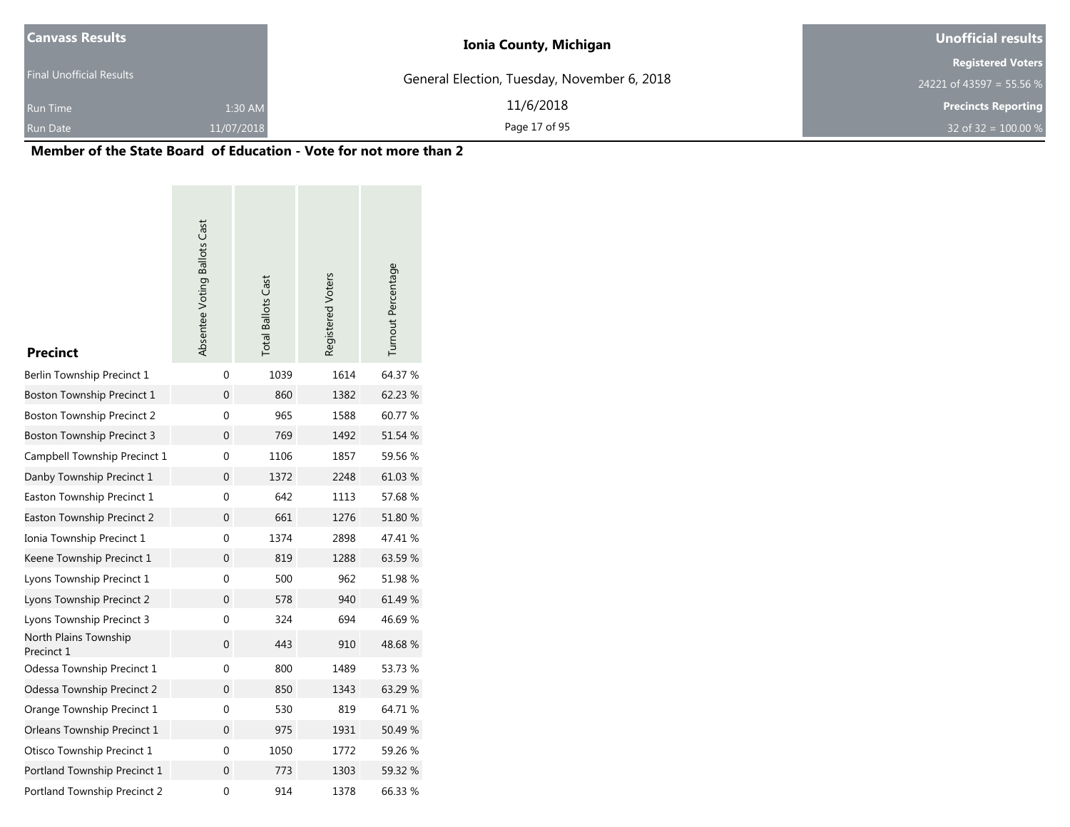**Canvass Results**

Final Unofficial Results

Run Time 1:30 AM

Run Date 11/07/2018

**Ionia County, Michigan**

General Election, Tuesday, November 6, 2018

11/6/2018

**Unofficial results**

**Registered Voters**

24221 of 43597 = 55.56 %

**Precincts Reporting**

32 of 32 = 100.00 %

## Member of the State Board of Education - Vote for not more than 2

| Precinct | Absentee Voting Ballots Cast | Total Ballots Cast | Registered Voters | Turnout Percentage |
|---|---|---|---|---|
| Berlin Township Precinct 1 | 0 | 1039 | 1614 | 64.37 % |
| Boston Township Precinct 1 | 0 | 860 | 1382 | 62.23 % |
| Boston Township Precinct 2 | 0 | 965 | 1588 | 60.77 % |
| Boston Township Precinct 3 | 0 | 769 | 1492 | 51.54 % |
| Campbell Township Precinct 1 | 0 | 1106 | 1857 | 59.56 % |
| Danby Township Precinct 1 | 0 | 1372 | 2248 | 61.03 % |
| Easton Township Precinct 1 | 0 | 642 | 1113 | 57.68 % |
| Easton Township Precinct 2 | 0 | 661 | 1276 | 51.80 % |
| Ionia Township Precinct 1 | 0 | 1374 | 2898 | 47.41 % |
| Keene Township Precinct 1 | 0 | 819 | 1288 | 63.59 % |
| Lyons Township Precinct 1 | 0 | 500 | 962 | 51.98 % |
| Lyons Township Precinct 2 | 0 | 578 | 940 | 61.49 % |
| Lyons Township Precinct 3 | 0 | 324 | 694 | 46.69 % |
| North Plains Township Precinct 1 | 0 | 443 | 910 | 48.68 % |
| Odessa Township Precinct 1 | 0 | 800 | 1489 | 53.73 % |
| Odessa Township Precinct 2 | 0 | 850 | 1343 | 63.29 % |
| Orange Township Precinct 1 | 0 | 530 | 819 | 64.71 % |
| Orleans Township Precinct 1 | 0 | 975 | 1931 | 50.49 % |
| Otisco Township Precinct 1 | 0 | 1050 | 1772 | 59.26 % |
| Portland Township Precinct 1 | 0 | 773 | 1303 | 59.32 % |
| Portland Township Precinct 2 | 0 | 914 | 1378 | 66.33 % |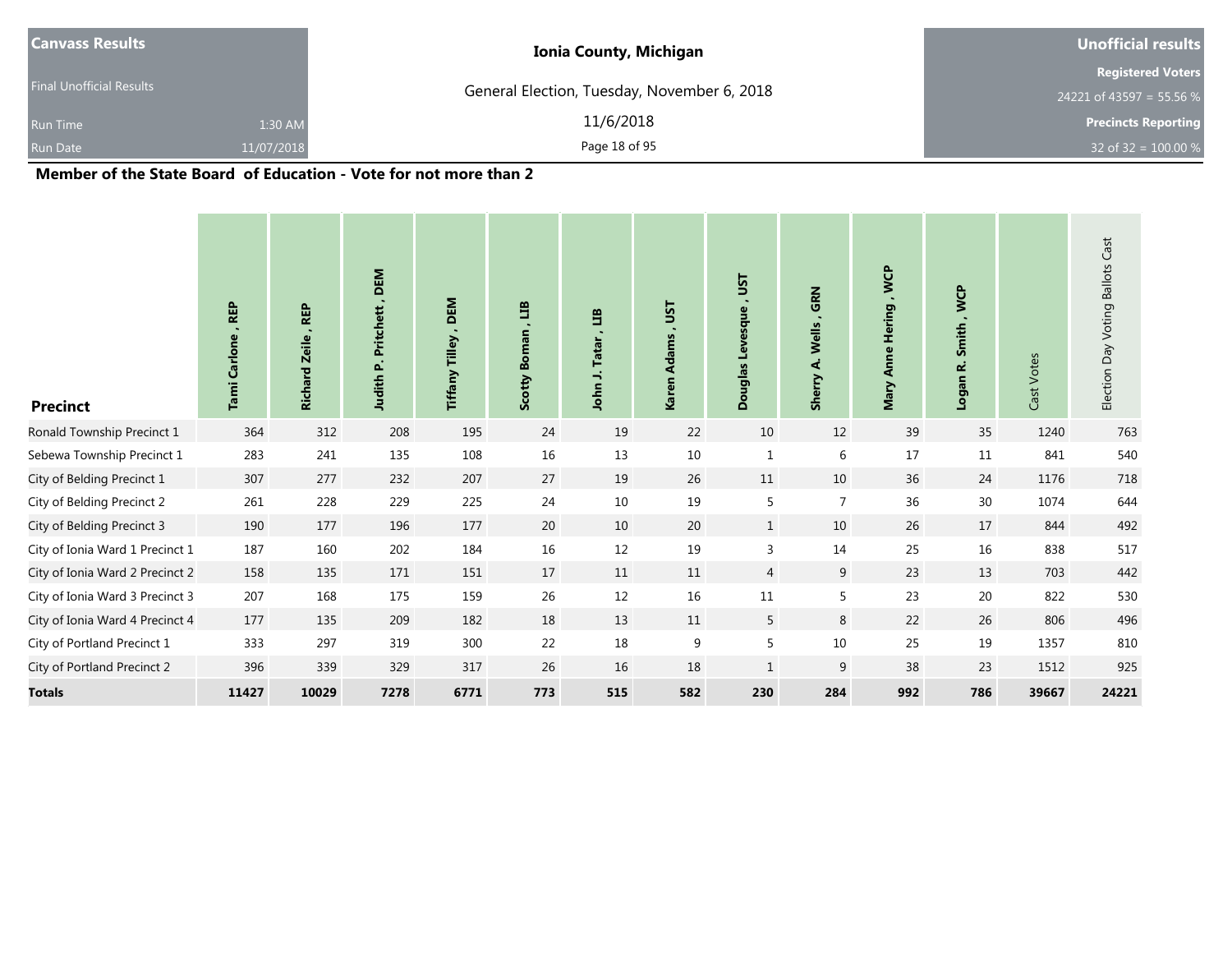| Canvass Results | Ionia County, Michigan | Unofficial results |
|---|---|---|
| Final Unofficial Results | General Election, Tuesday, November 6, 2018 | Registered Voters |
| | | 24221 of 43597 = 55.56 % |
| Run Time 1:30 AM | 11/6/2018 | Precincts Reporting |
| Run Date 11/07/2018 | | 32 of 32 = 100.00 % |

## Member of the State Board of Education - Vote for not more than 2

| Precinct | Tami Carlone , REP | Richard Zeile , REP | Judith P. Pritchett , DEM | Tiffany Tilley , DEM | Scotty Boman , LIB | John J. Tatar , LIB | Karen Adams , UST | Douglas Levesque , UST | Sherry A. Wells , GRN | Mary Anne Hering , WCP | Logan R. Smith , WCP | Cast Votes | Election Day Voting Ballots Cast |
|---|---|---|---|---|---|---|---|---|---|---|---|---|---|
| Ronald Township Precinct 1 | 364 | 312 | 208 | 195 | 24 | 19 | 22 | 10 | 12 | 39 | 35 | 1240 | 763 |
| Sebewa Township Precinct 1 | 283 | 241 | 135 | 108 | 16 | 13 | 10 | 1 | 6 | 17 | 11 | 841 | 540 |
| City of Belding Precinct 1 | 307 | 277 | 232 | 207 | 27 | 19 | 26 | 11 | 10 | 36 | 24 | 1176 | 718 |
| City of Belding Precinct 2 | 261 | 228 | 229 | 225 | 24 | 10 | 19 | 5 | 7 | 36 | 30 | 1074 | 644 |
| City of Belding Precinct 3 | 190 | 177 | 196 | 177 | 20 | 10 | 20 | 1 | 10 | 26 | 17 | 844 | 492 |
| City of Ionia Ward 1 Precinct 1 | 187 | 160 | 202 | 184 | 16 | 12 | 19 | 3 | 14 | 25 | 16 | 838 | 517 |
| City of Ionia Ward 2 Precinct 2 | 158 | 135 | 171 | 151 | 17 | 11 | 11 | 4 | 9 | 23 | 13 | 703 | 442 |
| City of Ionia Ward 3 Precinct 3 | 207 | 168 | 175 | 159 | 26 | 12 | 16 | 11 | 5 | 23 | 20 | 822 | 530 |
| City of Ionia Ward 4 Precinct 4 | 177 | 135 | 209 | 182 | 18 | 13 | 11 | 5 | 8 | 22 | 26 | 806 | 496 |
| City of Portland Precinct 1 | 333 | 297 | 319 | 300 | 22 | 18 | 9 | 5 | 10 | 25 | 19 | 1357 | 810 |
| City of Portland Precinct 2 | 396 | 339 | 329 | 317 | 26 | 16 | 18 | 1 | 9 | 38 | 23 | 1512 | 925 |
| **Totals** | **11427** | **10029** | **7278** | **6771** | **773** | **515** | **582** | **230** | **284** | **992** | **786** | **39667** | **24221** |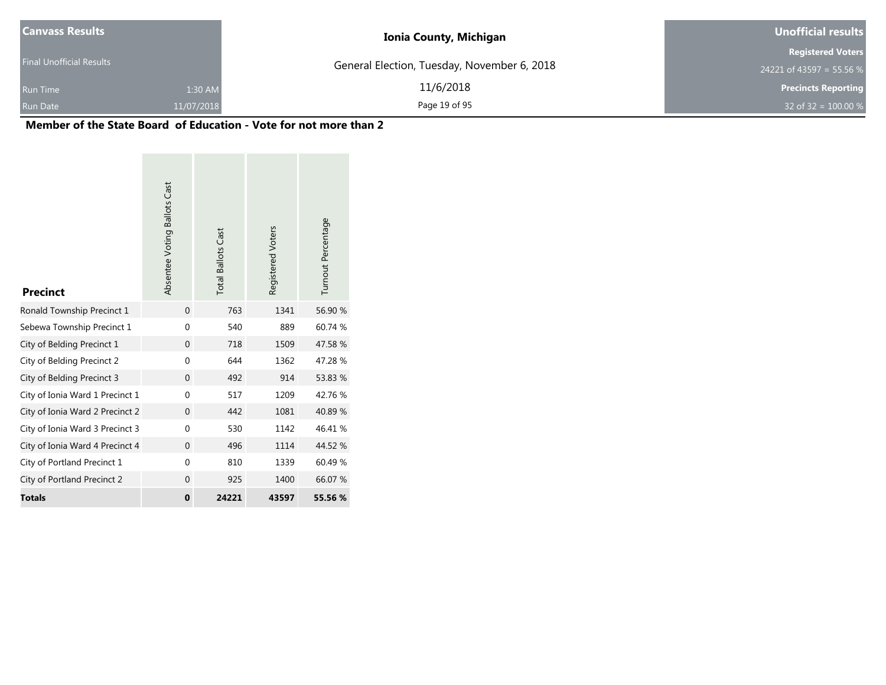| Canvass Results | | Ionia County, Michigan | Unofficial results |
|---|---|---|---|
| Final Unofficial Results | | General Election, Tuesday, November 6, 2018 | Registered Voters |
| | | | 24221 of 43597 = 55.56 % |
| Run Time | 1:30 AM | 11/6/2018 | Precincts Reporting |
| Run Date | 11/07/2018 | | 32 of 32 = 100.00 % |

## Member of the State Board of Education - Vote for not more than 2

| Precinct | Absentee Voting Ballots Cast | Total Ballots Cast | Registered Voters | Turnout Percentage |
|---|---|---|---|---|
| Ronald Township Precinct 1 | 0 | 763 | 1341 | 56.90 % |
| Sebewa Township Precinct 1 | 0 | 540 | 889 | 60.74 % |
| City of Belding Precinct 1 | 0 | 718 | 1509 | 47.58 % |
| City of Belding Precinct 2 | 0 | 644 | 1362 | 47.28 % |
| City of Belding Precinct 3 | 0 | 492 | 914 | 53.83 % |
| City of Ionia Ward 1 Precinct 1 | 0 | 517 | 1209 | 42.76 % |
| City of Ionia Ward 2 Precinct 2 | 0 | 442 | 1081 | 40.89 % |
| City of Ionia Ward 3 Precinct 3 | 0 | 530 | 1142 | 46.41 % |
| City of Ionia Ward 4 Precinct 4 | 0 | 496 | 1114 | 44.52 % |
| City of Portland Precinct 1 | 0 | 810 | 1339 | 60.49 % |
| City of Portland Precinct 2 | 0 | 925 | 1400 | 66.07 % |
| **Totals** | **0** | **24221** | **43597** | **55.56 %** |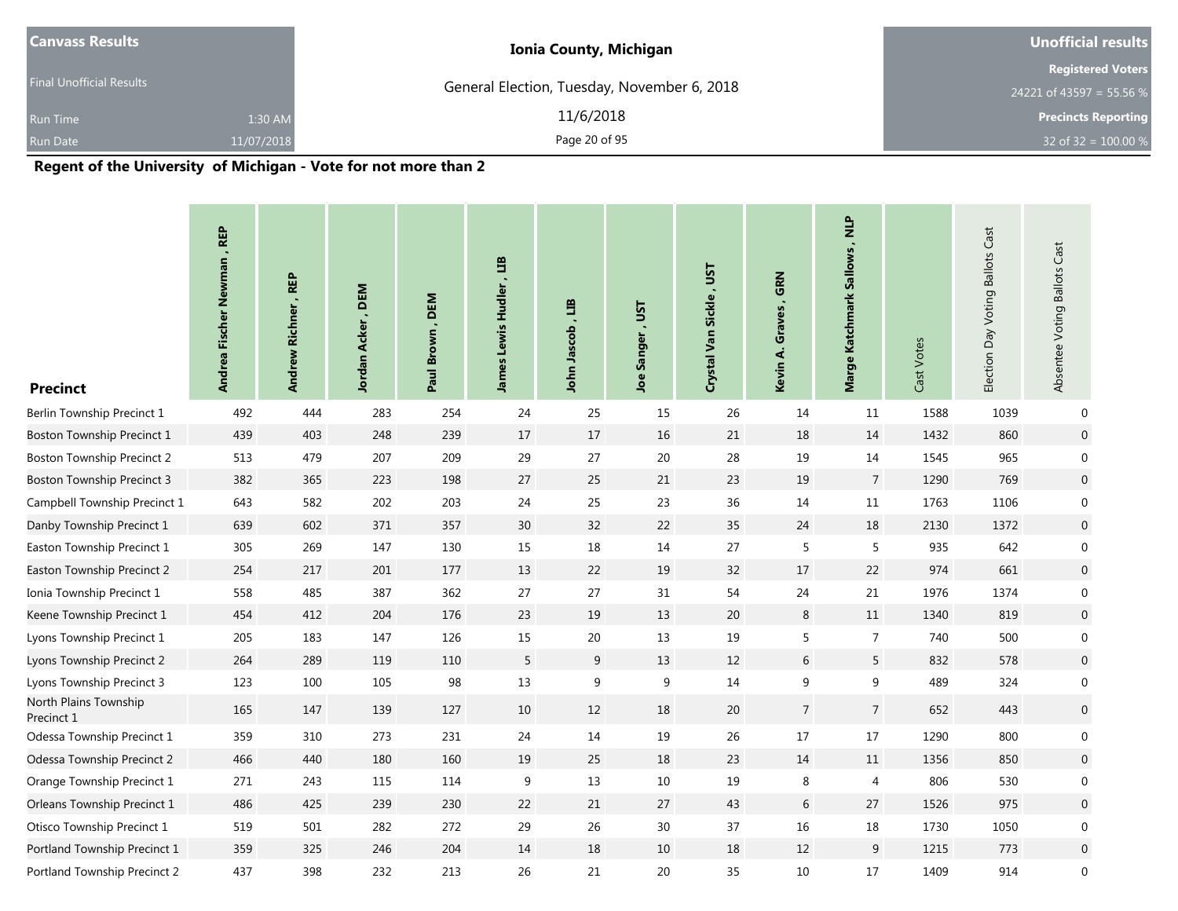| Canvass Results | Ionia County, Michigan | Unofficial results |
|---|---|---|
| Final Unofficial Results | General Election, Tuesday, November 6, 2018 | Registered Voters |
| | | 24221 of 43597 = 55.56 % |
| Run Time 1:30 AM | 11/6/2018 | Precincts Reporting |
| Run Date 11/07/2018 | | 32 of 32 = 100.00 % |

## Regent of the University of Michigan - Vote for not more than 2

| Precinct | Andrea Fischer Newman , REP | Andrew Richner , REP | Jordan Acker , DEM | Paul Brown , DEM | James Lewis Hudler , LIB | John Jascob , LIB | Joe Sanger , UST | Crystal Van Sickle , UST | Kevin A. Graves , GRN | Marge Katchmark Sallows , NLP | Cast Votes | Election Day Voting Ballots Cast | Absentee Voting Ballots Cast |
|---|---|---|---|---|---|---|---|---|---|---|---|---|---|
| Berlin Township Precinct 1 | 492 | 444 | 283 | 254 | 24 | 25 | 15 | 26 | 14 | 11 | 1588 | 1039 | 0 |
| Boston Township Precinct 1 | 439 | 403 | 248 | 239 | 17 | 17 | 16 | 21 | 18 | 14 | 1432 | 860 | 0 |
| Boston Township Precinct 2 | 513 | 479 | 207 | 209 | 29 | 27 | 20 | 28 | 19 | 14 | 1545 | 965 | 0 |
| Boston Township Precinct 3 | 382 | 365 | 223 | 198 | 27 | 25 | 21 | 23 | 19 | 7 | 1290 | 769 | 0 |
| Campbell Township Precinct 1 | 643 | 582 | 202 | 203 | 24 | 25 | 23 | 36 | 14 | 11 | 1763 | 1106 | 0 |
| Danby Township Precinct 1 | 639 | 602 | 371 | 357 | 30 | 32 | 22 | 35 | 24 | 18 | 2130 | 1372 | 0 |
| Easton Township Precinct 1 | 305 | 269 | 147 | 130 | 15 | 18 | 14 | 27 | 5 | 5 | 935 | 642 | 0 |
| Easton Township Precinct 2 | 254 | 217 | 201 | 177 | 13 | 22 | 19 | 32 | 17 | 22 | 974 | 661 | 0 |
| Ionia Township Precinct 1 | 558 | 485 | 387 | 362 | 27 | 27 | 31 | 54 | 24 | 21 | 1976 | 1374 | 0 |
| Keene Township Precinct 1 | 454 | 412 | 204 | 176 | 23 | 19 | 13 | 20 | 8 | 11 | 1340 | 819 | 0 |
| Lyons Township Precinct 1 | 205 | 183 | 147 | 126 | 15 | 20 | 13 | 19 | 5 | 7 | 740 | 500 | 0 |
| Lyons Township Precinct 2 | 264 | 289 | 119 | 110 | 5 | 9 | 13 | 12 | 6 | 5 | 832 | 578 | 0 |
| Lyons Township Precinct 3 | 123 | 100 | 105 | 98 | 13 | 9 | 9 | 14 | 9 | 9 | 489 | 324 | 0 |
| North Plains Township Precinct 1 | 165 | 147 | 139 | 127 | 10 | 12 | 18 | 20 | 7 | 7 | 652 | 443 | 0 |
| Odessa Township Precinct 1 | 359 | 310 | 273 | 231 | 24 | 14 | 19 | 26 | 17 | 17 | 1290 | 800 | 0 |
| Odessa Township Precinct 2 | 466 | 440 | 180 | 160 | 19 | 25 | 18 | 23 | 14 | 11 | 1356 | 850 | 0 |
| Orange Township Precinct 1 | 271 | 243 | 115 | 114 | 9 | 13 | 10 | 19 | 8 | 4 | 806 | 530 | 0 |
| Orleans Township Precinct 1 | 486 | 425 | 239 | 230 | 22 | 21 | 27 | 43 | 6 | 27 | 1526 | 975 | 0 |
| Otisco Township Precinct 1 | 519 | 501 | 282 | 272 | 29 | 26 | 30 | 37 | 16 | 18 | 1730 | 1050 | 0 |
| Portland Township Precinct 1 | 359 | 325 | 246 | 204 | 14 | 18 | 10 | 18 | 12 | 9 | 1215 | 773 | 0 |
| Portland Township Precinct 2 | 437 | 398 | 232 | 213 | 26 | 21 | 20 | 35 | 10 | 17 | 1409 | 914 | 0 |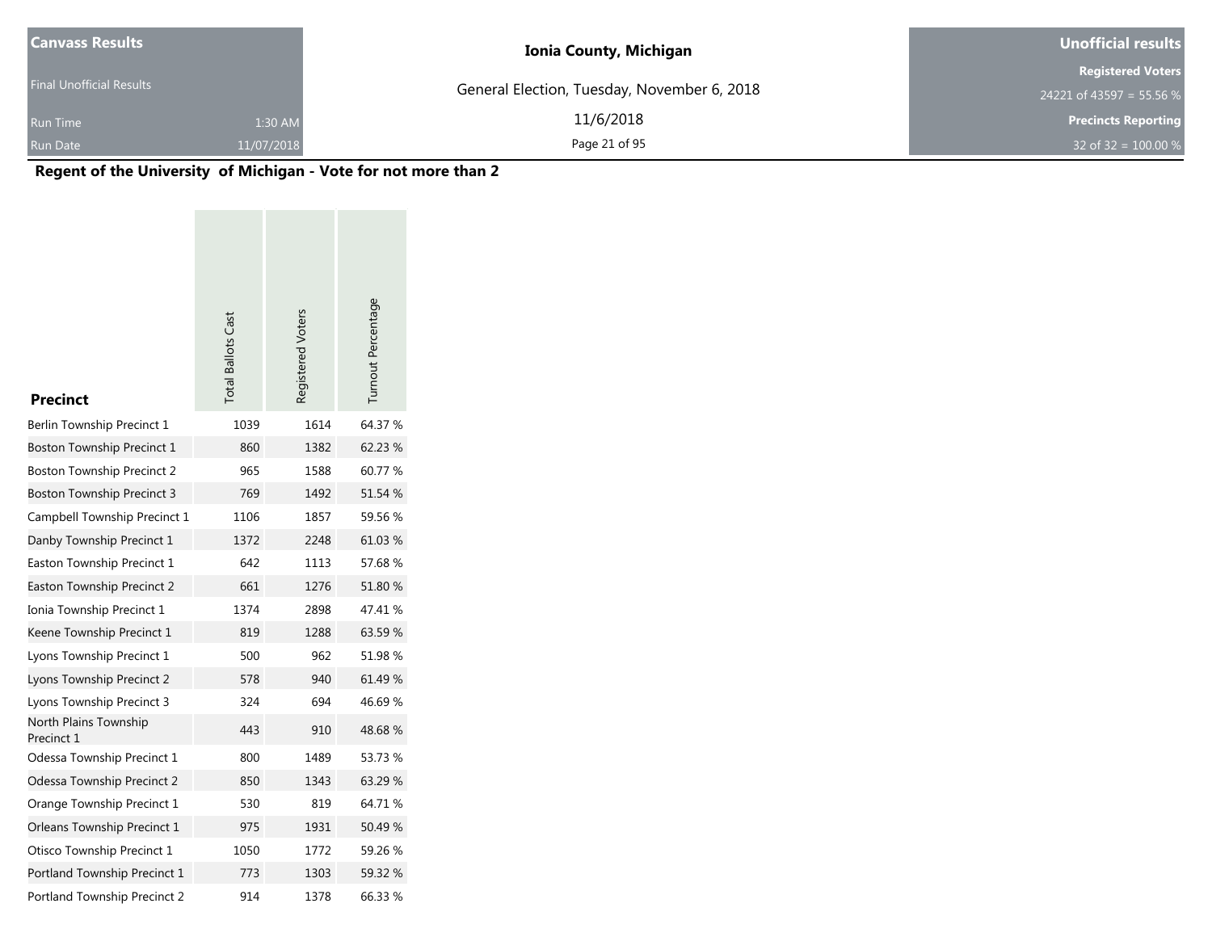| Canvass Results | | Ionia County, Michigan | Unofficial results |
| --- | --- | --- | --- |
| Final Unofficial Results | | General Election, Tuesday, November 6, 2018 | Registered Voters |
| | | | 24221 of 43597 = 55.56 % |
| Run Time | 1:30 AM | 11/6/2018 | Precincts Reporting |
| Run Date | 11/07/2018 | | 32 of 32 = 100.00 % |

## Regent of the University of Michigan - Vote for not more than 2

| Precinct | Total Ballots Cast | Registered Voters | Turnout Percentage |
| --- | --- | --- | --- |
| Berlin Township Precinct 1 | 1039 | 1614 | 64.37 % |
| Boston Township Precinct 1 | 860 | 1382 | 62.23 % |
| Boston Township Precinct 2 | 965 | 1588 | 60.77 % |
| Boston Township Precinct 3 | 769 | 1492 | 51.54 % |
| Campbell Township Precinct 1 | 1106 | 1857 | 59.56 % |
| Danby Township Precinct 1 | 1372 | 2248 | 61.03 % |
| Easton Township Precinct 1 | 642 | 1113 | 57.68 % |
| Easton Township Precinct 2 | 661 | 1276 | 51.80 % |
| Ionia Township Precinct 1 | 1374 | 2898 | 47.41 % |
| Keene Township Precinct 1 | 819 | 1288 | 63.59 % |
| Lyons Township Precinct 1 | 500 | 962 | 51.98 % |
| Lyons Township Precinct 2 | 578 | 940 | 61.49 % |
| Lyons Township Precinct 3 | 324 | 694 | 46.69 % |
| North Plains Township Precinct 1 | 443 | 910 | 48.68 % |
| Odessa Township Precinct 1 | 800 | 1489 | 53.73 % |
| Odessa Township Precinct 2 | 850 | 1343 | 63.29 % |
| Orange Township Precinct 1 | 530 | 819 | 64.71 % |
| Orleans Township Precinct 1 | 975 | 1931 | 50.49 % |
| Otisco Township Precinct 1 | 1050 | 1772 | 59.26 % |
| Portland Township Precinct 1 | 773 | 1303 | 59.32 % |
| Portland Township Precinct 2 | 914 | 1378 | 66.33 % |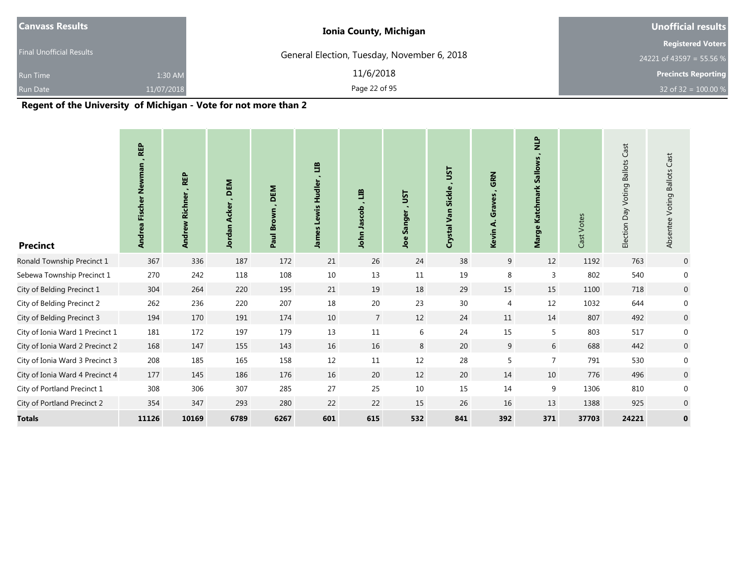| Canvass Results | Ionia County, Michigan | Unofficial results |
|---|---|---|
| Final Unofficial Results | General Election, Tuesday, November 6, 2018 | Registered Voters |
| Run Time 1:30 AM | 11/6/2018 | 24221 of 43597 = 55.56 % |
| Run Date 11/07/2018 | | Precincts Reporting |
| | | 32 of 32 = 100.00 % |

## Regent of the University of Michigan - Vote for not more than 2

| Precinct | Andrea Fischer Newman , REP | Andrew Richner , REP | Jordan Acker , DEM | Paul Brown , DEM | James Lewis Hudler , LIB | John Jascob , LIB | Joe Sanger , UST | Crystal Van Sickle , UST | Kevin A. Graves , GRN | Marge Katchmark Sallows , NLP | Cast Votes | Election Day Voting Ballots Cast | Absentee Voting Ballots Cast |
|---|---|---|---|---|---|---|---|---|---|---|---|---|---|
| Ronald Township Precinct 1 | 367 | 336 | 187 | 172 | 21 | 26 | 24 | 38 | 9 | 12 | 1192 | 763 | 0 |
| Sebewa Township Precinct 1 | 270 | 242 | 118 | 108 | 10 | 13 | 11 | 19 | 8 | 3 | 802 | 540 | 0 |
| City of Belding Precinct 1 | 304 | 264 | 220 | 195 | 21 | 19 | 18 | 29 | 15 | 15 | 1100 | 718 | 0 |
| City of Belding Precinct 2 | 262 | 236 | 220 | 207 | 18 | 20 | 23 | 30 | 4 | 12 | 1032 | 644 | 0 |
| City of Belding Precinct 3 | 194 | 170 | 191 | 174 | 10 | 7 | 12 | 24 | 11 | 14 | 807 | 492 | 0 |
| City of Ionia Ward 1 Precinct 1 | 181 | 172 | 197 | 179 | 13 | 11 | 6 | 24 | 15 | 5 | 803 | 517 | 0 |
| City of Ionia Ward 2 Precinct 2 | 168 | 147 | 155 | 143 | 16 | 16 | 8 | 20 | 9 | 6 | 688 | 442 | 0 |
| City of Ionia Ward 3 Precinct 3 | 208 | 185 | 165 | 158 | 12 | 11 | 12 | 28 | 5 | 7 | 791 | 530 | 0 |
| City of Ionia Ward 4 Precinct 4 | 177 | 145 | 186 | 176 | 16 | 20 | 12 | 20 | 14 | 10 | 776 | 496 | 0 |
| City of Portland Precinct 1 | 308 | 306 | 307 | 285 | 27 | 25 | 10 | 15 | 14 | 9 | 1306 | 810 | 0 |
| City of Portland Precinct 2 | 354 | 347 | 293 | 280 | 22 | 22 | 15 | 26 | 16 | 13 | 1388 | 925 | 0 |
| **Totals** | **11126** | **10169** | **6789** | **6267** | **601** | **615** | **532** | **841** | **392** | **371** | **37703** | **24221** | **0** |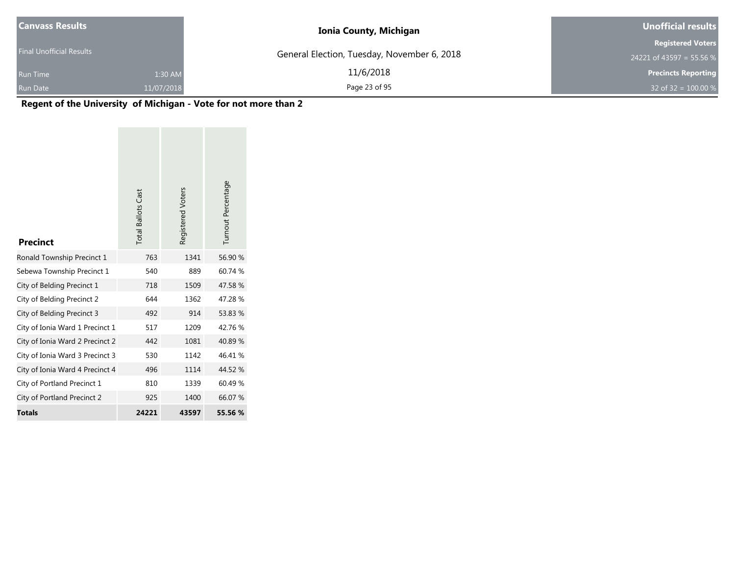| Canvass Results | | Ionia County, Michigan | Unofficial results |
|---|---|---|---|
| Final Unofficial Results | | General Election, Tuesday, November 6, 2018 | Registered Voters |
| | | | 24221 of 43597 = 55.56 % |
| Run Time | 1:30 AM | 11/6/2018 | Precincts Reporting |
| Run Date | 11/07/2018 | | 32 of 32 = 100.00 % |

## Regent of the University of Michigan - Vote for not more than 2

| Precinct | Total Ballots Cast | Registered Voters | Turnout Percentage |
|---|---|---|---|
| Ronald Township Precinct 1 | 763 | 1341 | 56.90 % |
| Sebewa Township Precinct 1 | 540 | 889 | 60.74 % |
| City of Belding Precinct 1 | 718 | 1509 | 47.58 % |
| City of Belding Precinct 2 | 644 | 1362 | 47.28 % |
| City of Belding Precinct 3 | 492 | 914 | 53.83 % |
| City of Ionia Ward 1 Precinct 1 | 517 | 1209 | 42.76 % |
| City of Ionia Ward 2 Precinct 2 | 442 | 1081 | 40.89 % |
| City of Ionia Ward 3 Precinct 3 | 530 | 1142 | 46.41 % |
| City of Ionia Ward 4 Precinct 4 | 496 | 1114 | 44.52 % |
| City of Portland Precinct 1 | 810 | 1339 | 60.49 % |
| City of Portland Precinct 2 | 925 | 1400 | 66.07 % |
| **Totals** | **24221** | **43597** | **55.56 %** |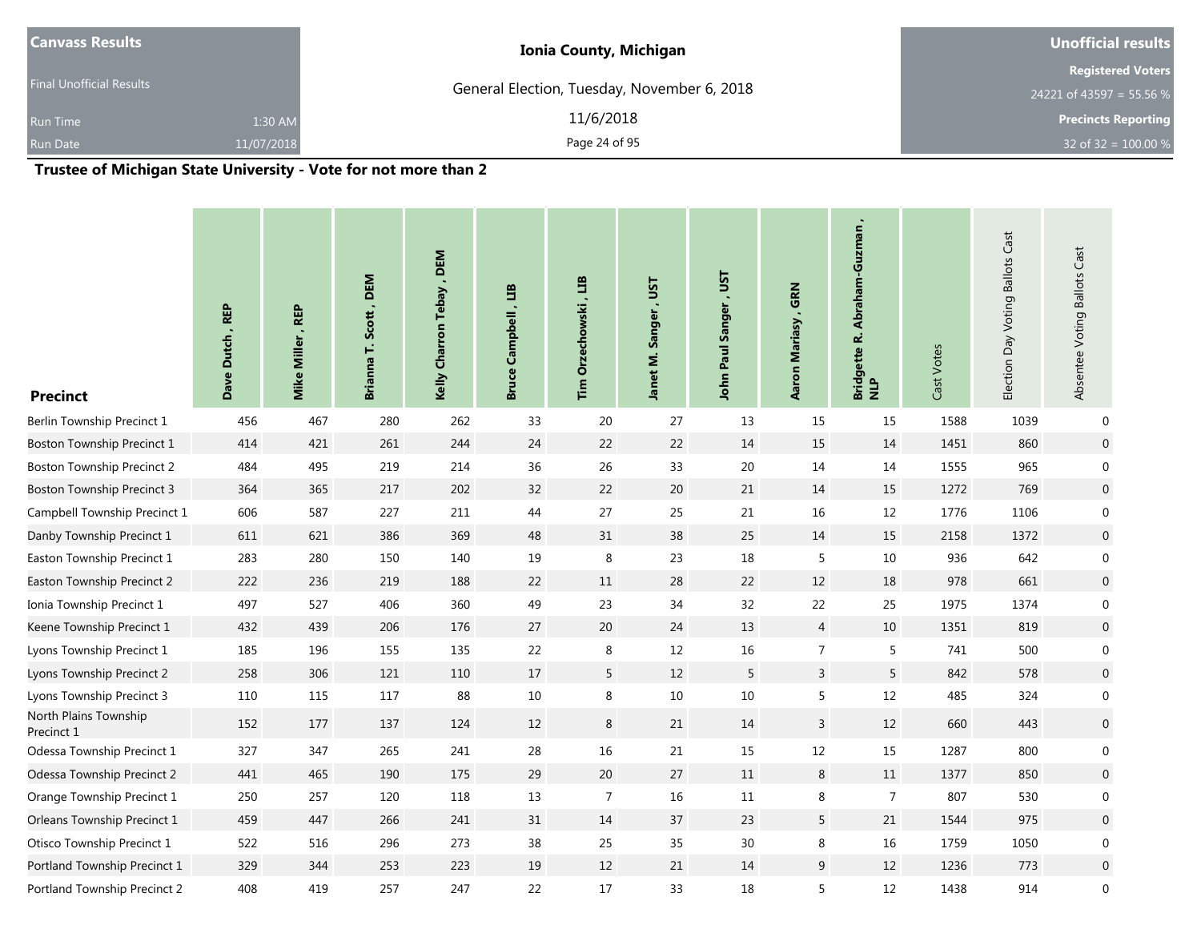| Canvass Results | Ionia County, Michigan | Unofficial results |
|---|---|---|
| Final Unofficial Results | General Election, Tuesday, November 6, 2018 | Registered Voters 24221 of 43597 = 55.56 % |
| Run Time 1:30 AM | 11/6/2018 | Precincts Reporting |
| Run Date 11/07/2018 | | 32 of 32 = 100.00 % |

## Trustee of Michigan State University - Vote for not more than 2

| Precinct | Dave Dutch , REP | Mike Miller , REP | Brianna T. Scott , DEM | Kelly Charron Tebay , DEM | Bruce Campbell , LIB | Tim Orzechowski , LIB | Janet M. Sanger , UST | John Paul Sanger , UST | Aaron Mariasy , GRN | Bridgette R. Abraham-Guzman , NLP | Cast Votes | Election Day Voting Ballots Cast | Absentee Voting Ballots Cast |
|---|---|---|---|---|---|---|---|---|---|---|---|---|---|
| Berlin Township Precinct 1 | 456 | 467 | 280 | 262 | 33 | 20 | 27 | 13 | 15 | 15 | 1588 | 1039 | 0 |
| Boston Township Precinct 1 | 414 | 421 | 261 | 244 | 24 | 22 | 22 | 14 | 15 | 14 | 1451 | 860 | 0 |
| Boston Township Precinct 2 | 484 | 495 | 219 | 214 | 36 | 26 | 33 | 20 | 14 | 14 | 1555 | 965 | 0 |
| Boston Township Precinct 3 | 364 | 365 | 217 | 202 | 32 | 22 | 20 | 21 | 14 | 15 | 1272 | 769 | 0 |
| Campbell Township Precinct 1 | 606 | 587 | 227 | 211 | 44 | 27 | 25 | 21 | 16 | 12 | 1776 | 1106 | 0 |
| Danby Township Precinct 1 | 611 | 621 | 386 | 369 | 48 | 31 | 38 | 25 | 14 | 15 | 2158 | 1372 | 0 |
| Easton Township Precinct 1 | 283 | 280 | 150 | 140 | 19 | 8 | 23 | 18 | 5 | 10 | 936 | 642 | 0 |
| Easton Township Precinct 2 | 222 | 236 | 219 | 188 | 22 | 11 | 28 | 22 | 12 | 18 | 978 | 661 | 0 |
| Ionia Township Precinct 1 | 497 | 527 | 406 | 360 | 49 | 23 | 34 | 32 | 22 | 25 | 1975 | 1374 | 0 |
| Keene Township Precinct 1 | 432 | 439 | 206 | 176 | 27 | 20 | 24 | 13 | 4 | 10 | 1351 | 819 | 0 |
| Lyons Township Precinct 1 | 185 | 196 | 155 | 135 | 22 | 8 | 12 | 16 | 7 | 5 | 741 | 500 | 0 |
| Lyons Township Precinct 2 | 258 | 306 | 121 | 110 | 17 | 5 | 12 | 5 | 3 | 5 | 842 | 578 | 0 |
| Lyons Township Precinct 3 | 110 | 115 | 117 | 88 | 10 | 8 | 10 | 10 | 5 | 12 | 485 | 324 | 0 |
| North Plains Township Precinct 1 | 152 | 177 | 137 | 124 | 12 | 8 | 21 | 14 | 3 | 12 | 660 | 443 | 0 |
| Odessa Township Precinct 1 | 327 | 347 | 265 | 241 | 28 | 16 | 21 | 15 | 12 | 15 | 1287 | 800 | 0 |
| Odessa Township Precinct 2 | 441 | 465 | 190 | 175 | 29 | 20 | 27 | 11 | 8 | 11 | 1377 | 850 | 0 |
| Orange Township Precinct 1 | 250 | 257 | 120 | 118 | 13 | 7 | 16 | 11 | 8 | 7 | 807 | 530 | 0 |
| Orleans Township Precinct 1 | 459 | 447 | 266 | 241 | 31 | 14 | 37 | 23 | 5 | 21 | 1544 | 975 | 0 |
| Otisco Township Precinct 1 | 522 | 516 | 296 | 273 | 38 | 25 | 35 | 30 | 8 | 16 | 1759 | 1050 | 0 |
| Portland Township Precinct 1 | 329 | 344 | 253 | 223 | 19 | 12 | 21 | 14 | 9 | 12 | 1236 | 773 | 0 |
| Portland Township Precinct 2 | 408 | 419 | 257 | 247 | 22 | 17 | 33 | 18 | 5 | 12 | 1438 | 914 | 0 |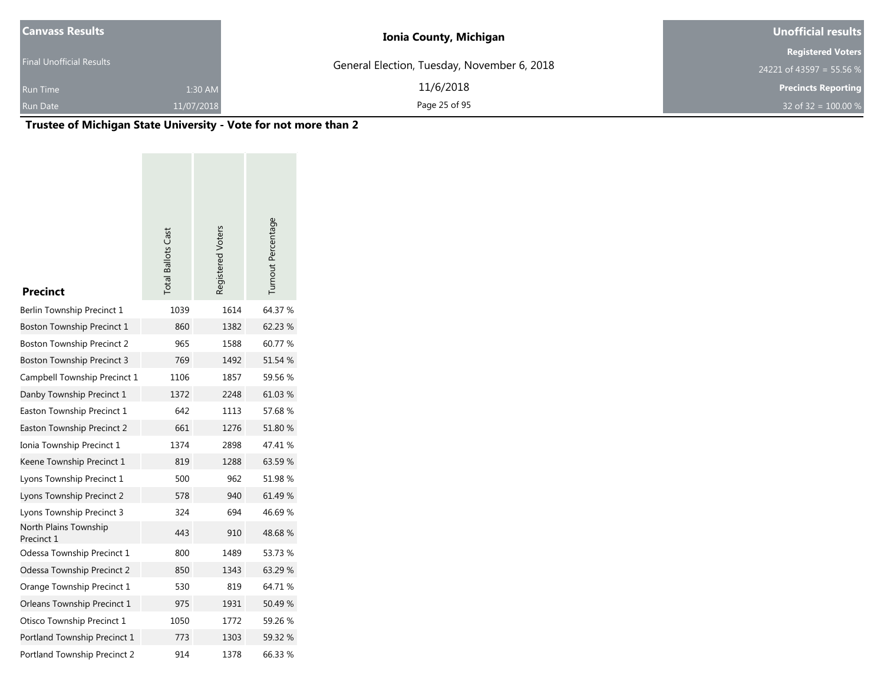## Trustee of Michigan State University - Vote for not more than 2

| Precinct | Total Ballots Cast | Registered Voters | Turnout Percentage |
|---|---|---|---|
| Berlin Township Precinct 1 | 1039 | 1614 | 64.37 % |
| Boston Township Precinct 1 | 860 | 1382 | 62.23 % |
| Boston Township Precinct 2 | 965 | 1588 | 60.77 % |
| Boston Township Precinct 3 | 769 | 1492 | 51.54 % |
| Campbell Township Precinct 1 | 1106 | 1857 | 59.56 % |
| Danby Township Precinct 1 | 1372 | 2248 | 61.03 % |
| Easton Township Precinct 1 | 642 | 1113 | 57.68 % |
| Easton Township Precinct 2 | 661 | 1276 | 51.80 % |
| Ionia Township Precinct 1 | 1374 | 2898 | 47.41 % |
| Keene Township Precinct 1 | 819 | 1288 | 63.59 % |
| Lyons Township Precinct 1 | 500 | 962 | 51.98 % |
| Lyons Township Precinct 2 | 578 | 940 | 61.49 % |
| Lyons Township Precinct 3 | 324 | 694 | 46.69 % |
| North Plains Township Precinct 1 | 443 | 910 | 48.68 % |
| Odessa Township Precinct 1 | 800 | 1489 | 53.73 % |
| Odessa Township Precinct 2 | 850 | 1343 | 63.29 % |
| Orange Township Precinct 1 | 530 | 819 | 64.71 % |
| Orleans Township Precinct 1 | 975 | 1931 | 50.49 % |
| Otisco Township Precinct 1 | 1050 | 1772 | 59.26 % |
| Portland Township Precinct 1 | 773 | 1303 | 59.32 % |
| Portland Township Precinct 2 | 914 | 1378 | 66.33 % |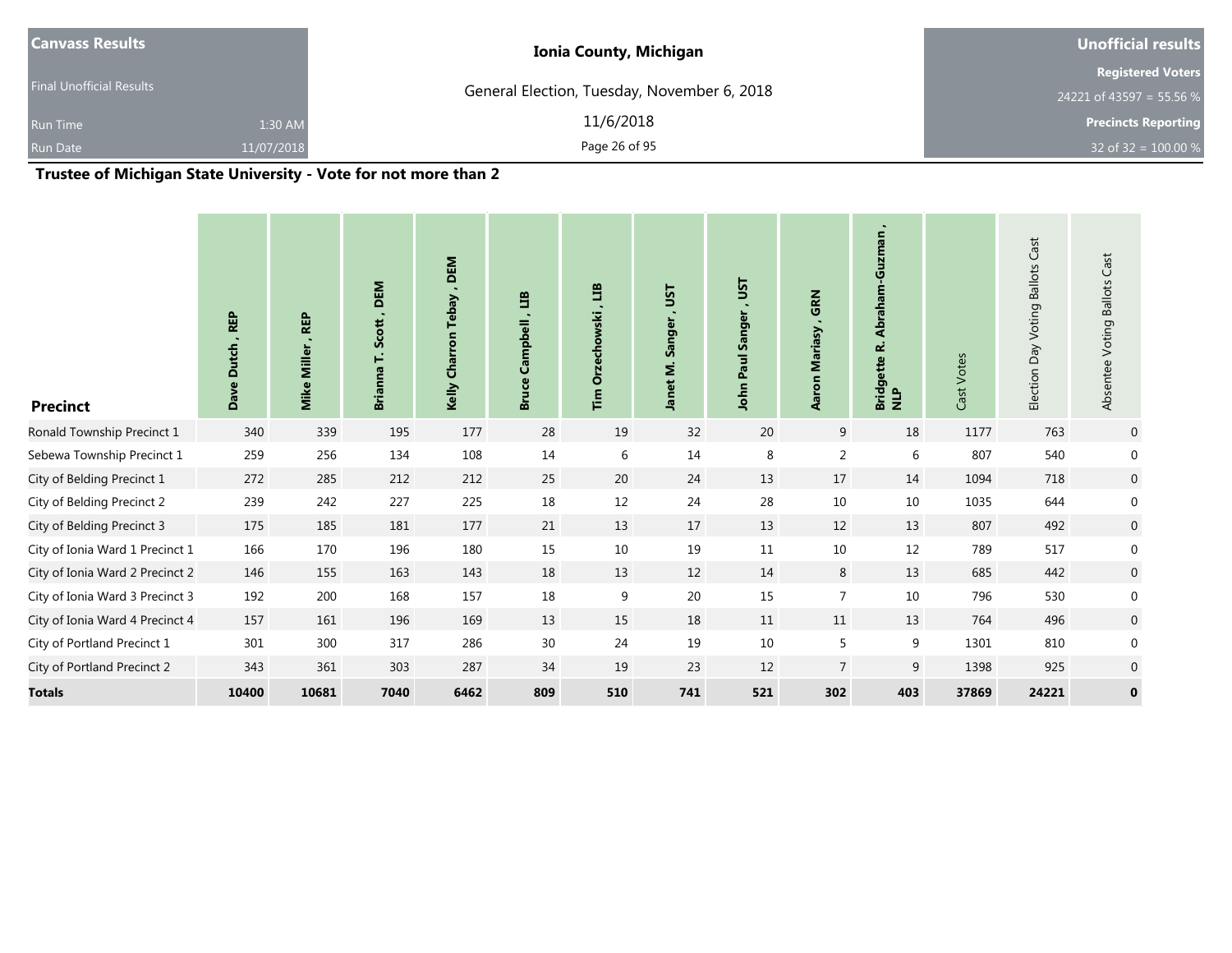| Canvass Results | Ionia County, Michigan | Unofficial results |
| --- | --- | --- |
| Final Unofficial Results | General Election, Tuesday, November 6, 2018 | Registered Voters |
| Run Time 1:30 AM | 11/6/2018 | 24221 of 43597 = 55.56 % |
| Run Date 11/07/2018 | | Precincts Reporting |
| | | 32 of 32 = 100.00 % |

## Trustee of Michigan State University - Vote for not more than 2

| Precinct | Dave Dutch , REP | Mike Miller , REP | Brianna T. Scott , DEM | Kelly Charron Tebay , DEM | Bruce Campbell , LIB | Tim Orzechowski , LIB | Janet M. Sanger , UST | John Paul Sanger , UST | Aaron Mariasy , GRN | Bridgette R. Abraham-Guzman , NLP | Cast Votes | Election Day Voting Ballots Cast | Absentee Voting Ballots Cast |
| --- | --- | --- | --- | --- | --- | --- | --- | --- | --- | --- | --- | --- | --- |
| Ronald Township Precinct 1 | 340 | 339 | 195 | 177 | 28 | 19 | 32 | 20 | 9 | 18 | 1177 | 763 | 0 |
| Sebewa Township Precinct 1 | 259 | 256 | 134 | 108 | 14 | 6 | 14 | 8 | 2 | 6 | 807 | 540 | 0 |
| City of Belding Precinct 1 | 272 | 285 | 212 | 212 | 25 | 20 | 24 | 13 | 17 | 14 | 1094 | 718 | 0 |
| City of Belding Precinct 2 | 239 | 242 | 227 | 225 | 18 | 12 | 24 | 28 | 10 | 10 | 1035 | 644 | 0 |
| City of Belding Precinct 3 | 175 | 185 | 181 | 177 | 21 | 13 | 17 | 13 | 12 | 13 | 807 | 492 | 0 |
| City of Ionia Ward 1 Precinct 1 | 166 | 170 | 196 | 180 | 15 | 10 | 19 | 11 | 10 | 12 | 789 | 517 | 0 |
| City of Ionia Ward 2 Precinct 2 | 146 | 155 | 163 | 143 | 18 | 13 | 12 | 14 | 8 | 13 | 685 | 442 | 0 |
| City of Ionia Ward 3 Precinct 3 | 192 | 200 | 168 | 157 | 18 | 9 | 20 | 15 | 7 | 10 | 796 | 530 | 0 |
| City of Ionia Ward 4 Precinct 4 | 157 | 161 | 196 | 169 | 13 | 15 | 18 | 11 | 11 | 13 | 764 | 496 | 0 |
| City of Portland Precinct 1 | 301 | 300 | 317 | 286 | 30 | 24 | 19 | 10 | 5 | 9 | 1301 | 810 | 0 |
| City of Portland Precinct 2 | 343 | 361 | 303 | 287 | 34 | 19 | 23 | 12 | 7 | 9 | 1398 | 925 | 0 |
| **Totals** | **10400** | **10681** | **7040** | **6462** | **809** | **510** | **741** | **521** | **302** | **403** | **37869** | **24221** | **0** |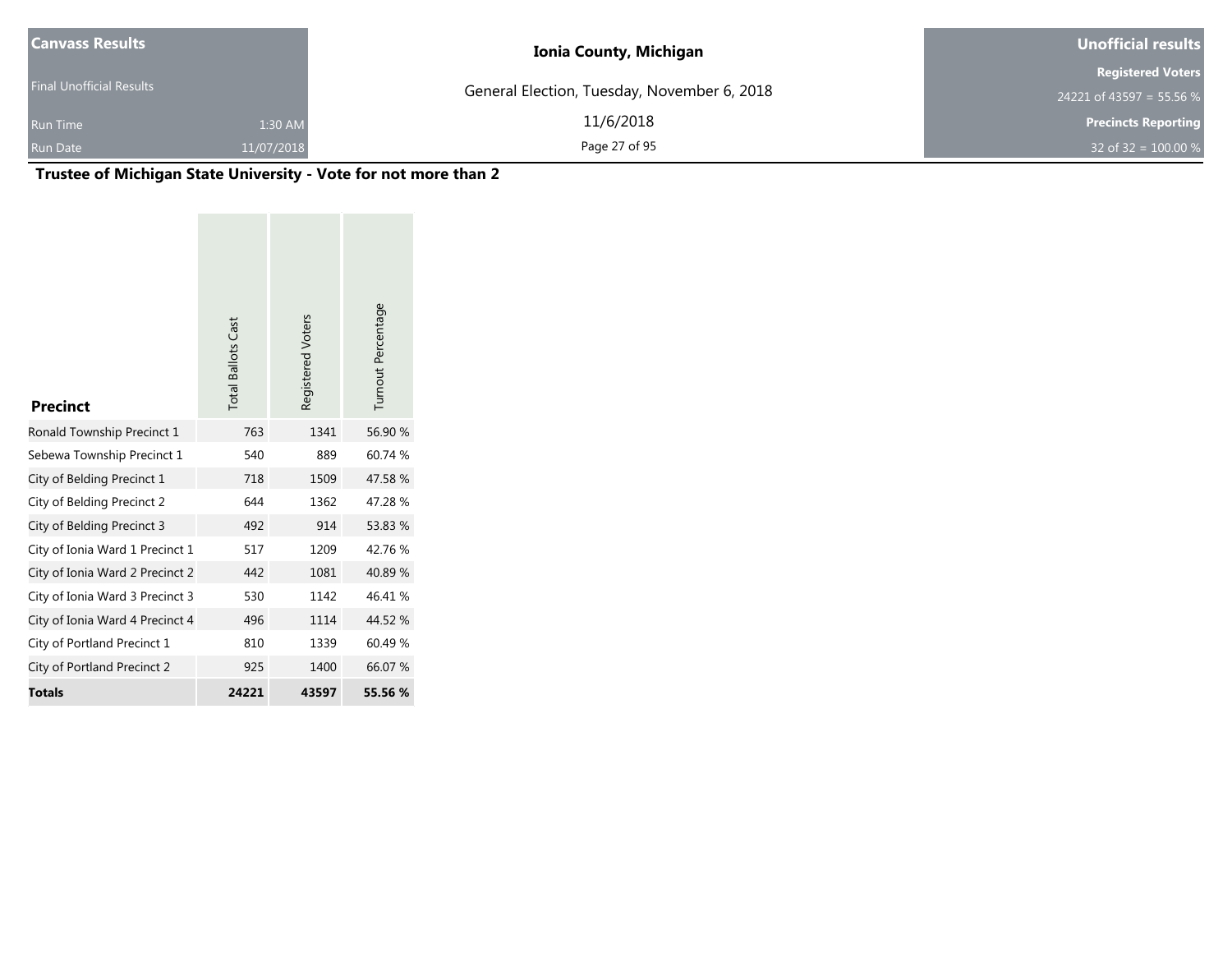**Canvass Results**

Final Unofficial Results

Run Time 1:30 AM

Run Date 11/07/2018

**Ionia County, Michigan**

General Election, Tuesday, November 6, 2018

11/6/2018

**Unofficial results**

**Registered Voters**

24221 of 43597 = 55.56 %

**Precincts Reporting**

32 of 32 = 100.00 %

## Trustee of Michigan State University - Vote for not more than 2

| Precinct | Total Ballots Cast | Registered Voters | Turnout Percentage |
|---|---|---|---|
| Ronald Township Precinct 1 | 763 | 1341 | 56.90 % |
| Sebewa Township Precinct 1 | 540 | 889 | 60.74 % |
| City of Belding Precinct 1 | 718 | 1509 | 47.58 % |
| City of Belding Precinct 2 | 644 | 1362 | 47.28 % |
| City of Belding Precinct 3 | 492 | 914 | 53.83 % |
| City of Ionia Ward 1 Precinct 1 | 517 | 1209 | 42.76 % |
| City of Ionia Ward 2 Precinct 2 | 442 | 1081 | 40.89 % |
| City of Ionia Ward 3 Precinct 3 | 530 | 1142 | 46.41 % |
| City of Ionia Ward 4 Precinct 4 | 496 | 1114 | 44.52 % |
| City of Portland Precinct 1 | 810 | 1339 | 60.49 % |
| City of Portland Precinct 2 | 925 | 1400 | 66.07 % |
| **Totals** | **24221** | **43597** | **55.56 %** |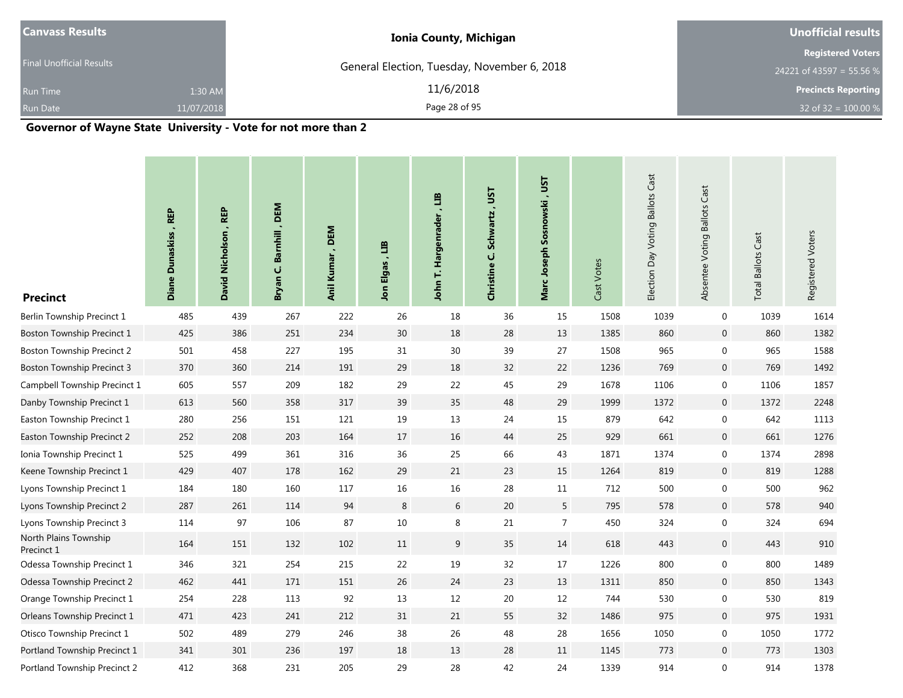| Canvass Results | | Ionia County, Michigan | Unofficial results |
|---|---|---|---|
| Final Unofficial Results | | General Election, Tuesday, November 6, 2018 | Registered Voters |
| | | | 24221 of 43597 = 55.56 % |
| Run Time | 1:30 AM | 11/6/2018 | Precincts Reporting |
| Run Date | 11/07/2018 | | 32 of 32 = 100.00 % |

## Governor of Wayne State University - Vote for not more than 2

| Precinct | Diane Dunaskiss , REP | David Nicholson , REP | Bryan C. Barnhill , DEM | Anil Kumar , DEM | Jon Elgas , LIB | John T. Hargenrader , LIB | Christine C. Schwartz , UST | Marc Joseph Sosnowski , UST | Cast Votes | Election Day Voting Ballots Cast | Absentee Voting Ballots Cast | Total Ballots Cast | Registered Voters |
|---|---|---|---|---|---|---|---|---|---|---|---|---|---|
| Berlin Township Precinct 1 | 485 | 439 | 267 | 222 | 26 | 18 | 36 | 15 | 1508 | 1039 | 0 | 1039 | 1614 |
| Boston Township Precinct 1 | 425 | 386 | 251 | 234 | 30 | 18 | 28 | 13 | 1385 | 860 | 0 | 860 | 1382 |
| Boston Township Precinct 2 | 501 | 458 | 227 | 195 | 31 | 30 | 39 | 27 | 1508 | 965 | 0 | 965 | 1588 |
| Boston Township Precinct 3 | 370 | 360 | 214 | 191 | 29 | 18 | 32 | 22 | 1236 | 769 | 0 | 769 | 1492 |
| Campbell Township Precinct 1 | 605 | 557 | 209 | 182 | 29 | 22 | 45 | 29 | 1678 | 1106 | 0 | 1106 | 1857 |
| Danby Township Precinct 1 | 613 | 560 | 358 | 317 | 39 | 35 | 48 | 29 | 1999 | 1372 | 0 | 1372 | 2248 |
| Easton Township Precinct 1 | 280 | 256 | 151 | 121 | 19 | 13 | 24 | 15 | 879 | 642 | 0 | 642 | 1113 |
| Easton Township Precinct 2 | 252 | 208 | 203 | 164 | 17 | 16 | 44 | 25 | 929 | 661 | 0 | 661 | 1276 |
| Ionia Township Precinct 1 | 525 | 499 | 361 | 316 | 36 | 25 | 66 | 43 | 1871 | 1374 | 0 | 1374 | 2898 |
| Keene Township Precinct 1 | 429 | 407 | 178 | 162 | 29 | 21 | 23 | 15 | 1264 | 819 | 0 | 819 | 1288 |
| Lyons Township Precinct 1 | 184 | 180 | 160 | 117 | 16 | 16 | 28 | 11 | 712 | 500 | 0 | 500 | 962 |
| Lyons Township Precinct 2 | 287 | 261 | 114 | 94 | 8 | 6 | 20 | 5 | 795 | 578 | 0 | 578 | 940 |
| Lyons Township Precinct 3 | 114 | 97 | 106 | 87 | 10 | 8 | 21 | 7 | 450 | 324 | 0 | 324 | 694 |
| North Plains Township Precinct 1 | 164 | 151 | 132 | 102 | 11 | 9 | 35 | 14 | 618 | 443 | 0 | 443 | 910 |
| Odessa Township Precinct 1 | 346 | 321 | 254 | 215 | 22 | 19 | 32 | 17 | 1226 | 800 | 0 | 800 | 1489 |
| Odessa Township Precinct 2 | 462 | 441 | 171 | 151 | 26 | 24 | 23 | 13 | 1311 | 850 | 0 | 850 | 1343 |
| Orange Township Precinct 1 | 254 | 228 | 113 | 92 | 13 | 12 | 20 | 12 | 744 | 530 | 0 | 530 | 819 |
| Orleans Township Precinct 1 | 471 | 423 | 241 | 212 | 31 | 21 | 55 | 32 | 1486 | 975 | 0 | 975 | 1931 |
| Otisco Township Precinct 1 | 502 | 489 | 279 | 246 | 38 | 26 | 48 | 28 | 1656 | 1050 | 0 | 1050 | 1772 |
| Portland Township Precinct 1 | 341 | 301 | 236 | 197 | 18 | 13 | 28 | 11 | 1145 | 773 | 0 | 773 | 1303 |
| Portland Township Precinct 2 | 412 | 368 | 231 | 205 | 29 | 28 | 42 | 24 | 1339 | 914 | 0 | 914 | 1378 |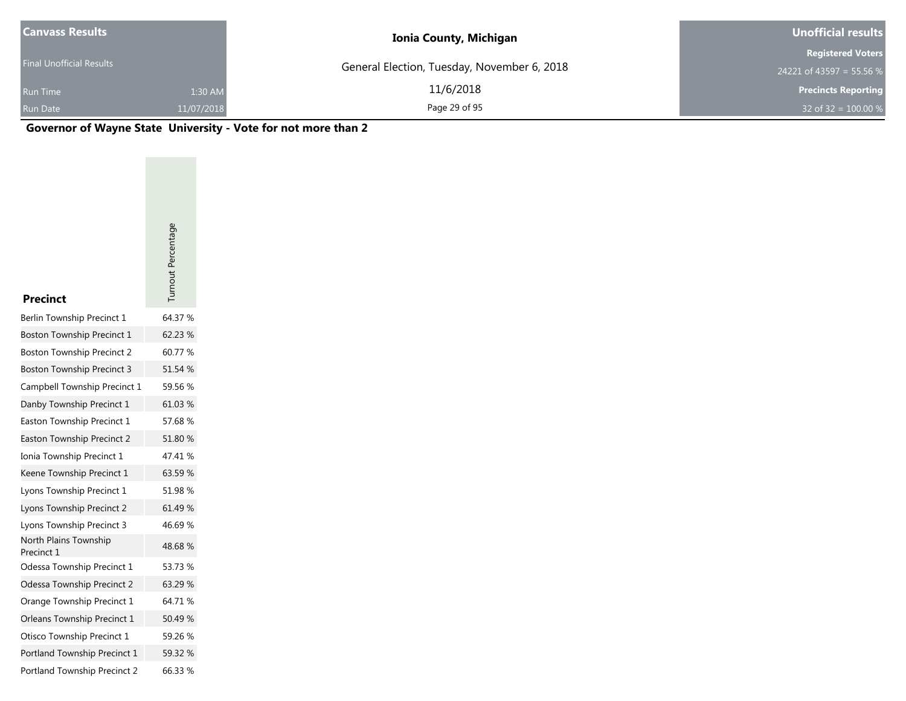**Canvass Results**

Final Unofficial Results

Run Time 1:30 AM

Run Date 11/07/2018

**Ionia County, Michigan**

General Election, Tuesday, November 6, 2018

11/6/2018

**Unofficial results**

**Registered Voters**

24221 of 43597 = 55.56 %

**Precincts Reporting**

32 of 32 = 100.00 %

## Governor of Wayne State University - Vote for not more than 2

| Precinct | Turnout Percentage |
|---|---|
| Berlin Township Precinct 1 | 64.37 % |
| Boston Township Precinct 1 | 62.23 % |
| Boston Township Precinct 2 | 60.77 % |
| Boston Township Precinct 3 | 51.54 % |
| Campbell Township Precinct 1 | 59.56 % |
| Danby Township Precinct 1 | 61.03 % |
| Easton Township Precinct 1 | 57.68 % |
| Easton Township Precinct 2 | 51.80 % |
| Ionia Township Precinct 1 | 47.41 % |
| Keene Township Precinct 1 | 63.59 % |
| Lyons Township Precinct 1 | 51.98 % |
| Lyons Township Precinct 2 | 61.49 % |
| Lyons Township Precinct 3 | 46.69 % |
| North Plains Township Precinct 1 | 48.68 % |
| Odessa Township Precinct 1 | 53.73 % |
| Odessa Township Precinct 2 | 63.29 % |
| Orange Township Precinct 1 | 64.71 % |
| Orleans Township Precinct 1 | 50.49 % |
| Otisco Township Precinct 1 | 59.26 % |
| Portland Township Precinct 1 | 59.32 % |
| Portland Township Precinct 2 | 66.33 % |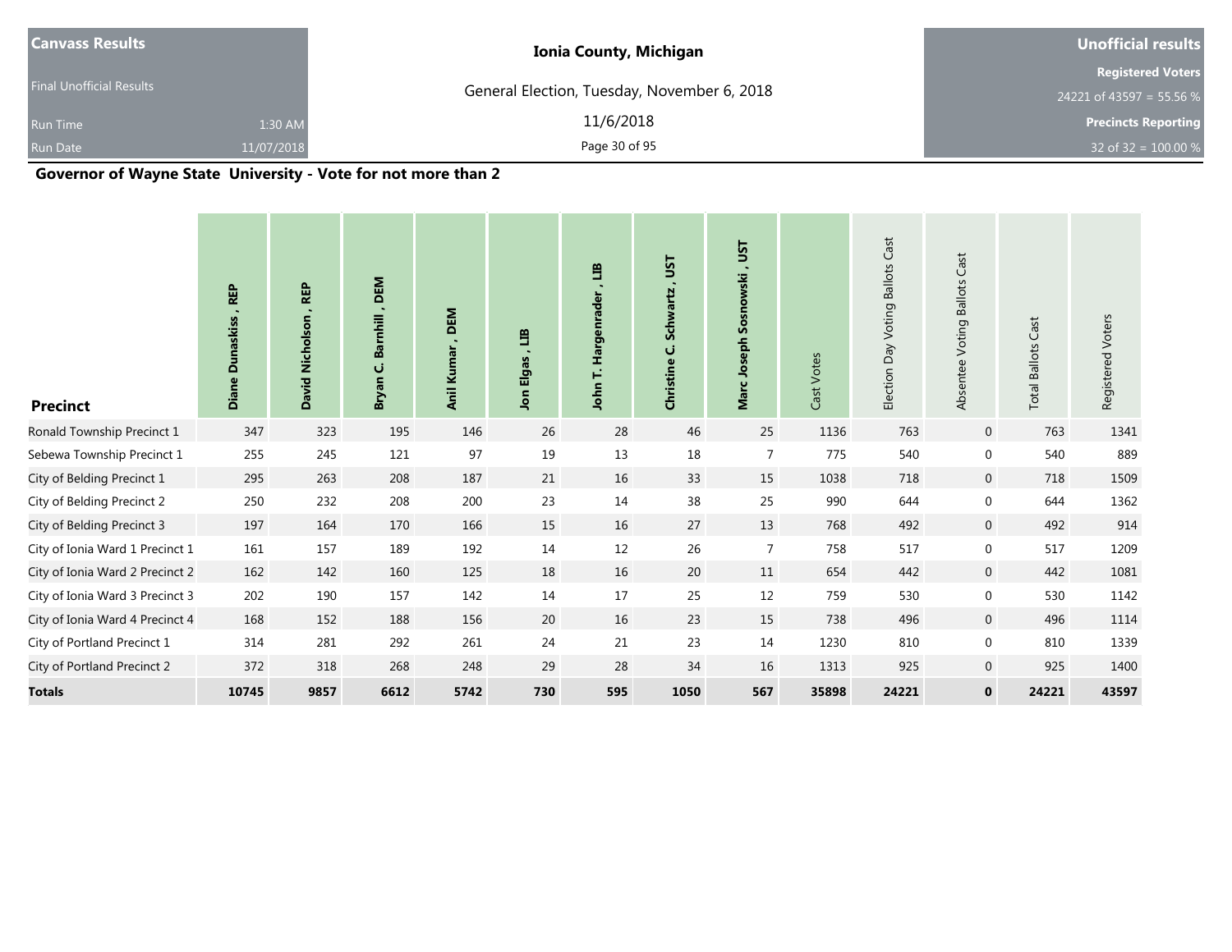| Canvass Results | Ionia County, Michigan | Unofficial results |
|---|---|---|
| Final Unofficial Results | General Election, Tuesday, November 6, 2018 | Registered Voters |
| | | 24221 of 43597 = 55.56 % |
| Run Time 1:30 AM | 11/6/2018 | Precincts Reporting |
| Run Date 11/07/2018 | | 32 of 32 = 100.00 % |

## Governor of Wayne State University - Vote for not more than 2

| Precinct | Diane Dunaskiss , REP | David Nicholson , REP | Bryan C. Barnhill , DEM | Anil Kumar , DEM | Jon Elgas , LIB | John T. Hargenrader , LIB | Christine C. Schwartz , UST | Marc Joseph Sosnowski , UST | Cast Votes | Election Day Voting Ballots Cast | Absentee Voting Ballots Cast | Total Ballots Cast | Registered Voters |
|---|---|---|---|---|---|---|---|---|---|---|---|---|---|
| Ronald Township Precinct 1 | 347 | 323 | 195 | 146 | 26 | 28 | 46 | 25 | 1136 | 763 | 0 | 763 | 1341 |
| Sebewa Township Precinct 1 | 255 | 245 | 121 | 97 | 19 | 13 | 18 | 7 | 775 | 540 | 0 | 540 | 889 |
| City of Belding Precinct 1 | 295 | 263 | 208 | 187 | 21 | 16 | 33 | 15 | 1038 | 718 | 0 | 718 | 1509 |
| City of Belding Precinct 2 | 250 | 232 | 208 | 200 | 23 | 14 | 38 | 25 | 990 | 644 | 0 | 644 | 1362 |
| City of Belding Precinct 3 | 197 | 164 | 170 | 166 | 15 | 16 | 27 | 13 | 768 | 492 | 0 | 492 | 914 |
| City of Ionia Ward 1 Precinct 1 | 161 | 157 | 189 | 192 | 14 | 12 | 26 | 7 | 758 | 517 | 0 | 517 | 1209 |
| City of Ionia Ward 2 Precinct 2 | 162 | 142 | 160 | 125 | 18 | 16 | 20 | 11 | 654 | 442 | 0 | 442 | 1081 |
| City of Ionia Ward 3 Precinct 3 | 202 | 190 | 157 | 142 | 14 | 17 | 25 | 12 | 759 | 530 | 0 | 530 | 1142 |
| City of Ionia Ward 4 Precinct 4 | 168 | 152 | 188 | 156 | 20 | 16 | 23 | 15 | 738 | 496 | 0 | 496 | 1114 |
| City of Portland Precinct 1 | 314 | 281 | 292 | 261 | 24 | 21 | 23 | 14 | 1230 | 810 | 0 | 810 | 1339 |
| City of Portland Precinct 2 | 372 | 318 | 268 | 248 | 29 | 28 | 34 | 16 | 1313 | 925 | 0 | 925 | 1400 |
| **Totals** | **10745** | **9857** | **6612** | **5742** | **730** | **595** | **1050** | **567** | **35898** | **24221** | **0** | **24221** | **43597** |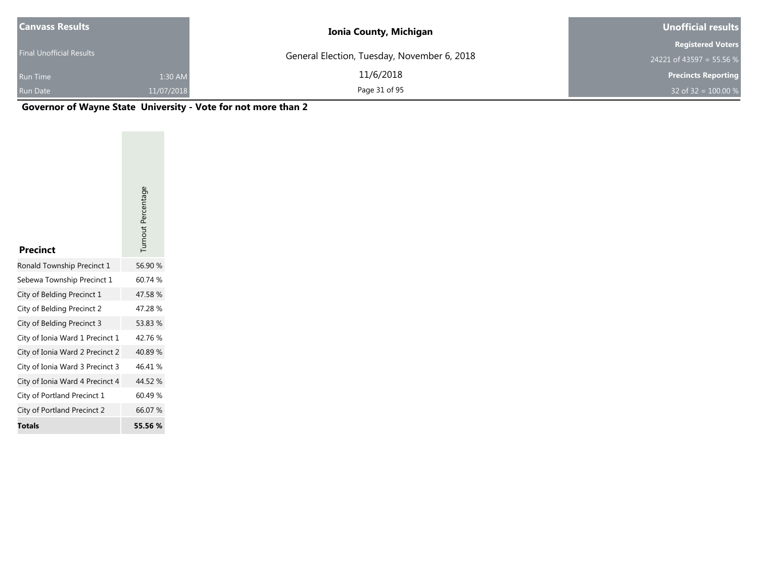| Canvass Results | | Ionia County, Michigan | Unofficial results |
|---|---|---|---|
| Final Unofficial Results | | General Election, Tuesday, November 6, 2018 | Registered Voters |
| | | | 24221 of 43597 = 55.56 % |
| Run Time | 1:30 AM | 11/6/2018 | Precincts Reporting |
| Run Date | 11/07/2018 | | 32 of 32 = 100.00 % |

## Governor of Wayne State University - Vote for not more than 2

| Precinct | Turnout Percentage |
|---|---|
| Ronald Township Precinct 1 | 56.90 % |
| Sebewa Township Precinct 1 | 60.74 % |
| City of Belding Precinct 1 | 47.58 % |
| City of Belding Precinct 2 | 47.28 % |
| City of Belding Precinct 3 | 53.83 % |
| City of Ionia Ward 1 Precinct 1 | 42.76 % |
| City of Ionia Ward 2 Precinct 2 | 40.89 % |
| City of Ionia Ward 3 Precinct 3 | 46.41 % |
| City of Ionia Ward 4 Precinct 4 | 44.52 % |
| City of Portland Precinct 1 | 60.49 % |
| City of Portland Precinct 2 | 66.07 % |
| **Totals** | **55.56 %** |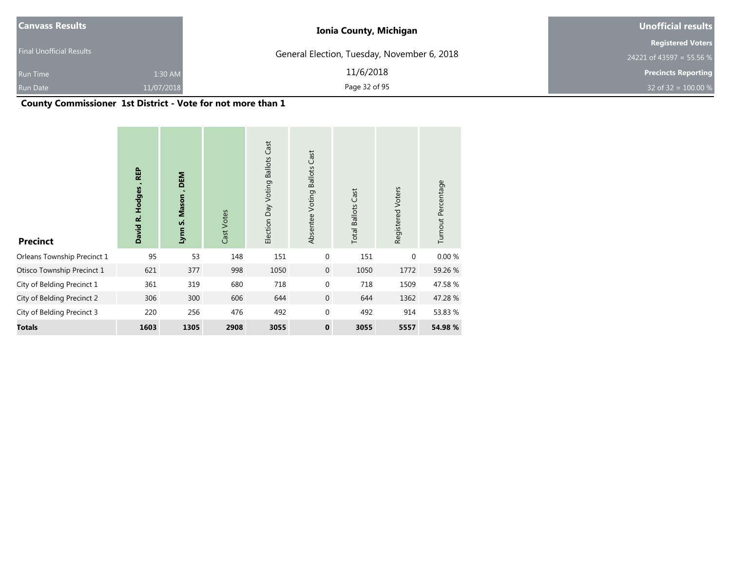| Canvass Results | | Ionia County, Michigan | Unofficial results |
|---|---|---|---|
| Final Unofficial Results | | General Election, Tuesday, November 6, 2018 | Registered Voters |
| | | | 24221 of 43597 = 55.56 % |
| Run Time | 1:30 AM | 11/6/2018 | Precincts Reporting |
| Run Date | 11/07/2018 | | 32 of 32 = 100.00 % |

## County Commissioner 1st District - Vote for not more than 1

| Precinct | David R. Hodges , REP | Lynn S. Mason , DEM | Cast Votes | Election Day Voting Ballots Cast | Absentee Voting Ballots Cast | Total Ballots Cast | Registered Voters | Turnout Percentage |
|---|---|---|---|---|---|---|---|---|
| Orleans Township Precinct 1 | 95 | 53 | 148 | 151 | 0 | 151 | 0 | 0.00 % |
| Otisco Township Precinct 1 | 621 | 377 | 998 | 1050 | 0 | 1050 | 1772 | 59.26 % |
| City of Belding Precinct 1 | 361 | 319 | 680 | 718 | 0 | 718 | 1509 | 47.58 % |
| City of Belding Precinct 2 | 306 | 300 | 606 | 644 | 0 | 644 | 1362 | 47.28 % |
| City of Belding Precinct 3 | 220 | 256 | 476 | 492 | 0 | 492 | 914 | 53.83 % |
| **Totals** | **1603** | **1305** | **2908** | **3055** | **0** | **3055** | **5557** | **54.98 %** |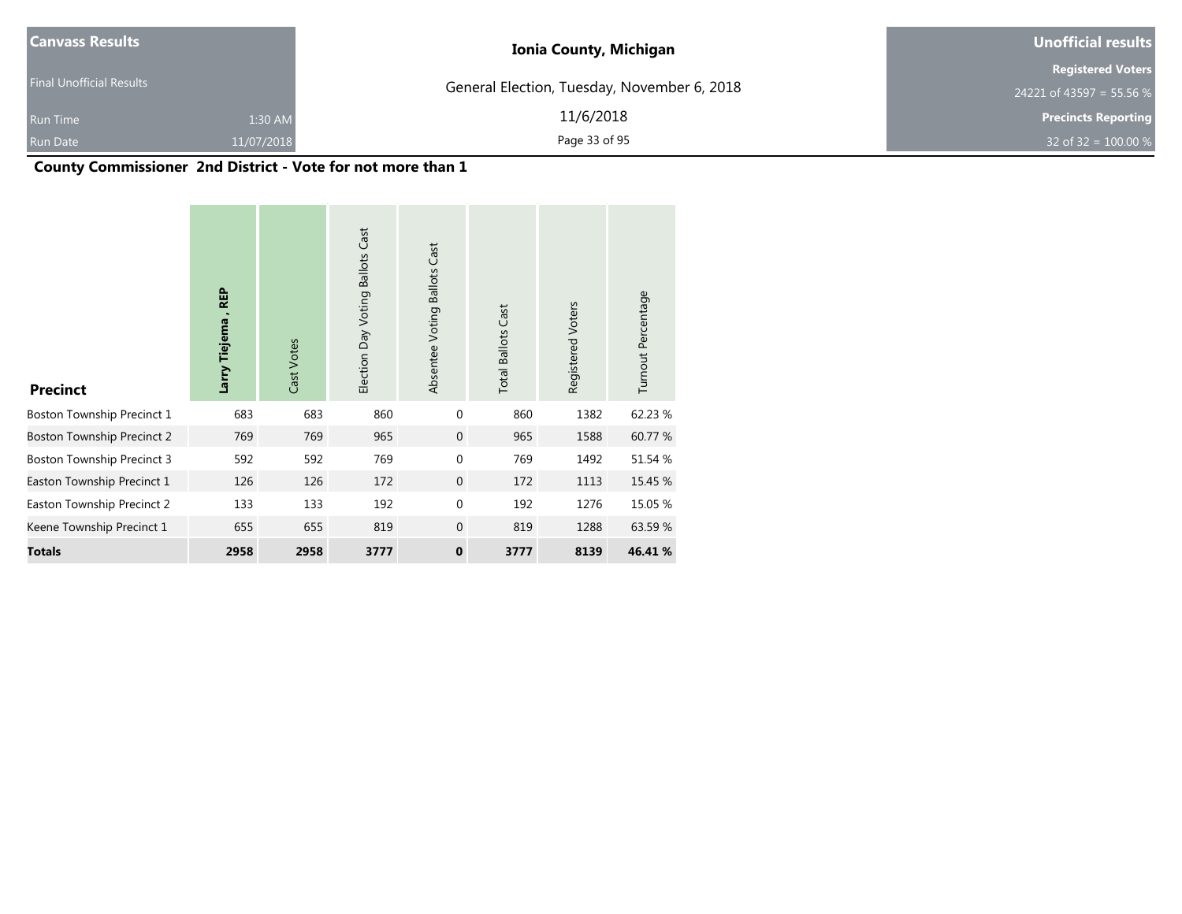| Canvass Results | | Ionia County, Michigan | Unofficial results |
|---|---|---|---|
| Final Unofficial Results | | General Election, Tuesday, November 6, 2018 | Registered Voters |
| | | | 24221 of 43597 = 55.56 % |
| Run Time | 1:30 AM | 11/6/2018 | Precincts Reporting |
| Run Date | 11/07/2018 | | 32 of 32 = 100.00 % |

## County Commissioner 2nd District - Vote for not more than 1

| Precinct | **Larry Tiejema , REP** | Cast Votes | Election Day Voting Ballots Cast | Absentee Voting Ballots Cast | Total Ballots Cast | Registered Voters | Turnout Percentage |
|---|---|---|---|---|---|---|---|
| Boston Township Precinct 1 | 683 | 683 | 860 | 0 | 860 | 1382 | 62.23 % |
| Boston Township Precinct 2 | 769 | 769 | 965 | 0 | 965 | 1588 | 60.77 % |
| Boston Township Precinct 3 | 592 | 592 | 769 | 0 | 769 | 1492 | 51.54 % |
| Easton Township Precinct 1 | 126 | 126 | 172 | 0 | 172 | 1113 | 15.45 % |
| Easton Township Precinct 2 | 133 | 133 | 192 | 0 | 192 | 1276 | 15.05 % |
| Keene Township Precinct 1 | 655 | 655 | 819 | 0 | 819 | 1288 | 63.59 % |
| **Totals** | **2958** | **2958** | **3777** | **0** | **3777** | **8139** | **46.41 %** |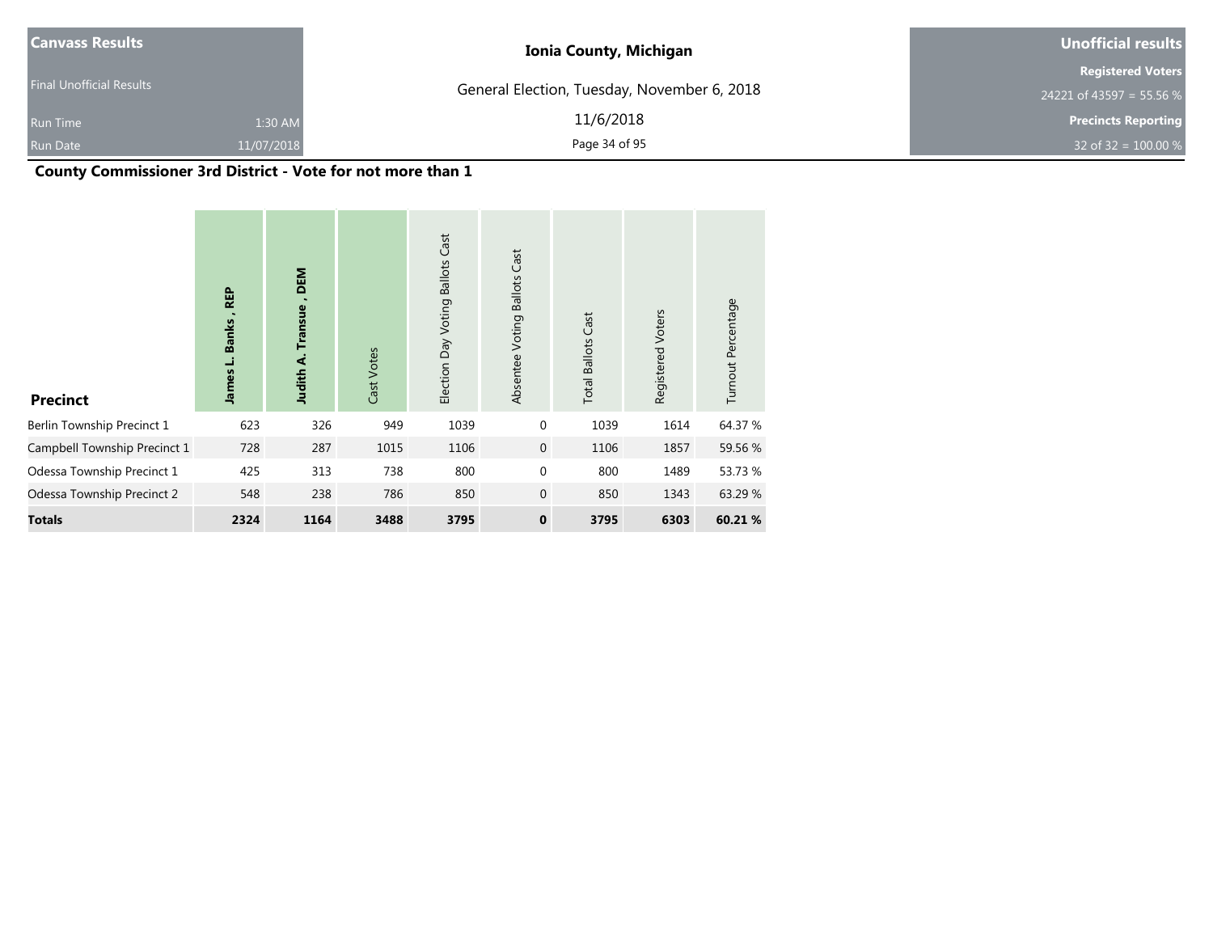| Canvass Results | | Ionia County, Michigan | Unofficial results |
|---|---|---|---|
| Final Unofficial Results | | General Election, Tuesday, November 6, 2018 | Registered Voters 24221 of 43597 = 55.56 % |
| Run Time | 1:30 AM | 11/6/2018 | Precincts Reporting |
| Run Date | 11/07/2018 | | 32 of 32 = 100.00 % |

## County Commissioner 3rd District - Vote for not more than 1

| Precinct | James L. Banks , REP | Judith A. Transue , DEM | Cast Votes | Election Day Voting Ballots Cast | Absentee Voting Ballots Cast | Total Ballots Cast | Registered Voters | Turnout Percentage |
|---|---|---|---|---|---|---|---|---|
| Berlin Township Precinct 1 | 623 | 326 | 949 | 1039 | 0 | 1039 | 1614 | 64.37 % |
| Campbell Township Precinct 1 | 728 | 287 | 1015 | 1106 | 0 | 1106 | 1857 | 59.56 % |
| Odessa Township Precinct 1 | 425 | 313 | 738 | 800 | 0 | 800 | 1489 | 53.73 % |
| Odessa Township Precinct 2 | 548 | 238 | 786 | 850 | 0 | 850 | 1343 | 63.29 % |
| **Totals** | **2324** | **1164** | **3488** | **3795** | **0** | **3795** | **6303** | **60.21 %** |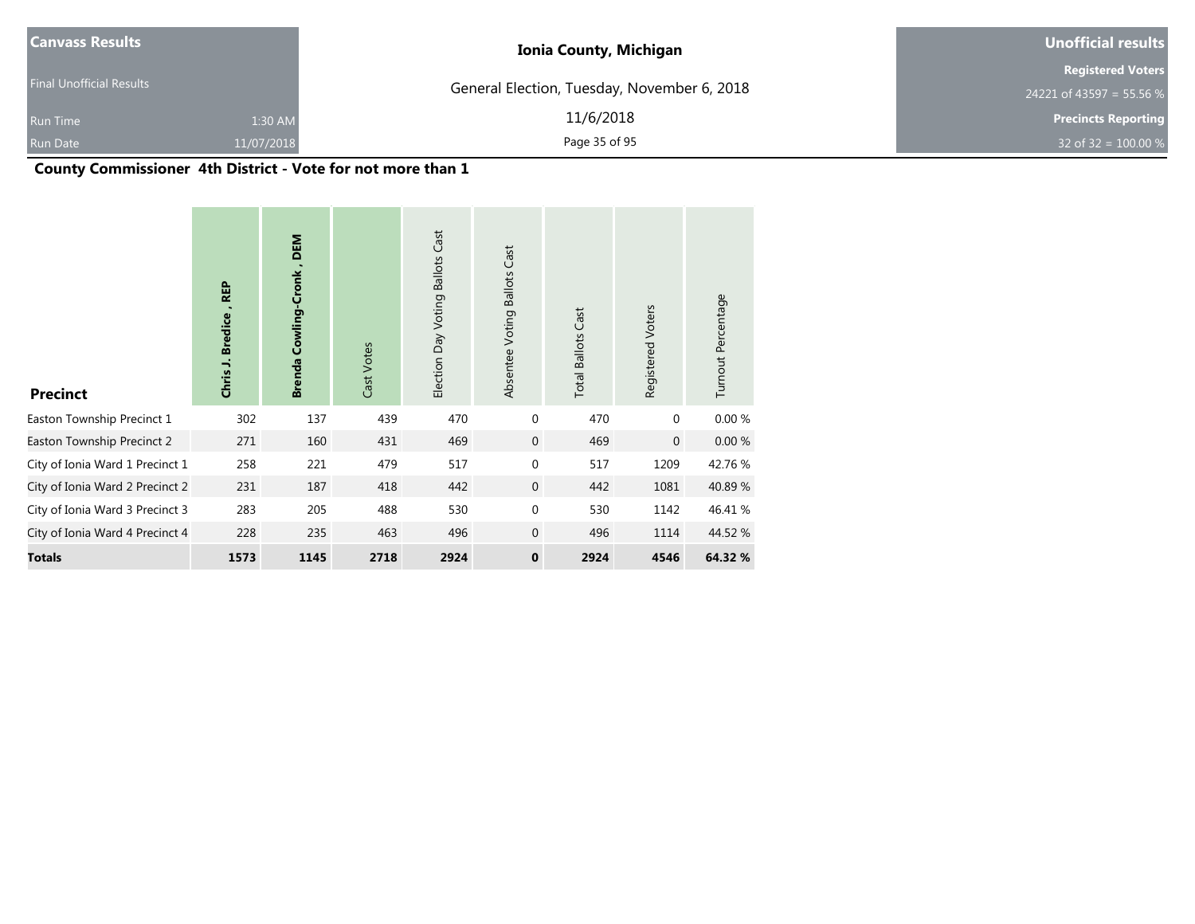| Canvass Results | | Ionia County, Michigan | Unofficial results |
|---|---|---|---|
| Final Unofficial Results | | General Election, Tuesday, November 6, 2018 | Registered Voters |
| | | | 24221 of 43597 = 55.56 % |
| Run Time | 1:30 AM | 11/6/2018 | Precincts Reporting |
| Run Date | 11/07/2018 | | 32 of 32 = 100.00 % |

## County Commissioner 4th District - Vote for not more than 1

| Precinct | Chris J. Bredice , REP | Brenda Cowling-Cronk , DEM | Cast Votes | Election Day Voting Ballots Cast | Absentee Voting Ballots Cast | Total Ballots Cast | Registered Voters | Turnout Percentage |
|---|---|---|---|---|---|---|---|---|
| Easton Township Precinct 1 | 302 | 137 | 439 | 470 | 0 | 470 | 0 | 0.00 % |
| Easton Township Precinct 2 | 271 | 160 | 431 | 469 | 0 | 469 | 0 | 0.00 % |
| City of Ionia Ward 1 Precinct 1 | 258 | 221 | 479 | 517 | 0 | 517 | 1209 | 42.76 % |
| City of Ionia Ward 2 Precinct 2 | 231 | 187 | 418 | 442 | 0 | 442 | 1081 | 40.89 % |
| City of Ionia Ward 3 Precinct 3 | 283 | 205 | 488 | 530 | 0 | 530 | 1142 | 46.41 % |
| City of Ionia Ward 4 Precinct 4 | 228 | 235 | 463 | 496 | 0 | 496 | 1114 | 44.52 % |
| **Totals** | **1573** | **1145** | **2718** | **2924** | **0** | **2924** | **4546** | **64.32 %** |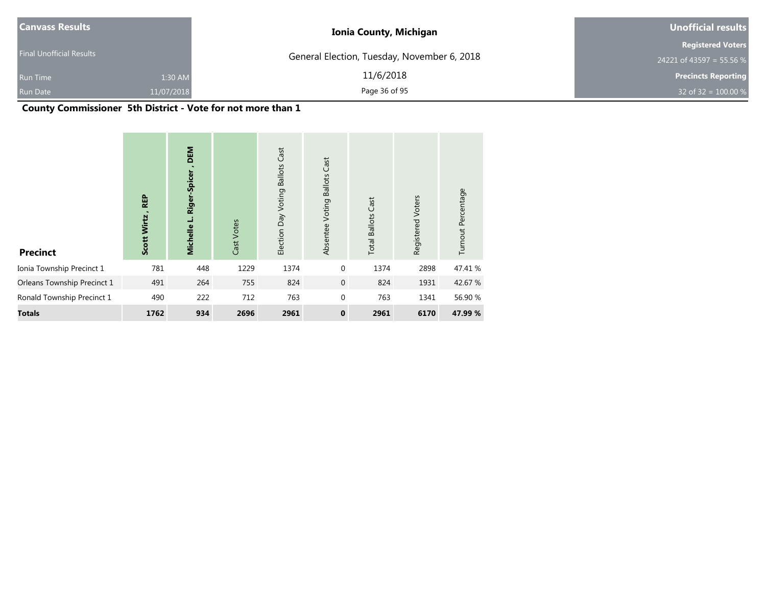| Canvass Results | |
|---|---|
| Final Unofficial Results | |
| Run Time | 1:30 AM |
| Run Date | 11/07/2018 |

**Ionia County, Michigan**

General Election, Tuesday, November 6, 2018

11/6/2018

| Unofficial results |
|---|
| **Registered Voters** |
| 24221 of 43597 = 55.56 % |
| **Precincts Reporting** |
| 32 of 32 = 100.00 % |

## County Commissioner 5th District - Vote for not more than 1

| Precinct | Scott Wirtz , REP | Michelle L. Riger-Spicer , DEM | Cast Votes | Election Day Voting Ballots Cast | Absentee Voting Ballots Cast | Total Ballots Cast | Registered Voters | Turnout Percentage |
|---|---|---|---|---|---|---|---|---|
| Ionia Township Precinct 1 | 781 | 448 | 1229 | 1374 | 0 | 1374 | 2898 | 47.41 % |
| Orleans Township Precinct 1 | 491 | 264 | 755 | 824 | 0 | 824 | 1931 | 42.67 % |
| Ronald Township Precinct 1 | 490 | 222 | 712 | 763 | 0 | 763 | 1341 | 56.90 % |
| **Totals** | **1762** | **934** | **2696** | **2961** | **0** | **2961** | **6170** | **47.99 %** |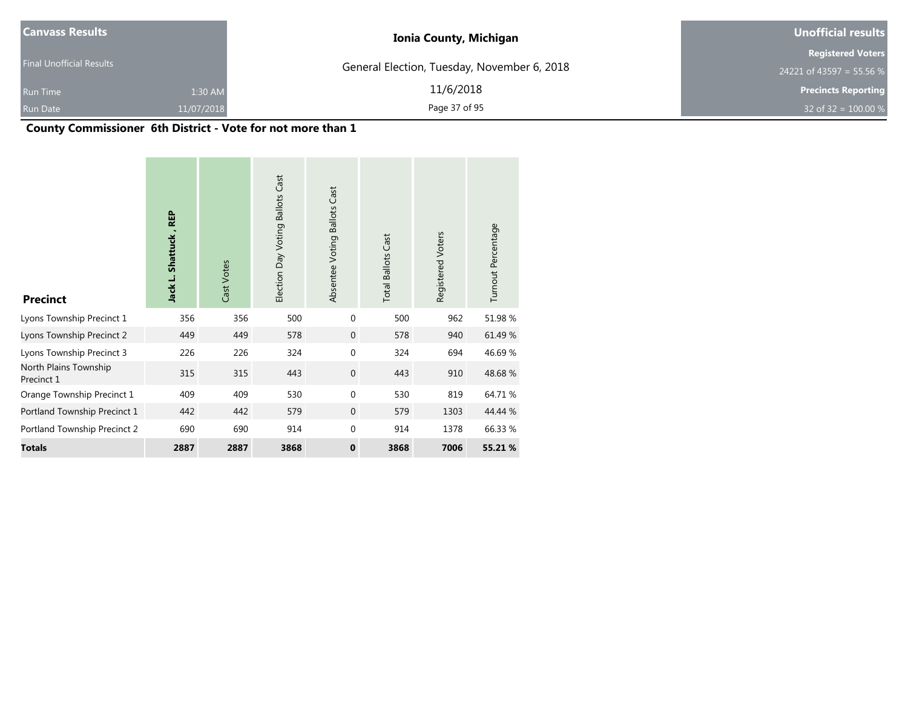| Canvass Results | | Ionia County, Michigan | Unofficial results |
|---|---|---|---|
| Final Unofficial Results | | General Election, Tuesday, November 6, 2018 | Registered Voters |
| | | | 24221 of 43597 = 55.56 % |
| Run Time | 1:30 AM | 11/6/2018 | Precincts Reporting |
| Run Date | 11/07/2018 | | 32 of 32 = 100.00 % |

## County Commissioner 6th District - Vote for not more than 1

| Precinct | **Jack L. Shattuck , REP** | Cast Votes | Election Day Voting Ballots Cast | Absentee Voting Ballots Cast | Total Ballots Cast | Registered Voters | Turnout Percentage |
|---|---|---|---|---|---|---|---|
| Lyons Township Precinct 1 | 356 | 356 | 500 | 0 | 500 | 962 | 51.98 % |
| Lyons Township Precinct 2 | 449 | 449 | 578 | 0 | 578 | 940 | 61.49 % |
| Lyons Township Precinct 3 | 226 | 226 | 324 | 0 | 324 | 694 | 46.69 % |
| North Plains Township Precinct 1 | 315 | 315 | 443 | 0 | 443 | 910 | 48.68 % |
| Orange Township Precinct 1 | 409 | 409 | 530 | 0 | 530 | 819 | 64.71 % |
| Portland Township Precinct 1 | 442 | 442 | 579 | 0 | 579 | 1303 | 44.44 % |
| Portland Township Precinct 2 | 690 | 690 | 914 | 0 | 914 | 1378 | 66.33 % |
| **Totals** | **2887** | **2887** | **3868** | **0** | **3868** | **7006** | **55.21 %** |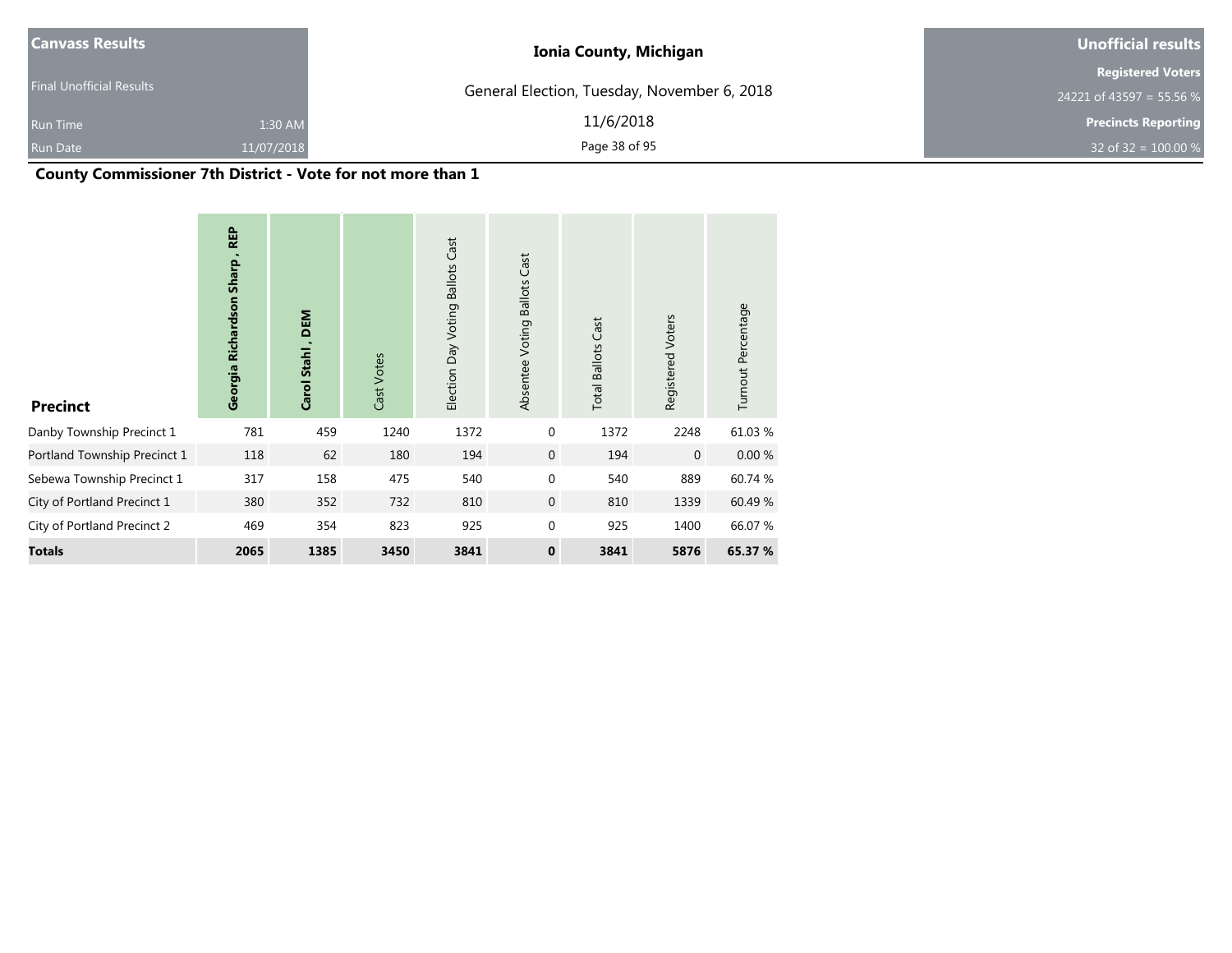| Canvass Results | |
|---|---|
| Final Unofficial Results | |
| Run Time | 1:30 AM |
| Run Date | 11/07/2018 |

**Ionia County, Michigan**

General Election, Tuesday, November 6, 2018

11/6/2018

| Unofficial results |
|---|
| **Registered Voters** |
| 24221 of 43597 = 55.56 % |
| **Precincts Reporting** |
| 32 of 32 = 100.00 % |

## County Commissioner 7th District - Vote for not more than 1

| Precinct | Georgia Richardson Sharp , REP | Carol Stahl , DEM | Cast Votes | Election Day Voting Ballots Cast | Absentee Voting Ballots Cast | Total Ballots Cast | Registered Voters | Turnout Percentage |
|---|---|---|---|---|---|---|---|---|
| Danby Township Precinct 1 | 781 | 459 | 1240 | 1372 | 0 | 1372 | 2248 | 61.03 % |
| Portland Township Precinct 1 | 118 | 62 | 180 | 194 | 0 | 194 | 0 | 0.00 % |
| Sebewa Township Precinct 1 | 317 | 158 | 475 | 540 | 0 | 540 | 889 | 60.74 % |
| City of Portland Precinct 1 | 380 | 352 | 732 | 810 | 0 | 810 | 1339 | 60.49 % |
| City of Portland Precinct 2 | 469 | 354 | 823 | 925 | 0 | 925 | 1400 | 66.07 % |
| **Totals** | **2065** | **1385** | **3450** | **3841** | **0** | **3841** | **5876** | **65.37 %** |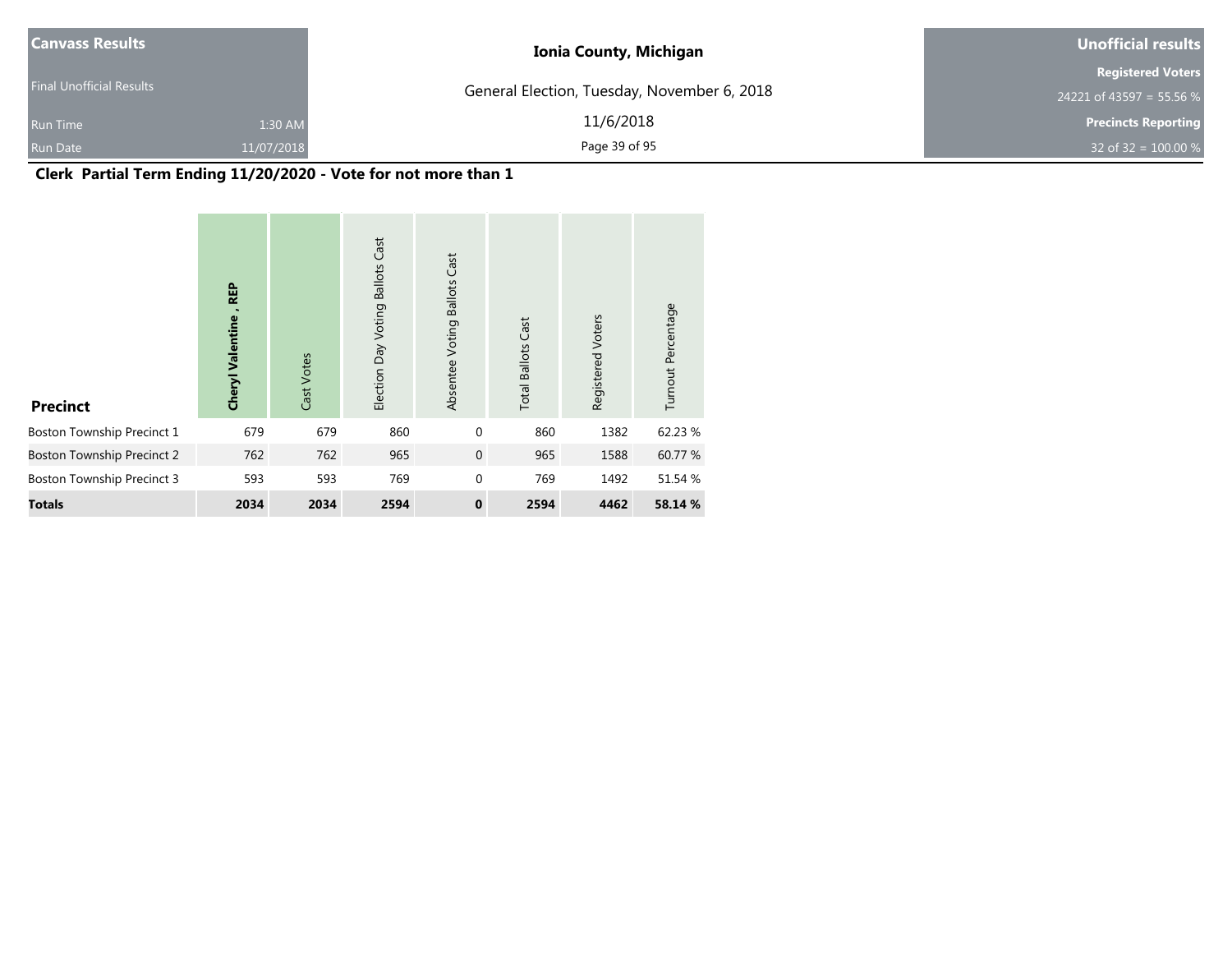## Clerk Partial Term Ending 11/20/2020 - Vote for not more than 1

| Precinct | Cheryl Valentine , REP | Cast Votes | Election Day Voting Ballots Cast | Absentee Voting Ballots Cast | Total Ballots Cast | Registered Voters | Turnout Percentage |
|---|---|---|---|---|---|---|---|
| Boston Township Precinct 1 | 679 | 679 | 860 | 0 | 860 | 1382 | 62.23 % |
| Boston Township Precinct 2 | 762 | 762 | 965 | 0 | 965 | 1588 | 60.77 % |
| Boston Township Precinct 3 | 593 | 593 | 769 | 0 | 769 | 1492 | 51.54 % |
| **Totals** | **2034** | **2034** | **2594** | **0** | **2594** | **4462** | **58.14 %** |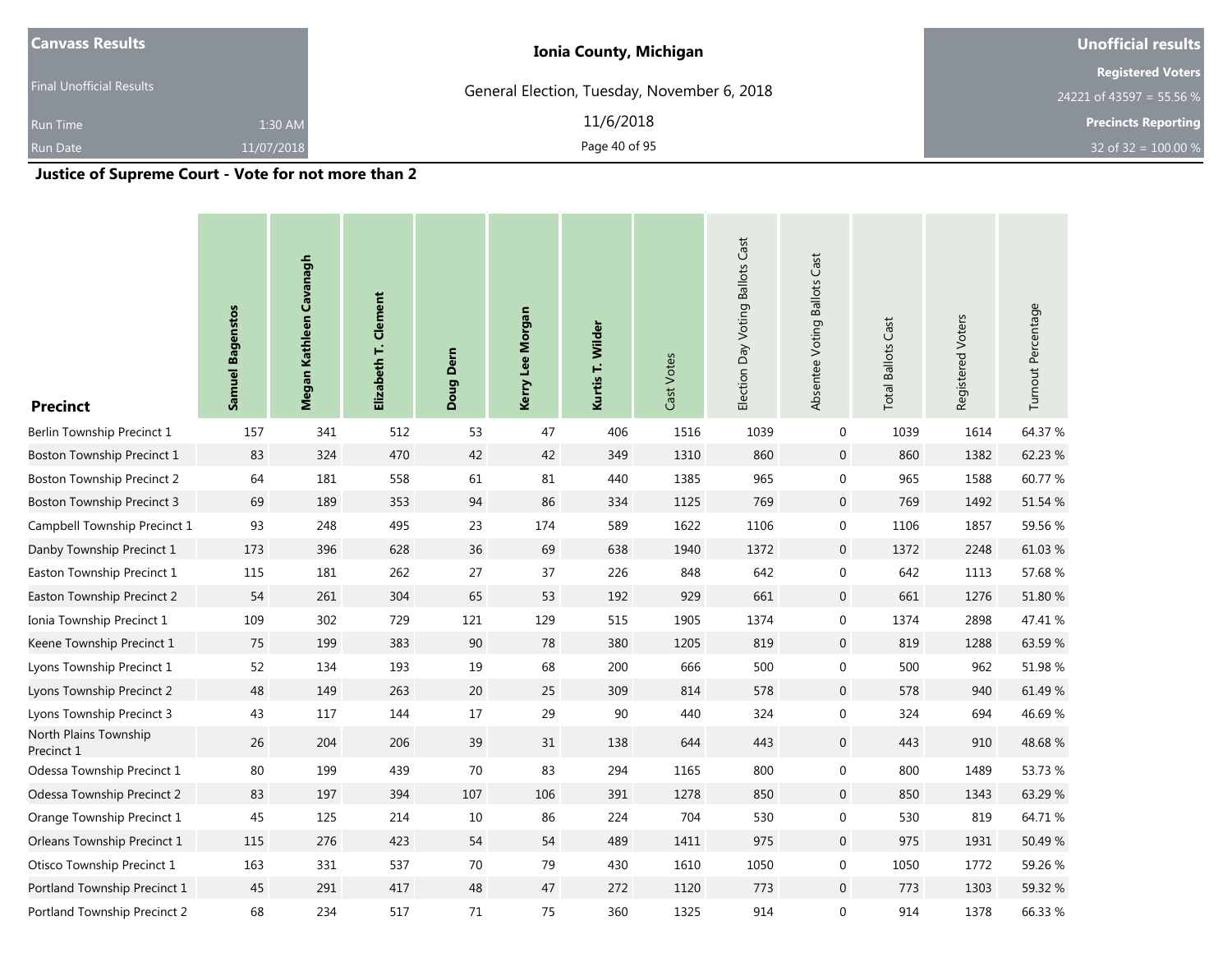| Canvass Results | Ionia County, Michigan | Unofficial results |
|---|---|---|
| Final Unofficial Results | General Election, Tuesday, November 6, 2018 | Registered Voters 24221 of 43597 = 55.56 % |
| Run Time 1:30 AM | 11/6/2018 | Precincts Reporting |
| Run Date 11/07/2018 | | 32 of 32 = 100.00 % |

## Justice of Supreme Court - Vote for not more than 2

| Precinct | Samuel Bagenstos | Megan Kathleen Cavanagh | Elizabeth T. Clement | Doug Dern | Kerry Lee Morgan | Kurtis T. Wilder | Cast Votes | Election Day Voting Ballots Cast | Absentee Voting Ballots Cast | Total Ballots Cast | Registered Voters | Turnout Percentage |
|---|---|---|---|---|---|---|---|---|---|---|---|---|
| Berlin Township Precinct 1 | 157 | 341 | 512 | 53 | 47 | 406 | 1516 | 1039 | 0 | 1039 | 1614 | 64.37 % |
| Boston Township Precinct 1 | 83 | 324 | 470 | 42 | 42 | 349 | 1310 | 860 | 0 | 860 | 1382 | 62.23 % |
| Boston Township Precinct 2 | 64 | 181 | 558 | 61 | 81 | 440 | 1385 | 965 | 0 | 965 | 1588 | 60.77 % |
| Boston Township Precinct 3 | 69 | 189 | 353 | 94 | 86 | 334 | 1125 | 769 | 0 | 769 | 1492 | 51.54 % |
| Campbell Township Precinct 1 | 93 | 248 | 495 | 23 | 174 | 589 | 1622 | 1106 | 0 | 1106 | 1857 | 59.56 % |
| Danby Township Precinct 1 | 173 | 396 | 628 | 36 | 69 | 638 | 1940 | 1372 | 0 | 1372 | 2248 | 61.03 % |
| Easton Township Precinct 1 | 115 | 181 | 262 | 27 | 37 | 226 | 848 | 642 | 0 | 642 | 1113 | 57.68 % |
| Easton Township Precinct 2 | 54 | 261 | 304 | 65 | 53 | 192 | 929 | 661 | 0 | 661 | 1276 | 51.80 % |
| Ionia Township Precinct 1 | 109 | 302 | 729 | 121 | 129 | 515 | 1905 | 1374 | 0 | 1374 | 2898 | 47.41 % |
| Keene Township Precinct 1 | 75 | 199 | 383 | 90 | 78 | 380 | 1205 | 819 | 0 | 819 | 1288 | 63.59 % |
| Lyons Township Precinct 1 | 52 | 134 | 193 | 19 | 68 | 200 | 666 | 500 | 0 | 500 | 962 | 51.98 % |
| Lyons Township Precinct 2 | 48 | 149 | 263 | 20 | 25 | 309 | 814 | 578 | 0 | 578 | 940 | 61.49 % |
| Lyons Township Precinct 3 | 43 | 117 | 144 | 17 | 29 | 90 | 440 | 324 | 0 | 324 | 694 | 46.69 % |
| North Plains Township Precinct 1 | 26 | 204 | 206 | 39 | 31 | 138 | 644 | 443 | 0 | 443 | 910 | 48.68 % |
| Odessa Township Precinct 1 | 80 | 199 | 439 | 70 | 83 | 294 | 1165 | 800 | 0 | 800 | 1489 | 53.73 % |
| Odessa Township Precinct 2 | 83 | 197 | 394 | 107 | 106 | 391 | 1278 | 850 | 0 | 850 | 1343 | 63.29 % |
| Orange Township Precinct 1 | 45 | 125 | 214 | 10 | 86 | 224 | 704 | 530 | 0 | 530 | 819 | 64.71 % |
| Orleans Township Precinct 1 | 115 | 276 | 423 | 54 | 54 | 489 | 1411 | 975 | 0 | 975 | 1931 | 50.49 % |
| Otisco Township Precinct 1 | 163 | 331 | 537 | 70 | 79 | 430 | 1610 | 1050 | 0 | 1050 | 1772 | 59.26 % |
| Portland Township Precinct 1 | 45 | 291 | 417 | 48 | 47 | 272 | 1120 | 773 | 0 | 773 | 1303 | 59.32 % |
| Portland Township Precinct 2 | 68 | 234 | 517 | 71 | 75 | 360 | 1325 | 914 | 0 | 914 | 1378 | 66.33 % |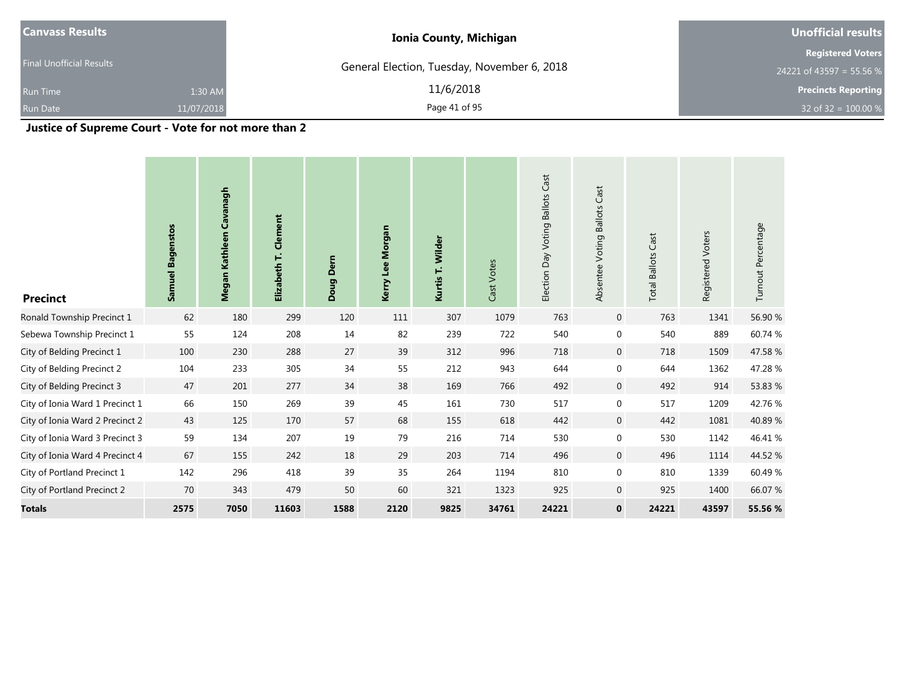| Canvass Results | | Ionia County, Michigan | Unofficial results |
|---|---|---|---|
| Final Unofficial Results | | General Election, Tuesday, November 6, 2018 | Registered Voters |
| | | | 24221 of 43597 = 55.56 % |
| Run Time | 1:30 AM | 11/6/2018 | Precincts Reporting |
| Run Date | 11/07/2018 | | 32 of 32 = 100.00 % |

## Justice of Supreme Court - Vote for not more than 2

| Precinct | Samuel Bagenstos | Megan Kathleen Cavanagh | Elizabeth T. Clement | Doug Dern | Kerry Lee Morgan | Kurtis T. Wilder | Cast Votes | Election Day Voting Ballots Cast | Absentee Voting Ballots Cast | Total Ballots Cast | Registered Voters | Turnout Percentage |
|---|---|---|---|---|---|---|---|---|---|---|---|---|
| Ronald Township Precinct 1 | 62 | 180 | 299 | 120 | 111 | 307 | 1079 | 763 | 0 | 763 | 1341 | 56.90 % |
| Sebewa Township Precinct 1 | 55 | 124 | 208 | 14 | 82 | 239 | 722 | 540 | 0 | 540 | 889 | 60.74 % |
| City of Belding Precinct 1 | 100 | 230 | 288 | 27 | 39 | 312 | 996 | 718 | 0 | 718 | 1509 | 47.58 % |
| City of Belding Precinct 2 | 104 | 233 | 305 | 34 | 55 | 212 | 943 | 644 | 0 | 644 | 1362 | 47.28 % |
| City of Belding Precinct 3 | 47 | 201 | 277 | 34 | 38 | 169 | 766 | 492 | 0 | 492 | 914 | 53.83 % |
| City of Ionia Ward 1 Precinct 1 | 66 | 150 | 269 | 39 | 45 | 161 | 730 | 517 | 0 | 517 | 1209 | 42.76 % |
| City of Ionia Ward 2 Precinct 2 | 43 | 125 | 170 | 57 | 68 | 155 | 618 | 442 | 0 | 442 | 1081 | 40.89 % |
| City of Ionia Ward 3 Precinct 3 | 59 | 134 | 207 | 19 | 79 | 216 | 714 | 530 | 0 | 530 | 1142 | 46.41 % |
| City of Ionia Ward 4 Precinct 4 | 67 | 155 | 242 | 18 | 29 | 203 | 714 | 496 | 0 | 496 | 1114 | 44.52 % |
| City of Portland Precinct 1 | 142 | 296 | 418 | 39 | 35 | 264 | 1194 | 810 | 0 | 810 | 1339 | 60.49 % |
| City of Portland Precinct 2 | 70 | 343 | 479 | 50 | 60 | 321 | 1323 | 925 | 0 | 925 | 1400 | 66.07 % |
| **Totals** | **2575** | **7050** | **11603** | **1588** | **2120** | **9825** | **34761** | **24221** | **0** | **24221** | **43597** | **55.56 %** |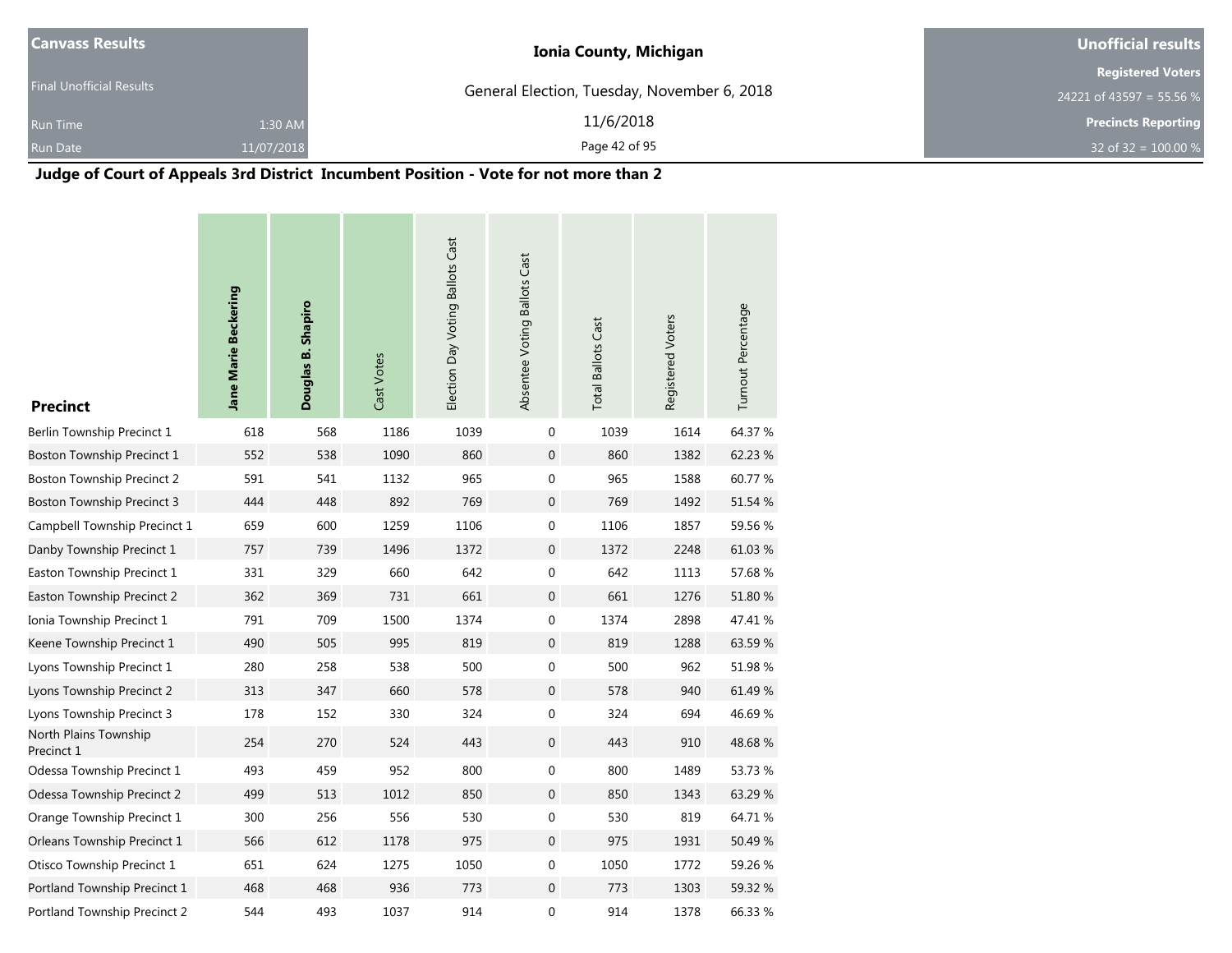| Canvass Results | | Ionia County, Michigan | Unofficial results |
|---|---|---|---|
| Final Unofficial Results | | General Election, Tuesday, November 6, 2018 | Registered Voters |
| | | | 24221 of 43597 = 55.56 % |
| Run Time | 1:30 AM | 11/6/2018 | Precincts Reporting |
| Run Date | 11/07/2018 | | 32 of 32 = 100.00 % |

## Judge of Court of Appeals 3rd District Incumbent Position - Vote for not more than 2

| Precinct | Jane Marie Beckering | Douglas B. Shapiro | Cast Votes | Election Day Voting Ballots Cast | Absentee Voting Ballots Cast | Total Ballots Cast | Registered Voters | Turnout Percentage |
|---|---|---|---|---|---|---|---|---|
| Berlin Township Precinct 1 | 618 | 568 | 1186 | 1039 | 0 | 1039 | 1614 | 64.37 % |
| Boston Township Precinct 1 | 552 | 538 | 1090 | 860 | 0 | 860 | 1382 | 62.23 % |
| Boston Township Precinct 2 | 591 | 541 | 1132 | 965 | 0 | 965 | 1588 | 60.77 % |
| Boston Township Precinct 3 | 444 | 448 | 892 | 769 | 0 | 769 | 1492 | 51.54 % |
| Campbell Township Precinct 1 | 659 | 600 | 1259 | 1106 | 0 | 1106 | 1857 | 59.56 % |
| Danby Township Precinct 1 | 757 | 739 | 1496 | 1372 | 0 | 1372 | 2248 | 61.03 % |
| Easton Township Precinct 1 | 331 | 329 | 660 | 642 | 0 | 642 | 1113 | 57.68 % |
| Easton Township Precinct 2 | 362 | 369 | 731 | 661 | 0 | 661 | 1276 | 51.80 % |
| Ionia Township Precinct 1 | 791 | 709 | 1500 | 1374 | 0 | 1374 | 2898 | 47.41 % |
| Keene Township Precinct 1 | 490 | 505 | 995 | 819 | 0 | 819 | 1288 | 63.59 % |
| Lyons Township Precinct 1 | 280 | 258 | 538 | 500 | 0 | 500 | 962 | 51.98 % |
| Lyons Township Precinct 2 | 313 | 347 | 660 | 578 | 0 | 578 | 940 | 61.49 % |
| Lyons Township Precinct 3 | 178 | 152 | 330 | 324 | 0 | 324 | 694 | 46.69 % |
| North Plains Township Precinct 1 | 254 | 270 | 524 | 443 | 0 | 443 | 910 | 48.68 % |
| Odessa Township Precinct 1 | 493 | 459 | 952 | 800 | 0 | 800 | 1489 | 53.73 % |
| Odessa Township Precinct 2 | 499 | 513 | 1012 | 850 | 0 | 850 | 1343 | 63.29 % |
| Orange Township Precinct 1 | 300 | 256 | 556 | 530 | 0 | 530 | 819 | 64.71 % |
| Orleans Township Precinct 1 | 566 | 612 | 1178 | 975 | 0 | 975 | 1931 | 50.49 % |
| Otisco Township Precinct 1 | 651 | 624 | 1275 | 1050 | 0 | 1050 | 1772 | 59.26 % |
| Portland Township Precinct 1 | 468 | 468 | 936 | 773 | 0 | 773 | 1303 | 59.32 % |
| Portland Township Precinct 2 | 544 | 493 | 1037 | 914 | 0 | 914 | 1378 | 66.33 % |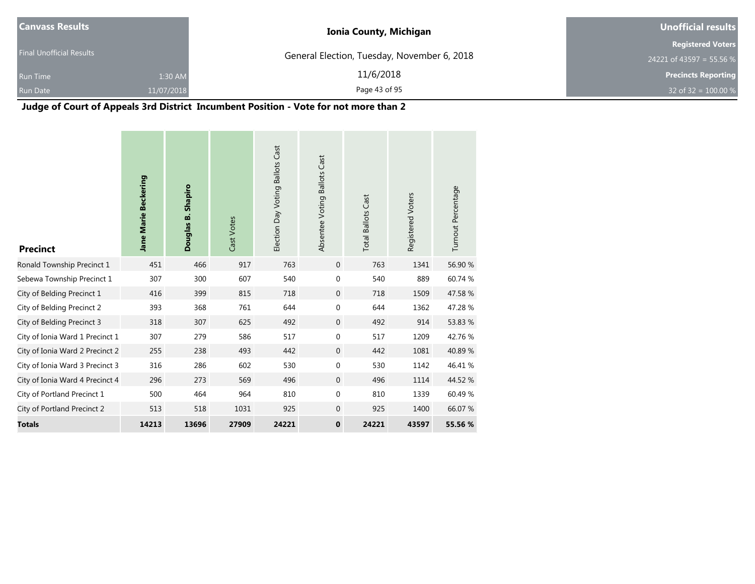| Canvass Results | | Ionia County, Michigan | Unofficial results |
|---|---|---|---|
| Final Unofficial Results | | General Election, Tuesday, November 6, 2018 | Registered Voters |
| Run Time | 1:30 AM | 11/6/2018 | 24221 of 43597 = 55.56 % |
| Run Date | 11/07/2018 | | Precincts Reporting |
| | | | 32 of 32 = 100.00 % |

## Judge of Court of Appeals 3rd District Incumbent Position - Vote for not more than 2

| Precinct | Jane Marie Beckering | Douglas B. Shapiro | Cast Votes | Election Day Voting Ballots Cast | Absentee Voting Ballots Cast | Total Ballots Cast | Registered Voters | Turnout Percentage |
|---|---|---|---|---|---|---|---|---|
| Ronald Township Precinct 1 | 451 | 466 | 917 | 763 | 0 | 763 | 1341 | 56.90 % |
| Sebewa Township Precinct 1 | 307 | 300 | 607 | 540 | 0 | 540 | 889 | 60.74 % |
| City of Belding Precinct 1 | 416 | 399 | 815 | 718 | 0 | 718 | 1509 | 47.58 % |
| City of Belding Precinct 2 | 393 | 368 | 761 | 644 | 0 | 644 | 1362 | 47.28 % |
| City of Belding Precinct 3 | 318 | 307 | 625 | 492 | 0 | 492 | 914 | 53.83 % |
| City of Ionia Ward 1 Precinct 1 | 307 | 279 | 586 | 517 | 0 | 517 | 1209 | 42.76 % |
| City of Ionia Ward 2 Precinct 2 | 255 | 238 | 493 | 442 | 0 | 442 | 1081 | 40.89 % |
| City of Ionia Ward 3 Precinct 3 | 316 | 286 | 602 | 530 | 0 | 530 | 1142 | 46.41 % |
| City of Ionia Ward 4 Precinct 4 | 296 | 273 | 569 | 496 | 0 | 496 | 1114 | 44.52 % |
| City of Portland Precinct 1 | 500 | 464 | 964 | 810 | 0 | 810 | 1339 | 60.49 % |
| City of Portland Precinct 2 | 513 | 518 | 1031 | 925 | 0 | 925 | 1400 | 66.07 % |
| **Totals** | **14213** | **13696** | **27909** | **24221** | **0** | **24221** | **43597** | **55.56 %** |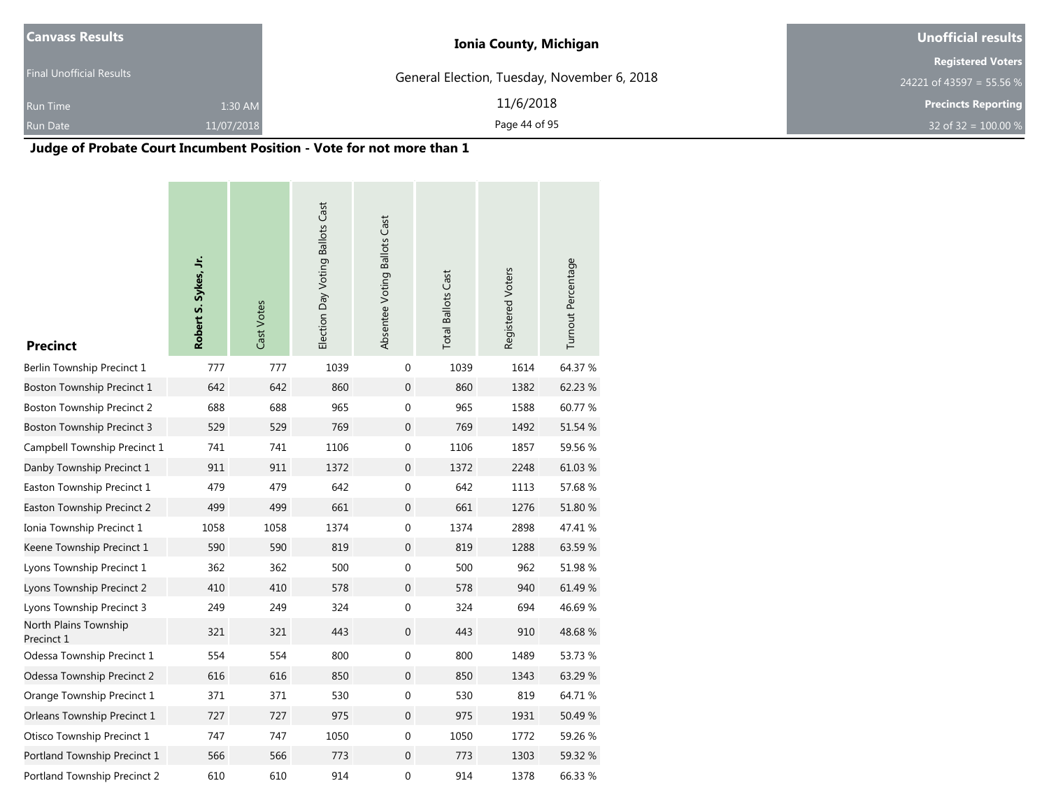| Canvass Results | Ionia County, Michigan | Unofficial results |
|---|---|---|
| Final Unofficial Results | General Election, Tuesday, November 6, 2018 | Registered Voters 24221 of 43597 = 55.56 % |
| Run Time 1:30 AM | 11/6/2018 | Precincts Reporting |
| Run Date 11/07/2018 | | 32 of 32 = 100.00 % |

## Judge of Probate Court Incumbent Position - Vote for not more than 1

| Precinct | **Robert S. Sykes, Jr.** | Cast Votes | Election Day Voting Ballots Cast | Absentee Voting Ballots Cast | Total Ballots Cast | Registered Voters | Turnout Percentage |
|---|---|---|---|---|---|---|---|
| Berlin Township Precinct 1 | 777 | 777 | 1039 | 0 | 1039 | 1614 | 64.37 % |
| Boston Township Precinct 1 | 642 | 642 | 860 | 0 | 860 | 1382 | 62.23 % |
| Boston Township Precinct 2 | 688 | 688 | 965 | 0 | 965 | 1588 | 60.77 % |
| Boston Township Precinct 3 | 529 | 529 | 769 | 0 | 769 | 1492 | 51.54 % |
| Campbell Township Precinct 1 | 741 | 741 | 1106 | 0 | 1106 | 1857 | 59.56 % |
| Danby Township Precinct 1 | 911 | 911 | 1372 | 0 | 1372 | 2248 | 61.03 % |
| Easton Township Precinct 1 | 479 | 479 | 642 | 0 | 642 | 1113 | 57.68 % |
| Easton Township Precinct 2 | 499 | 499 | 661 | 0 | 661 | 1276 | 51.80 % |
| Ionia Township Precinct 1 | 1058 | 1058 | 1374 | 0 | 1374 | 2898 | 47.41 % |
| Keene Township Precinct 1 | 590 | 590 | 819 | 0 | 819 | 1288 | 63.59 % |
| Lyons Township Precinct 1 | 362 | 362 | 500 | 0 | 500 | 962 | 51.98 % |
| Lyons Township Precinct 2 | 410 | 410 | 578 | 0 | 578 | 940 | 61.49 % |
| Lyons Township Precinct 3 | 249 | 249 | 324 | 0 | 324 | 694 | 46.69 % |
| North Plains Township Precinct 1 | 321 | 321 | 443 | 0 | 443 | 910 | 48.68 % |
| Odessa Township Precinct 1 | 554 | 554 | 800 | 0 | 800 | 1489 | 53.73 % |
| Odessa Township Precinct 2 | 616 | 616 | 850 | 0 | 850 | 1343 | 63.29 % |
| Orange Township Precinct 1 | 371 | 371 | 530 | 0 | 530 | 819 | 64.71 % |
| Orleans Township Precinct 1 | 727 | 727 | 975 | 0 | 975 | 1931 | 50.49 % |
| Otisco Township Precinct 1 | 747 | 747 | 1050 | 0 | 1050 | 1772 | 59.26 % |
| Portland Township Precinct 1 | 566 | 566 | 773 | 0 | 773 | 1303 | 59.32 % |
| Portland Township Precinct 2 | 610 | 610 | 914 | 0 | 914 | 1378 | 66.33 % |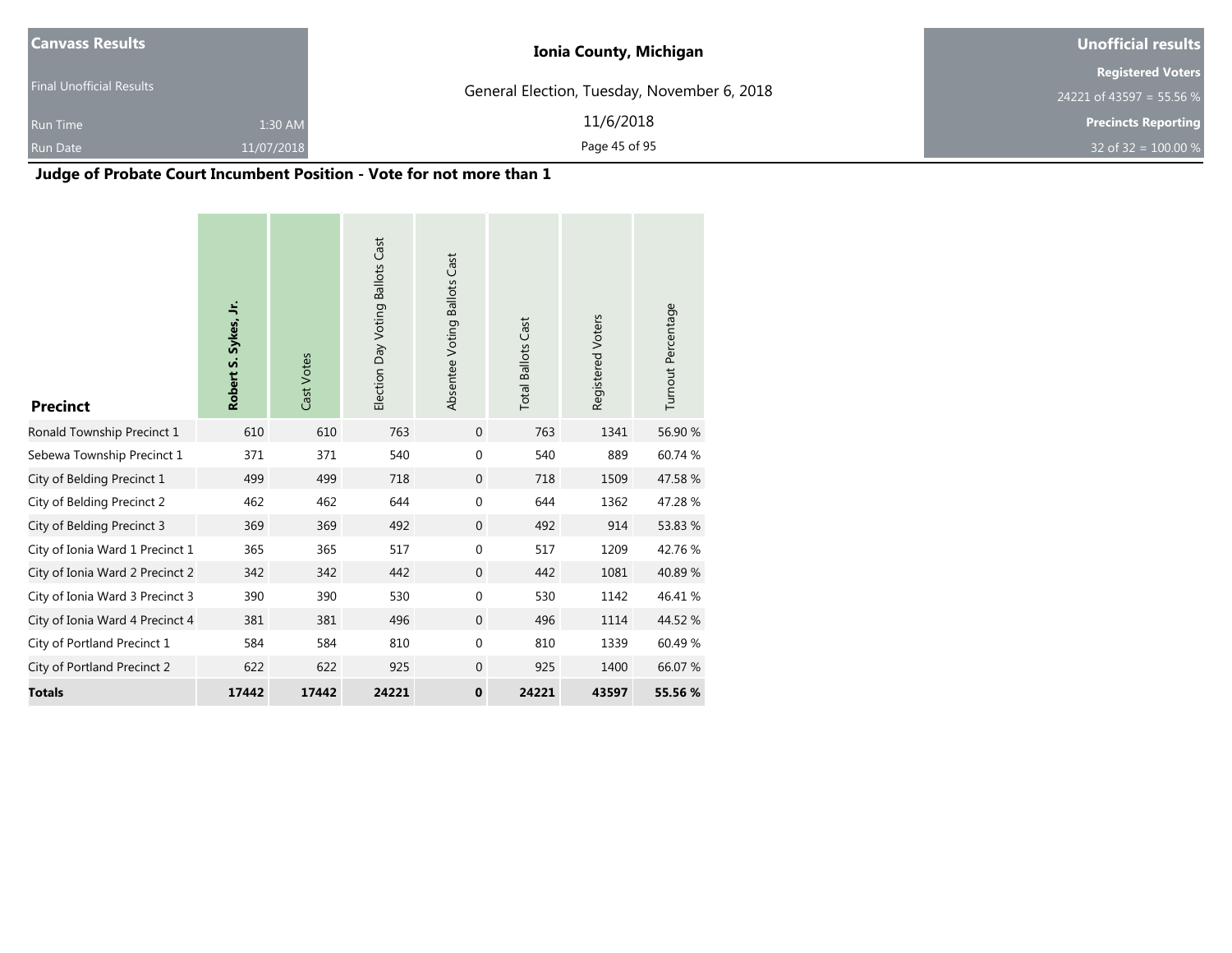| Canvass Results | | Ionia County, Michigan | Unofficial results |
|---|---|---|---|
| Final Unofficial Results | | General Election, Tuesday, November 6, 2018 | Registered Voters |
| | | | 24221 of 43597 = 55.56 % |
| Run Time | 1:30 AM | 11/6/2018 | Precincts Reporting |
| Run Date | 11/07/2018 | | 32 of 32 = 100.00 % |

## Judge of Probate Court Incumbent Position - Vote for not more than 1

| Precinct | Robert S. Sykes, Jr. | Cast Votes | Election Day Voting Ballots Cast | Absentee Voting Ballots Cast | Total Ballots Cast | Registered Voters | Turnout Percentage |
|---|---|---|---|---|---|---|---|
| Ronald Township Precinct 1 | 610 | 610 | 763 | 0 | 763 | 1341 | 56.90 % |
| Sebewa Township Precinct 1 | 371 | 371 | 540 | 0 | 540 | 889 | 60.74 % |
| City of Belding Precinct 1 | 499 | 499 | 718 | 0 | 718 | 1509 | 47.58 % |
| City of Belding Precinct 2 | 462 | 462 | 644 | 0 | 644 | 1362 | 47.28 % |
| City of Belding Precinct 3 | 369 | 369 | 492 | 0 | 492 | 914 | 53.83 % |
| City of Ionia Ward 1 Precinct 1 | 365 | 365 | 517 | 0 | 517 | 1209 | 42.76 % |
| City of Ionia Ward 2 Precinct 2 | 342 | 342 | 442 | 0 | 442 | 1081 | 40.89 % |
| City of Ionia Ward 3 Precinct 3 | 390 | 390 | 530 | 0 | 530 | 1142 | 46.41 % |
| City of Ionia Ward 4 Precinct 4 | 381 | 381 | 496 | 0 | 496 | 1114 | 44.52 % |
| City of Portland Precinct 1 | 584 | 584 | 810 | 0 | 810 | 1339 | 60.49 % |
| City of Portland Precinct 2 | 622 | 622 | 925 | 0 | 925 | 1400 | 66.07 % |
| **Totals** | **17442** | **17442** | **24221** | **0** | **24221** | **43597** | **55.56 %** |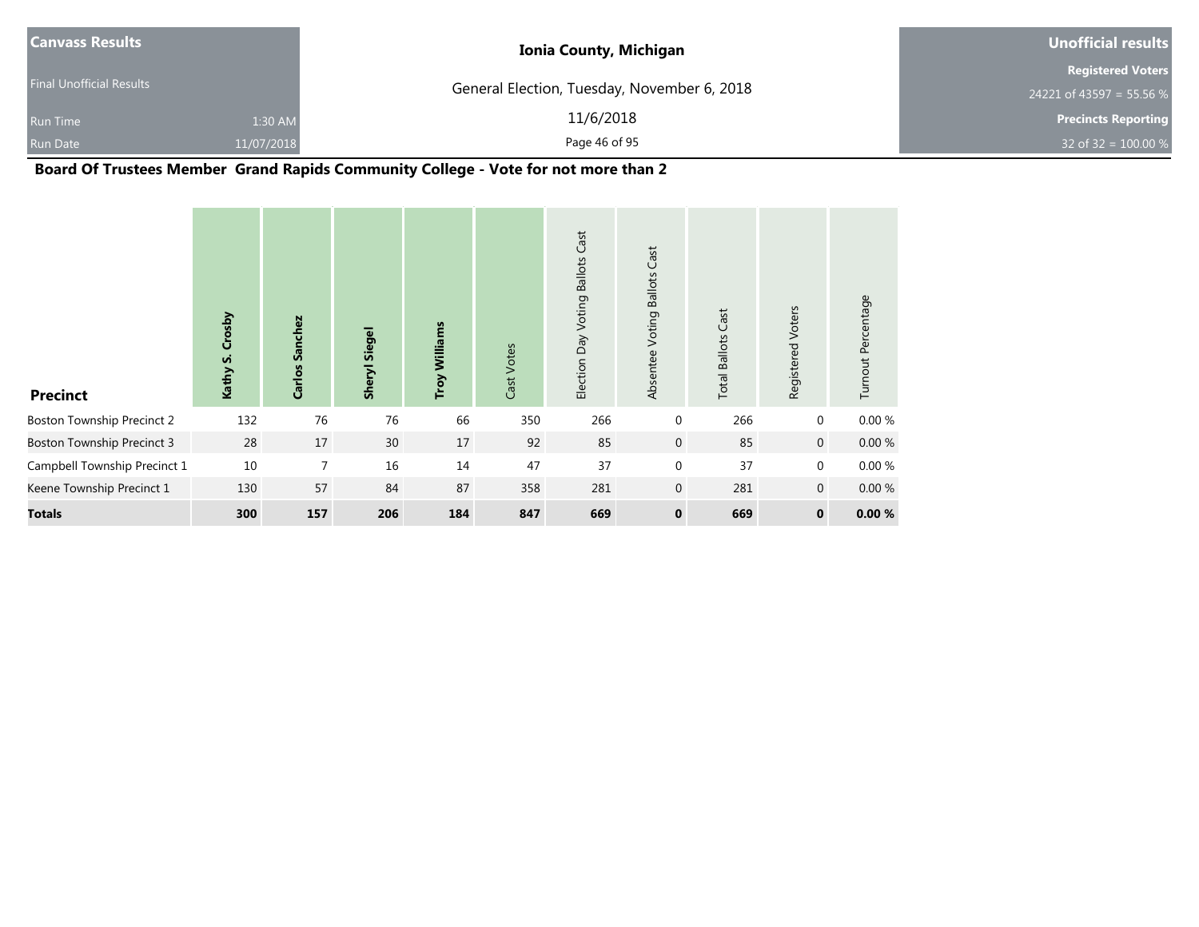| Canvass Results | | Ionia County, Michigan | Unofficial results |
|---|---|---|---|
| Final Unofficial Results | | General Election, Tuesday, November 6, 2018 | Registered Voters |
| | | | 24221 of 43597 = 55.56 % |
| Run Time | 1:30 AM | 11/6/2018 | Precincts Reporting |
| Run Date | 11/07/2018 | | 32 of 32 = 100.00 % |

## Board Of Trustees Member Grand Rapids Community College - Vote for not more than 2

| Precinct | **Kathy S. Crosby** | **Carlos Sanchez** | **Sheryl Siegel** | **Troy Williams** | Cast Votes | Election Day Voting Ballots Cast | Absentee Voting Ballots Cast | Total Ballots Cast | Registered Voters | Turnout Percentage |
|---|---|---|---|---|---|---|---|---|---|---|
| Boston Township Precinct 2 | 132 | 76 | 76 | 66 | 350 | 266 | 0 | 266 | 0 | 0.00 % |
| Boston Township Precinct 3 | 28 | 17 | 30 | 17 | 92 | 85 | 0 | 85 | 0 | 0.00 % |
| Campbell Township Precinct 1 | 10 | 7 | 16 | 14 | 47 | 37 | 0 | 37 | 0 | 0.00 % |
| Keene Township Precinct 1 | 130 | 57 | 84 | 87 | 358 | 281 | 0 | 281 | 0 | 0.00 % |
| **Totals** | **300** | **157** | **206** | **184** | **847** | **669** | **0** | **669** | **0** | **0.00 %** |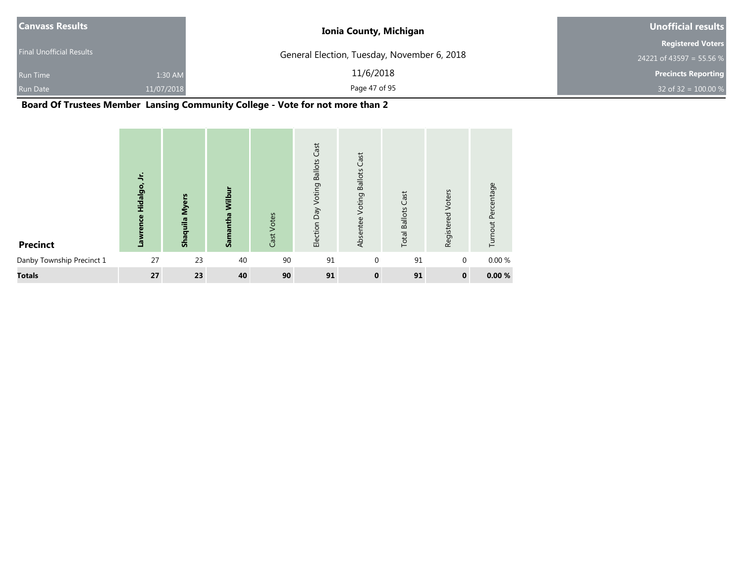| Canvass Results | | Ionia County, Michigan | Unofficial results |
|---|---|---|---|
| Final Unofficial Results | | General Election, Tuesday, November 6, 2018 | Registered Voters |
| | | | 24221 of 43597 = 55.56 % |
| Run Time | 1:30 AM | 11/6/2018 | Precincts Reporting |
| Run Date | 11/07/2018 | | 32 of 32 = 100.00 % |

## Board Of Trustees Member Lansing Community College - Vote for not more than 2

| Precinct | Lawrence Hidalgo, Jr. | Shaquila Myers | Samantha Wilbur | Cast Votes | Election Day Voting Ballots Cast | Absentee Voting Ballots Cast | Total Ballots Cast | Registered Voters | Turnout Percentage |
|---|---|---|---|---|---|---|---|---|---|
| Danby Township Precinct 1 | 27 | 23 | 40 | 90 | 91 | 0 | 91 | 0 | 0.00 % |
| **Totals** | **27** | **23** | **40** | **90** | **91** | **0** | **91** | **0** | **0.00 %** |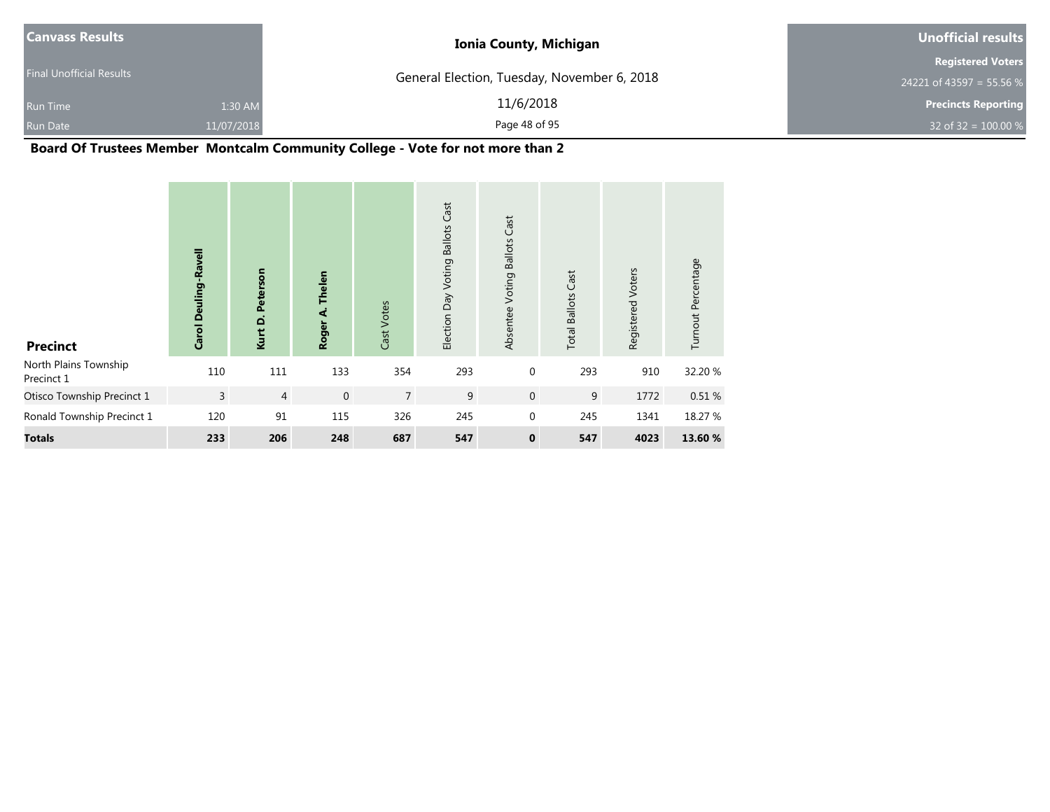| Canvass Results | | Ionia County, Michigan | Unofficial results |
|---|---|---|---|
| Final Unofficial Results | | General Election, Tuesday, November 6, 2018 | Registered Voters |
| | | | 24221 of 43597 = 55.56 % |
| Run Time | 1:30 AM | 11/6/2018 | Precincts Reporting |
| Run Date | 11/07/2018 | | 32 of 32 = 100.00 % |

## Board Of Trustees Member Montcalm Community College - Vote for not more than 2

| Precinct | Carol Deuling-Ravell | Kurt D. Peterson | Roger A. Thelen | Cast Votes | Election Day Voting Ballots Cast | Absentee Voting Ballots Cast | Total Ballots Cast | Registered Voters | Turnout Percentage |
|---|---|---|---|---|---|---|---|---|---|
| North Plains Township Precinct 1 | 110 | 111 | 133 | 354 | 293 | 0 | 293 | 910 | 32.20 % |
| Otisco Township Precinct 1 | 3 | 4 | 0 | 7 | 9 | 0 | 9 | 1772 | 0.51 % |
| Ronald Township Precinct 1 | 120 | 91 | 115 | 326 | 245 | 0 | 245 | 1341 | 18.27 % |
| **Totals** | **233** | **206** | **248** | **687** | **547** | **0** | **547** | **4023** | **13.60 %** |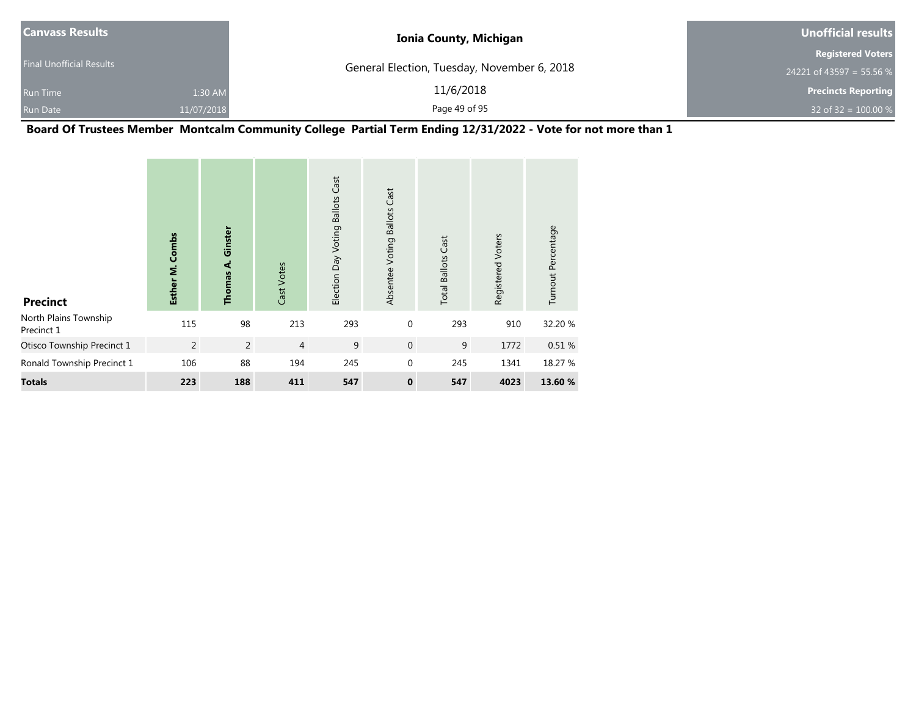| Canvass Results | | Ionia County, Michigan | Unofficial results |
|---|---|---|---|
| Final Unofficial Results | | General Election, Tuesday, November 6, 2018 | Registered Voters |
| | | | 24221 of 43597 = 55.56 % |
| Run Time | 1:30 AM | 11/6/2018 | Precincts Reporting |
| Run Date | 11/07/2018 | | 32 of 32 = 100.00 % |

## Board Of Trustees Member Montcalm Community College Partial Term Ending 12/31/2022 - Vote for not more than 1

| Precinct | Esther M. Combs | Thomas A. Ginster | Cast Votes | Election Day Voting Ballots Cast | Absentee Voting Ballots Cast | Total Ballots Cast | Registered Voters | Turnout Percentage |
|---|---|---|---|---|---|---|---|---|
| North Plains Township Precinct 1 | 115 | 98 | 213 | 293 | 0 | 293 | 910 | 32.20 % |
| Otisco Township Precinct 1 | 2 | 2 | 4 | 9 | 0 | 9 | 1772 | 0.51 % |
| Ronald Township Precinct 1 | 106 | 88 | 194 | 245 | 0 | 245 | 1341 | 18.27 % |
| **Totals** | **223** | **188** | **411** | **547** | **0** | **547** | **4023** | **13.60 %** |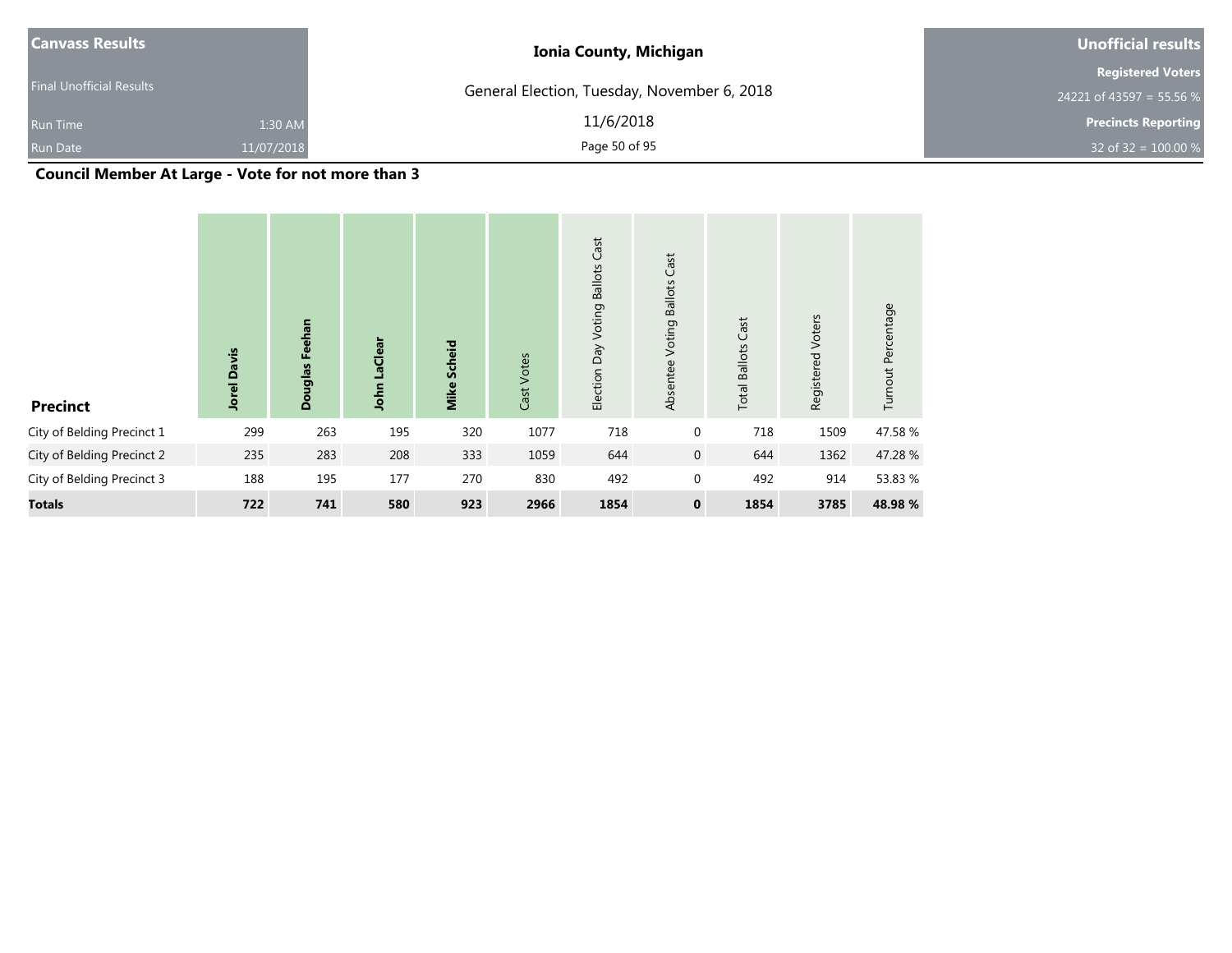**Canvass Results**

Final Unofficial Results

Run Time 1:30 AM

Run Date 11/07/2018

**Ionia County, Michigan**

General Election, Tuesday, November 6, 2018

11/6/2018

**Unofficial results**

**Registered Voters**

24221 of 43597 = 55.56 %

**Precincts Reporting**

32 of 32 = 100.00 %

## Council Member At Large - Vote for not more than 3

| Precinct | Jorel Davis | Douglas Feehan | John LaClear | Mike Scheid | Cast Votes | Election Day Voting Ballots Cast | Absentee Voting Ballots Cast | Total Ballots Cast | Registered Voters | Turnout Percentage |
|---|---|---|---|---|---|---|---|---|---|---|
| City of Belding Precinct 1 | 299 | 263 | 195 | 320 | 1077 | 718 | 0 | 718 | 1509 | 47.58 % |
| City of Belding Precinct 2 | 235 | 283 | 208 | 333 | 1059 | 644 | 0 | 644 | 1362 | 47.28 % |
| City of Belding Precinct 3 | 188 | 195 | 177 | 270 | 830 | 492 | 0 | 492 | 914 | 53.83 % |
| **Totals** | **722** | **741** | **580** | **923** | **2966** | **1854** | **0** | **1854** | **3785** | **48.98 %** |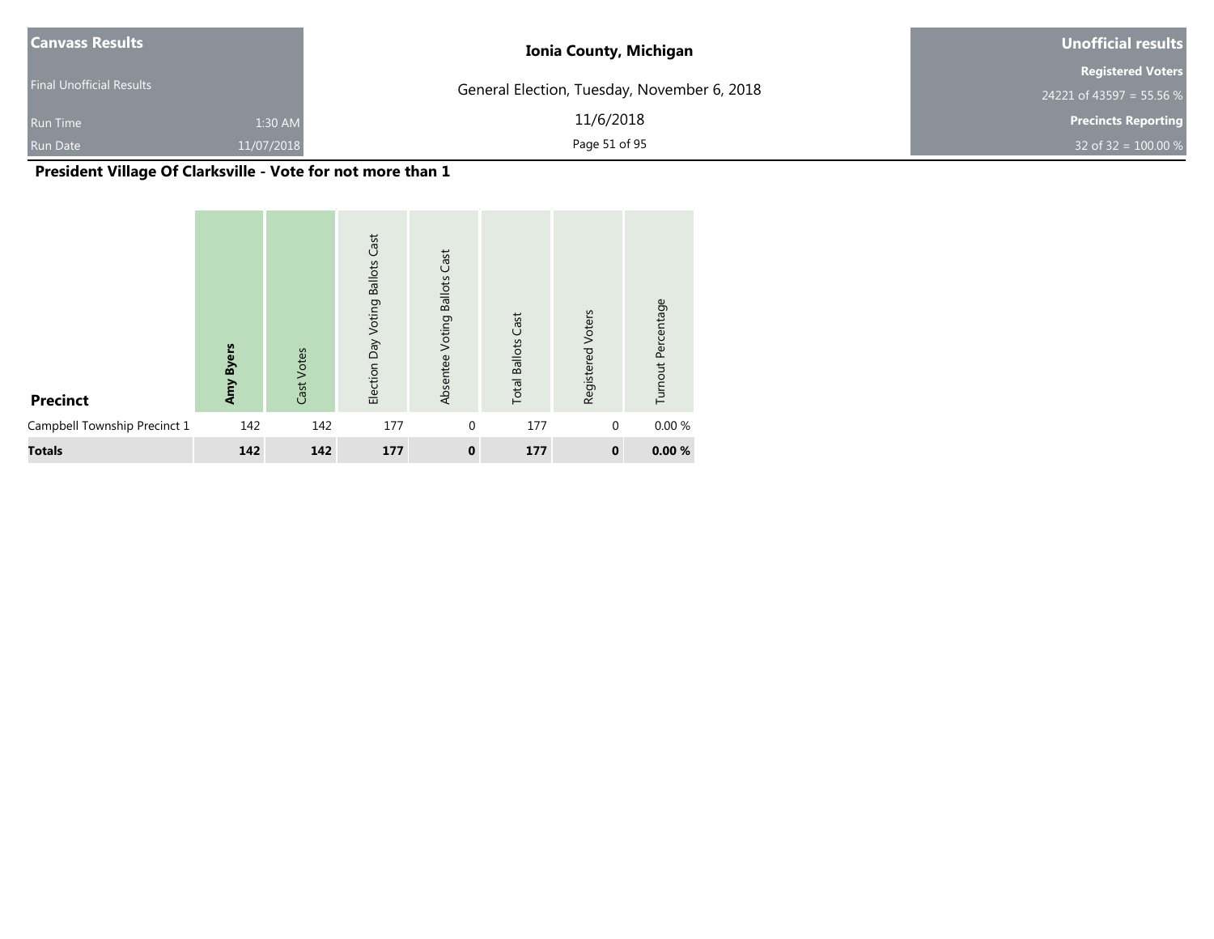**Canvass Results**

Final Unofficial Results

Run Time 1:30 AM

Run Date 11/07/2018

**Ionia County, Michigan**

General Election, Tuesday, November 6, 2018

11/6/2018

**Unofficial results**

**Registered Voters**

24221 of 43597 = 55.56 %

**Precincts Reporting**

32 of 32 = 100.00 %

## President Village Of Clarksville - Vote for not more than 1

| Precinct | **Amy Byers** | Cast Votes | Election Day Voting Ballots Cast | Absentee Voting Ballots Cast | Total Ballots Cast | Registered Voters | Turnout Percentage |
|---|---|---|---|---|---|---|---|
| Campbell Township Precinct 1 | 142 | 142 | 177 | 0 | 177 | 0 | 0.00 % |
| **Totals** | **142** | **142** | **177** | **0** | **177** | **0** | **0.00 %** |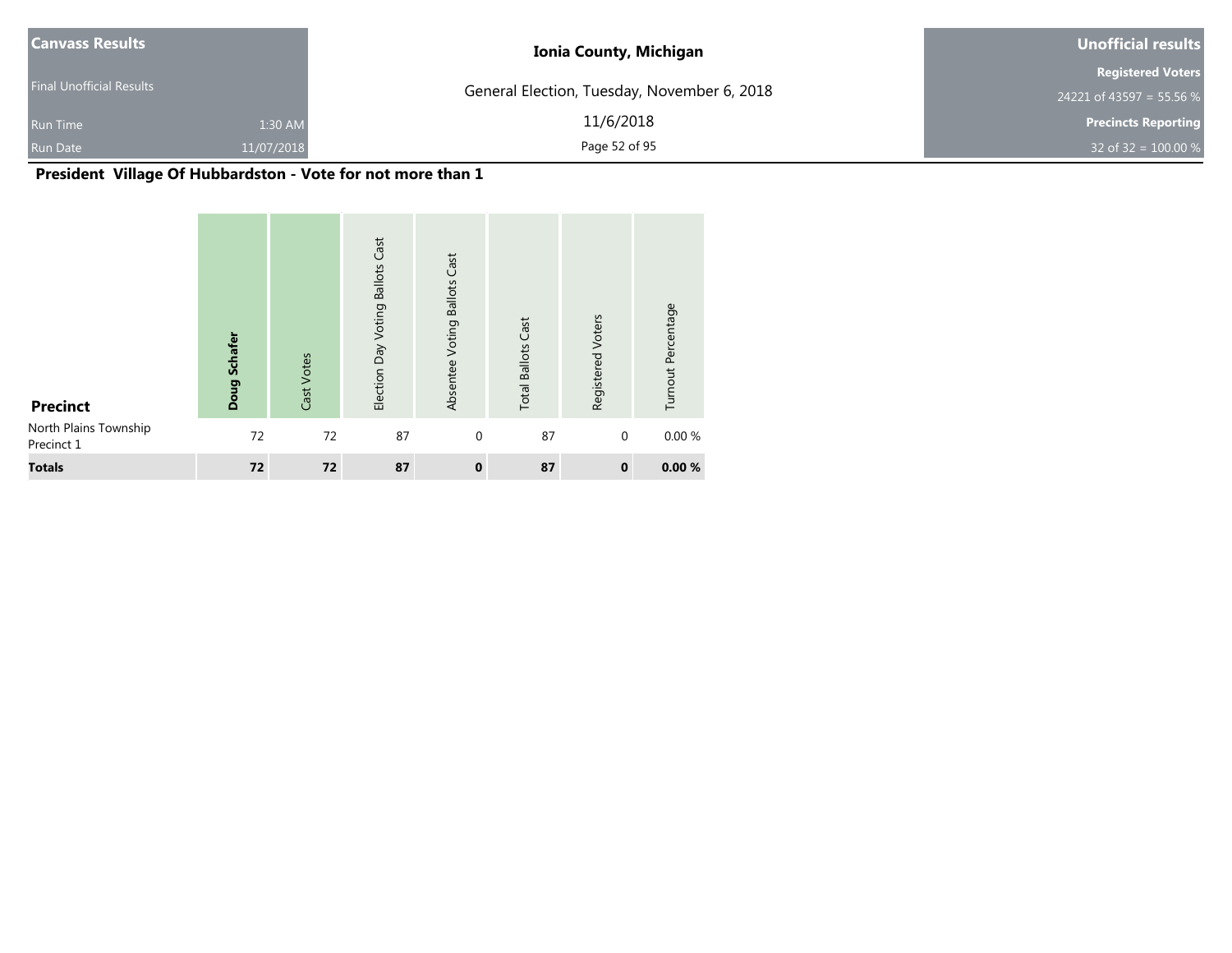| Canvass Results | | Ionia County, Michigan | Unofficial results |
|---|---|---|---|
| Final Unofficial Results | | General Election, Tuesday, November 6, 2018 | Registered Voters |
| | | | 24221 of 43597 = 55.56 % |
| Run Time | 1:30 AM | 11/6/2018 | Precincts Reporting |
| Run Date | 11/07/2018 | | 32 of 32 = 100.00 % |

## President Village Of Hubbardston - Vote for not more than 1

| Precinct | **Doug Schafer** | Cast Votes | Election Day Voting Ballots Cast | Absentee Voting Ballots Cast | Total Ballots Cast | Registered Voters | Turnout Percentage |
|---|---|---|---|---|---|---|---|
| North Plains Township Precinct 1 | 72 | 72 | 87 | 0 | 87 | 0 | 0.00 % |
| **Totals** | **72** | **72** | **87** | **0** | **87** | **0** | **0.00 %** |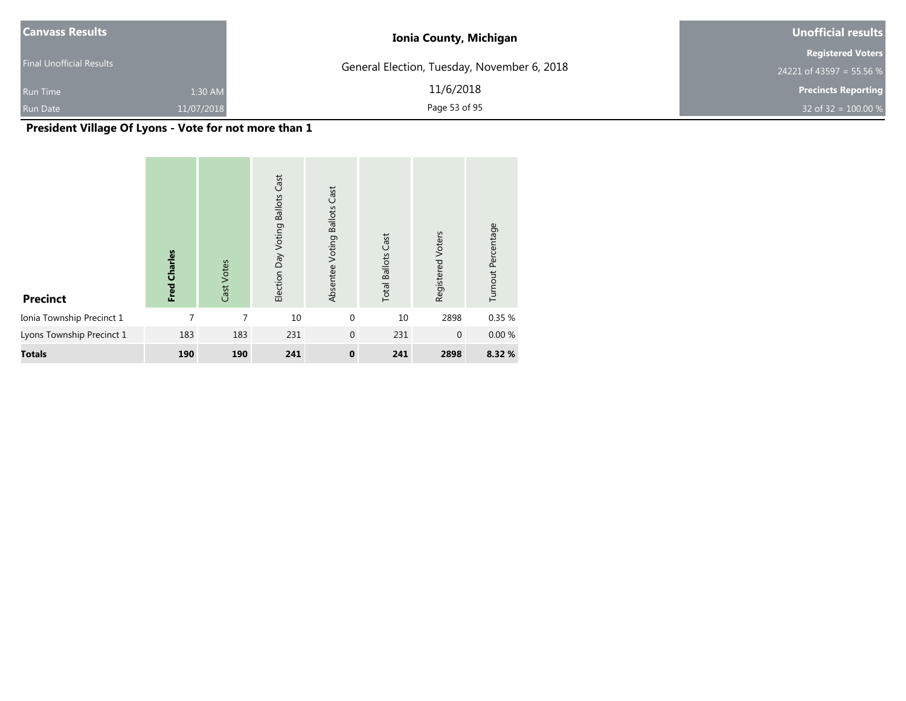| Canvass Results | | Ionia County, Michigan | Unofficial results |
|---|---|---|---|
| Final Unofficial Results | | General Election, Tuesday, November 6, 2018 | Registered Voters |
| | | | 24221 of 43597 = 55.56 % |
| Run Time | 1:30 AM | 11/6/2018 | Precincts Reporting |
| Run Date | 11/07/2018 | | 32 of 32 = 100.00 % |

## President Village Of Lyons - Vote for not more than 1

| Precinct | **Fred Charles** | Cast Votes | Election Day Voting Ballots Cast | Absentee Voting Ballots Cast | Total Ballots Cast | Registered Voters | Turnout Percentage |
|---|---|---|---|---|---|---|---|
| Ionia Township Precinct 1 | 7 | 7 | 10 | 0 | 10 | 2898 | 0.35 % |
| Lyons Township Precinct 1 | 183 | 183 | 231 | 0 | 231 | 0 | 0.00 % |
| **Totals** | **190** | **190** | **241** | **0** | **241** | **2898** | **8.32 %** |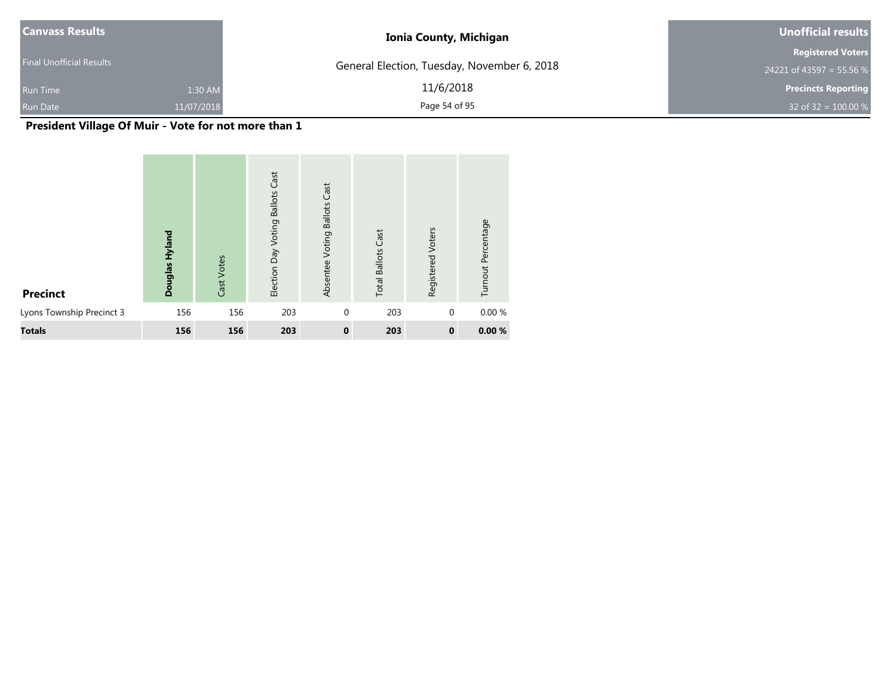**Canvass Results**

Final Unofficial Results

Run Time 1:30 AM

Run Date 11/07/2018

**Ionia County, Michigan**

General Election, Tuesday, November 6, 2018

11/6/2018

**Unofficial results**

**Registered Voters**

24221 of 43597 = 55.56 %

**Precincts Reporting**

32 of 32 = 100.00 %

## President Village Of Muir - Vote for not more than 1

| Precinct | Douglas Hyland | Cast Votes | Election Day Voting Ballots Cast | Absentee Voting Ballots Cast | Total Ballots Cast | Registered Voters | Turnout Percentage |
|---|---|---|---|---|---|---|---|
| Lyons Township Precinct 3 | 156 | 156 | 203 | 0 | 203 | 0 | 0.00 % |
| **Totals** | **156** | **156** | **203** | **0** | **203** | **0** | **0.00 %** |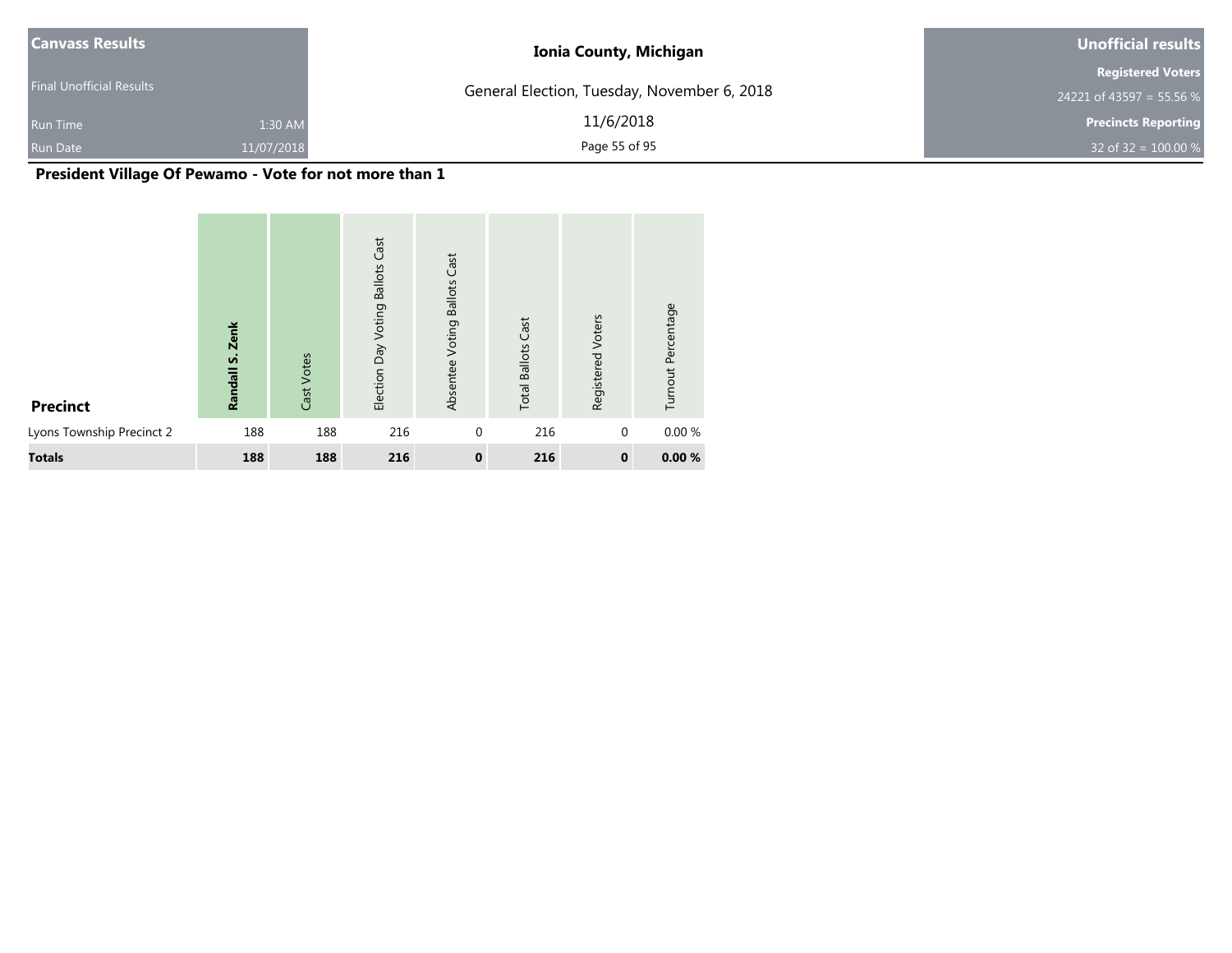| Canvass Results | | Ionia County, Michigan | Unofficial results |
|---|---|---|---|
| Final Unofficial Results | | General Election, Tuesday, November 6, 2018 | Registered Voters |
| | | | 24221 of 43597 = 55.56 % |
| Run Time | 1:30 AM | 11/6/2018 | Precincts Reporting |
| Run Date | 11/07/2018 | | 32 of 32 = 100.00 % |

## President Village Of Pewamo - Vote for not more than 1

| Precinct | **Randall S. Zenk** | Cast Votes | Election Day Voting Ballots Cast | Absentee Voting Ballots Cast | Total Ballots Cast | Registered Voters | Turnout Percentage |
|---|---|---|---|---|---|---|---|
| Lyons Township Precinct 2 | 188 | 188 | 216 | 0 | 216 | 0 | 0.00 % |
| **Totals** | **188** | **188** | **216** | **0** | **216** | **0** | **0.00 %** |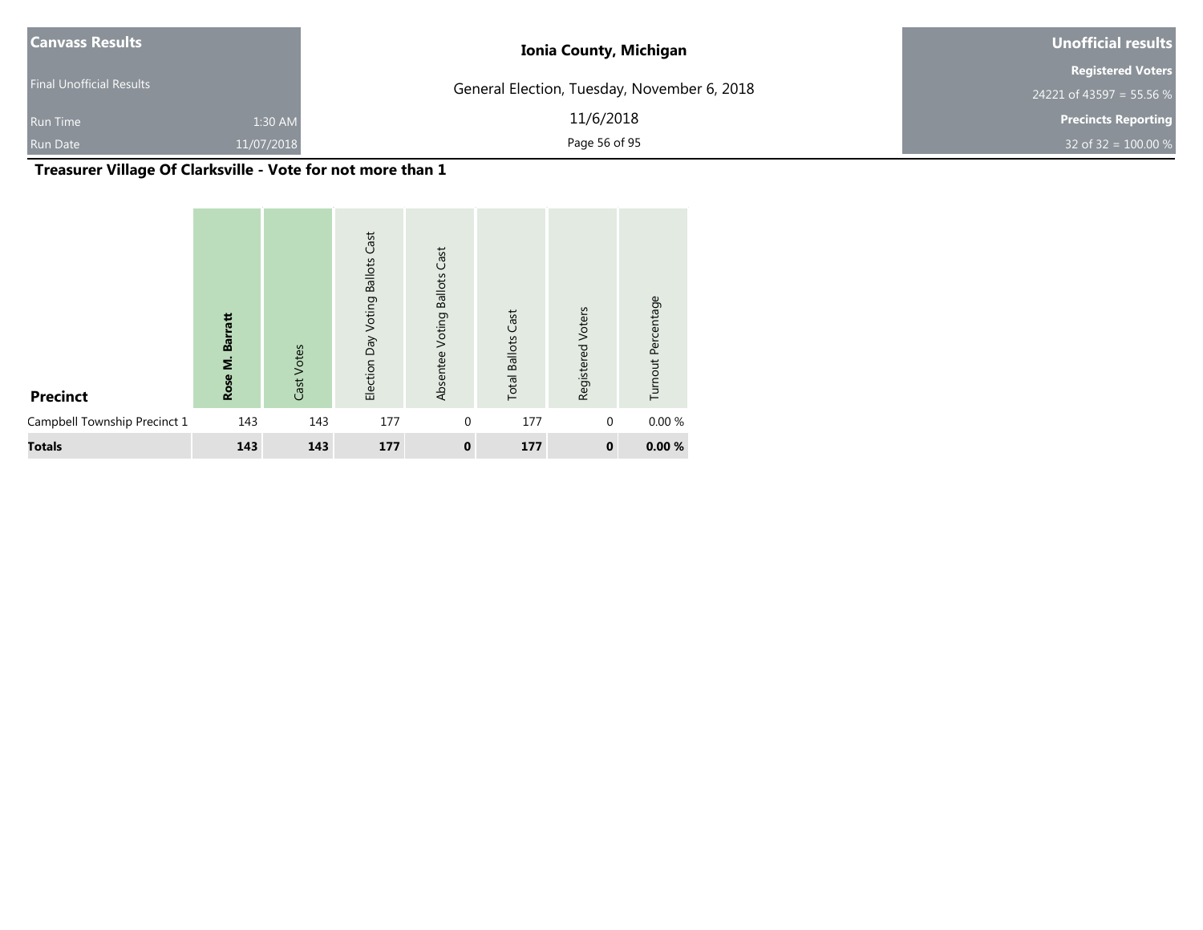| Canvass Results | |
| --- | --- |
| Final Unofficial Results | |
| Run Time | 1:30 AM |
| Run Date | 11/07/2018 |

**Ionia County, Michigan**

General Election, Tuesday, November 6, 2018

11/6/2018

| Unofficial results |
| --- |
| Registered Voters |
| 24221 of 43597 = 55.56 % |
| Precincts Reporting |
| 32 of 32 = 100.00 % |

## Treasurer Village Of Clarksville - Vote for not more than 1

| Precinct | **Rose M. Barratt** | Cast Votes | Election Day Voting Ballots Cast | Absentee Voting Ballots Cast | Total Ballots Cast | Registered Voters | Turnout Percentage |
| --- | --- | --- | --- | --- | --- | --- | --- |
| Campbell Township Precinct 1 | 143 | 143 | 177 | 0 | 177 | 0 | 0.00 % |
| **Totals** | **143** | **143** | **177** | **0** | **177** | **0** | **0.00 %** |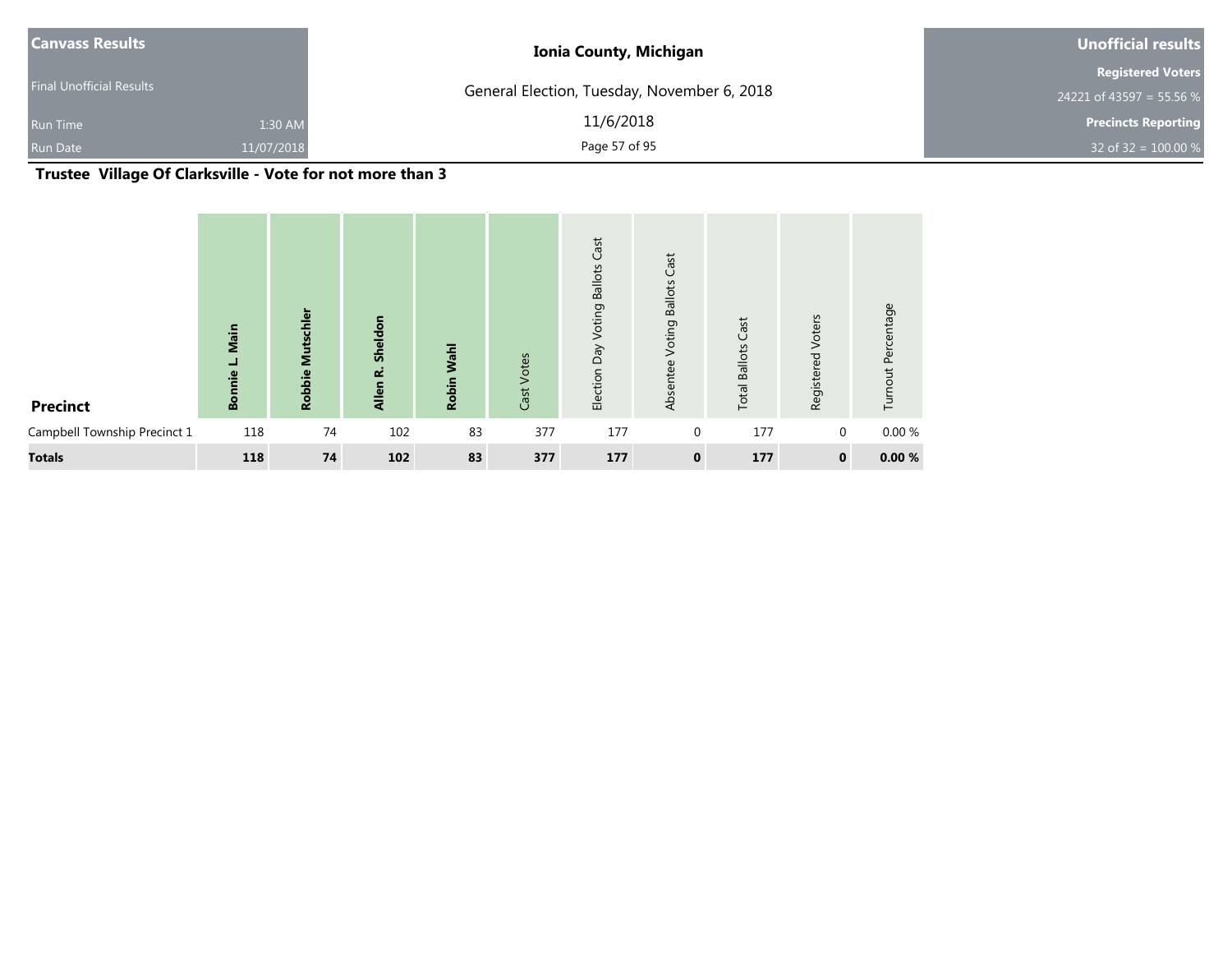| Canvass Results | Ionia County, Michigan | Unofficial results |
|---|---|---|
| Final Unofficial Results | General Election, Tuesday, November 6, 2018 | Registered Voters |
| Run Time 1:30 AM | 11/6/2018 | 24221 of 43597 = 55.56 % |
| Run Date 11/07/2018 | | Precincts Reporting |
| | | 32 of 32 = 100.00 % |

## Trustee Village Of Clarksville - Vote for not more than 3

| Precinct | **Bonnie L. Main** | **Robbie Mutschler** | **Allen R. Sheldon** | **Robin Wahl** | Cast Votes | Election Day Voting Ballots Cast | Absentee Voting Ballots Cast | Total Ballots Cast | Registered Voters | Turnout Percentage |
|---|---|---|---|---|---|---|---|---|---|---|
| Campbell Township Precinct 1 | 118 | 74 | 102 | 83 | 377 | 177 | 0 | 177 | 0 | 0.00 % |
| **Totals** | **118** | **74** | **102** | **83** | **377** | **177** | **0** | **177** | **0** | **0.00 %** |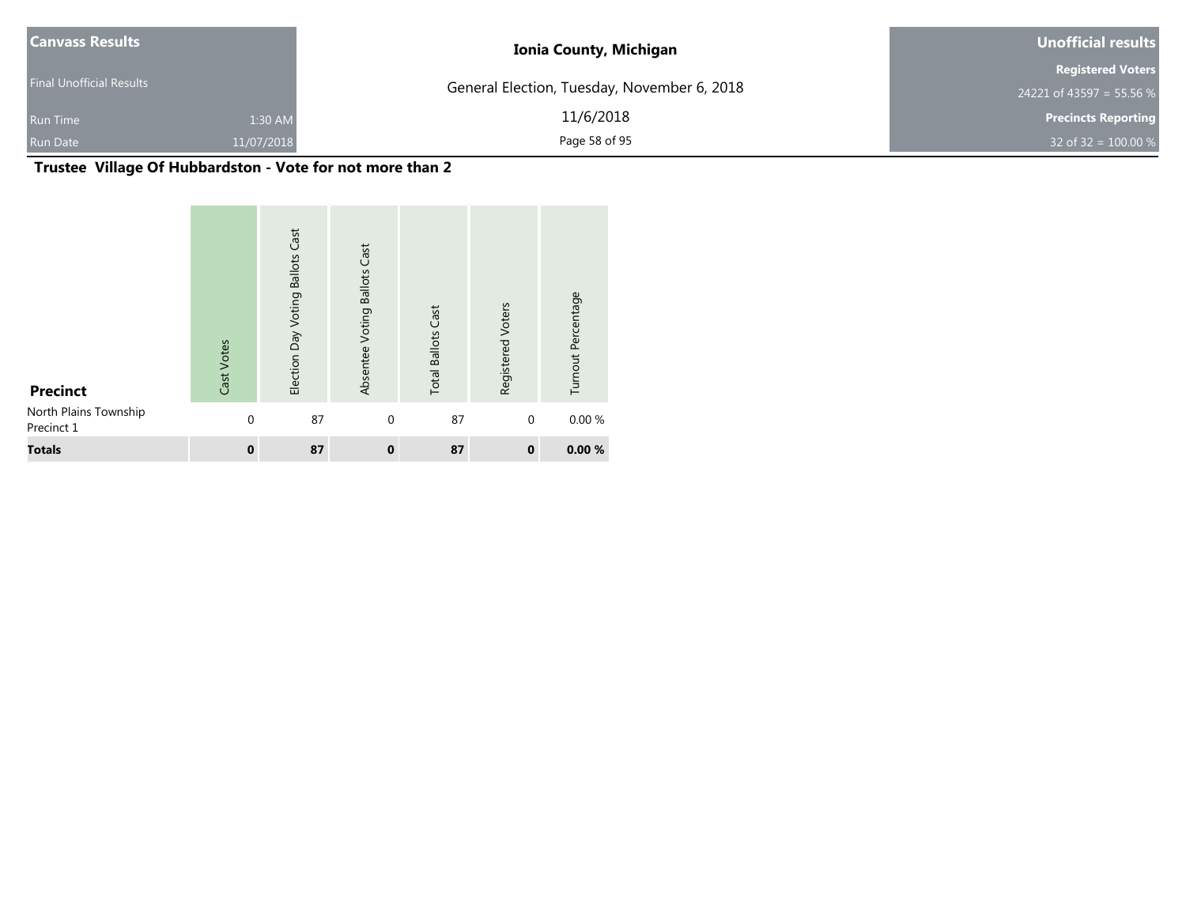| Canvass Results | | Ionia County, Michigan | Unofficial results |
|---|---|---|---|
| Final Unofficial Results | | General Election, Tuesday, November 6, 2018 | Registered Voters |
| | | | 24221 of 43597 = 55.56 % |
| Run Time | 1:30 AM | 11/6/2018 | Precincts Reporting |
| Run Date | 11/07/2018 | | 32 of 32 = 100.00 % |

## Trustee Village Of Hubbardston - Vote for not more than 2

| Precinct | Cast Votes | Election Day Voting Ballots Cast | Absentee Voting Ballots Cast | Total Ballots Cast | Registered Voters | Turnout Percentage |
|---|---|---|---|---|---|---|
| North Plains Township Precinct 1 | 0 | 87 | 0 | 87 | 0 | 0.00 % |
| **Totals** | **0** | **87** | **0** | **87** | **0** | **0.00 %** |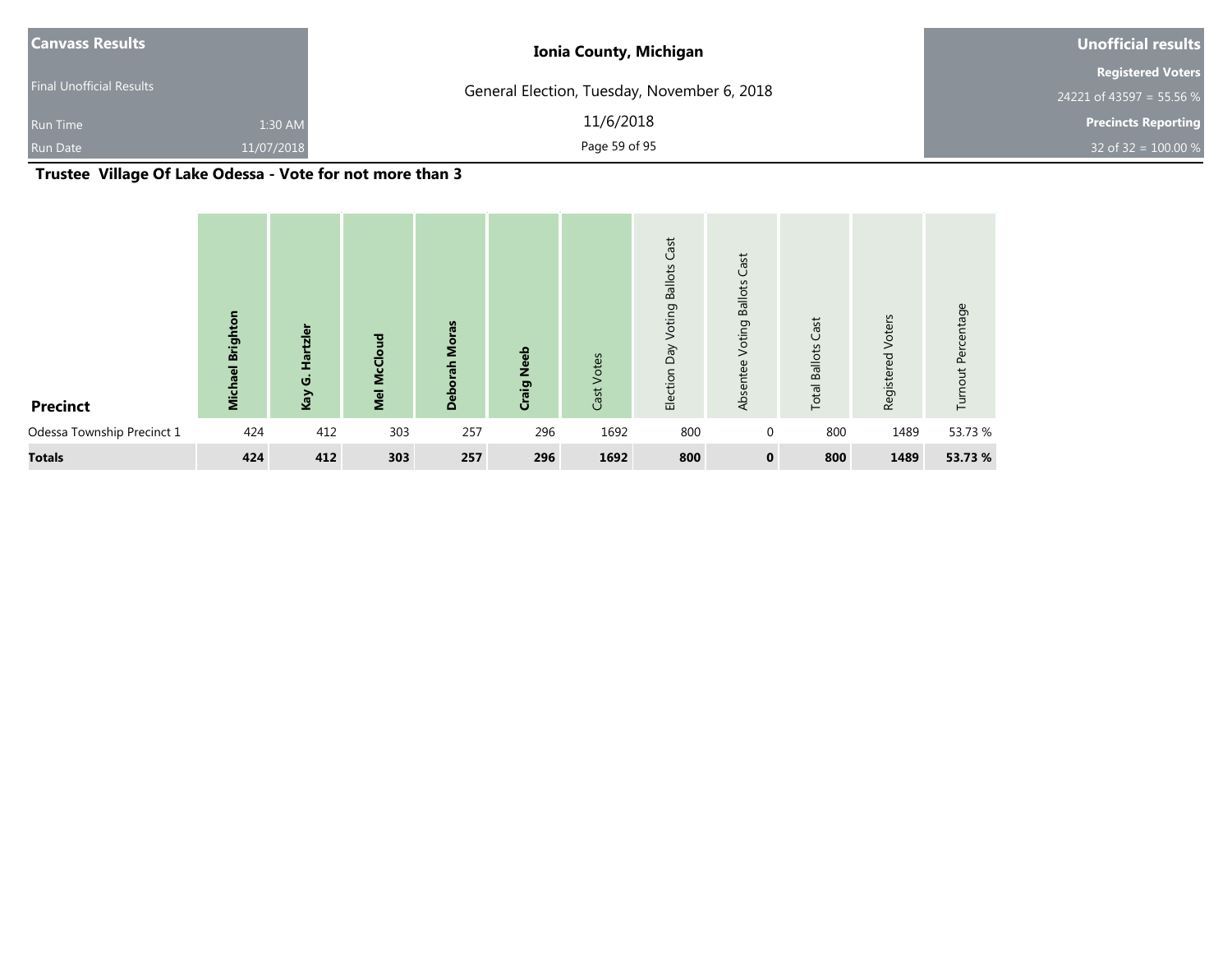| Canvass Results | | Ionia County, Michigan | Unofficial results |
|---|---|---|---|
| Final Unofficial Results | | General Election, Tuesday, November 6, 2018 | Registered Voters |
| | | | 24221 of 43597 = 55.56 % |
| Run Time | 1:30 AM | 11/6/2018 | Precincts Reporting |
| Run Date | 11/07/2018 | | 32 of 32 = 100.00 % |

## Trustee Village Of Lake Odessa - Vote for not more than 3

| Precinct | Michael Brighton | Kay G. Hartzler | Mel McCloud | Deborah Moras | Craig Neeb | Cast Votes | Election Day Voting Ballots Cast | Absentee Voting Ballots Cast | Total Ballots Cast | Registered Voters | Turnout Percentage |
|---|---|---|---|---|---|---|---|---|---|---|---|
| Odessa Township Precinct 1 | 424 | 412 | 303 | 257 | 296 | 1692 | 800 | 0 | 800 | 1489 | 53.73 % |
| **Totals** | **424** | **412** | **303** | **257** | **296** | **1692** | **800** | **0** | **800** | **1489** | **53.73 %** |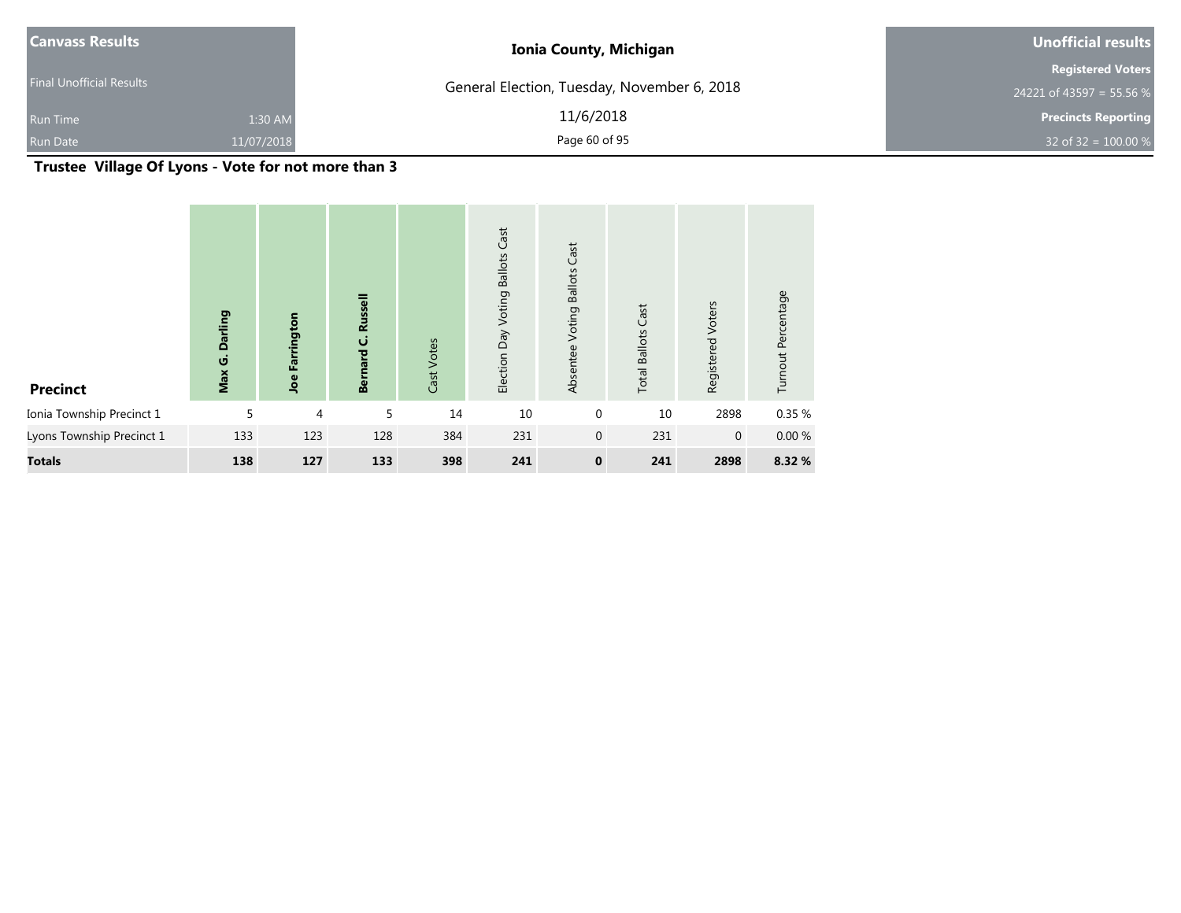| Canvass Results | | Ionia County, Michigan | Unofficial results |
|---|---|---|---|
| Final Unofficial Results | | General Election, Tuesday, November 6, 2018 | Registered Voters |
| | | | 24221 of 43597 = 55.56 % |
| Run Time | 1:30 AM | 11/6/2018 | Precincts Reporting |
| Run Date | 11/07/2018 | | 32 of 32 = 100.00 % |

## Trustee Village Of Lyons - Vote for not more than 3

| Precinct | **Max G. Darling** | **Joe Farrington** | **Bernard C. Russell** | Cast Votes | Election Day Voting Ballots Cast | Absentee Voting Ballots Cast | Total Ballots Cast | Registered Voters | Turnout Percentage |
|---|---|---|---|---|---|---|---|---|---|
| Ionia Township Precinct 1 | 5 | 4 | 5 | 14 | 10 | 0 | 10 | 2898 | 0.35 % |
| Lyons Township Precinct 1 | 133 | 123 | 128 | 384 | 231 | 0 | 231 | 0 | 0.00 % |
| **Totals** | **138** | **127** | **133** | **398** | **241** | **0** | **241** | **2898** | **8.32 %** |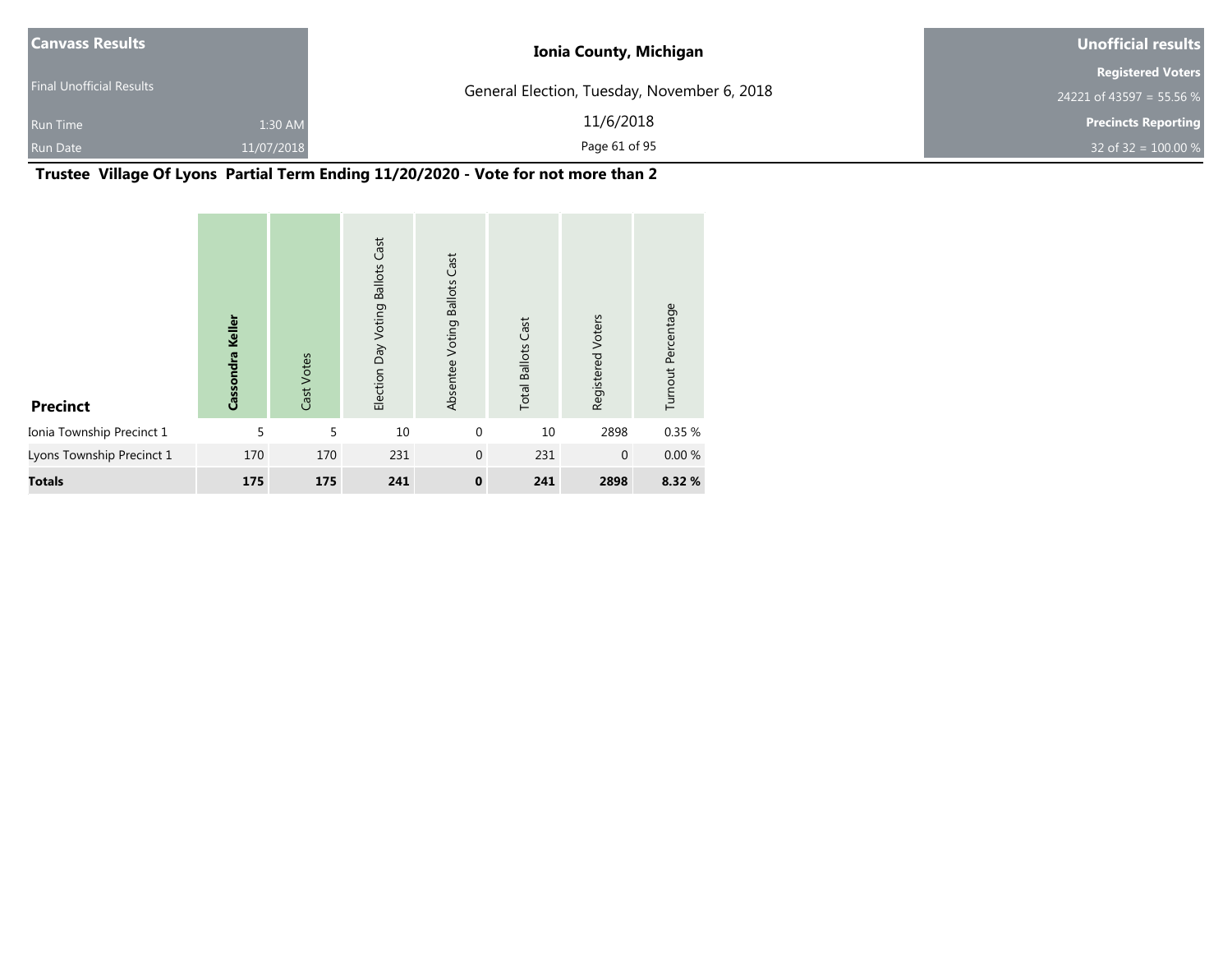| Canvass Results | | Ionia County, Michigan | Unofficial results |
|---|---|---|---|
| Final Unofficial Results | | General Election, Tuesday, November 6, 2018 | Registered Voters |
| | | | 24221 of 43597 = 55.56 % |
| Run Time | 1:30 AM | 11/6/2018 | Precincts Reporting |
| Run Date | 11/07/2018 | | 32 of 32 = 100.00 % |

## Trustee Village Of Lyons Partial Term Ending 11/20/2020 - Vote for not more than 2

| Precinct | Cassondra Keller | Cast Votes | Election Day Voting Ballots Cast | Absentee Voting Ballots Cast | Total Ballots Cast | Registered Voters | Turnout Percentage |
|---|---|---|---|---|---|---|---|
| Ionia Township Precinct 1 | 5 | 5 | 10 | 0 | 10 | 2898 | 0.35 % |
| Lyons Township Precinct 1 | 170 | 170 | 231 | 0 | 231 | 0 | 0.00 % |
| **Totals** | **175** | **175** | **241** | **0** | **241** | **2898** | **8.32 %** |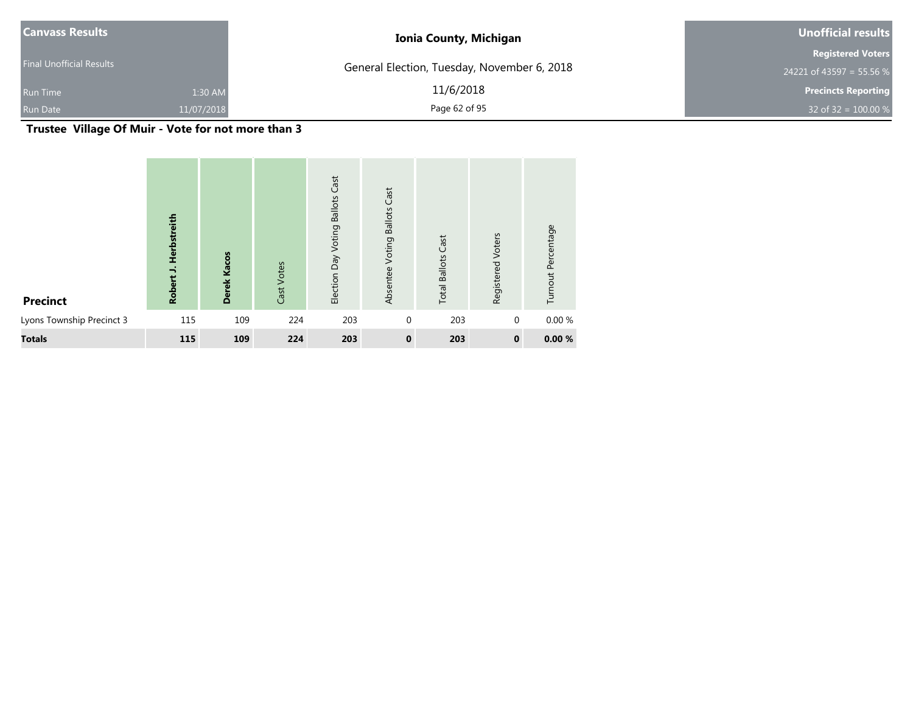| Canvass Results | | Ionia County, Michigan | Unofficial results |
|---|---|---|---|
| Final Unofficial Results | | General Election, Tuesday, November 6, 2018 | Registered Voters |
| | | | 24221 of 43597 = 55.56 % |
| Run Time | 1:30 AM | 11/6/2018 | Precincts Reporting |
| Run Date | 11/07/2018 | | 32 of 32 = 100.00 % |

## Trustee Village Of Muir - Vote for not more than 3

| Precinct | Robert J. Herbstreith | Derek Kacos | Cast Votes | Election Day Voting Ballots Cast | Absentee Voting Ballots Cast | Total Ballots Cast | Registered Voters | Turnout Percentage |
|---|---|---|---|---|---|---|---|---|
| Lyons Township Precinct 3 | 115 | 109 | 224 | 203 | 0 | 203 | 0 | 0.00 % |
| **Totals** | **115** | **109** | **224** | **203** | **0** | **203** | **0** | **0.00 %** |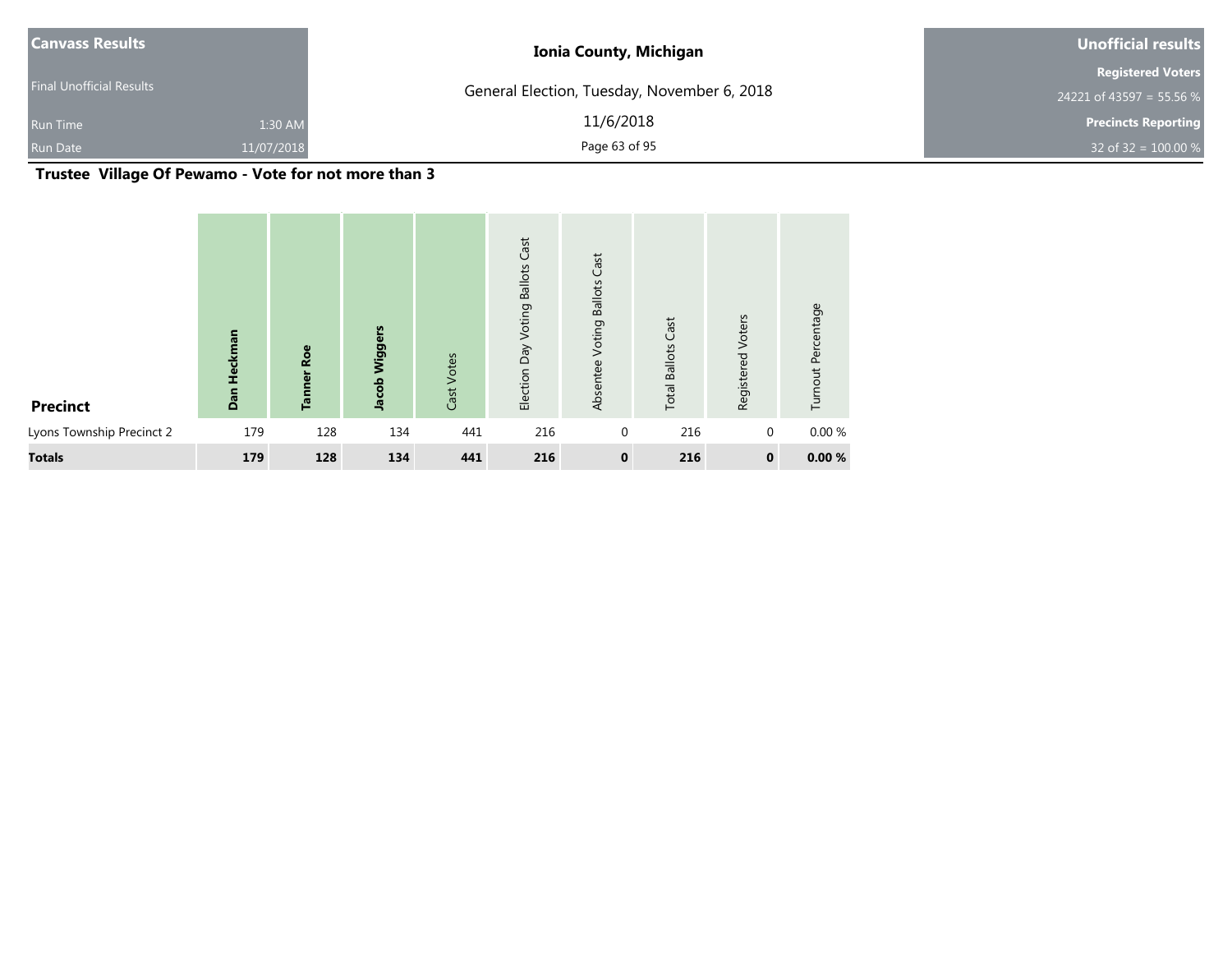**Canvass Results**

Final Unofficial Results

Run Time 1:30 AM

Run Date 11/07/2018

**Ionia County, Michigan**

General Election, Tuesday, November 6, 2018

11/6/2018

**Unofficial results**

**Registered Voters**

24221 of 43597 = 55.56 %

**Precincts Reporting**

32 of 32 = 100.00 %

## Trustee Village Of Pewamo - Vote for not more than 3

| Precinct | Dan Heckman | Tanner Roe | Jacob Wiggers | Cast Votes | Election Day Voting Ballots Cast | Absentee Voting Ballots Cast | Total Ballots Cast | Registered Voters | Turnout Percentage |
|---|---|---|---|---|---|---|---|---|---|
| Lyons Township Precinct 2 | 179 | 128 | 134 | 441 | 216 | 0 | 216 | 0 | 0.00 % |
| **Totals** | **179** | **128** | **134** | **441** | **216** | **0** | **216** | **0** | **0.00 %** |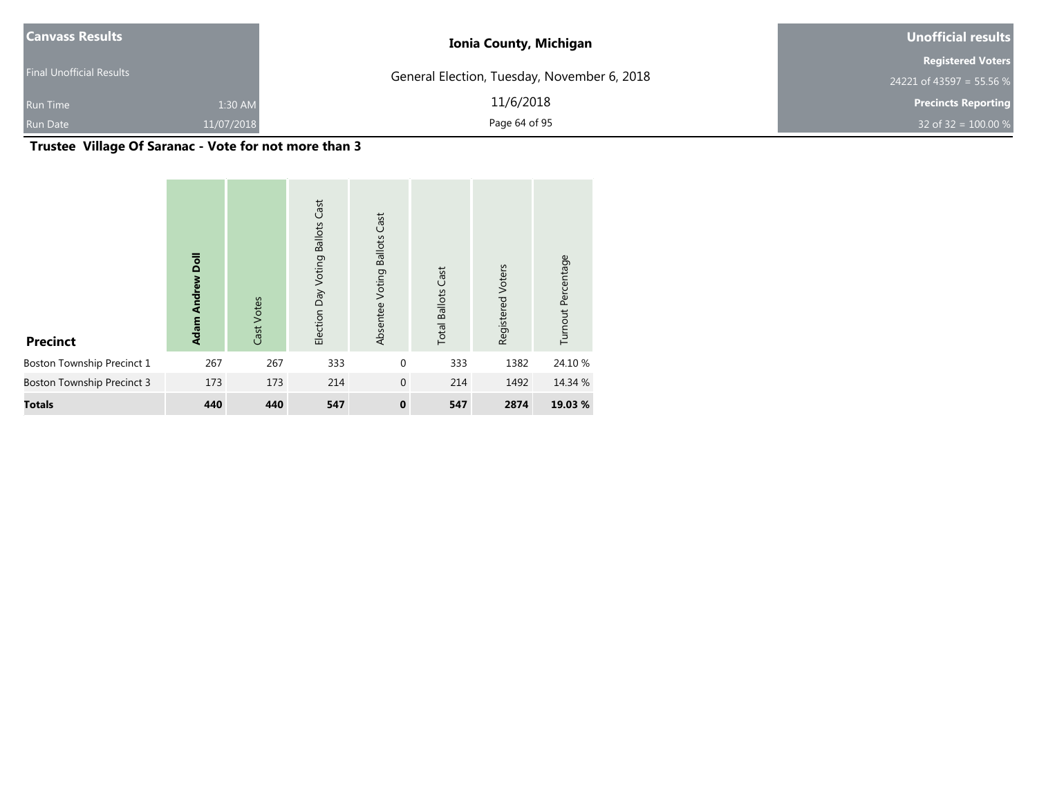**Canvass Results**

Final Unofficial Results

Run Time 1:30 AM

Run Date 11/07/2018

**Ionia County, Michigan**

General Election, Tuesday, November 6, 2018

11/6/2018

**Unofficial results**

**Registered Voters**

24221 of 43597 = 55.56 %

**Precincts Reporting**

32 of 32 = 100.00 %

## Trustee Village Of Saranac - Vote for not more than 3

| Precinct | Adam Andrew Doll | Cast Votes | Election Day Voting Ballots Cast | Absentee Voting Ballots Cast | Total Ballots Cast | Registered Voters | Turnout Percentage |
|---|---|---|---|---|---|---|---|
| Boston Township Precinct 1 | 267 | 267 | 333 | 0 | 333 | 1382 | 24.10 % |
| Boston Township Precinct 3 | 173 | 173 | 214 | 0 | 214 | 1492 | 14.34 % |
| **Totals** | **440** | **440** | **547** | **0** | **547** | **2874** | **19.03 %** |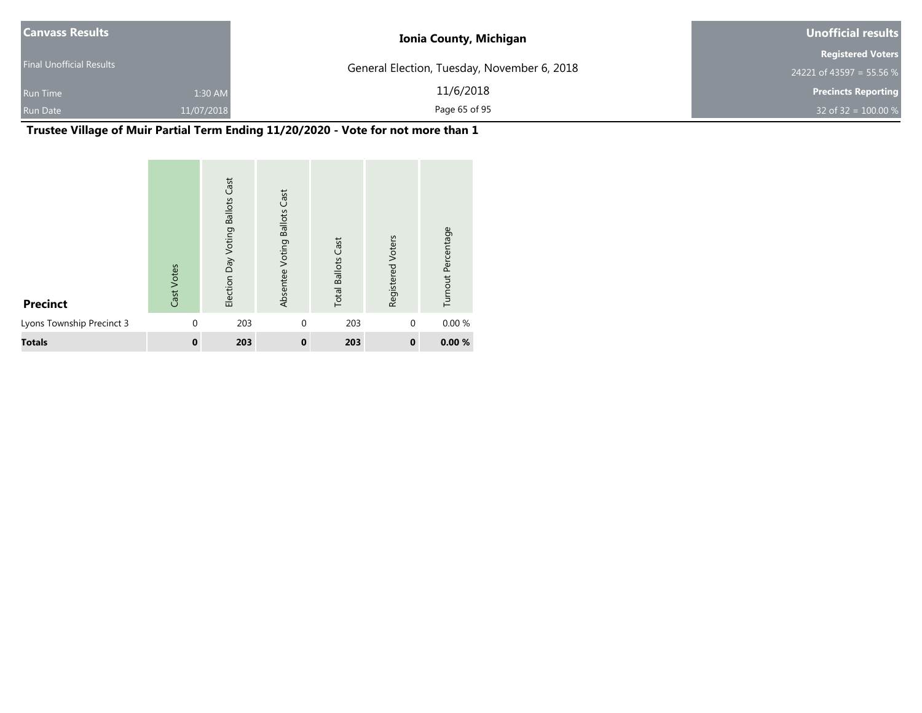| Canvass Results | | Ionia County, Michigan | Unofficial results |
|---|---|---|---|
| Final Unofficial Results | | General Election, Tuesday, November 6, 2018 | Registered Voters |
| | | | 24221 of 43597 = 55.56 % |
| Run Time | 1:30 AM | 11/6/2018 | Precincts Reporting |
| Run Date | 11/07/2018 | | 32 of 32 = 100.00 % |

## Trustee Village of Muir Partial Term Ending 11/20/2020 - Vote for not more than 1

| Precinct | Cast Votes | Election Day Voting Ballots Cast | Absentee Voting Ballots Cast | Total Ballots Cast | Registered Voters | Turnout Percentage |
|---|---|---|---|---|---|---|
| Lyons Township Precinct 3 | 0 | 203 | 0 | 203 | 0 | 0.00 % |
| **Totals** | **0** | **203** | **0** | **203** | **0** | **0.00 %** |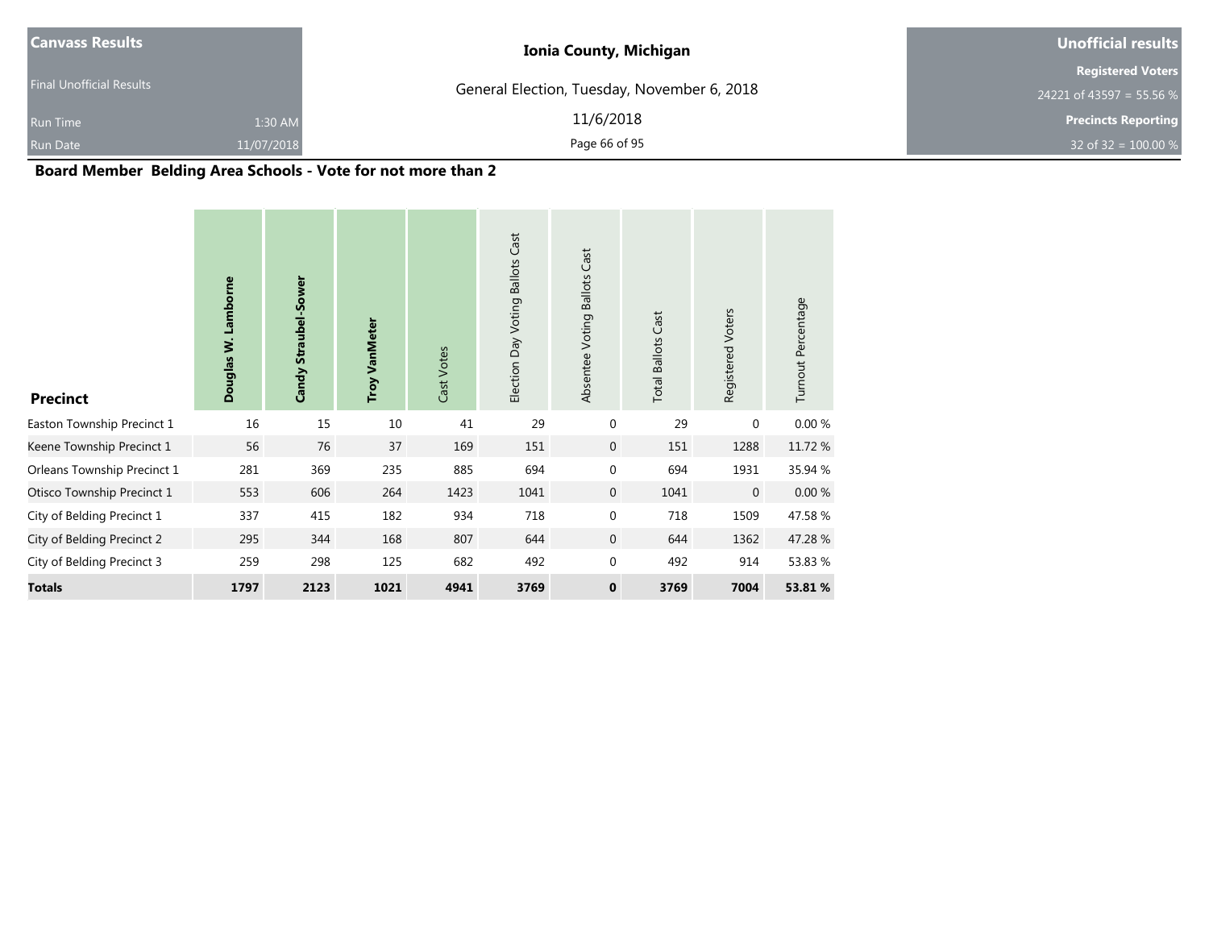| Canvass Results | | Ionia County, Michigan | Unofficial results |
| --- | --- | --- | --- |
| Final Unofficial Results | | General Election, Tuesday, November 6, 2018 | Registered Voters |
| | | | 24221 of 43597 = 55.56 % |
| Run Time | 1:30 AM | 11/6/2018 | Precincts Reporting |
| Run Date | 11/07/2018 | | 32 of 32 = 100.00 % |

## Board Member Belding Area Schools - Vote for not more than 2

| Precinct | Douglas W. Lamborne | Candy Straubel-Sower | Troy VanMeter | Cast Votes | Election Day Voting Ballots Cast | Absentee Voting Ballots Cast | Total Ballots Cast | Registered Voters | Turnout Percentage |
| --- | --- | --- | --- | --- | --- | --- | --- | --- | --- |
| Easton Township Precinct 1 | 16 | 15 | 10 | 41 | 29 | 0 | 29 | 0 | 0.00 % |
| Keene Township Precinct 1 | 56 | 76 | 37 | 169 | 151 | 0 | 151 | 1288 | 11.72 % |
| Orleans Township Precinct 1 | 281 | 369 | 235 | 885 | 694 | 0 | 694 | 1931 | 35.94 % |
| Otisco Township Precinct 1 | 553 | 606 | 264 | 1423 | 1041 | 0 | 1041 | 0 | 0.00 % |
| City of Belding Precinct 1 | 337 | 415 | 182 | 934 | 718 | 0 | 718 | 1509 | 47.58 % |
| City of Belding Precinct 2 | 295 | 344 | 168 | 807 | 644 | 0 | 644 | 1362 | 47.28 % |
| City of Belding Precinct 3 | 259 | 298 | 125 | 682 | 492 | 0 | 492 | 914 | 53.83 % |
| **Totals** | **1797** | **2123** | **1021** | **4941** | **3769** | **0** | **3769** | **7004** | **53.81 %** |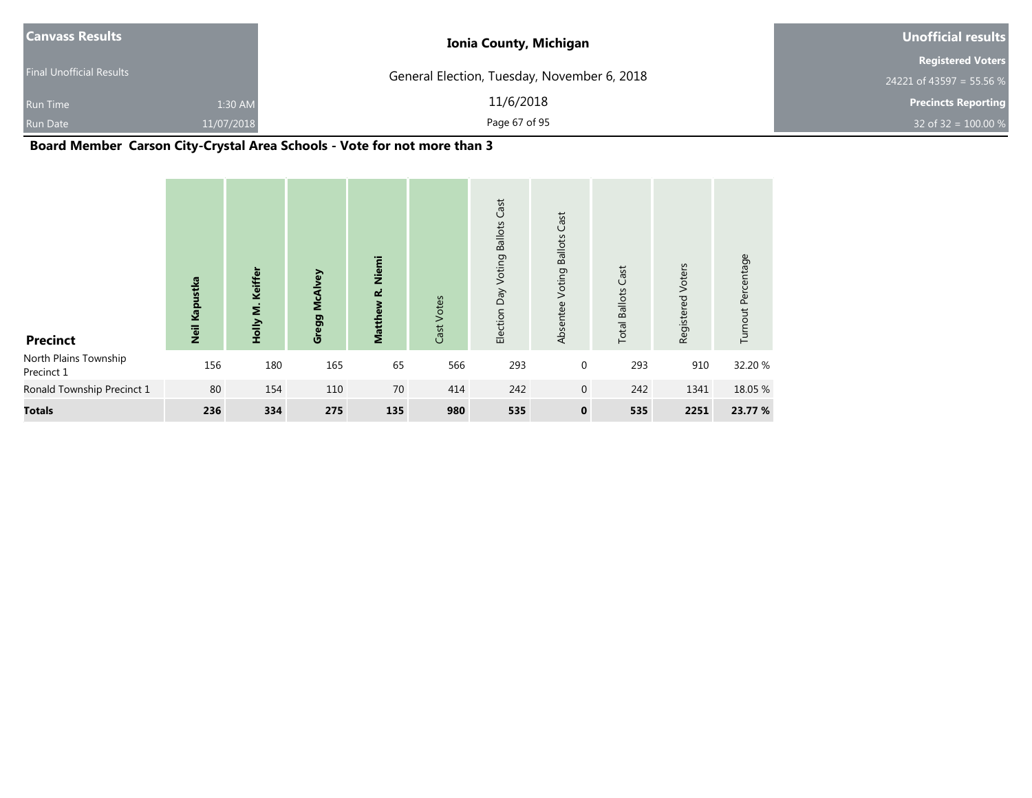| Canvass Results | Ionia County, Michigan | Unofficial results |
|---|---|---|
| Final Unofficial Results | General Election, Tuesday, November 6, 2018 | Registered Voters 24221 of 43597 = 55.56 % |
| Run Time 1:30 AM | 11/6/2018 | Precincts Reporting |
| Run Date 11/07/2018 | | 32 of 32 = 100.00 % |

## Board Member Carson City-Crystal Area Schools - Vote for not more than 3

| Precinct | Neil Kapustka | Holly M. Keiffer | Gregg McAlvey | Matthew R. Niemi | Cast Votes | Election Day Voting Ballots Cast | Absentee Voting Ballots Cast | Total Ballots Cast | Registered Voters | Turnout Percentage |
|---|---|---|---|---|---|---|---|---|---|---|
| North Plains Township Precinct 1 | 156 | 180 | 165 | 65 | 566 | 293 | 0 | 293 | 910 | 32.20 % |
| Ronald Township Precinct 1 | 80 | 154 | 110 | 70 | 414 | 242 | 0 | 242 | 1341 | 18.05 % |
| **Totals** | **236** | **334** | **275** | **135** | **980** | **535** | **0** | **535** | **2251** | **23.77 %** |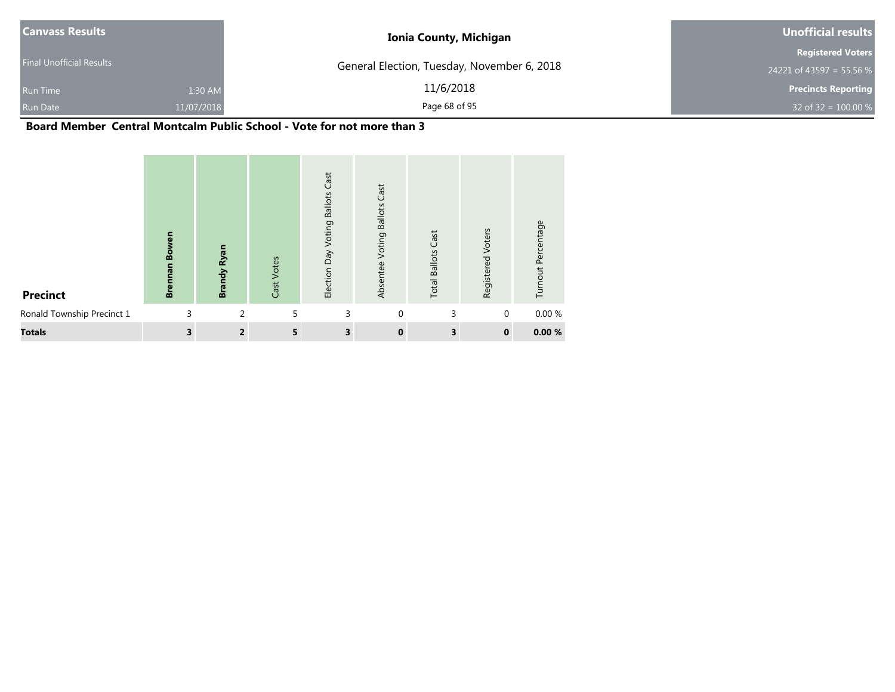| Canvass Results | Ionia County, Michigan | Unofficial results |
| --- | --- | --- |
| Final Unofficial Results | General Election, Tuesday, November 6, 2018 | Registered Voters |
| Run Time 1:30 AM | 11/6/2018 | 24221 of 43597 = 55.56 % |
| Run Date 11/07/2018 | | Precincts Reporting |
| | | 32 of 32 = 100.00 % |

**Board Member Central Montcalm Public School - Vote for not more than 3**

| Precinct | Brennan Bowen | Brandy Ryan | Cast Votes | Election Day Voting Ballots Cast | Absentee Voting Ballots Cast | Total Ballots Cast | Registered Voters | Turnout Percentage |
| --- | --- | --- | --- | --- | --- | --- | --- | --- |
| Ronald Township Precinct 1 | 3 | 2 | 5 | 3 | 0 | 3 | 0 | 0.00 % |
| **Totals** | **3** | **2** | **5** | **3** | **0** | **3** | **0** | **0.00 %** |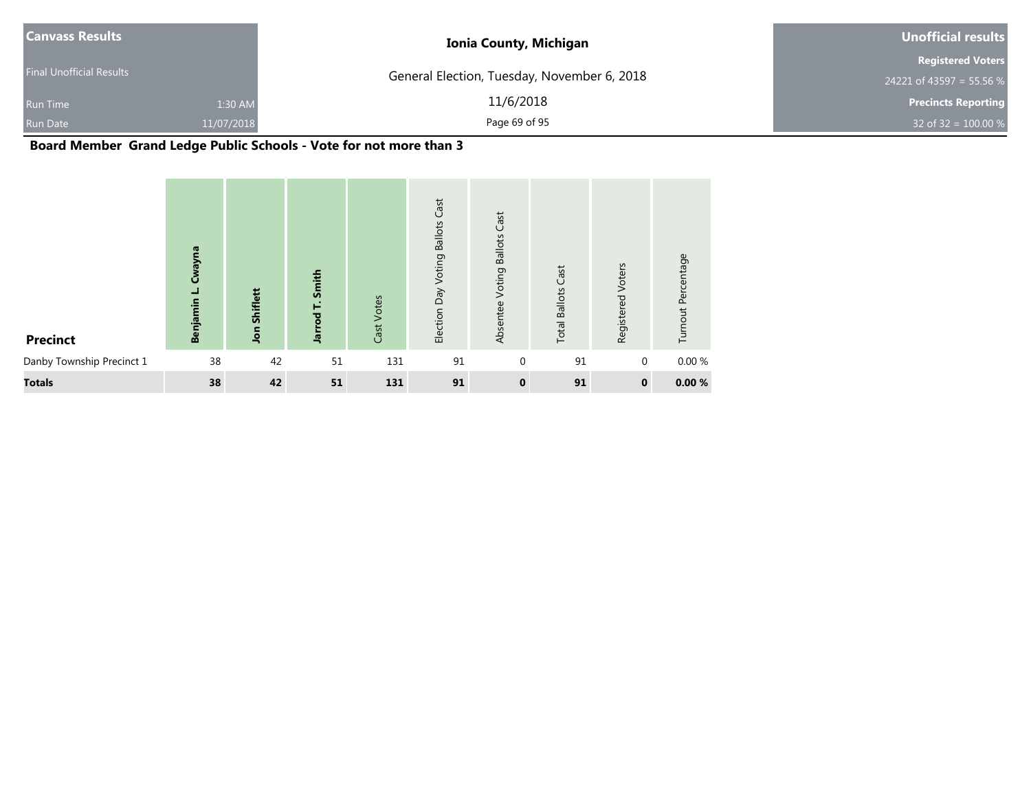| Canvass Results | | Ionia County, Michigan | Unofficial results |
|---|---|---|---|
| Final Unofficial Results | | General Election, Tuesday, November 6, 2018 | Registered Voters |
| | | | 24221 of 43597 = 55.56 % |
| Run Time | 1:30 AM | 11/6/2018 | Precincts Reporting |
| Run Date | 11/07/2018 | | 32 of 32 = 100.00 % |

## Board Member Grand Ledge Public Schools - Vote for not more than 3

| Precinct | Benjamin L. Cwayna | Jon Shiflett | Jarrod T. Smith | Cast Votes | Election Day Voting Ballots Cast | Absentee Voting Ballots Cast | Total Ballots Cast | Registered Voters | Turnout Percentage |
|---|---|---|---|---|---|---|---|---|---|
| Danby Township Precinct 1 | 38 | 42 | 51 | 131 | 91 | 0 | 91 | 0 | 0.00 % |
| **Totals** | **38** | **42** | **51** | **131** | **91** | **0** | **91** | **0** | **0.00 %** |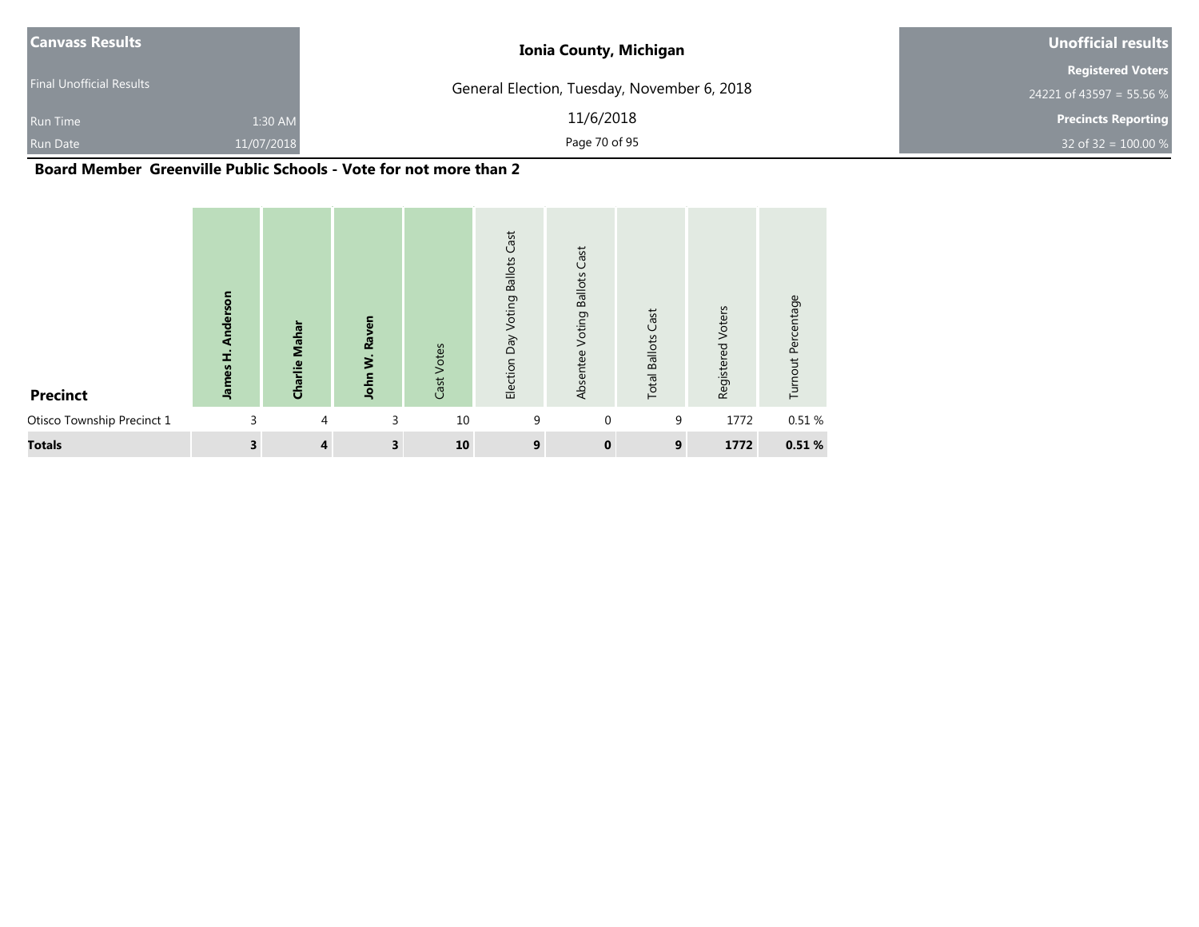| Canvass Results | Ionia County, Michigan | Unofficial results |
|---|---|---|
| Final Unofficial Results | General Election, Tuesday, November 6, 2018 | Registered Voters |
| Run Time 1:30 AM | 11/6/2018 | 24221 of 43597 = 55.56 % |
| Run Date 11/07/2018 | | Precincts Reporting |
| | | 32 of 32 = 100.00 % |

### Board Member Greenville Public Schools - Vote for not more than 2

| Precinct | James H. Anderson | Charlie Mahar | John W. Raven | Cast Votes | Election Day Voting Ballots Cast | Absentee Voting Ballots Cast | Total Ballots Cast | Registered Voters | Turnout Percentage |
|---|---|---|---|---|---|---|---|---|---|
| Otisco Township Precinct 1 | 3 | 4 | 3 | 10 | 9 | 0 | 9 | 1772 | 0.51 % |
| **Totals** | **3** | **4** | **3** | **10** | **9** | **0** | **9** | **1772** | **0.51 %** |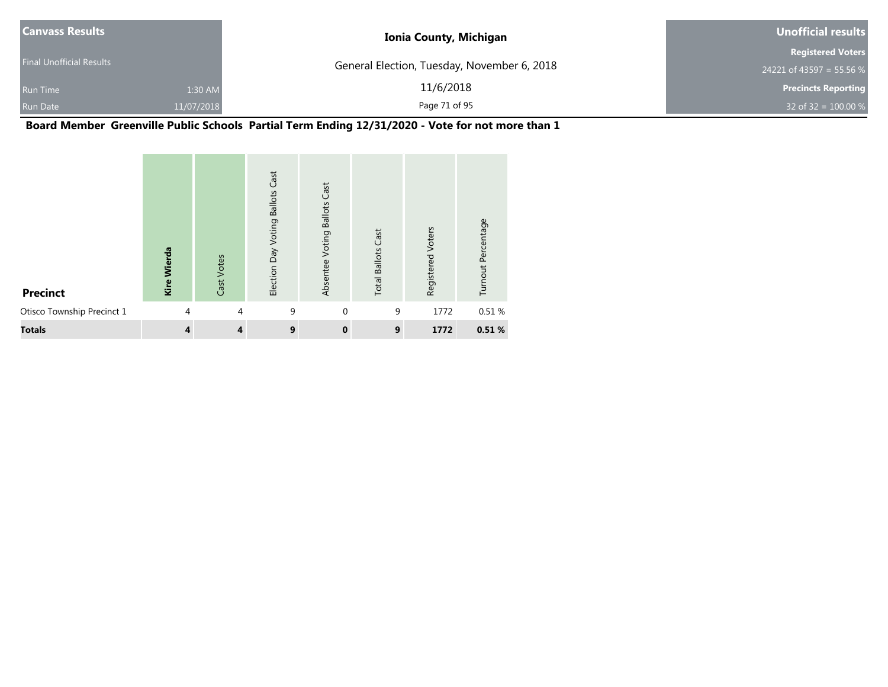| Canvass Results | |
| --- | --- |
| Final Unofficial Results | |
| Run Time | 1:30 AM |
| Run Date | 11/07/2018 |

**Ionia County, Michigan**

General Election, Tuesday, November 6, 2018

11/6/2018

| Unofficial results |
| --- |
| **Registered Voters** |
| 24221 of 43597 = 55.56 % |
| **Precincts Reporting** |
| 32 of 32 = 100.00 % |

## Board Member Greenville Public Schools Partial Term Ending 12/31/2020 - Vote for not more than 1

| Precinct | **Kire Wierda** | Cast Votes | Election Day Voting Ballots Cast | Absentee Voting Ballots Cast | Total Ballots Cast | Registered Voters | Turnout Percentage |
| --- | --- | --- | --- | --- | --- | --- | --- |
| Otisco Township Precinct 1 | 4 | 4 | 9 | 0 | 9 | 1772 | 0.51 % |
| **Totals** | **4** | **4** | **9** | **0** | **9** | **1772** | **0.51 %** |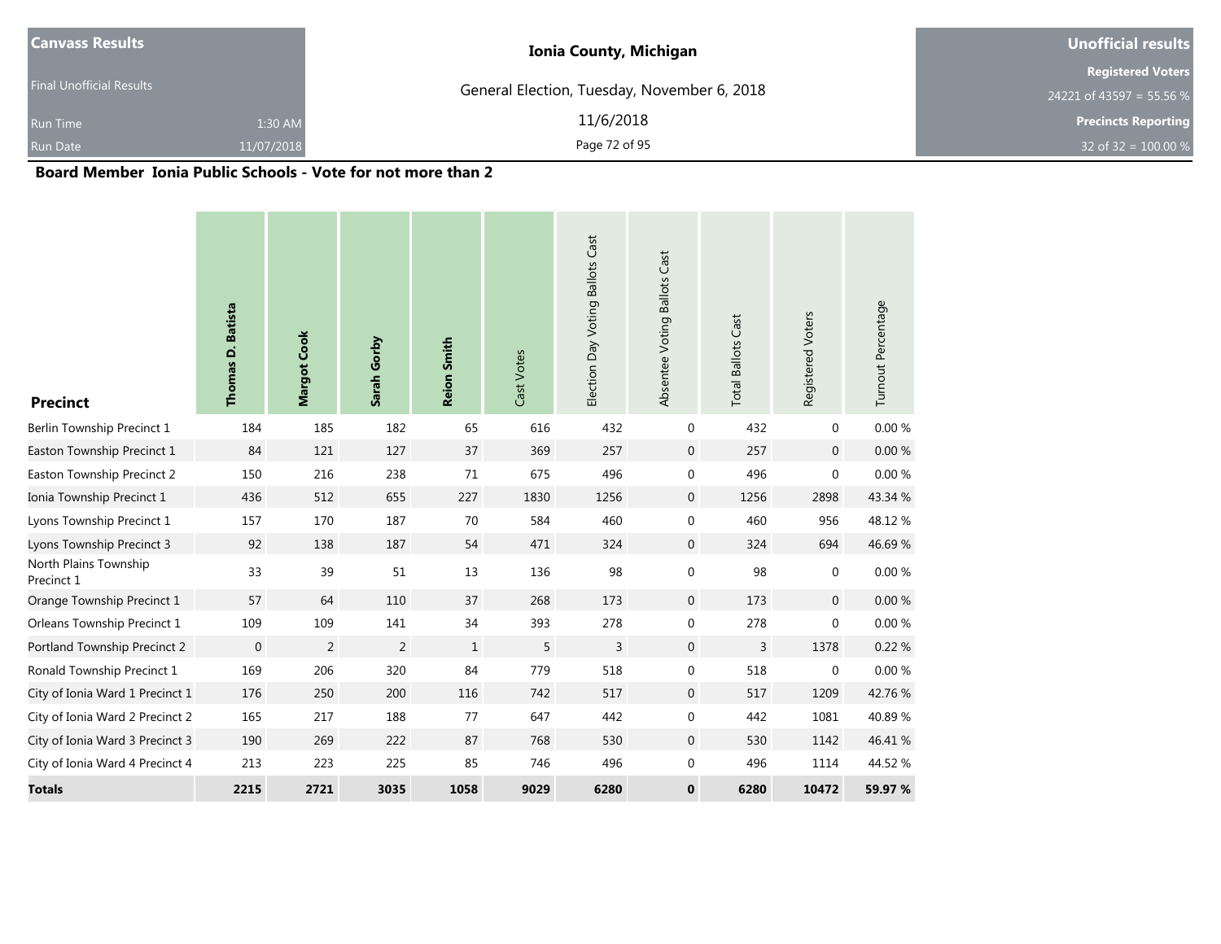| Canvass Results | | Ionia County, Michigan | Unofficial results |
|---|---|---|---|
| Final Unofficial Results | | General Election, Tuesday, November 6, 2018 | Registered Voters |
| Run Time | 1:30 AM | 11/6/2018 | 24221 of 43597 = 55.56 % |
| Run Date | 11/07/2018 | | Precincts Reporting |
| | | | 32 of 32 = 100.00 % |

## Board Member Ionia Public Schools - Vote for not more than 2

| Precinct | Thomas D. Batista | Margot Cook | Sarah Gorby | Reion Smith | Cast Votes | Election Day Voting Ballots Cast | Absentee Voting Ballots Cast | Total Ballots Cast | Registered Voters | Turnout Percentage |
|---|---|---|---|---|---|---|---|---|---|---|
| Berlin Township Precinct 1 | 184 | 185 | 182 | 65 | 616 | 432 | 0 | 432 | 0 | 0.00 % |
| Easton Township Precinct 1 | 84 | 121 | 127 | 37 | 369 | 257 | 0 | 257 | 0 | 0.00 % |
| Easton Township Precinct 2 | 150 | 216 | 238 | 71 | 675 | 496 | 0 | 496 | 0 | 0.00 % |
| Ionia Township Precinct 1 | 436 | 512 | 655 | 227 | 1830 | 1256 | 0 | 1256 | 2898 | 43.34 % |
| Lyons Township Precinct 1 | 157 | 170 | 187 | 70 | 584 | 460 | 0 | 460 | 956 | 48.12 % |
| Lyons Township Precinct 3 | 92 | 138 | 187 | 54 | 471 | 324 | 0 | 324 | 694 | 46.69 % |
| North Plains Township Precinct 1 | 33 | 39 | 51 | 13 | 136 | 98 | 0 | 98 | 0 | 0.00 % |
| Orange Township Precinct 1 | 57 | 64 | 110 | 37 | 268 | 173 | 0 | 173 | 0 | 0.00 % |
| Orleans Township Precinct 1 | 109 | 109 | 141 | 34 | 393 | 278 | 0 | 278 | 0 | 0.00 % |
| Portland Township Precinct 2 | 0 | 2 | 2 | 1 | 5 | 3 | 0 | 3 | 1378 | 0.22 % |
| Ronald Township Precinct 1 | 169 | 206 | 320 | 84 | 779 | 518 | 0 | 518 | 0 | 0.00 % |
| City of Ionia Ward 1 Precinct 1 | 176 | 250 | 200 | 116 | 742 | 517 | 0 | 517 | 1209 | 42.76 % |
| City of Ionia Ward 2 Precinct 2 | 165 | 217 | 188 | 77 | 647 | 442 | 0 | 442 | 1081 | 40.89 % |
| City of Ionia Ward 3 Precinct 3 | 190 | 269 | 222 | 87 | 768 | 530 | 0 | 530 | 1142 | 46.41 % |
| City of Ionia Ward 4 Precinct 4 | 213 | 223 | 225 | 85 | 746 | 496 | 0 | 496 | 1114 | 44.52 % |
| **Totals** | **2215** | **2721** | **3035** | **1058** | **9029** | **6280** | **0** | **6280** | **10472** | **59.97 %** |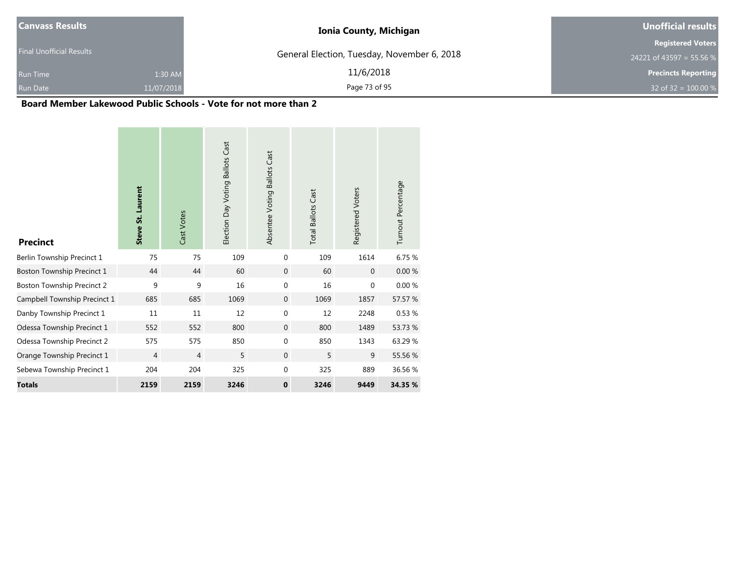| Canvass Results | | Ionia County, Michigan | Unofficial results |
|---|---|---|---|
| Final Unofficial Results | | General Election, Tuesday, November 6, 2018 | Registered Voters |
| | | | 24221 of 43597 = 55.56 % |
| Run Time | 1:30 AM | 11/6/2018 | Precincts Reporting |
| Run Date | 11/07/2018 | | 32 of 32 = 100.00 % |

## Board Member Lakewood Public Schools - Vote for not more than 2

| Precinct | **Steve St. Laurent** | Cast Votes | Election Day Voting Ballots Cast | Absentee Voting Ballots Cast | Total Ballots Cast | Registered Voters | Turnout Percentage |
|---|---|---|---|---|---|---|---|
| Berlin Township Precinct 1 | 75 | 75 | 109 | 0 | 109 | 1614 | 6.75 % |
| Boston Township Precinct 1 | 44 | 44 | 60 | 0 | 60 | 0 | 0.00 % |
| Boston Township Precinct 2 | 9 | 9 | 16 | 0 | 16 | 0 | 0.00 % |
| Campbell Township Precinct 1 | 685 | 685 | 1069 | 0 | 1069 | 1857 | 57.57 % |
| Danby Township Precinct 1 | 11 | 11 | 12 | 0 | 12 | 2248 | 0.53 % |
| Odessa Township Precinct 1 | 552 | 552 | 800 | 0 | 800 | 1489 | 53.73 % |
| Odessa Township Precinct 2 | 575 | 575 | 850 | 0 | 850 | 1343 | 63.29 % |
| Orange Township Precinct 1 | 4 | 4 | 5 | 0 | 5 | 9 | 55.56 % |
| Sebewa Township Precinct 1 | 204 | 204 | 325 | 0 | 325 | 889 | 36.56 % |
| **Totals** | **2159** | **2159** | **3246** | **0** | **3246** | **9449** | **34.35 %** |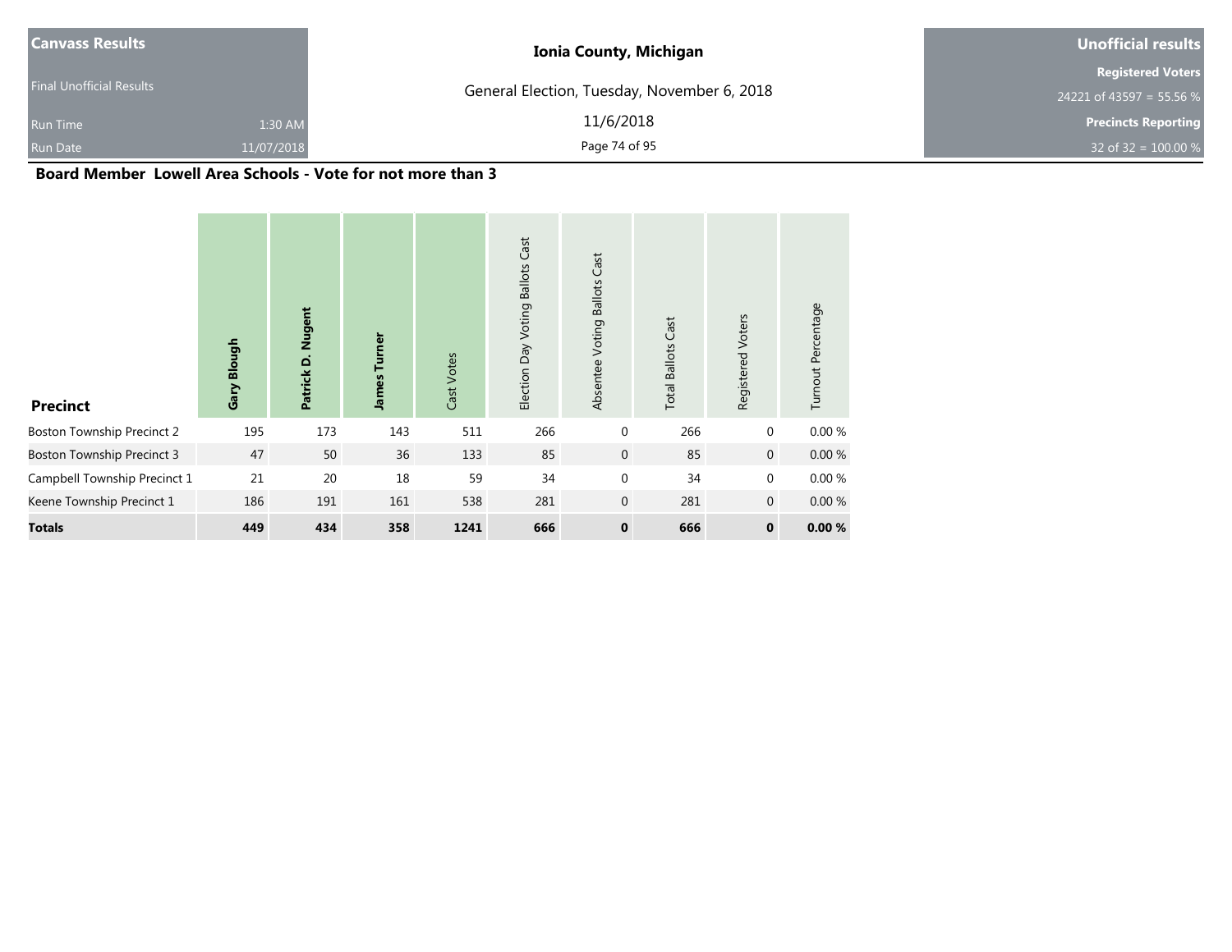| Canvass Results | Ionia County, Michigan | Unofficial results |
|---|---|---|
| Final Unofficial Results | General Election, Tuesday, November 6, 2018 | Registered Voters 24221 of 43597 = 55.56 % |
| Run Time 1:30 AM | 11/6/2018 | Precincts Reporting |
| Run Date 11/07/2018 | | 32 of 32 = 100.00 % |

## Board Member Lowell Area Schools - Vote for not more than 3

| Precinct | Gary Blough | Patrick D. Nugent | James Turner | Cast Votes | Election Day Voting Ballots Cast | Absentee Voting Ballots Cast | Total Ballots Cast | Registered Voters | Turnout Percentage |
|---|---|---|---|---|---|---|---|---|---|
| Boston Township Precinct 2 | 195 | 173 | 143 | 511 | 266 | 0 | 266 | 0 | 0.00 % |
| Boston Township Precinct 3 | 47 | 50 | 36 | 133 | 85 | 0 | 85 | 0 | 0.00 % |
| Campbell Township Precinct 1 | 21 | 20 | 18 | 59 | 34 | 0 | 34 | 0 | 0.00 % |
| Keene Township Precinct 1 | 186 | 191 | 161 | 538 | 281 | 0 | 281 | 0 | 0.00 % |
| **Totals** | **449** | **434** | **358** | **1241** | **666** | **0** | **666** | **0** | **0.00 %** |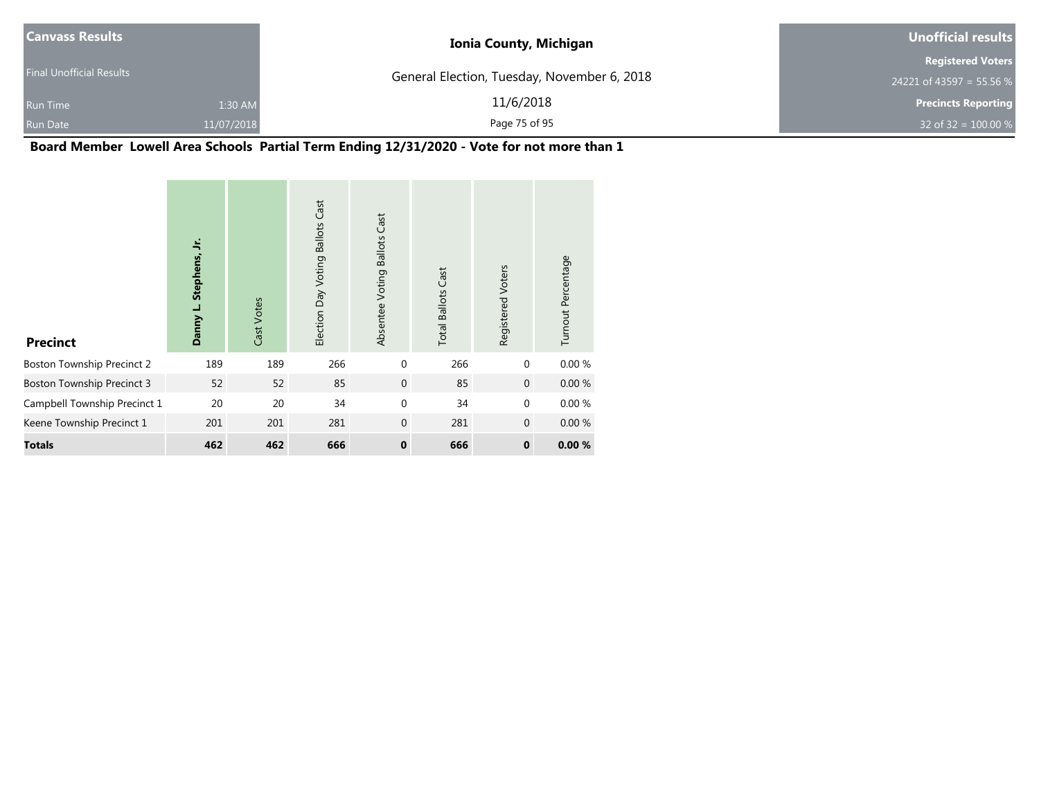| Canvass Results | | Ionia County, Michigan | Unofficial results |
|---|---|---|---|
| Final Unofficial Results | | General Election, Tuesday, November 6, 2018 | Registered Voters 24221 of 43597 = 55.56 % |
| Run Time | 1:30 AM | 11/6/2018 | Precincts Reporting |
| Run Date | 11/07/2018 | | 32 of 32 = 100.00 % |

## Board Member Lowell Area Schools Partial Term Ending 12/31/2020 - Vote for not more than 1

| Precinct | **Danny L. Stephens, Jr.** | Cast Votes | Election Day Voting Ballots Cast | Absentee Voting Ballots Cast | Total Ballots Cast | Registered Voters | Turnout Percentage |
|---|---|---|---|---|---|---|---|
| Boston Township Precinct 2 | 189 | 189 | 266 | 0 | 266 | 0 | 0.00 % |
| Boston Township Precinct 3 | 52 | 52 | 85 | 0 | 85 | 0 | 0.00 % |
| Campbell Township Precinct 1 | 20 | 20 | 34 | 0 | 34 | 0 | 0.00 % |
| Keene Township Precinct 1 | 201 | 201 | 281 | 0 | 281 | 0 | 0.00 % |
| **Totals** | **462** | **462** | **666** | **0** | **666** | **0** | **0.00 %** |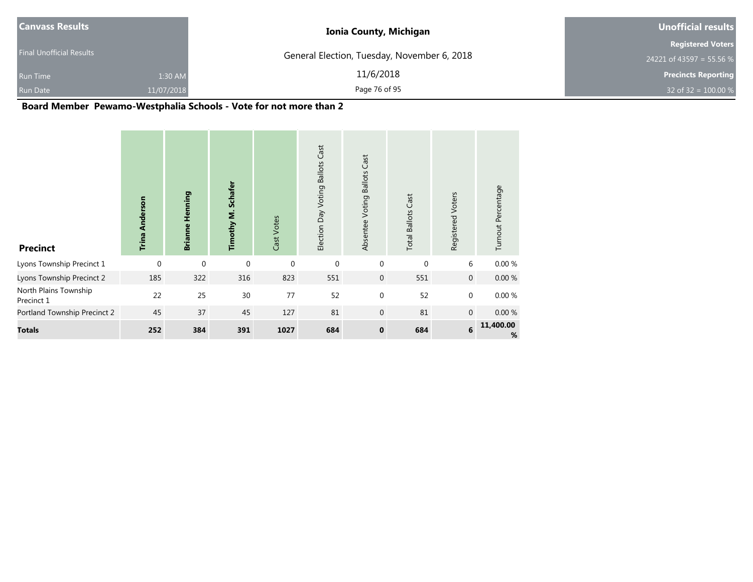| Canvass Results | Ionia County, Michigan | Unofficial results |
|---|---|---|
| Final Unofficial Results | General Election, Tuesday, November 6, 2018 | Registered Voters 24221 of 43597 = 55.56 % |
| Run Time 1:30 AM | 11/6/2018 | Precincts Reporting |
| Run Date 11/07/2018 | | 32 of 32 = 100.00 % |

## Board Member Pewamo-Westphalia Schools - Vote for not more than 2

| Precinct | Trina Anderson | Brianne Henning | Timothy M. Schafer | Cast Votes | Election Day Voting Ballots Cast | Absentee Voting Ballots Cast | Total Ballots Cast | Registered Voters | Turnout Percentage |
|---|---|---|---|---|---|---|---|---|---|
| Lyons Township Precinct 1 | 0 | 0 | 0 | 0 | 0 | 0 | 0 | 6 | 0.00 % |
| Lyons Township Precinct 2 | 185 | 322 | 316 | 823 | 551 | 0 | 551 | 0 | 0.00 % |
| North Plains Township Precinct 1 | 22 | 25 | 30 | 77 | 52 | 0 | 52 | 0 | 0.00 % |
| Portland Township Precinct 2 | 45 | 37 | 45 | 127 | 81 | 0 | 81 | 0 | 0.00 % |
| **Totals** | **252** | **384** | **391** | **1027** | **684** | **0** | **684** | **6** | **11,400.00 %** |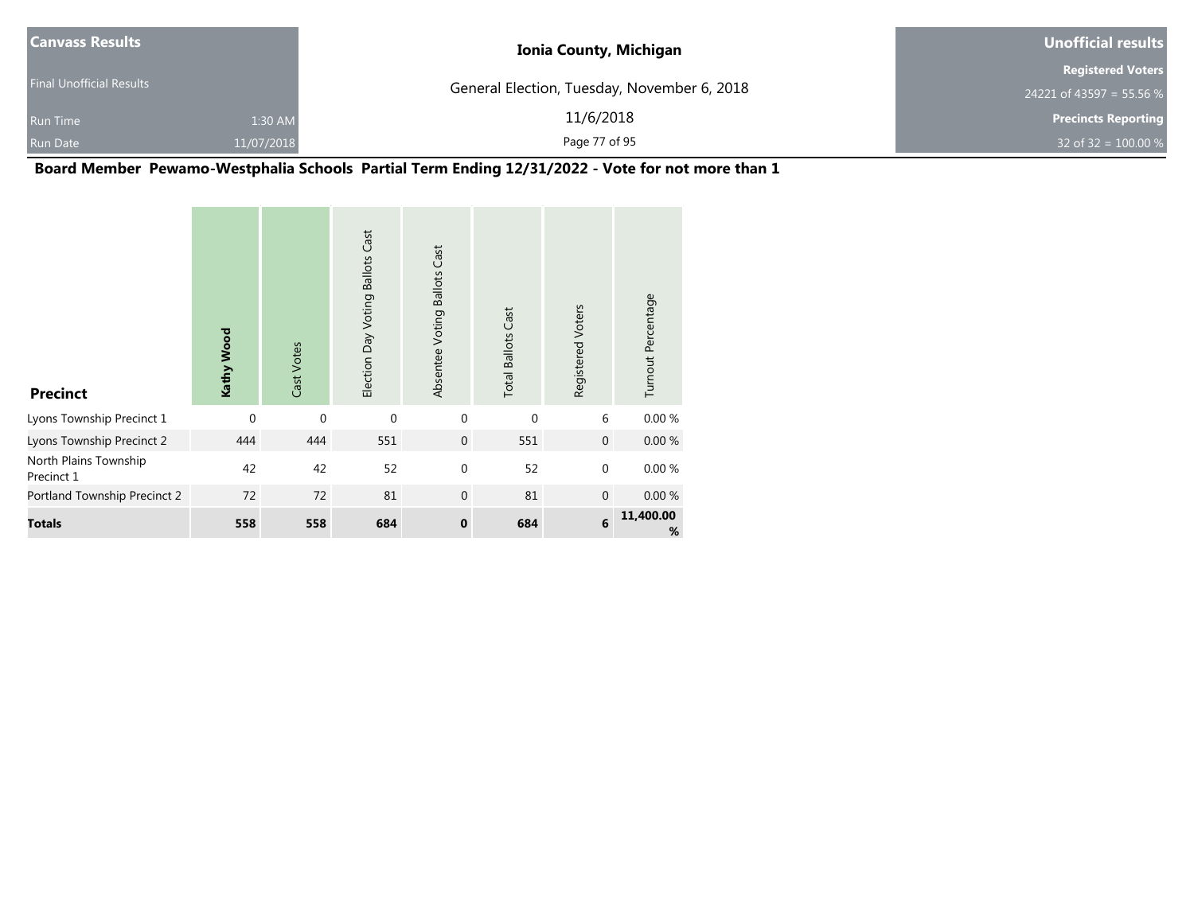| Canvass Results | Ionia County, Michigan | Unofficial results |
|---|---|---|
| Final Unofficial Results | General Election, Tuesday, November 6, 2018 | Registered Voters 24221 of 43597 = 55.56 % |
| Run Time 1:30 AM | 11/6/2018 | Precincts Reporting |
| Run Date 11/07/2018 | | 32 of 32 = 100.00 % |

## Board Member Pewamo-Westphalia Schools Partial Term Ending 12/31/2022 - Vote for not more than 1

| Precinct | **Kathy Wood** | Cast Votes | Election Day Voting Ballots Cast | Absentee Voting Ballots Cast | Total Ballots Cast | Registered Voters | Turnout Percentage |
|---|---|---|---|---|---|---|---|
| Lyons Township Precinct 1 | 0 | 0 | 0 | 0 | 0 | 6 | 0.00 % |
| Lyons Township Precinct 2 | 444 | 444 | 551 | 0 | 551 | 0 | 0.00 % |
| North Plains Township Precinct 1 | 42 | 42 | 52 | 0 | 52 | 0 | 0.00 % |
| Portland Township Precinct 2 | 72 | 72 | 81 | 0 | 81 | 0 | 0.00 % |
| **Totals** | **558** | **558** | **684** | **0** | **684** | **6** | **11,400.00 %** |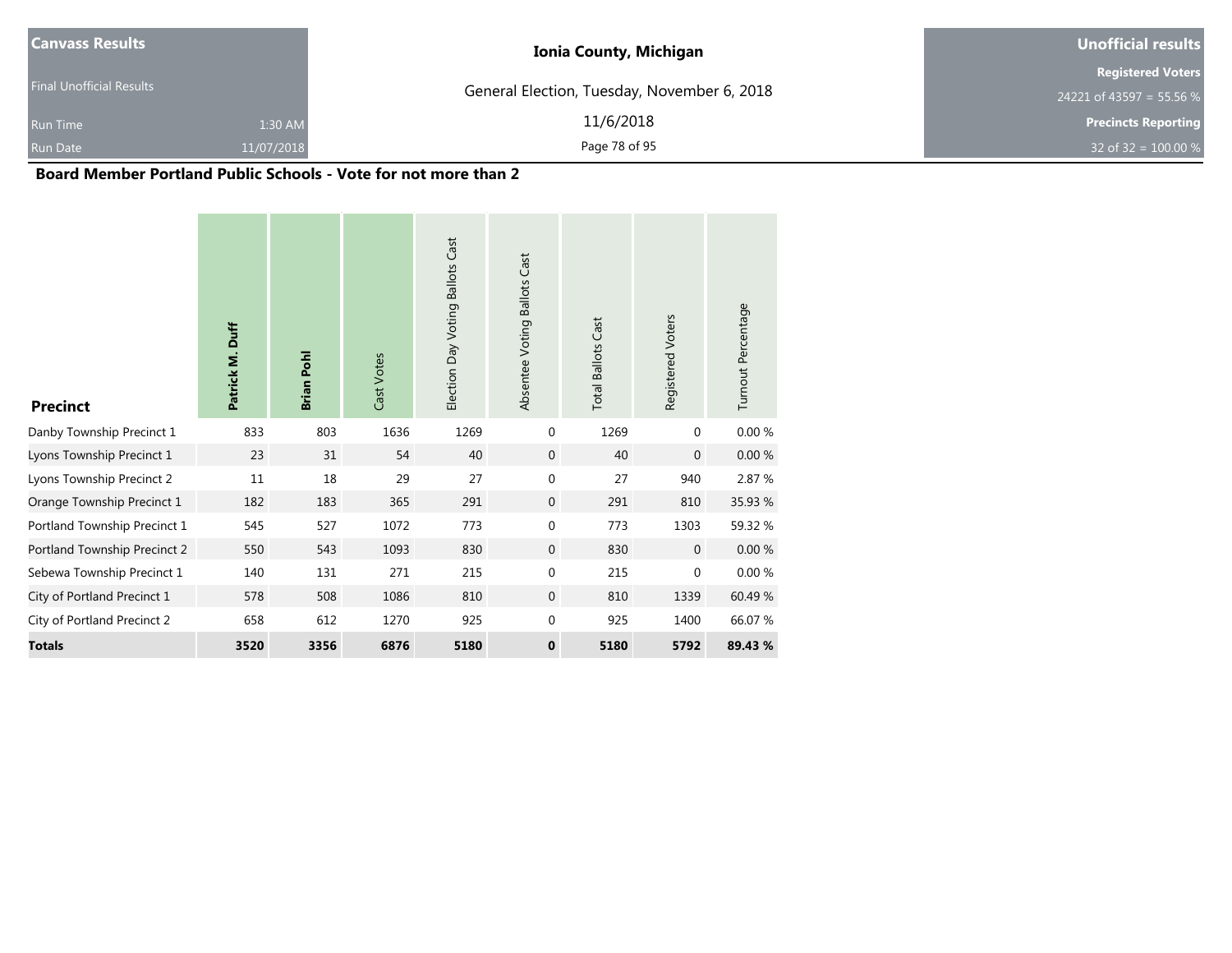| Canvass Results | | Ionia County, Michigan | Unofficial results |
|---|---|---|---|
| Final Unofficial Results | | General Election, Tuesday, November 6, 2018 | Registered Voters |
| Run Time | 1:30 AM | 11/6/2018 | 24221 of 43597 = 55.56 % |
| Run Date | 11/07/2018 | | Precincts Reporting |
| | | | 32 of 32 = 100.00 % |

## Board Member Portland Public Schools - Vote for not more than 2

| Precinct | Patrick M. Duff | Brian Pohl | Cast Votes | Election Day Voting Ballots Cast | Absentee Voting Ballots Cast | Total Ballots Cast | Registered Voters | Turnout Percentage |
|---|---|---|---|---|---|---|---|---|
| Danby Township Precinct 1 | 833 | 803 | 1636 | 1269 | 0 | 1269 | 0 | 0.00 % |
| Lyons Township Precinct 1 | 23 | 31 | 54 | 40 | 0 | 40 | 0 | 0.00 % |
| Lyons Township Precinct 2 | 11 | 18 | 29 | 27 | 0 | 27 | 940 | 2.87 % |
| Orange Township Precinct 1 | 182 | 183 | 365 | 291 | 0 | 291 | 810 | 35.93 % |
| Portland Township Precinct 1 | 545 | 527 | 1072 | 773 | 0 | 773 | 1303 | 59.32 % |
| Portland Township Precinct 2 | 550 | 543 | 1093 | 830 | 0 | 830 | 0 | 0.00 % |
| Sebewa Township Precinct 1 | 140 | 131 | 271 | 215 | 0 | 215 | 0 | 0.00 % |
| City of Portland Precinct 1 | 578 | 508 | 1086 | 810 | 0 | 810 | 1339 | 60.49 % |
| City of Portland Precinct 2 | 658 | 612 | 1270 | 925 | 0 | 925 | 1400 | 66.07 % |
| **Totals** | **3520** | **3356** | **6876** | **5180** | **0** | **5180** | **5792** | **89.43 %** |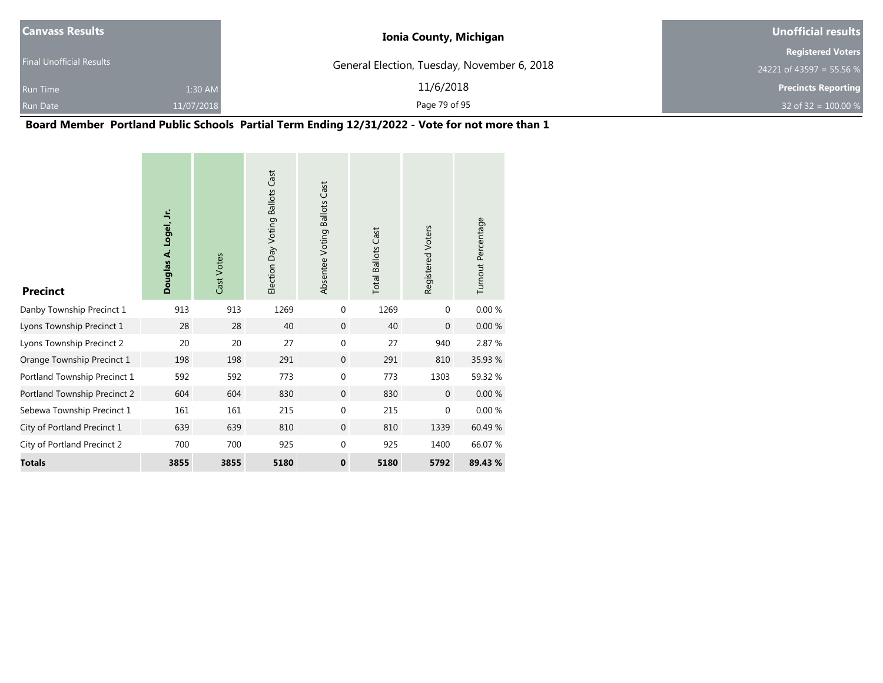| Canvass Results | | Ionia County, Michigan | Unofficial results |
|---|---|---|---|
| Final Unofficial Results | | General Election, Tuesday, November 6, 2018 | Registered Voters |
| Run Time | 1:30 AM | 11/6/2018 | 24221 of 43597 = 55.56 % |
| Run Date | 11/07/2018 | | Precincts Reporting |
| | | | 32 of 32 = 100.00 % |

## Board Member Portland Public Schools Partial Term Ending 12/31/2022 - Vote for not more than 1

| Precinct | Douglas A. Logel, Jr. | Cast Votes | Election Day Voting Ballots Cast | Absentee Voting Ballots Cast | Total Ballots Cast | Registered Voters | Turnout Percentage |
|---|---|---|---|---|---|---|---|
| Danby Township Precinct 1 | 913 | 913 | 1269 | 0 | 1269 | 0 | 0.00 % |
| Lyons Township Precinct 1 | 28 | 28 | 40 | 0 | 40 | 0 | 0.00 % |
| Lyons Township Precinct 2 | 20 | 20 | 27 | 0 | 27 | 940 | 2.87 % |
| Orange Township Precinct 1 | 198 | 198 | 291 | 0 | 291 | 810 | 35.93 % |
| Portland Township Precinct 1 | 592 | 592 | 773 | 0 | 773 | 1303 | 59.32 % |
| Portland Township Precinct 2 | 604 | 604 | 830 | 0 | 830 | 0 | 0.00 % |
| Sebewa Township Precinct 1 | 161 | 161 | 215 | 0 | 215 | 0 | 0.00 % |
| City of Portland Precinct 1 | 639 | 639 | 810 | 0 | 810 | 1339 | 60.49 % |
| City of Portland Precinct 2 | 700 | 700 | 925 | 0 | 925 | 1400 | 66.07 % |
| **Totals** | **3855** | **3855** | **5180** | **0** | **5180** | **5792** | **89.43 %** |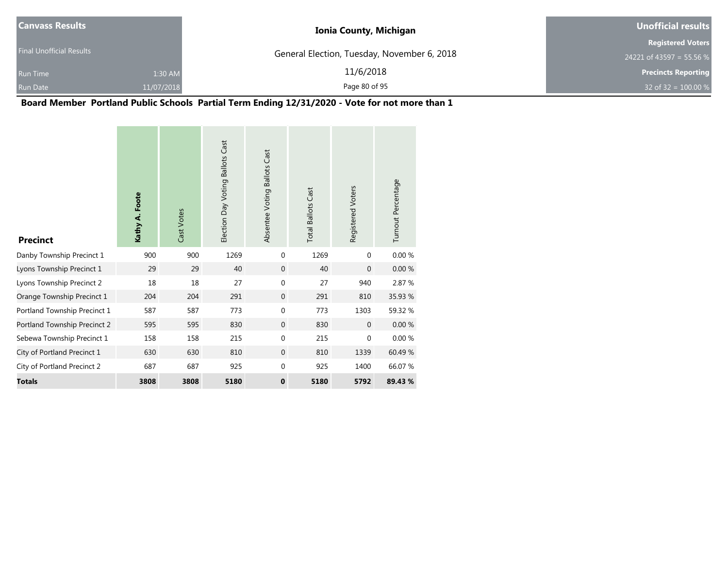| Canvass Results | | Ionia County, Michigan | Unofficial results |
|---|---|---|---|
| Final Unofficial Results | | General Election, Tuesday, November 6, 2018 | Registered Voters |
| Run Time | 1:30 AM | 11/6/2018 | 24221 of 43597 = 55.56 % |
| Run Date | 11/07/2018 | | Precincts Reporting |
| | | | 32 of 32 = 100.00 % |

## Board Member Portland Public Schools Partial Term Ending 12/31/2020 - Vote for not more than 1

| Precinct | **Kathy A. Foote** | Cast Votes | Election Day Voting Ballots Cast | Absentee Voting Ballots Cast | Total Ballots Cast | Registered Voters | Turnout Percentage |
|---|---|---|---|---|---|---|---|
| Danby Township Precinct 1 | 900 | 900 | 1269 | 0 | 1269 | 0 | 0.00 % |
| Lyons Township Precinct 1 | 29 | 29 | 40 | 0 | 40 | 0 | 0.00 % |
| Lyons Township Precinct 2 | 18 | 18 | 27 | 0 | 27 | 940 | 2.87 % |
| Orange Township Precinct 1 | 204 | 204 | 291 | 0 | 291 | 810 | 35.93 % |
| Portland Township Precinct 1 | 587 | 587 | 773 | 0 | 773 | 1303 | 59.32 % |
| Portland Township Precinct 2 | 595 | 595 | 830 | 0 | 830 | 0 | 0.00 % |
| Sebewa Township Precinct 1 | 158 | 158 | 215 | 0 | 215 | 0 | 0.00 % |
| City of Portland Precinct 1 | 630 | 630 | 810 | 0 | 810 | 1339 | 60.49 % |
| City of Portland Precinct 2 | 687 | 687 | 925 | 0 | 925 | 1400 | 66.07 % |
| **Totals** | **3808** | **3808** | **5180** | **0** | **5180** | **5792** | **89.43 %** |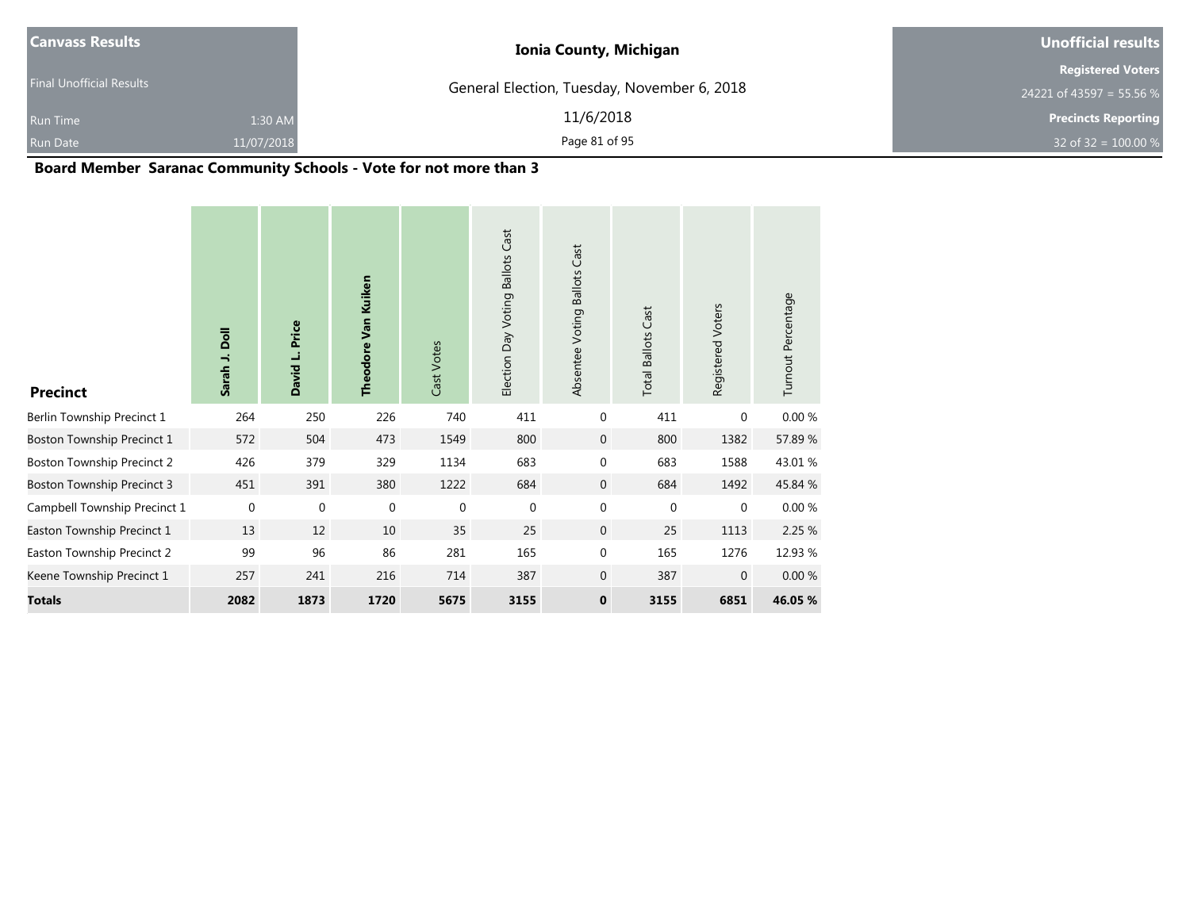| Canvass Results | | Ionia County, Michigan | Unofficial results |
|---|---|---|---|
| Final Unofficial Results | | General Election, Tuesday, November 6, 2018 | Registered Voters |
| Run Time | 1:30 AM | 11/6/2018 | 24221 of 43597 = 55.56 % |
| Run Date | 11/07/2018 | | Precincts Reporting |
| | | | 32 of 32 = 100.00 % |

## Board Member Saranac Community Schools - Vote for not more than 3

| Precinct | Sarah J. Doll | David L. Price | Theodore Van Kuiken | Cast Votes | Election Day Voting Ballots Cast | Absentee Voting Ballots Cast | Total Ballots Cast | Registered Voters | Turnout Percentage |
|---|---|---|---|---|---|---|---|---|---|
| Berlin Township Precinct 1 | 264 | 250 | 226 | 740 | 411 | 0 | 411 | 0 | 0.00 % |
| Boston Township Precinct 1 | 572 | 504 | 473 | 1549 | 800 | 0 | 800 | 1382 | 57.89 % |
| Boston Township Precinct 2 | 426 | 379 | 329 | 1134 | 683 | 0 | 683 | 1588 | 43.01 % |
| Boston Township Precinct 3 | 451 | 391 | 380 | 1222 | 684 | 0 | 684 | 1492 | 45.84 % |
| Campbell Township Precinct 1 | 0 | 0 | 0 | 0 | 0 | 0 | 0 | 0 | 0.00 % |
| Easton Township Precinct 1 | 13 | 12 | 10 | 35 | 25 | 0 | 25 | 1113 | 2.25 % |
| Easton Township Precinct 2 | 99 | 96 | 86 | 281 | 165 | 0 | 165 | 1276 | 12.93 % |
| Keene Township Precinct 1 | 257 | 241 | 216 | 714 | 387 | 0 | 387 | 0 | 0.00 % |
| **Totals** | **2082** | **1873** | **1720** | **5675** | **3155** | **0** | **3155** | **6851** | **46.05 %** |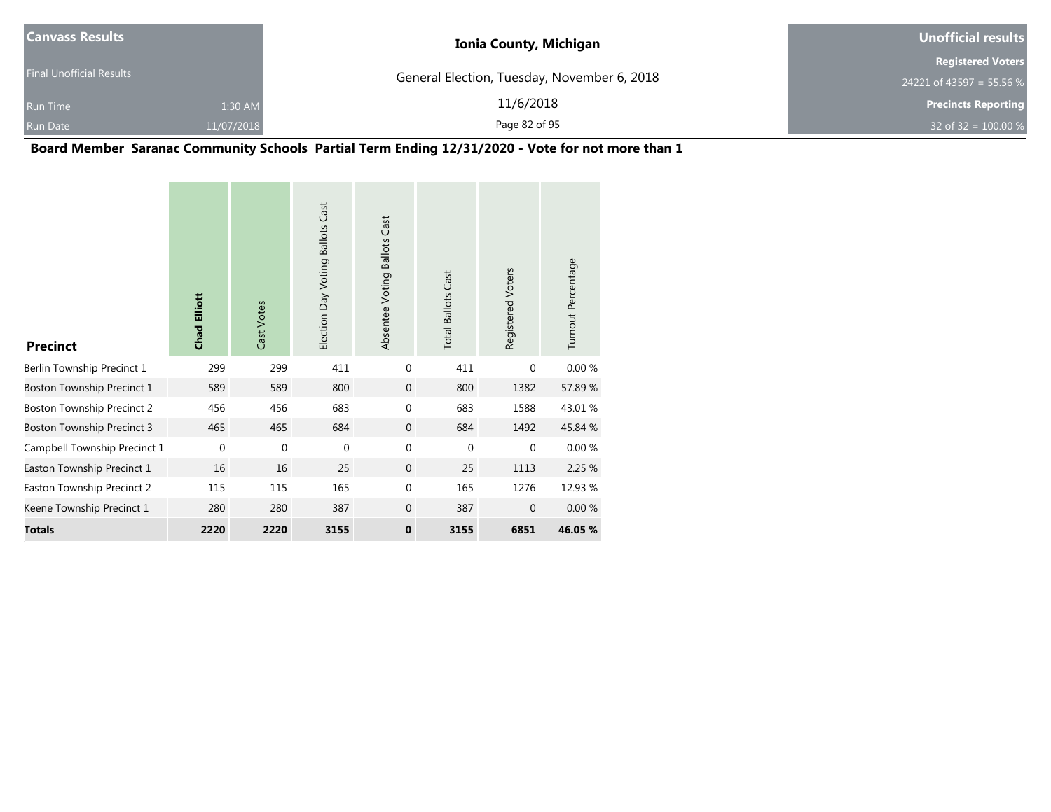| Canvass Results | | Ionia County, Michigan | Unofficial results |
|---|---|---|---|
| Final Unofficial Results | | General Election, Tuesday, November 6, 2018 | Registered Voters |
| | | | 24221 of 43597 = 55.56 % |
| Run Time | 1:30 AM | 11/6/2018 | Precincts Reporting |
| Run Date | 11/07/2018 | | 32 of 32 = 100.00 % |

## Board Member Saranac Community Schools Partial Term Ending 12/31/2020 - Vote for not more than 1

| Precinct | **Chad Elliott** | Cast Votes | Election Day Voting Ballots Cast | Absentee Voting Ballots Cast | Total Ballots Cast | Registered Voters | Turnout Percentage |
|---|---|---|---|---|---|---|---|
| Berlin Township Precinct 1 | 299 | 299 | 411 | 0 | 411 | 0 | 0.00 % |
| Boston Township Precinct 1 | 589 | 589 | 800 | 0 | 800 | 1382 | 57.89 % |
| Boston Township Precinct 2 | 456 | 456 | 683 | 0 | 683 | 1588 | 43.01 % |
| Boston Township Precinct 3 | 465 | 465 | 684 | 0 | 684 | 1492 | 45.84 % |
| Campbell Township Precinct 1 | 0 | 0 | 0 | 0 | 0 | 0 | 0.00 % |
| Easton Township Precinct 1 | 16 | 16 | 25 | 0 | 25 | 1113 | 2.25 % |
| Easton Township Precinct 2 | 115 | 115 | 165 | 0 | 165 | 1276 | 12.93 % |
| Keene Township Precinct 1 | 280 | 280 | 387 | 0 | 387 | 0 | 0.00 % |
| **Totals** | **2220** | **2220** | **3155** | **0** | **3155** | **6851** | **46.05 %** |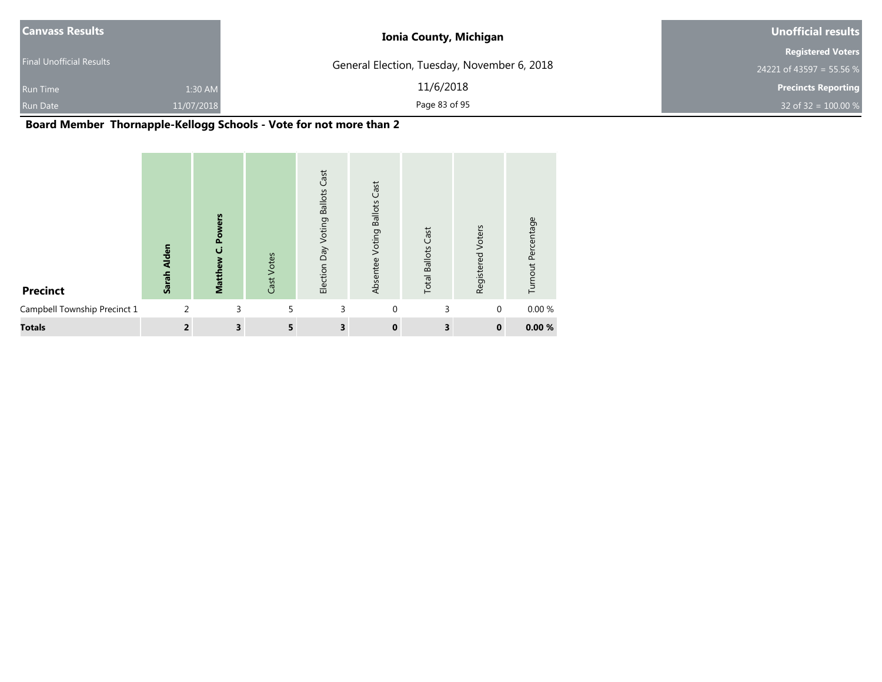| Canvass Results | | Ionia County, Michigan | Unofficial results |
|---|---|---|---|
| Final Unofficial Results | | General Election, Tuesday, November 6, 2018 | Registered Voters |
| | | | 24221 of 43597 = 55.56 % |
| Run Time | 1:30 AM | 11/6/2018 | Precincts Reporting |
| Run Date | 11/07/2018 | | 32 of 32 = 100.00 % |

## Board Member Thornapple-Kellogg Schools - Vote for not more than 2

| Precinct | Sarah Alden | Matthew C. Powers | Cast Votes | Election Day Voting Ballots Cast | Absentee Voting Ballots Cast | Total Ballots Cast | Registered Voters | Turnout Percentage |
|---|---|---|---|---|---|---|---|---|
| Campbell Township Precinct 1 | 2 | 3 | 5 | 3 | 0 | 3 | 0 | 0.00 % |
| **Totals** | **2** | **3** | **5** | **3** | **0** | **3** | **0** | **0.00 %** |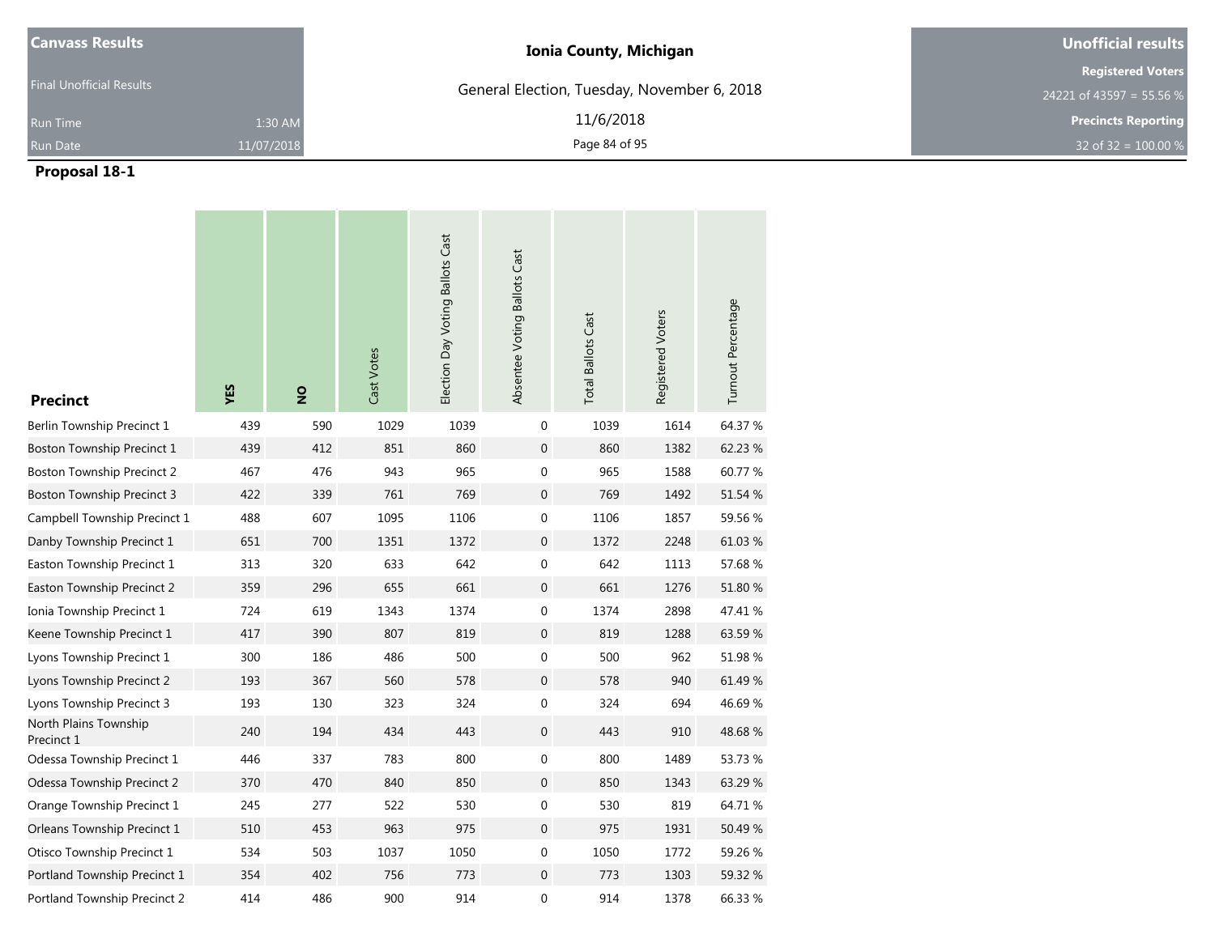| Canvass Results | | Ionia County, Michigan | Unofficial results |
|---|---|---|---|
| Final Unofficial Results | | General Election, Tuesday, November 6, 2018 | Registered Voters |
| | | | 24221 of 43597 = 55.56 % |
| Run Time | 1:30 AM | 11/6/2018 | Precincts Reporting |
| Run Date | 11/07/2018 | | 32 of 32 = 100.00 % |

## Proposal 18-1

| Precinct | YES | NO | Cast Votes | Election Day Voting Ballots Cast | Absentee Voting Ballots Cast | Total Ballots Cast | Registered Voters | Turnout Percentage |
|---|---|---|---|---|---|---|---|---|
| Berlin Township Precinct 1 | 439 | 590 | 1029 | 1039 | 0 | 1039 | 1614 | 64.37 % |
| Boston Township Precinct 1 | 439 | 412 | 851 | 860 | 0 | 860 | 1382 | 62.23 % |
| Boston Township Precinct 2 | 467 | 476 | 943 | 965 | 0 | 965 | 1588 | 60.77 % |
| Boston Township Precinct 3 | 422 | 339 | 761 | 769 | 0 | 769 | 1492 | 51.54 % |
| Campbell Township Precinct 1 | 488 | 607 | 1095 | 1106 | 0 | 1106 | 1857 | 59.56 % |
| Danby Township Precinct 1 | 651 | 700 | 1351 | 1372 | 0 | 1372 | 2248 | 61.03 % |
| Easton Township Precinct 1 | 313 | 320 | 633 | 642 | 0 | 642 | 1113 | 57.68 % |
| Easton Township Precinct 2 | 359 | 296 | 655 | 661 | 0 | 661 | 1276 | 51.80 % |
| Ionia Township Precinct 1 | 724 | 619 | 1343 | 1374 | 0 | 1374 | 2898 | 47.41 % |
| Keene Township Precinct 1 | 417 | 390 | 807 | 819 | 0 | 819 | 1288 | 63.59 % |
| Lyons Township Precinct 1 | 300 | 186 | 486 | 500 | 0 | 500 | 962 | 51.98 % |
| Lyons Township Precinct 2 | 193 | 367 | 560 | 578 | 0 | 578 | 940 | 61.49 % |
| Lyons Township Precinct 3 | 193 | 130 | 323 | 324 | 0 | 324 | 694 | 46.69 % |
| North Plains Township Precinct 1 | 240 | 194 | 434 | 443 | 0 | 443 | 910 | 48.68 % |
| Odessa Township Precinct 1 | 446 | 337 | 783 | 800 | 0 | 800 | 1489 | 53.73 % |
| Odessa Township Precinct 2 | 370 | 470 | 840 | 850 | 0 | 850 | 1343 | 63.29 % |
| Orange Township Precinct 1 | 245 | 277 | 522 | 530 | 0 | 530 | 819 | 64.71 % |
| Orleans Township Precinct 1 | 510 | 453 | 963 | 975 | 0 | 975 | 1931 | 50.49 % |
| Otisco Township Precinct 1 | 534 | 503 | 1037 | 1050 | 0 | 1050 | 1772 | 59.26 % |
| Portland Township Precinct 1 | 354 | 402 | 756 | 773 | 0 | 773 | 1303 | 59.32 % |
| Portland Township Precinct 2 | 414 | 486 | 900 | 914 | 0 | 914 | 1378 | 66.33 % |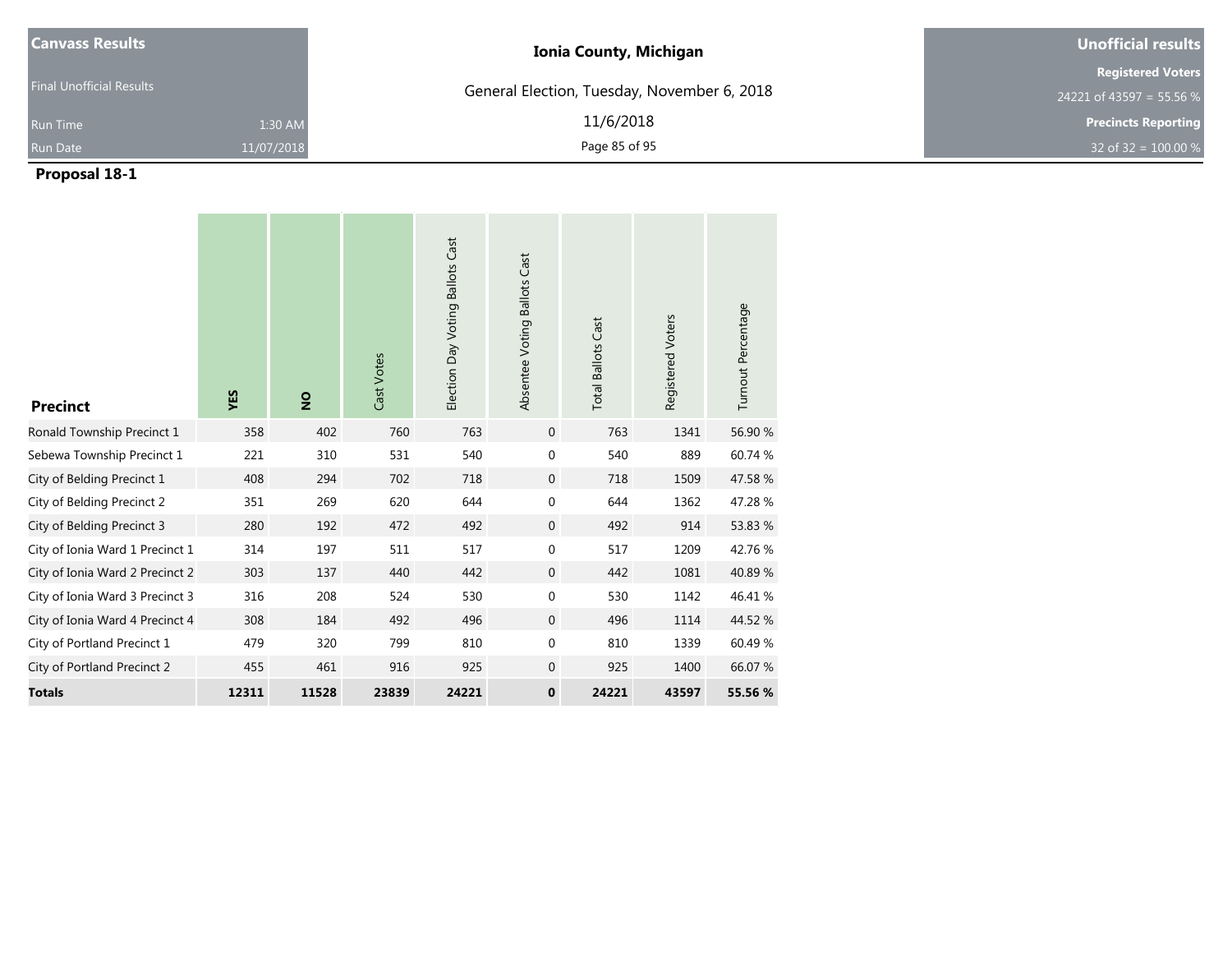| Canvass Results | |
|---|---|
| Final Unofficial Results | |
| Run Time | 1:30 AM |
| Run Date | 11/07/2018 |

**Ionia County, Michigan**

General Election, Tuesday, November 6, 2018

11/6/2018

| Unofficial results |
|---|
| Registered Voters |
| 24221 of 43597 = 55.56 % |
| Precincts Reporting |
| 32 of 32 = 100.00 % |

## Proposal 18-1

| Precinct | YES | NO | Cast Votes | Election Day Voting Ballots Cast | Absentee Voting Ballots Cast | Total Ballots Cast | Registered Voters | Turnout Percentage |
|---|---|---|---|---|---|---|---|---|
| Ronald Township Precinct 1 | 358 | 402 | 760 | 763 | 0 | 763 | 1341 | 56.90 % |
| Sebewa Township Precinct 1 | 221 | 310 | 531 | 540 | 0 | 540 | 889 | 60.74 % |
| City of Belding Precinct 1 | 408 | 294 | 702 | 718 | 0 | 718 | 1509 | 47.58 % |
| City of Belding Precinct 2 | 351 | 269 | 620 | 644 | 0 | 644 | 1362 | 47.28 % |
| City of Belding Precinct 3 | 280 | 192 | 472 | 492 | 0 | 492 | 914 | 53.83 % |
| City of Ionia Ward 1 Precinct 1 | 314 | 197 | 511 | 517 | 0 | 517 | 1209 | 42.76 % |
| City of Ionia Ward 2 Precinct 2 | 303 | 137 | 440 | 442 | 0 | 442 | 1081 | 40.89 % |
| City of Ionia Ward 3 Precinct 3 | 316 | 208 | 524 | 530 | 0 | 530 | 1142 | 46.41 % |
| City of Ionia Ward 4 Precinct 4 | 308 | 184 | 492 | 496 | 0 | 496 | 1114 | 44.52 % |
| City of Portland Precinct 1 | 479 | 320 | 799 | 810 | 0 | 810 | 1339 | 60.49 % |
| City of Portland Precinct 2 | 455 | 461 | 916 | 925 | 0 | 925 | 1400 | 66.07 % |
| **Totals** | **12311** | **11528** | **23839** | **24221** | **0** | **24221** | **43597** | **55.56 %** |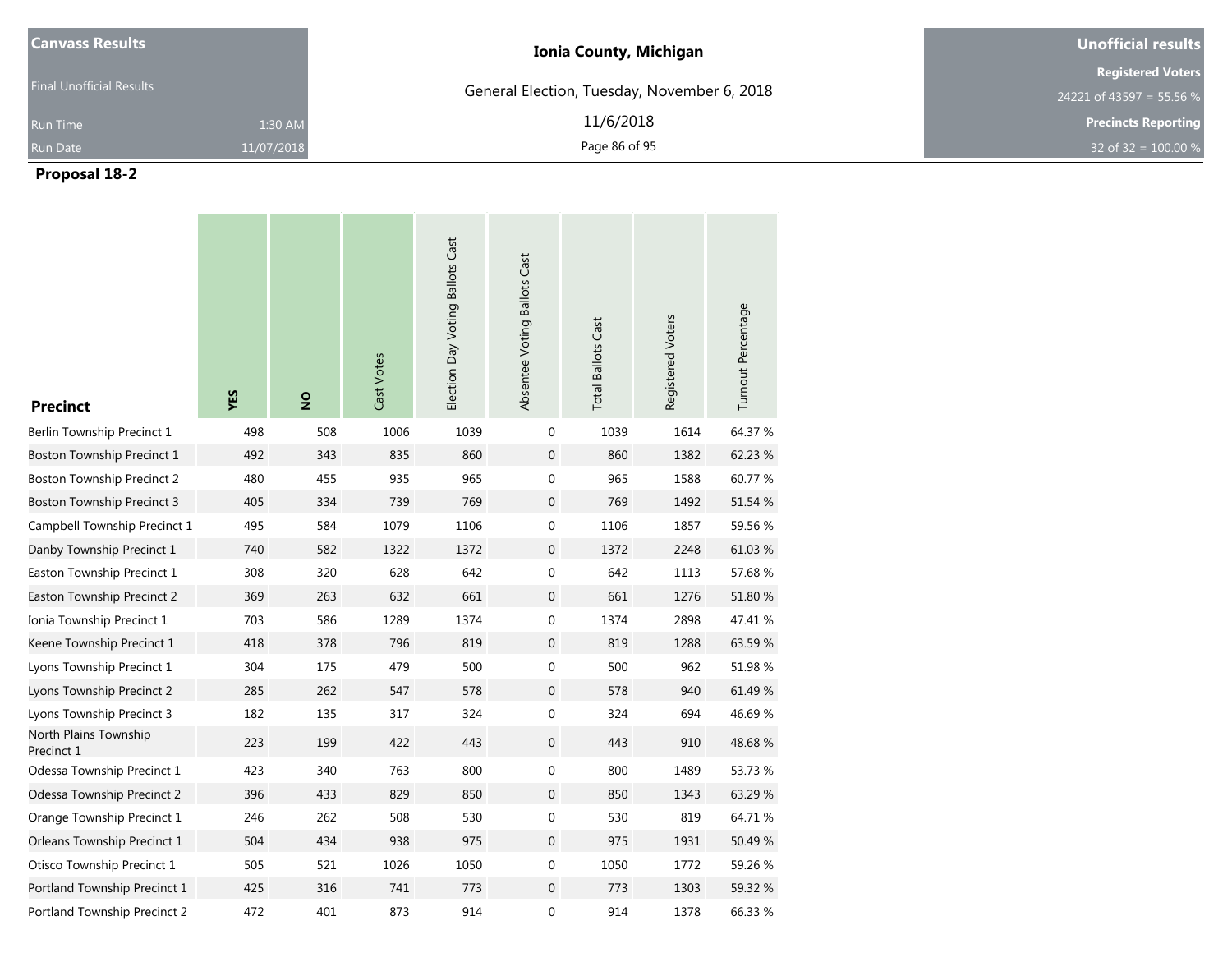| Canvass Results | |
| --- | --- |
| Final Unofficial Results | |
| Run Time | 1:30 AM |
| Run Date | 11/07/2018 |

**Ionia County, Michigan**

General Election, Tuesday, November 6, 2018

11/6/2018

| Unofficial results |
| --- |
| Registered Voters |
| 24221 of 43597 = 55.56 % |
| Precincts Reporting |
| 32 of 32 = 100.00 % |

## Proposal 18-2

| Precinct | YES | NO | Cast Votes | Election Day Voting Ballots Cast | Absentee Voting Ballots Cast | Total Ballots Cast | Registered Voters | Turnout Percentage |
| --- | --- | --- | --- | --- | --- | --- | --- | --- |
| Berlin Township Precinct 1 | 498 | 508 | 1006 | 1039 | 0 | 1039 | 1614 | 64.37 % |
| Boston Township Precinct 1 | 492 | 343 | 835 | 860 | 0 | 860 | 1382 | 62.23 % |
| Boston Township Precinct 2 | 480 | 455 | 935 | 965 | 0 | 965 | 1588 | 60.77 % |
| Boston Township Precinct 3 | 405 | 334 | 739 | 769 | 0 | 769 | 1492 | 51.54 % |
| Campbell Township Precinct 1 | 495 | 584 | 1079 | 1106 | 0 | 1106 | 1857 | 59.56 % |
| Danby Township Precinct 1 | 740 | 582 | 1322 | 1372 | 0 | 1372 | 2248 | 61.03 % |
| Easton Township Precinct 1 | 308 | 320 | 628 | 642 | 0 | 642 | 1113 | 57.68 % |
| Easton Township Precinct 2 | 369 | 263 | 632 | 661 | 0 | 661 | 1276 | 51.80 % |
| Ionia Township Precinct 1 | 703 | 586 | 1289 | 1374 | 0 | 1374 | 2898 | 47.41 % |
| Keene Township Precinct 1 | 418 | 378 | 796 | 819 | 0 | 819 | 1288 | 63.59 % |
| Lyons Township Precinct 1 | 304 | 175 | 479 | 500 | 0 | 500 | 962 | 51.98 % |
| Lyons Township Precinct 2 | 285 | 262 | 547 | 578 | 0 | 578 | 940 | 61.49 % |
| Lyons Township Precinct 3 | 182 | 135 | 317 | 324 | 0 | 324 | 694 | 46.69 % |
| North Plains Township Precinct 1 | 223 | 199 | 422 | 443 | 0 | 443 | 910 | 48.68 % |
| Odessa Township Precinct 1 | 423 | 340 | 763 | 800 | 0 | 800 | 1489 | 53.73 % |
| Odessa Township Precinct 2 | 396 | 433 | 829 | 850 | 0 | 850 | 1343 | 63.29 % |
| Orange Township Precinct 1 | 246 | 262 | 508 | 530 | 0 | 530 | 819 | 64.71 % |
| Orleans Township Precinct 1 | 504 | 434 | 938 | 975 | 0 | 975 | 1931 | 50.49 % |
| Otisco Township Precinct 1 | 505 | 521 | 1026 | 1050 | 0 | 1050 | 1772 | 59.26 % |
| Portland Township Precinct 1 | 425 | 316 | 741 | 773 | 0 | 773 | 1303 | 59.32 % |
| Portland Township Precinct 2 | 472 | 401 | 873 | 914 | 0 | 914 | 1378 | 66.33 % |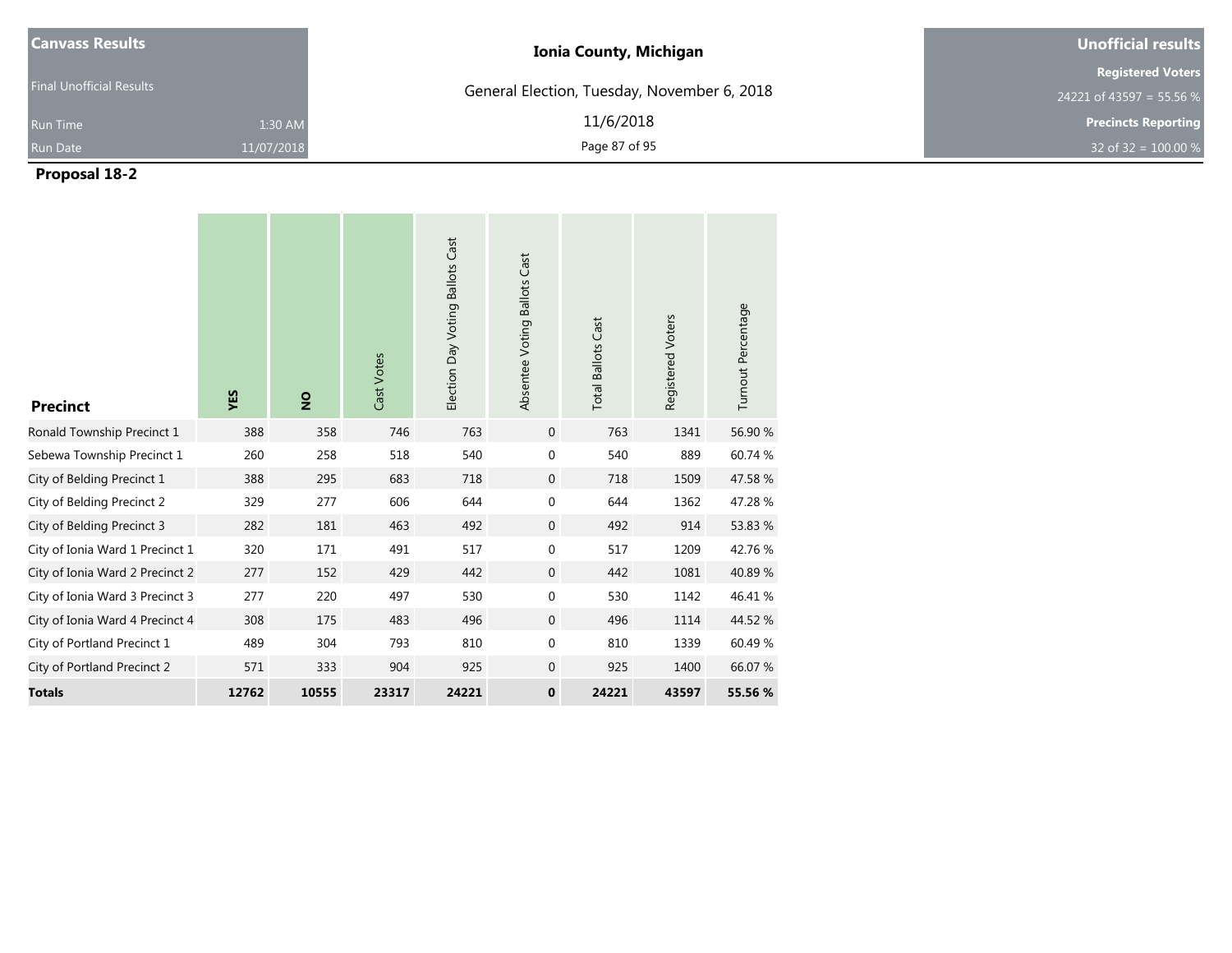| Canvass Results | | Ionia County, Michigan | Unofficial results |
|---|---|---|---|
| Final Unofficial Results | | General Election, Tuesday, November 6, 2018 | Registered Voters |
| | | | 24221 of 43597 = 55.56 % |
| Run Time | 1:30 AM | 11/6/2018 | Precincts Reporting |
| Run Date | 11/07/2018 | | 32 of 32 = 100.00 % |

## Proposal 18-2

| Precinct | YES | NO | Cast Votes | Election Day Voting Ballots Cast | Absentee Voting Ballots Cast | Total Ballots Cast | Registered Voters | Turnout Percentage |
|---|---|---|---|---|---|---|---|---|
| Ronald Township Precinct 1 | 388 | 358 | 746 | 763 | 0 | 763 | 1341 | 56.90 % |
| Sebewa Township Precinct 1 | 260 | 258 | 518 | 540 | 0 | 540 | 889 | 60.74 % |
| City of Belding Precinct 1 | 388 | 295 | 683 | 718 | 0 | 718 | 1509 | 47.58 % |
| City of Belding Precinct 2 | 329 | 277 | 606 | 644 | 0 | 644 | 1362 | 47.28 % |
| City of Belding Precinct 3 | 282 | 181 | 463 | 492 | 0 | 492 | 914 | 53.83 % |
| City of Ionia Ward 1 Precinct 1 | 320 | 171 | 491 | 517 | 0 | 517 | 1209 | 42.76 % |
| City of Ionia Ward 2 Precinct 2 | 277 | 152 | 429 | 442 | 0 | 442 | 1081 | 40.89 % |
| City of Ionia Ward 3 Precinct 3 | 277 | 220 | 497 | 530 | 0 | 530 | 1142 | 46.41 % |
| City of Ionia Ward 4 Precinct 4 | 308 | 175 | 483 | 496 | 0 | 496 | 1114 | 44.52 % |
| City of Portland Precinct 1 | 489 | 304 | 793 | 810 | 0 | 810 | 1339 | 60.49 % |
| City of Portland Precinct 2 | 571 | 333 | 904 | 925 | 0 | 925 | 1400 | 66.07 % |
| **Totals** | **12762** | **10555** | **23317** | **24221** | **0** | **24221** | **43597** | **55.56 %** |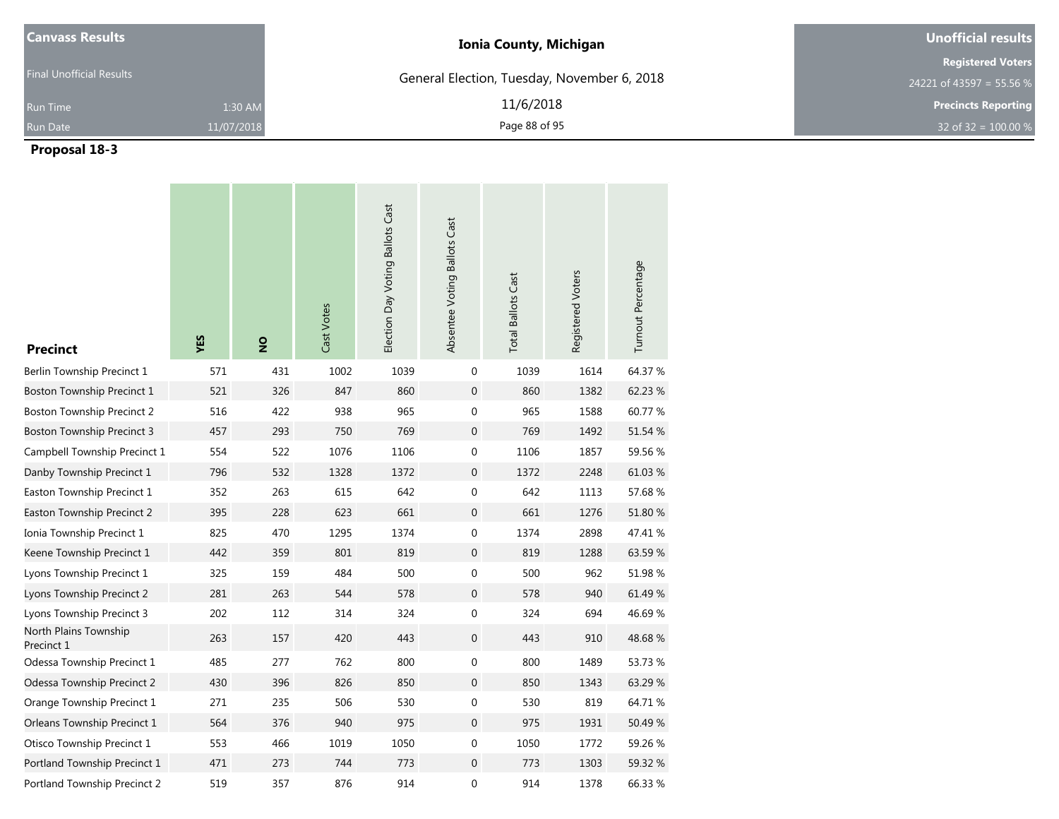| Canvass Results | | Ionia County, Michigan | Unofficial results |
|---|---|---|---|
| Final Unofficial Results | | General Election, Tuesday, November 6, 2018 | Registered Voters |
| Run Time | 1:30 AM | 11/6/2018 | 24221 of 43597 = 55.56 % |
| Run Date | 11/07/2018 | | Precincts Reporting |
| | | | 32 of 32 = 100.00 % |

## Proposal 18-3

| Precinct | YES | NO | Cast Votes | Election Day Voting Ballots Cast | Absentee Voting Ballots Cast | Total Ballots Cast | Registered Voters | Turnout Percentage |
|---|---|---|---|---|---|---|---|---|
| Berlin Township Precinct 1 | 571 | 431 | 1002 | 1039 | 0 | 1039 | 1614 | 64.37 % |
| Boston Township Precinct 1 | 521 | 326 | 847 | 860 | 0 | 860 | 1382 | 62.23 % |
| Boston Township Precinct 2 | 516 | 422 | 938 | 965 | 0 | 965 | 1588 | 60.77 % |
| Boston Township Precinct 3 | 457 | 293 | 750 | 769 | 0 | 769 | 1492 | 51.54 % |
| Campbell Township Precinct 1 | 554 | 522 | 1076 | 1106 | 0 | 1106 | 1857 | 59.56 % |
| Danby Township Precinct 1 | 796 | 532 | 1328 | 1372 | 0 | 1372 | 2248 | 61.03 % |
| Easton Township Precinct 1 | 352 | 263 | 615 | 642 | 0 | 642 | 1113 | 57.68 % |
| Easton Township Precinct 2 | 395 | 228 | 623 | 661 | 0 | 661 | 1276 | 51.80 % |
| Ionia Township Precinct 1 | 825 | 470 | 1295 | 1374 | 0 | 1374 | 2898 | 47.41 % |
| Keene Township Precinct 1 | 442 | 359 | 801 | 819 | 0 | 819 | 1288 | 63.59 % |
| Lyons Township Precinct 1 | 325 | 159 | 484 | 500 | 0 | 500 | 962 | 51.98 % |
| Lyons Township Precinct 2 | 281 | 263 | 544 | 578 | 0 | 578 | 940 | 61.49 % |
| Lyons Township Precinct 3 | 202 | 112 | 314 | 324 | 0 | 324 | 694 | 46.69 % |
| North Plains Township Precinct 1 | 263 | 157 | 420 | 443 | 0 | 443 | 910 | 48.68 % |
| Odessa Township Precinct 1 | 485 | 277 | 762 | 800 | 0 | 800 | 1489 | 53.73 % |
| Odessa Township Precinct 2 | 430 | 396 | 826 | 850 | 0 | 850 | 1343 | 63.29 % |
| Orange Township Precinct 1 | 271 | 235 | 506 | 530 | 0 | 530 | 819 | 64.71 % |
| Orleans Township Precinct 1 | 564 | 376 | 940 | 975 | 0 | 975 | 1931 | 50.49 % |
| Otisco Township Precinct 1 | 553 | 466 | 1019 | 1050 | 0 | 1050 | 1772 | 59.26 % |
| Portland Township Precinct 1 | 471 | 273 | 744 | 773 | 0 | 773 | 1303 | 59.32 % |
| Portland Township Precinct 2 | 519 | 357 | 876 | 914 | 0 | 914 | 1378 | 66.33 % |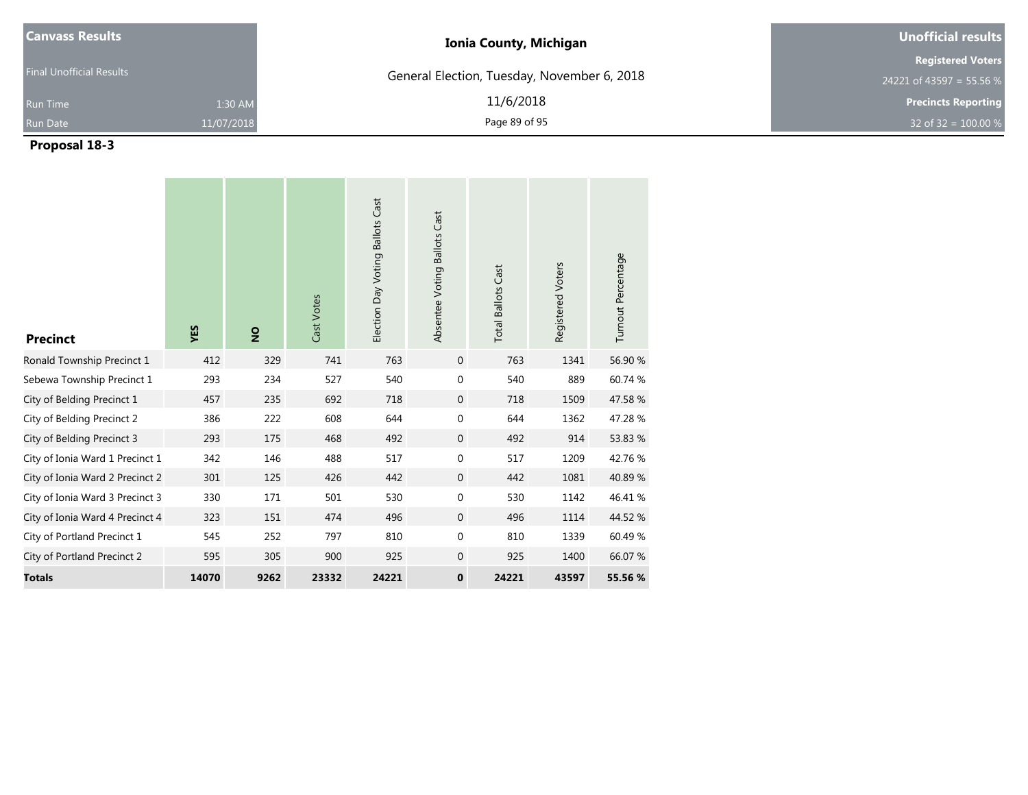| Canvass Results | |
|---|---|
| Final Unofficial Results | |
| Run Time | 1:30 AM |
| Run Date | 11/07/2018 |

**Ionia County, Michigan**

General Election, Tuesday, November 6, 2018

11/6/2018

| Unofficial results |
|---|
| Registered Voters |
| 24221 of 43597 = 55.56 % |
| Precincts Reporting |
| 32 of 32 = 100.00 % |

## Proposal 18-3

| Precinct | YES | NO | Cast Votes | Election Day Voting Ballots Cast | Absentee Voting Ballots Cast | Total Ballots Cast | Registered Voters | Turnout Percentage |
|---|---|---|---|---|---|---|---|---|
| Ronald Township Precinct 1 | 412 | 329 | 741 | 763 | 0 | 763 | 1341 | 56.90 % |
| Sebewa Township Precinct 1 | 293 | 234 | 527 | 540 | 0 | 540 | 889 | 60.74 % |
| City of Belding Precinct 1 | 457 | 235 | 692 | 718 | 0 | 718 | 1509 | 47.58 % |
| City of Belding Precinct 2 | 386 | 222 | 608 | 644 | 0 | 644 | 1362 | 47.28 % |
| City of Belding Precinct 3 | 293 | 175 | 468 | 492 | 0 | 492 | 914 | 53.83 % |
| City of Ionia Ward 1 Precinct 1 | 342 | 146 | 488 | 517 | 0 | 517 | 1209 | 42.76 % |
| City of Ionia Ward 2 Precinct 2 | 301 | 125 | 426 | 442 | 0 | 442 | 1081 | 40.89 % |
| City of Ionia Ward 3 Precinct 3 | 330 | 171 | 501 | 530 | 0 | 530 | 1142 | 46.41 % |
| City of Ionia Ward 4 Precinct 4 | 323 | 151 | 474 | 496 | 0 | 496 | 1114 | 44.52 % |
| City of Portland Precinct 1 | 545 | 252 | 797 | 810 | 0 | 810 | 1339 | 60.49 % |
| City of Portland Precinct 2 | 595 | 305 | 900 | 925 | 0 | 925 | 1400 | 66.07 % |
| **Totals** | **14070** | **9262** | **23332** | **24221** | **0** | **24221** | **43597** | **55.56 %** |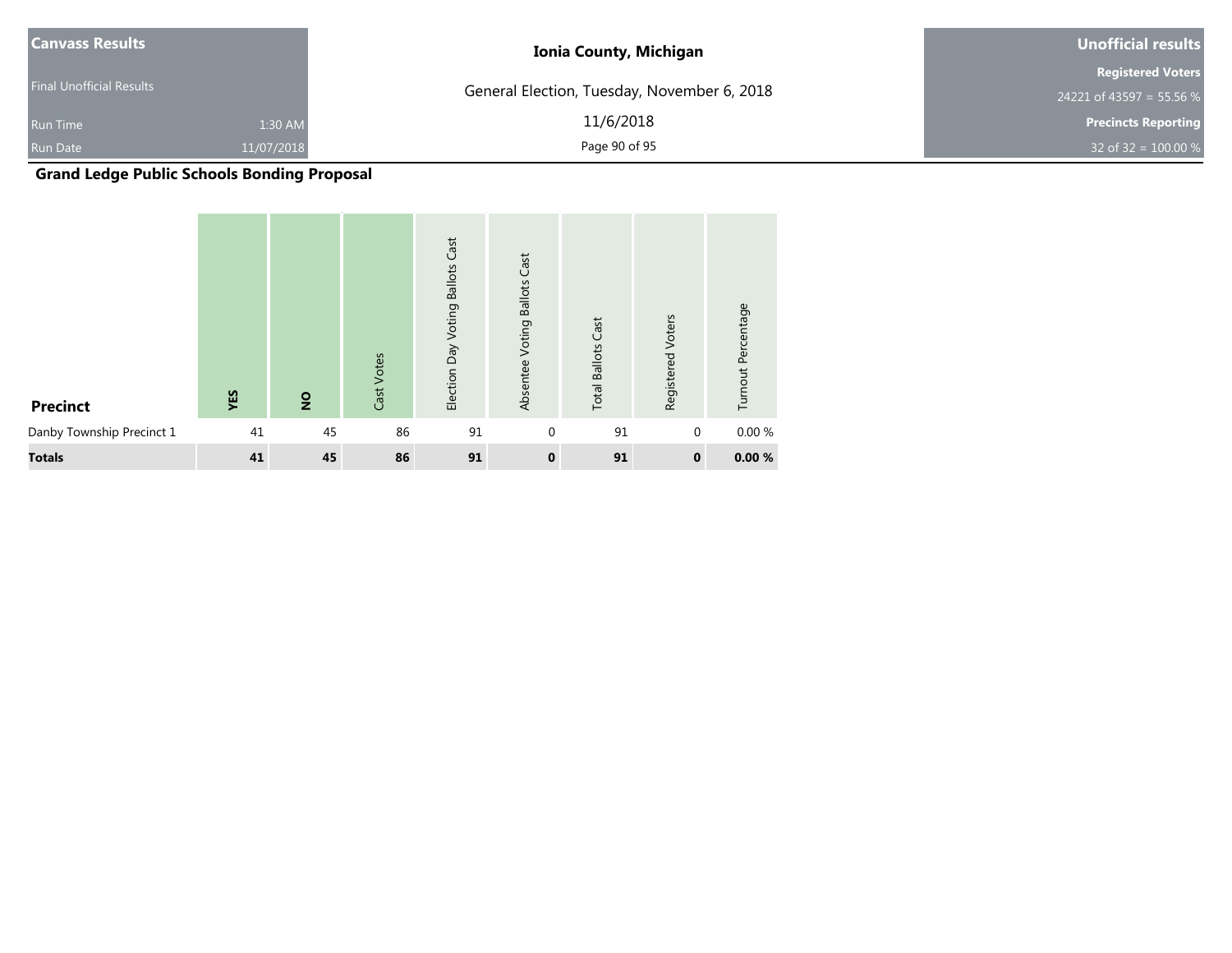| Canvass Results | | Ionia County, Michigan | Unofficial results |
|---|---|---|---|
| Final Unofficial Results | | General Election, Tuesday, November 6, 2018 | Registered Voters |
| | | | 24221 of 43597 = 55.56 % |
| Run Time | 1:30 AM | 11/6/2018 | Precincts Reporting |
| Run Date | 11/07/2018 | | 32 of 32 = 100.00 % |

## Grand Ledge Public Schools Bonding Proposal

| Precinct | YES | NO | Cast Votes | Election Day Voting Ballots Cast | Absentee Voting Ballots Cast | Total Ballots Cast | Registered Voters | Turnout Percentage |
|---|---|---|---|---|---|---|---|---|
| Danby Township Precinct 1 | 41 | 45 | 86 | 91 | 0 | 91 | 0 | 0.00 % |
| **Totals** | **41** | **45** | **86** | **91** | **0** | **91** | **0** | **0.00 %** |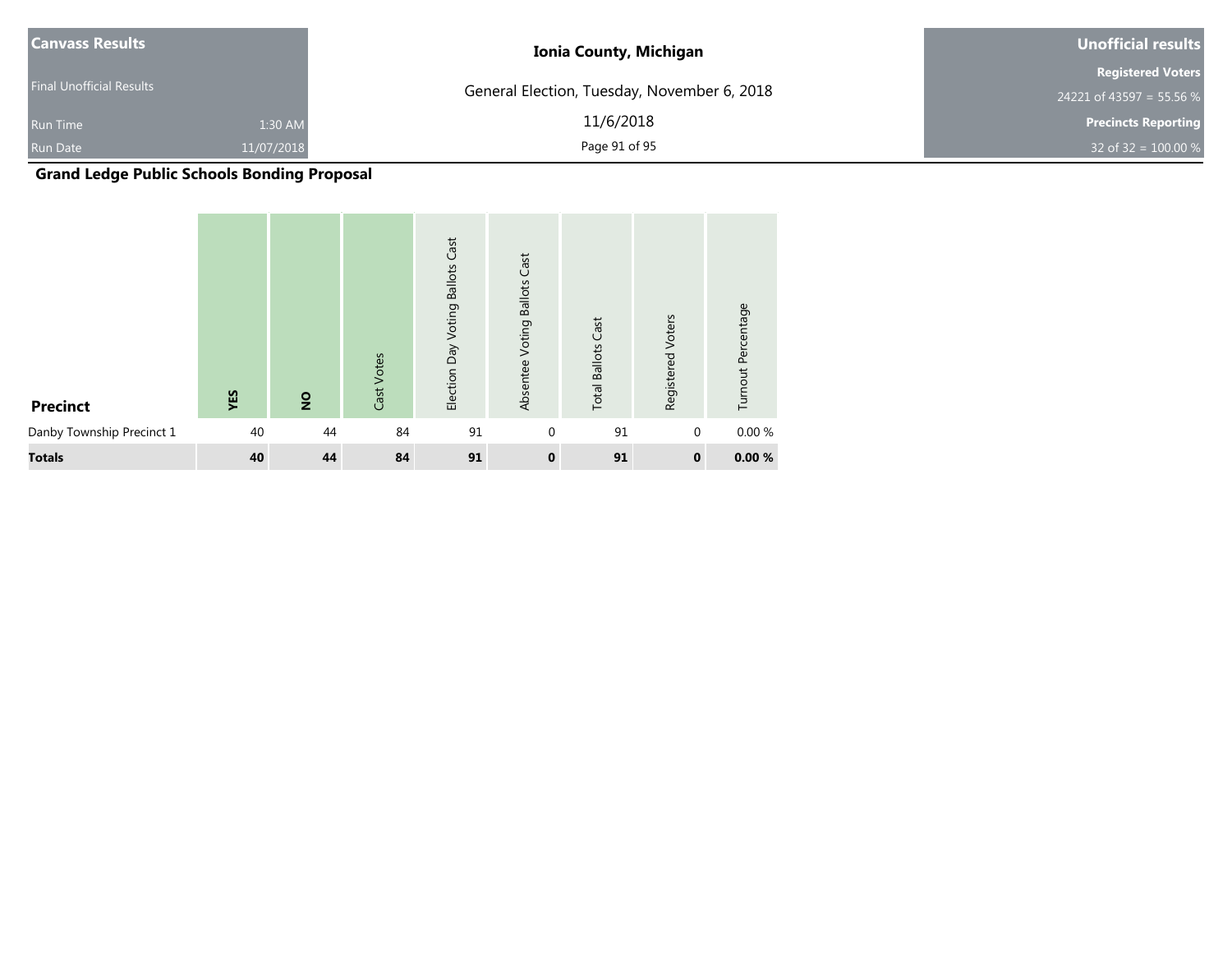| Canvass Results | | |
|---|---|---|
| Final Unofficial Results | | |
| Run Time | 1:30 AM | |
| Run Date | 11/07/2018 | |

**Ionia County, Michigan**

General Election, Tuesday, November 6, 2018

11/6/2018

| Unofficial results |
|---|
| **Registered Voters** |
| 24221 of 43597 = 55.56 % |
| **Precincts Reporting** |
| 32 of 32 = 100.00 % |

## Grand Ledge Public Schools Bonding Proposal

| Precinct | YES | NO | Cast Votes | Election Day Voting Ballots Cast | Absentee Voting Ballots Cast | Total Ballots Cast | Registered Voters | Turnout Percentage |
|---|---|---|---|---|---|---|---|---|
| Danby Township Precinct 1 | 40 | 44 | 84 | 91 | 0 | 91 | 0 | 0.00 % |
| **Totals** | **40** | **44** | **84** | **91** | **0** | **91** | **0** | **0.00 %** |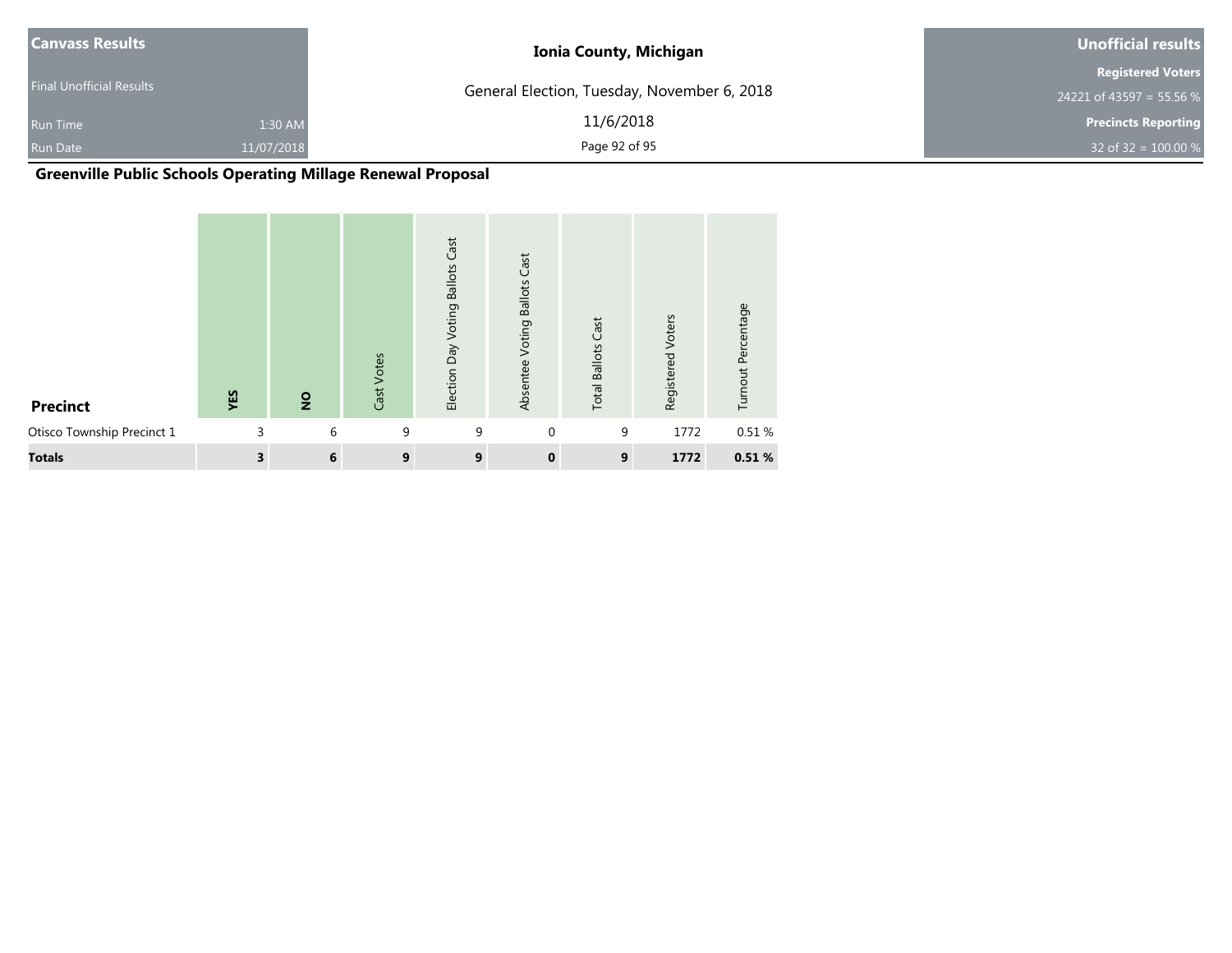| Canvass Results | | Ionia County, Michigan | Unofficial results |
|---|---|---|---|
| Final Unofficial Results | | General Election, Tuesday, November 6, 2018 | Registered Voters |
| | | | 24221 of 43597 = 55.56 % |
| Run Time | 1:30 AM | 11/6/2018 | Precincts Reporting |
| Run Date | 11/07/2018 | | 32 of 32 = 100.00 % |

## Greenville Public Schools Operating Millage Renewal Proposal

| Precinct | YES | NO | Cast Votes | Election Day Voting Ballots Cast | Absentee Voting Ballots Cast | Total Ballots Cast | Registered Voters | Turnout Percentage |
|---|---|---|---|---|---|---|---|---|
| Otisco Township Precinct 1 | 3 | 6 | 9 | 9 | 0 | 9 | 1772 | 0.51 % |
| **Totals** | **3** | **6** | **9** | **9** | **0** | **9** | **1772** | **0.51 %** |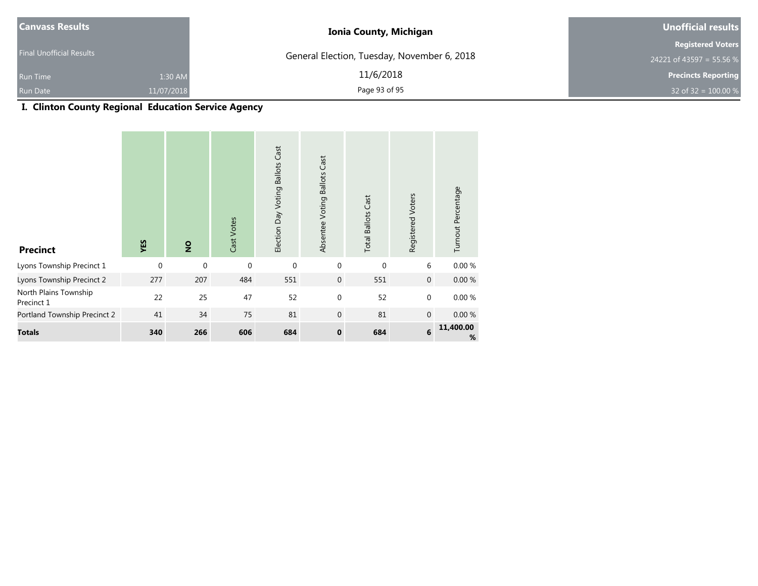| Canvass Results | |
|---|---|
| Final Unofficial Results | |
| Run Time | 1:30 AM |
| Run Date | 11/07/2018 |

**Ionia County, Michigan**

General Election, Tuesday, November 6, 2018

11/6/2018

| Unofficial results |
|---|
| **Registered Voters** |
| 24221 of 43597 = 55.56 % |
| **Precincts Reporting** |
| 32 of 32 = 100.00 % |

## I. Clinton County Regional Education Service Agency

| Precinct | YES | NO | Cast Votes | Election Day Voting Ballots Cast | Absentee Voting Ballots Cast | Total Ballots Cast | Registered Voters | Turnout Percentage |
|---|---|---|---|---|---|---|---|---|
| Lyons Township Precinct 1 | 0 | 0 | 0 | 0 | 0 | 0 | 6 | 0.00 % |
| Lyons Township Precinct 2 | 277 | 207 | 484 | 551 | 0 | 551 | 0 | 0.00 % |
| North Plains Township Precinct 1 | 22 | 25 | 47 | 52 | 0 | 52 | 0 | 0.00 % |
| Portland Township Precinct 2 | 41 | 34 | 75 | 81 | 0 | 81 | 0 | 0.00 % |
| **Totals** | **340** | **266** | **606** | **684** | **0** | **684** | **6** | **11,400.00 %** |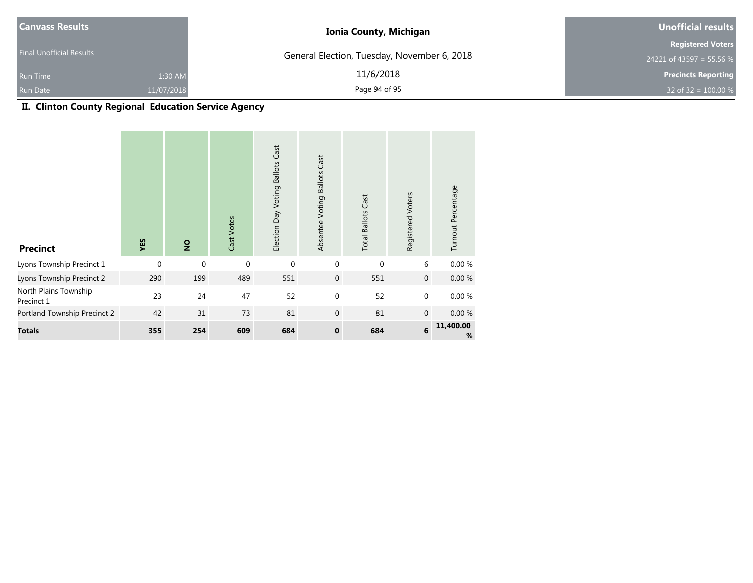| Canvass Results | | Ionia County, Michigan | Unofficial results |
|---|---|---|---|
| Final Unofficial Results | | General Election, Tuesday, November 6, 2018 | Registered Voters |
| | | | 24221 of 43597 = 55.56 % |
| Run Time | 1:30 AM | 11/6/2018 | Precincts Reporting |
| Run Date | 11/07/2018 | | 32 of 32 = 100.00 % |

## II. Clinton County Regional Education Service Agency

| Precinct | YES | NO | Cast Votes | Election Day Voting Ballots Cast | Absentee Voting Ballots Cast | Total Ballots Cast | Registered Voters | Turnout Percentage |
|---|---|---|---|---|---|---|---|---|
| Lyons Township Precinct 1 | 0 | 0 | 0 | 0 | 0 | 0 | 6 | 0.00 % |
| Lyons Township Precinct 2 | 290 | 199 | 489 | 551 | 0 | 551 | 0 | 0.00 % |
| North Plains Township Precinct 1 | 23 | 24 | 47 | 52 | 0 | 52 | 0 | 0.00 % |
| Portland Township Precinct 2 | 42 | 31 | 73 | 81 | 0 | 81 | 0 | 0.00 % |
| **Totals** | **355** | **254** | **609** | **684** | **0** | **684** | **6** | **11,400.00 %** |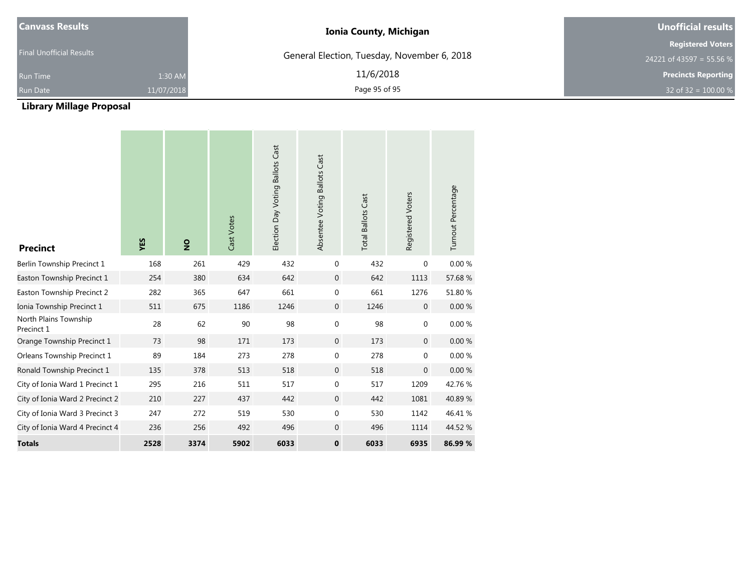| Canvass Results | |
|---|---|
| Final Unofficial Results | |
| Run Time | 1:30 AM |
| Run Date | 11/07/2018 |

**Ionia County, Michigan**

General Election, Tuesday, November 6, 2018

11/6/2018

| Unofficial results |
|---|
| Registered Voters |
| 24221 of 43597 = 55.56 % |
| Precincts Reporting |
| 32 of 32 = 100.00 % |

## Library Millage Proposal

| Precinct | YES | NO | Cast Votes | Election Day Voting Ballots Cast | Absentee Voting Ballots Cast | Total Ballots Cast | Registered Voters | Turnout Percentage |
|---|---|---|---|---|---|---|---|---|
| Berlin Township Precinct 1 | 168 | 261 | 429 | 432 | 0 | 432 | 0 | 0.00 % |
| Easton Township Precinct 1 | 254 | 380 | 634 | 642 | 0 | 642 | 1113 | 57.68 % |
| Easton Township Precinct 2 | 282 | 365 | 647 | 661 | 0 | 661 | 1276 | 51.80 % |
| Ionia Township Precinct 1 | 511 | 675 | 1186 | 1246 | 0 | 1246 | 0 | 0.00 % |
| North Plains Township Precinct 1 | 28 | 62 | 90 | 98 | 0 | 98 | 0 | 0.00 % |
| Orange Township Precinct 1 | 73 | 98 | 171 | 173 | 0 | 173 | 0 | 0.00 % |
| Orleans Township Precinct 1 | 89 | 184 | 273 | 278 | 0 | 278 | 0 | 0.00 % |
| Ronald Township Precinct 1 | 135 | 378 | 513 | 518 | 0 | 518 | 0 | 0.00 % |
| City of Ionia Ward 1 Precinct 1 | 295 | 216 | 511 | 517 | 0 | 517 | 1209 | 42.76 % |
| City of Ionia Ward 2 Precinct 2 | 210 | 227 | 437 | 442 | 0 | 442 | 1081 | 40.89 % |
| City of Ionia Ward 3 Precinct 3 | 247 | 272 | 519 | 530 | 0 | 530 | 1142 | 46.41 % |
| City of Ionia Ward 4 Precinct 4 | 236 | 256 | 492 | 496 | 0 | 496 | 1114 | 44.52 % |
| **Totals** | **2528** | **3374** | **5902** | **6033** | **0** | **6033** | **6935** | **86.99 %** |